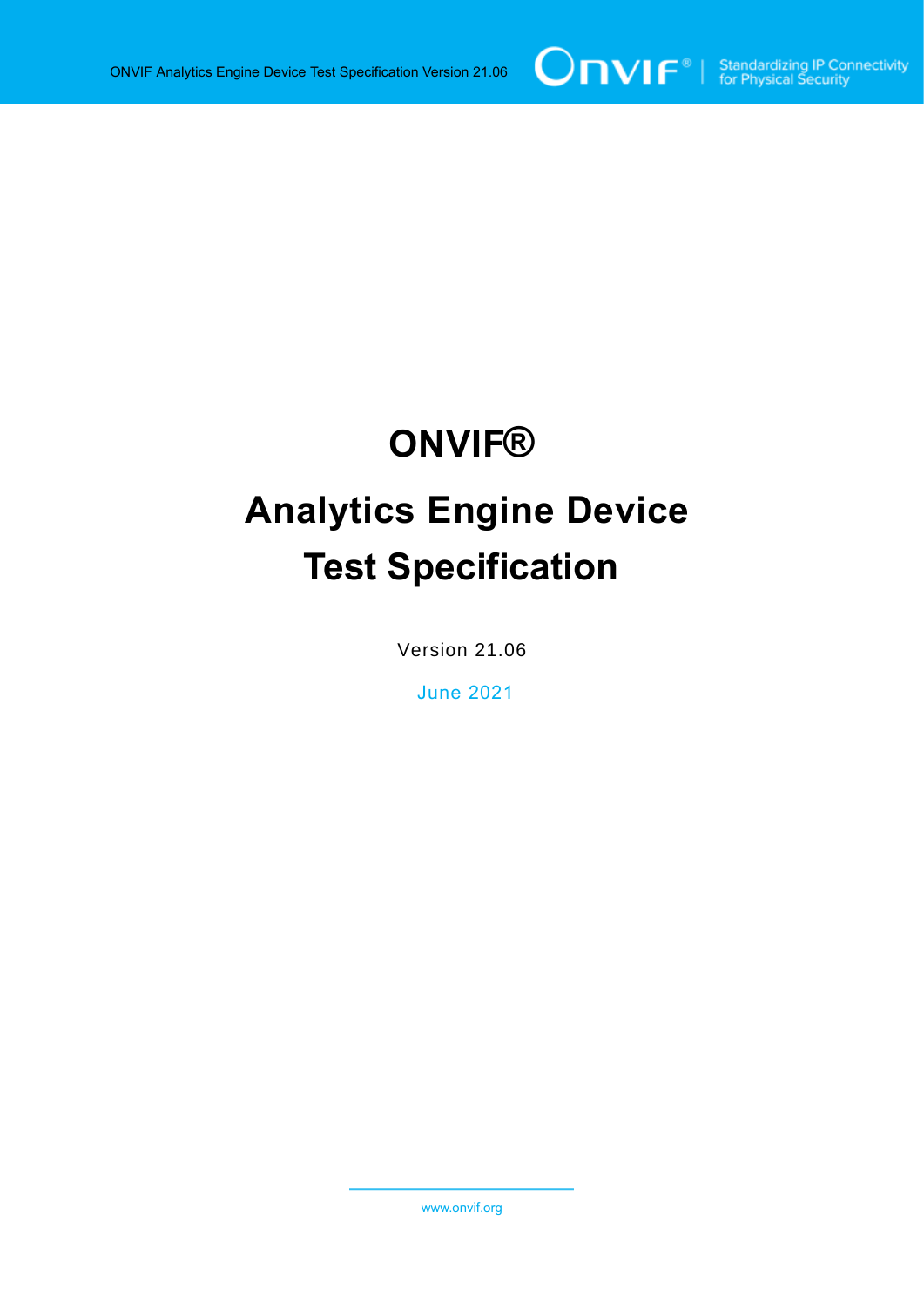# ONVIF®

# Analytics Engine Device Test Specification

Version 21.06

June 2021

www.onvif.org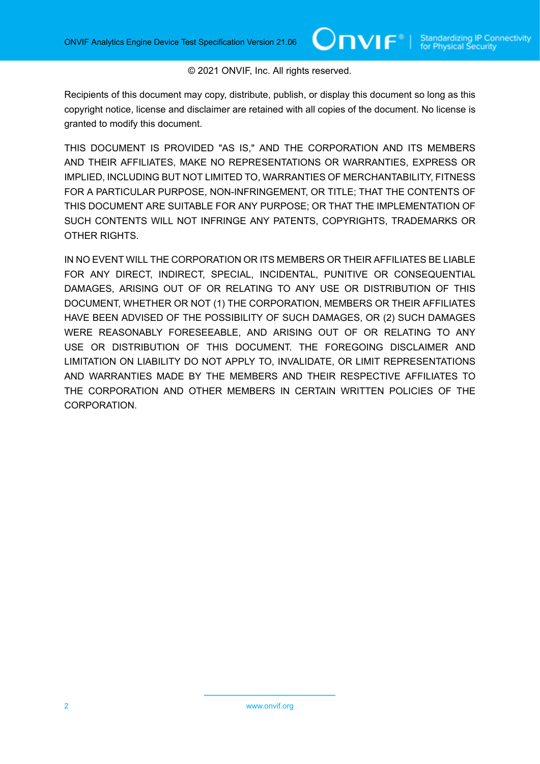© 2021 ONVIF, Inc. All rights reserved.

Recipients of this document may copy, distribute, publish, or display this document so long as this copyright notice, license and disclaimer are retained with all copies of the document. No license is granted to modify this document.

THIS DOCUMENT IS PROVIDED "AS IS," AND THE CORPORATION AND ITS MEMBERS AND THEIR AFFILIATES, MAKE NO REPRESENTATIONS OR WARRANTIES, EXPRESS OR IMPLIED, INCLUDING BUT NOT LIMITED TO, WARRANTIES OF MERCHANTABILITY, FITNESS FOR A PARTICULAR PURPOSE, NON-INFRINGEMENT, OR TITLE; THAT THE CONTENTS OF THIS DOCUMENT ARE SUITABLE FOR ANY PURPOSE; OR THAT THE IMPLEMENTATION OF SUCH CONTENTS WILL NOT INFRINGE ANY PATENTS, COPYRIGHTS, TRADEMARKS OR OTHER RIGHTS.

IN NO EVENT WILL THE CORPORATION OR ITS MEMBERS OR THEIR AFFILIATES BE LIABLE FOR ANY DIRECT, INDIRECT, SPECIAL, INCIDENTAL, PUNITIVE OR CONSEQUENTIAL DAMAGES, ARISING OUT OF OR RELATING TO ANY USE OR DISTRIBUTION OF THIS DOCUMENT, WHETHER OR NOT (1) THE CORPORATION, MEMBERS OR THEIR AFFILIATES HAVE BEEN ADVISED OF THE POSSIBILITY OF SUCH DAMAGES, OR (2) SUCH DAMAGES WERE REASONABLY FORESEEABLE, AND ARISING OUT OF OR RELATING TO ANY USE OR DISTRIBUTION OF THIS DOCUMENT. THE FOREGOING DISCLAIMER AND LIMITATION ON LIABILITY DO NOT APPLY TO, INVALIDATE, OR LIMIT REPRESENTATIONS AND WARRANTIES MADE BY THE MEMBERS AND THEIR RESPECTIVE AFFILIATES TO THE CORPORATION AND OTHER MEMBERS IN CERTAIN WRITTEN POLICIES OF THE CORPORATION.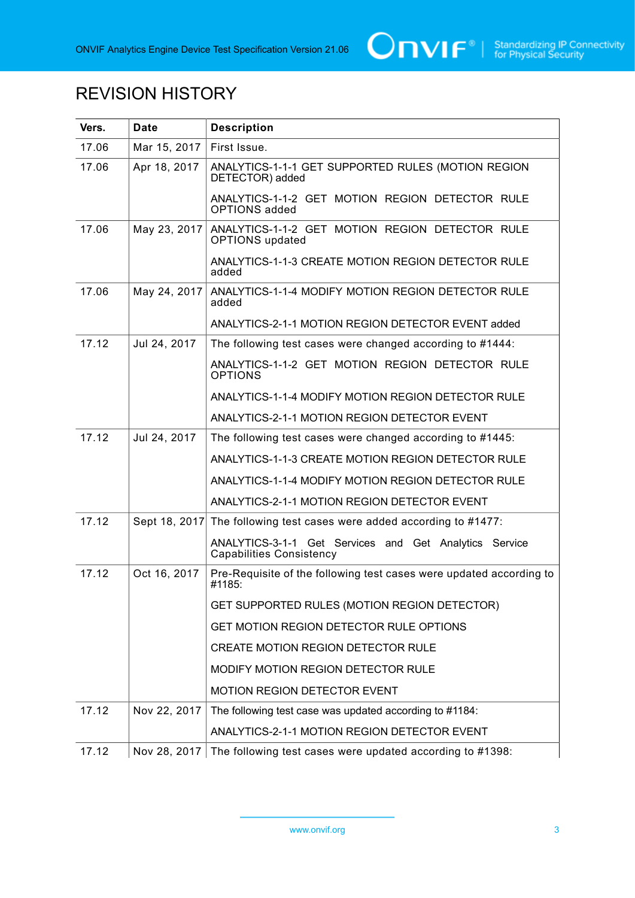# REVISION HISTORY

| Vers. | Date | Description |
|---|---|---|
| 17.06 | Mar 15, 2017 | First Issue. |
| 17.06 | Apr 18, 2017 | ANALYTICS-1-1-1 GET SUPPORTED RULES (MOTION REGION DETECTOR) added<br><br>ANALYTICS-1-1-2 GET MOTION REGION DETECTOR RULE OPTIONS added |
| 17.06 | May 23, 2017 | ANALYTICS-1-1-2 GET MOTION REGION DETECTOR RULE OPTIONS updated<br><br>ANALYTICS-1-1-3 CREATE MOTION REGION DETECTOR RULE added |
| 17.06 | May 24, 2017 | ANALYTICS-1-1-4 MODIFY MOTION REGION DETECTOR RULE added<br><br>ANALYTICS-2-1-1 MOTION REGION DETECTOR EVENT added |
| 17.12 | Jul 24, 2017 | The following test cases were changed according to #1444:<br><br>ANALYTICS-1-1-2 GET MOTION REGION DETECTOR RULE OPTIONS<br><br>ANALYTICS-1-1-4 MODIFY MOTION REGION DETECTOR RULE<br><br>ANALYTICS-2-1-1 MOTION REGION DETECTOR EVENT |
| 17.12 | Jul 24, 2017 | The following test cases were changed according to #1445:<br><br>ANALYTICS-1-1-3 CREATE MOTION REGION DETECTOR RULE<br><br>ANALYTICS-1-1-4 MODIFY MOTION REGION DETECTOR RULE<br><br>ANALYTICS-2-1-1 MOTION REGION DETECTOR EVENT |
| 17.12 | Sept 18, 2017 | The following test cases were added according to #1477:<br><br>ANALYTICS-3-1-1 Get Services and Get Analytics Service Capabilities Consistency |
| 17.12 | Oct 16, 2017 | Pre-Requisite of the following test cases were updated according to #1185:<br><br>GET SUPPORTED RULES (MOTION REGION DETECTOR)<br><br>GET MOTION REGION DETECTOR RULE OPTIONS<br><br>CREATE MOTION REGION DETECTOR RULE<br><br>MODIFY MOTION REGION DETECTOR RULE<br><br>MOTION REGION DETECTOR EVENT |
| 17.12 | Nov 22, 2017 | The following test case was updated according to #1184:<br><br>ANALYTICS-2-1-1 MOTION REGION DETECTOR EVENT |
| 17.12 | Nov 28, 2017 | The following test cases were updated according to #1398: |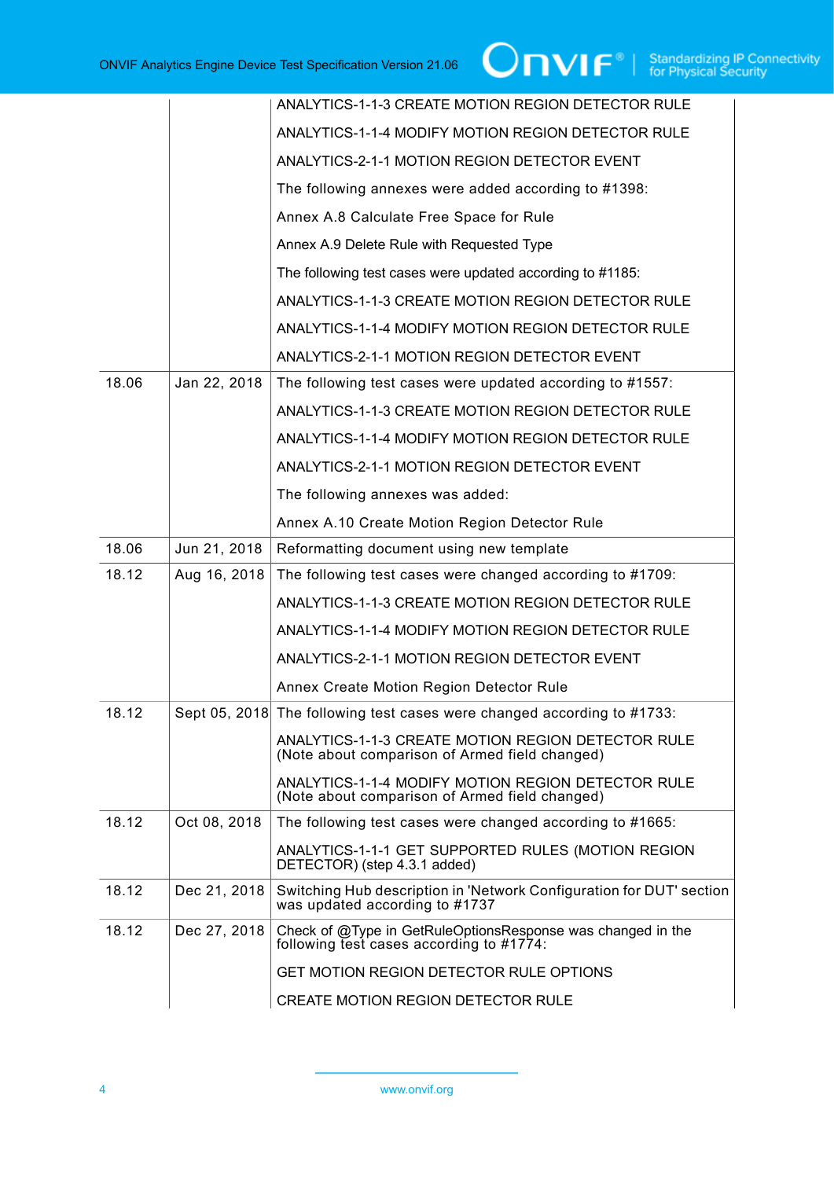| | | |
|---|---|---|
| | | ANALYTICS-1-1-3 CREATE MOTION REGION DETECTOR RULE<br><br>ANALYTICS-1-1-4 MODIFY MOTION REGION DETECTOR RULE<br><br>ANALYTICS-2-1-1 MOTION REGION DETECTOR EVENT<br><br>The following annexes were added according to #1398:<br><br>Annex A.8 Calculate Free Space for Rule<br><br>Annex A.9 Delete Rule with Requested Type<br><br>The following test cases were updated according to #1185:<br><br>ANALYTICS-1-1-3 CREATE MOTION REGION DETECTOR RULE<br><br>ANALYTICS-1-1-4 MODIFY MOTION REGION DETECTOR RULE<br><br>ANALYTICS-2-1-1 MOTION REGION DETECTOR EVENT |
| 18.06 | Jan 22, 2018 | The following test cases were updated according to #1557:<br><br>ANALYTICS-1-1-3 CREATE MOTION REGION DETECTOR RULE<br><br>ANALYTICS-1-1-4 MODIFY MOTION REGION DETECTOR RULE<br><br>ANALYTICS-2-1-1 MOTION REGION DETECTOR EVENT<br><br>The following annexes was added:<br><br>Annex A.10 Create Motion Region Detector Rule |
| 18.06 | Jun 21, 2018 | Reformatting document using new template |
| 18.12 | Aug 16, 2018 | The following test cases were changed according to #1709:<br><br>ANALYTICS-1-1-3 CREATE MOTION REGION DETECTOR RULE<br><br>ANALYTICS-1-1-4 MODIFY MOTION REGION DETECTOR RULE<br><br>ANALYTICS-2-1-1 MOTION REGION DETECTOR EVENT<br><br>Annex Create Motion Region Detector Rule |
| 18.12 | Sept 05, 2018 | The following test cases were changed according to #1733:<br><br>ANALYTICS-1-1-3 CREATE MOTION REGION DETECTOR RULE (Note about comparison of Armed field changed)<br><br>ANALYTICS-1-1-4 MODIFY MOTION REGION DETECTOR RULE (Note about comparison of Armed field changed) |
| 18.12 | Oct 08, 2018 | The following test cases were changed according to #1665:<br><br>ANALYTICS-1-1-1 GET SUPPORTED RULES (MOTION REGION DETECTOR) (step 4.3.1 added) |
| 18.12 | Dec 21, 2018 | Switching Hub description in 'Network Configuration for DUT' section was updated according to #1737 |
| 18.12 | Dec 27, 2018 | Check of @Type in GetRuleOptionsResponse was changed in the following test cases according to #1774:<br><br>GET MOTION REGION DETECTOR RULE OPTIONS<br><br>CREATE MOTION REGION DETECTOR RULE |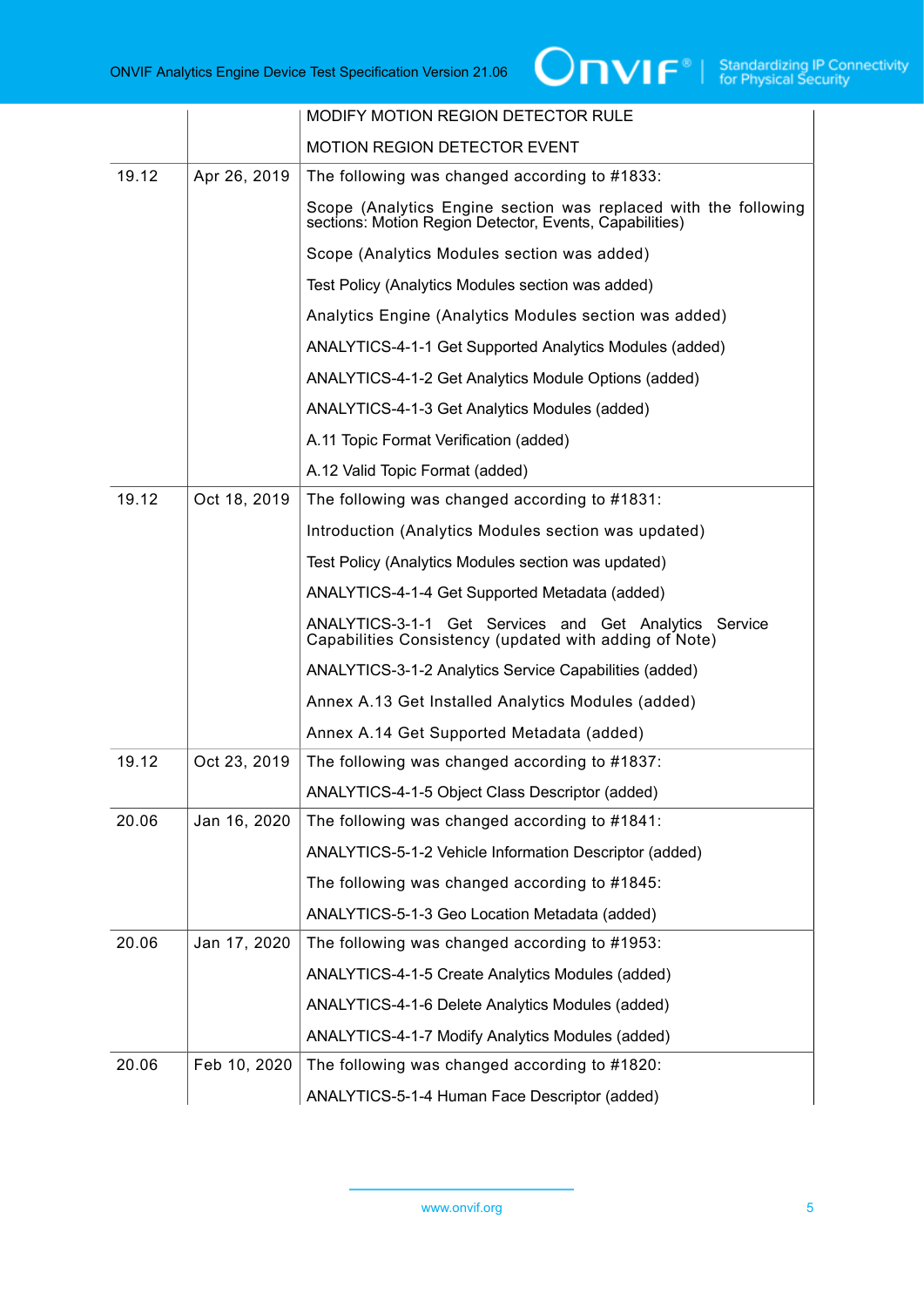|  |  | MODIFY MOTION REGION DETECTOR RULE<br><br>MOTION REGION DETECTOR EVENT |
|---|---|---|
| 19.12 | Apr 26, 2019 | The following was changed according to #1833:<br><br>Scope (Analytics Engine section was replaced with the following sections: Motion Region Detector, Events, Capabilities)<br><br>Scope (Analytics Modules section was added)<br><br>Test Policy (Analytics Modules section was added)<br><br>Analytics Engine (Analytics Modules section was added)<br><br>ANALYTICS-4-1-1 Get Supported Analytics Modules (added)<br><br>ANALYTICS-4-1-2 Get Analytics Module Options (added)<br><br>ANALYTICS-4-1-3 Get Analytics Modules (added)<br><br>A.11 Topic Format Verification (added)<br><br>A.12 Valid Topic Format (added) |
| 19.12 | Oct 18, 2019 | The following was changed according to #1831:<br><br>Introduction (Analytics Modules section was updated)<br><br>Test Policy (Analytics Modules section was updated)<br><br>ANALYTICS-4-1-4 Get Supported Metadata (added)<br><br>ANALYTICS-3-1-1 Get Services and Get Analytics Service Capabilities Consistency (updated with adding of Note)<br><br>ANALYTICS-3-1-2 Analytics Service Capabilities (added)<br><br>Annex A.13 Get Installed Analytics Modules (added)<br><br>Annex A.14 Get Supported Metadata (added) |
| 19.12 | Oct 23, 2019 | The following was changed according to #1837:<br><br>ANALYTICS-4-1-5 Object Class Descriptor (added) |
| 20.06 | Jan 16, 2020 | The following was changed according to #1841:<br><br>ANALYTICS-5-1-2 Vehicle Information Descriptor (added)<br><br>The following was changed according to #1845:<br><br>ANALYTICS-5-1-3 Geo Location Metadata (added) |
| 20.06 | Jan 17, 2020 | The following was changed according to #1953:<br><br>ANALYTICS-4-1-5 Create Analytics Modules (added)<br><br>ANALYTICS-4-1-6 Delete Analytics Modules (added)<br><br>ANALYTICS-4-1-7 Modify Analytics Modules (added) |
| 20.06 | Feb 10, 2020 | The following was changed according to #1820:<br><br>ANALYTICS-5-1-4 Human Face Descriptor (added) |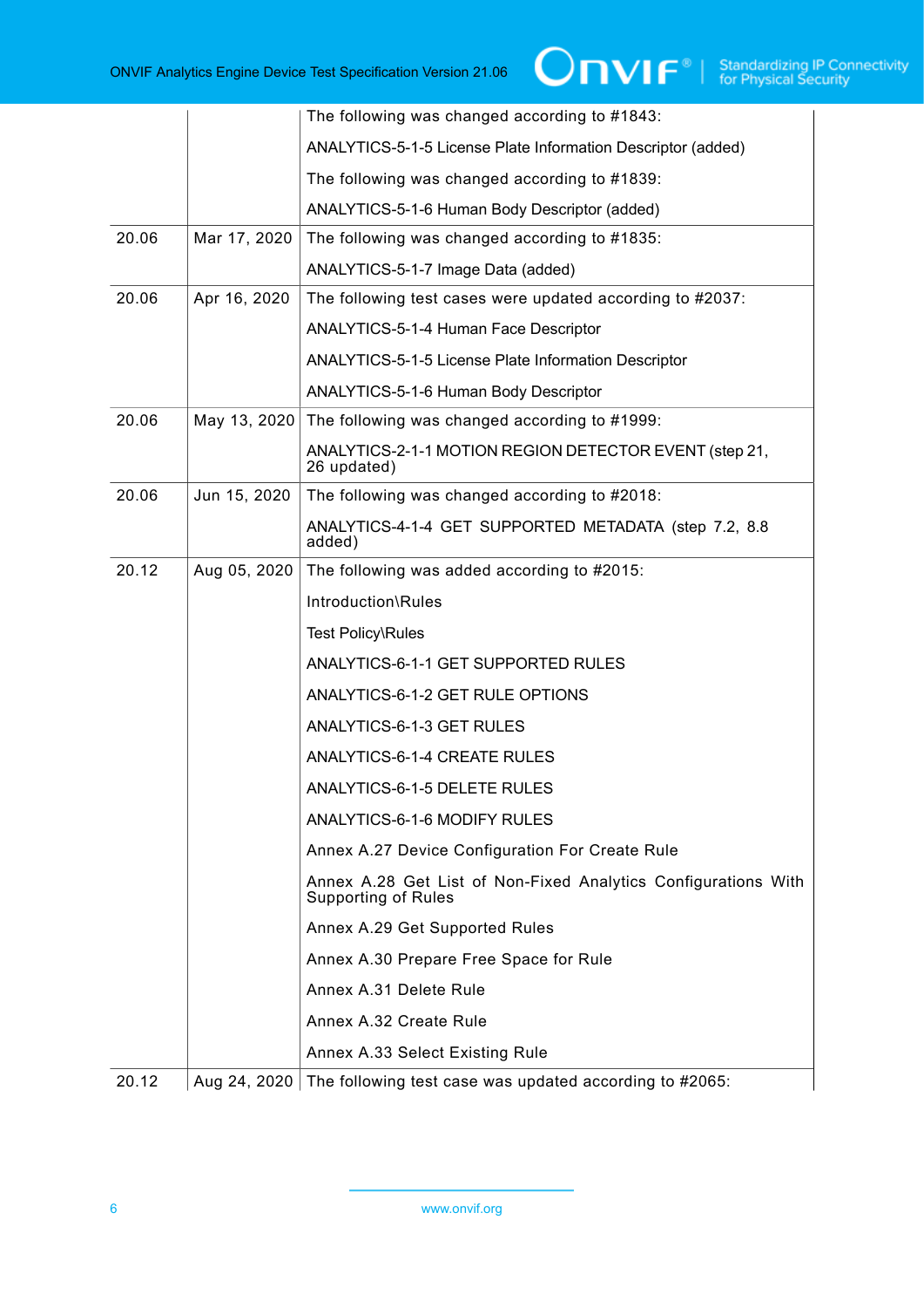| | | |
|---|---|---|
| | | The following was changed according to #1843:<br><br>ANALYTICS-5-1-5 License Plate Information Descriptor (added)<br><br>The following was changed according to #1839:<br><br>ANALYTICS-5-1-6 Human Body Descriptor (added) |
| 20.06 | Mar 17, 2020 | The following was changed according to #1835:<br><br>ANALYTICS-5-1-7 Image Data (added) |
| 20.06 | Apr 16, 2020 | The following test cases were updated according to #2037:<br><br>ANALYTICS-5-1-4 Human Face Descriptor<br><br>ANALYTICS-5-1-5 License Plate Information Descriptor<br><br>ANALYTICS-5-1-6 Human Body Descriptor |
| 20.06 | May 13, 2020 | The following was changed according to #1999:<br><br>ANALYTICS-2-1-1 MOTION REGION DETECTOR EVENT (step 21, 26 updated) |
| 20.06 | Jun 15, 2020 | The following was changed according to #2018:<br><br>ANALYTICS-4-1-4 GET SUPPORTED METADATA (step 7.2, 8.8 added) |
| 20.12 | Aug 05, 2020 | The following was added according to #2015:<br><br>Introduction\Rules<br><br>Test Policy\Rules<br><br>ANALYTICS-6-1-1 GET SUPPORTED RULES<br><br>ANALYTICS-6-1-2 GET RULE OPTIONS<br><br>ANALYTICS-6-1-3 GET RULES<br><br>ANALYTICS-6-1-4 CREATE RULES<br><br>ANALYTICS-6-1-5 DELETE RULES<br><br>ANALYTICS-6-1-6 MODIFY RULES<br><br>Annex A.27 Device Configuration For Create Rule<br><br>Annex A.28 Get List of Non-Fixed Analytics Configurations With Supporting of Rules<br><br>Annex A.29 Get Supported Rules<br><br>Annex A.30 Prepare Free Space for Rule<br><br>Annex A.31 Delete Rule<br><br>Annex A.32 Create Rule<br><br>Annex A.33 Select Existing Rule |
| 20.12 | Aug 24, 2020 | The following test case was updated according to #2065: |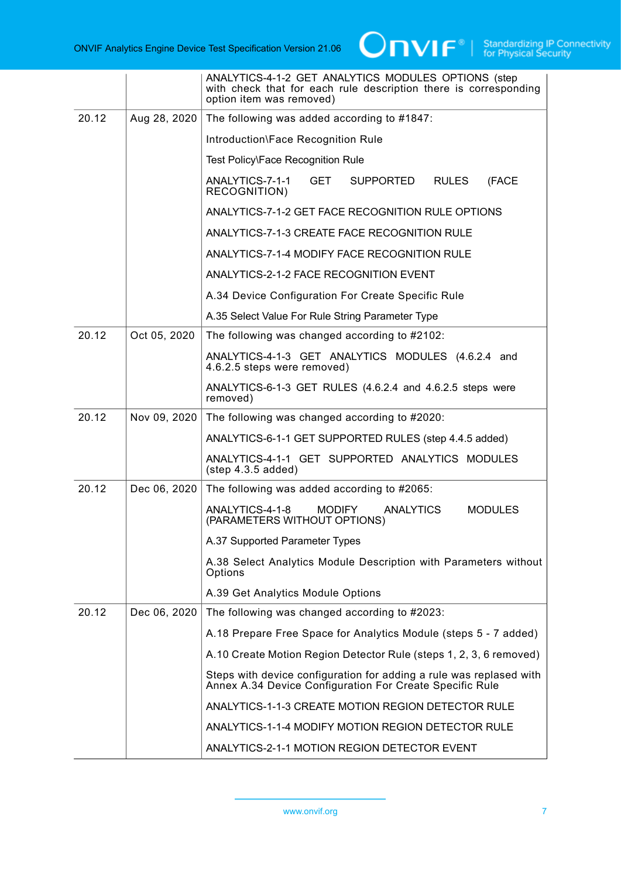| | | ANALYTICS-4-1-2 GET ANALYTICS MODULES OPTIONS (step with check that for each rule description there is corresponding option item was removed) |
|---|---|---|
| 20.12 | Aug 28, 2020 | The following was added according to #1847:<br><br>Introduction\Face Recognition Rule<br><br>Test Policy\Face Recognition Rule<br><br>ANALYTICS-7-1-1 GET SUPPORTED RULES (FACE RECOGNITION)<br><br>ANALYTICS-7-1-2 GET FACE RECOGNITION RULE OPTIONS<br><br>ANALYTICS-7-1-3 CREATE FACE RECOGNITION RULE<br><br>ANALYTICS-7-1-4 MODIFY FACE RECOGNITION RULE<br><br>ANALYTICS-2-1-2 FACE RECOGNITION EVENT<br><br>A.34 Device Configuration For Create Specific Rule<br><br>A.35 Select Value For Rule String Parameter Type |
| 20.12 | Oct 05, 2020 | The following was changed according to #2102:<br><br>ANALYTICS-4-1-3 GET ANALYTICS MODULES (4.6.2.4 and 4.6.2.5 steps were removed)<br><br>ANALYTICS-6-1-3 GET RULES (4.6.2.4 and 4.6.2.5 steps were removed) |
| 20.12 | Nov 09, 2020 | The following was changed according to #2020:<br><br>ANALYTICS-6-1-1 GET SUPPORTED RULES (step 4.4.5 added)<br><br>ANALYTICS-4-1-1 GET SUPPORTED ANALYTICS MODULES (step 4.3.5 added) |
| 20.12 | Dec 06, 2020 | The following was added according to #2065:<br><br>ANALYTICS-4-1-8 MODIFY ANALYTICS MODULES (PARAMETERS WITHOUT OPTIONS)<br><br>A.37 Supported Parameter Types<br><br>A.38 Select Analytics Module Description with Parameters without Options<br><br>A.39 Get Analytics Module Options |
| 20.12 | Dec 06, 2020 | The following was changed according to #2023:<br><br>A.18 Prepare Free Space for Analytics Module (steps 5 - 7 added)<br><br>A.10 Create Motion Region Detector Rule (steps 1, 2, 3, 6 removed)<br><br>Steps with device configuration for adding a rule was replased with Annex A.34 Device Configuration For Create Specific Rule<br><br>ANALYTICS-1-1-3 CREATE MOTION REGION DETECTOR RULE<br><br>ANALYTICS-1-1-4 MODIFY MOTION REGION DETECTOR RULE<br><br>ANALYTICS-2-1-1 MOTION REGION DETECTOR EVENT |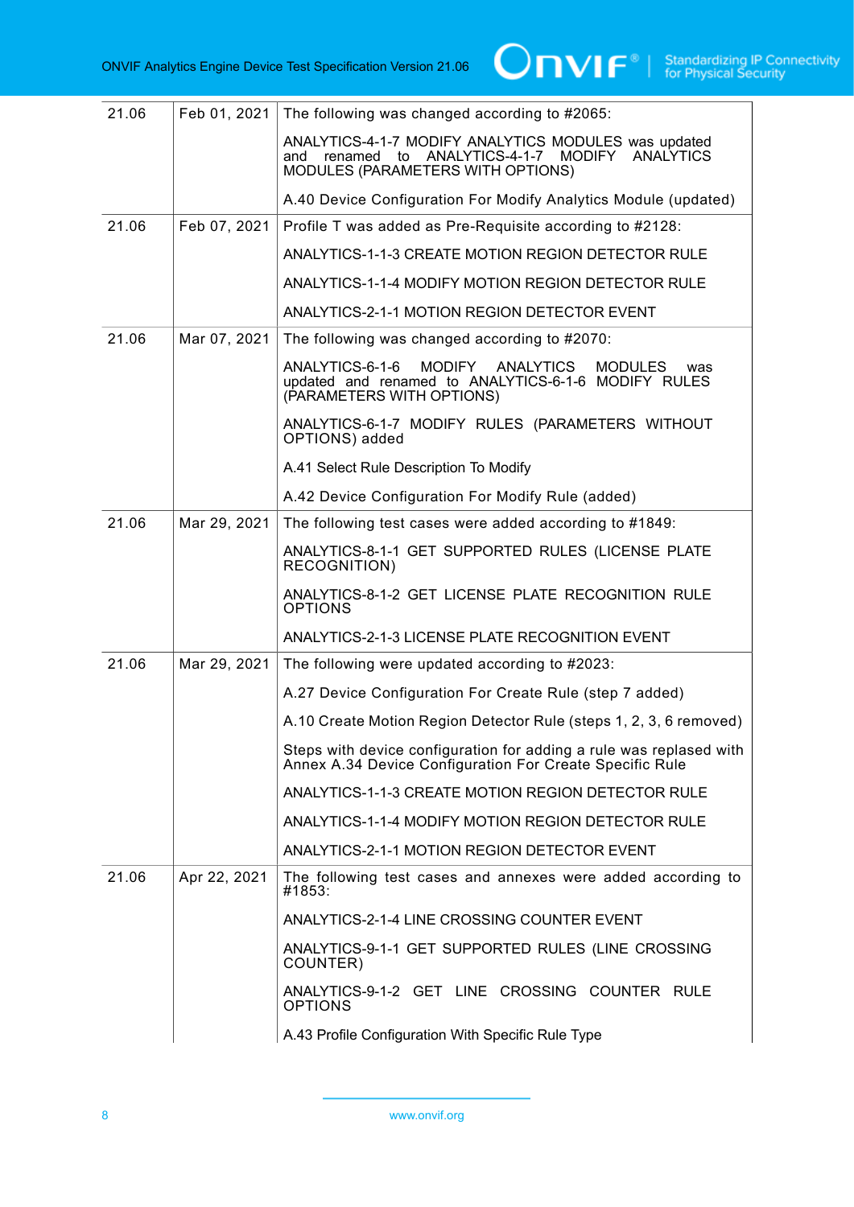| | | |
|---|---|---|
| 21.06 | Feb 01, 2021 | The following was changed according to #2065:<br><br>ANALYTICS-4-1-7 MODIFY ANALYTICS MODULES was updated and renamed to ANALYTICS-4-1-7 MODIFY ANALYTICS MODULES (PARAMETERS WITH OPTIONS)<br><br>A.40 Device Configuration For Modify Analytics Module (updated) |
| 21.06 | Feb 07, 2021 | Profile T was added as Pre-Requisite according to #2128:<br><br>ANALYTICS-1-1-3 CREATE MOTION REGION DETECTOR RULE<br><br>ANALYTICS-1-1-4 MODIFY MOTION REGION DETECTOR RULE<br><br>ANALYTICS-2-1-1 MOTION REGION DETECTOR EVENT |
| 21.06 | Mar 07, 2021 | The following was changed according to #2070:<br><br>ANALYTICS-6-1-6 MODIFY ANALYTICS MODULES was updated and renamed to ANALYTICS-6-1-6 MODIFY RULES (PARAMETERS WITH OPTIONS)<br><br>ANALYTICS-6-1-7 MODIFY RULES (PARAMETERS WITHOUT OPTIONS) added<br><br>A.41 Select Rule Description To Modify<br><br>A.42 Device Configuration For Modify Rule (added) |
| 21.06 | Mar 29, 2021 | The following test cases were added according to #1849:<br><br>ANALYTICS-8-1-1 GET SUPPORTED RULES (LICENSE PLATE RECOGNITION)<br><br>ANALYTICS-8-1-2 GET LICENSE PLATE RECOGNITION RULE OPTIONS<br><br>ANALYTICS-2-1-3 LICENSE PLATE RECOGNITION EVENT |
| 21.06 | Mar 29, 2021 | The following were updated according to #2023:<br><br>A.27 Device Configuration For Create Rule (step 7 added)<br><br>A.10 Create Motion Region Detector Rule (steps 1, 2, 3, 6 removed)<br><br>Steps with device configuration for adding a rule was replased with Annex A.34 Device Configuration For Create Specific Rule<br><br>ANALYTICS-1-1-3 CREATE MOTION REGION DETECTOR RULE<br><br>ANALYTICS-1-1-4 MODIFY MOTION REGION DETECTOR RULE<br><br>ANALYTICS-2-1-1 MOTION REGION DETECTOR EVENT |
| 21.06 | Apr 22, 2021 | The following test cases and annexes were added according to #1853:<br><br>ANALYTICS-2-1-4 LINE CROSSING COUNTER EVENT<br><br>ANALYTICS-9-1-1 GET SUPPORTED RULES (LINE CROSSING COUNTER)<br><br>ANALYTICS-9-1-2 GET LINE CROSSING COUNTER RULE OPTIONS<br><br>A.43 Profile Configuration With Specific Rule Type |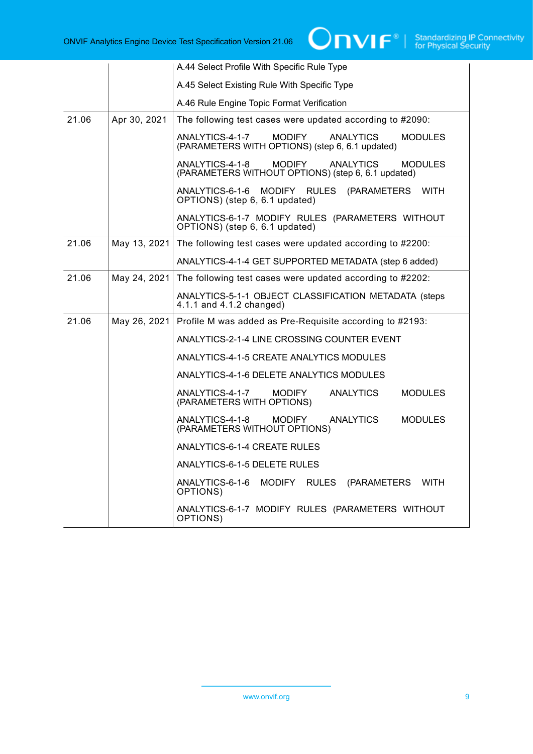| | | |
|---|---|---|
| | | A.44 Select Profile With Specific Rule Type<br><br>A.45 Select Existing Rule With Specific Type<br><br>A.46 Rule Engine Topic Format Verification |
| 21.06 | Apr 30, 2021 | The following test cases were updated according to #2090:<br><br>ANALYTICS-4-1-7 MODIFY ANALYTICS MODULES (PARAMETERS WITH OPTIONS) (step 6, 6.1 updated)<br><br>ANALYTICS-4-1-8 MODIFY ANALYTICS MODULES (PARAMETERS WITHOUT OPTIONS) (step 6, 6.1 updated)<br><br>ANALYTICS-6-1-6 MODIFY RULES (PARAMETERS WITH OPTIONS) (step 6, 6.1 updated)<br><br>ANALYTICS-6-1-7 MODIFY RULES (PARAMETERS WITHOUT OPTIONS) (step 6, 6.1 updated) |
| 21.06 | May 13, 2021 | The following test cases were updated according to #2200:<br><br>ANALYTICS-4-1-4 GET SUPPORTED METADATA (step 6 added) |
| 21.06 | May 24, 2021 | The following test cases were updated according to #2202:<br><br>ANALYTICS-5-1-1 OBJECT CLASSIFICATION METADATA (steps 4.1.1 and 4.1.2 changed) |
| 21.06 | May 26, 2021 | Profile M was added as Pre-Requisite according to #2193:<br><br>ANALYTICS-2-1-4 LINE CROSSING COUNTER EVENT<br><br>ANALYTICS-4-1-5 CREATE ANALYTICS MODULES<br><br>ANALYTICS-4-1-6 DELETE ANALYTICS MODULES<br><br>ANALYTICS-4-1-7 MODIFY ANALYTICS MODULES (PARAMETERS WITH OPTIONS)<br><br>ANALYTICS-4-1-8 MODIFY ANALYTICS MODULES (PARAMETERS WITHOUT OPTIONS)<br><br>ANALYTICS-6-1-4 CREATE RULES<br><br>ANALYTICS-6-1-5 DELETE RULES<br><br>ANALYTICS-6-1-6 MODIFY RULES (PARAMETERS WITH OPTIONS)<br><br>ANALYTICS-6-1-7 MODIFY RULES (PARAMETERS WITHOUT OPTIONS) |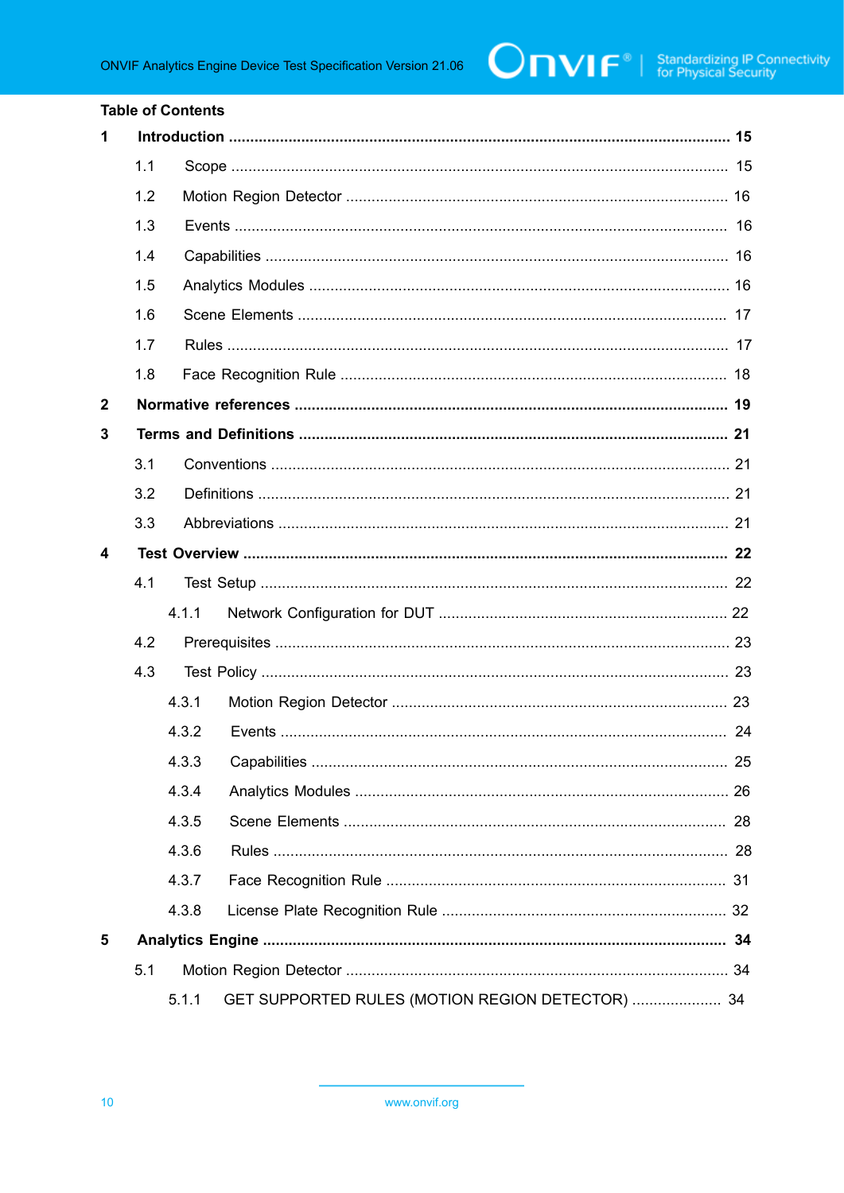Table of Contents

**1 Introduction .................................................................................................................... 15**

1.1 Scope .................................................................................................................. 15

1.2 Motion Region Detector ........................................................................................ 16

1.3 Events .................................................................................................................. 16

1.4 Capabilities ........................................................................................................... 16

1.5 Analytics Modules ................................................................................................. 16

1.6 Scene Elements ................................................................................................... 17

1.7 Rules .................................................................................................................... 17

1.8 Face Recognition Rule .......................................................................................... 18

**2 Normative references .................................................................................................... 19**

**3 Terms and Definitions ................................................................................................... 21**

3.1 Conventions .......................................................................................................... 21

3.2 Definitions ............................................................................................................. 21

3.3 Abbreviations ........................................................................................................ 21

**4 Test Overview ................................................................................................................ 22**

4.1 Test Setup ............................................................................................................ 22

4.1.1 Network Configuration for DUT ................................................................... 22

4.2 Prerequisites ......................................................................................................... 23

4.3 Test Policy ............................................................................................................ 23

4.3.1 Motion Region Detector ............................................................................. 23

4.3.2 Events ....................................................................................................... 24

4.3.3 Capabilities ................................................................................................ 25

4.3.4 Analytics Modules ...................................................................................... 26

4.3.5 Scene Elements ........................................................................................ 28

4.3.6 Rules ......................................................................................................... 28

4.3.7 Face Recognition Rule ............................................................................... 31

4.3.8 License Plate Recognition Rule .................................................................. 32

**5 Analytics Engine ........................................................................................................... 34**

5.1 Motion Region Detector ........................................................................................ 34

5.1.1 GET SUPPORTED RULES (MOTION REGION DETECTOR) ..................... 34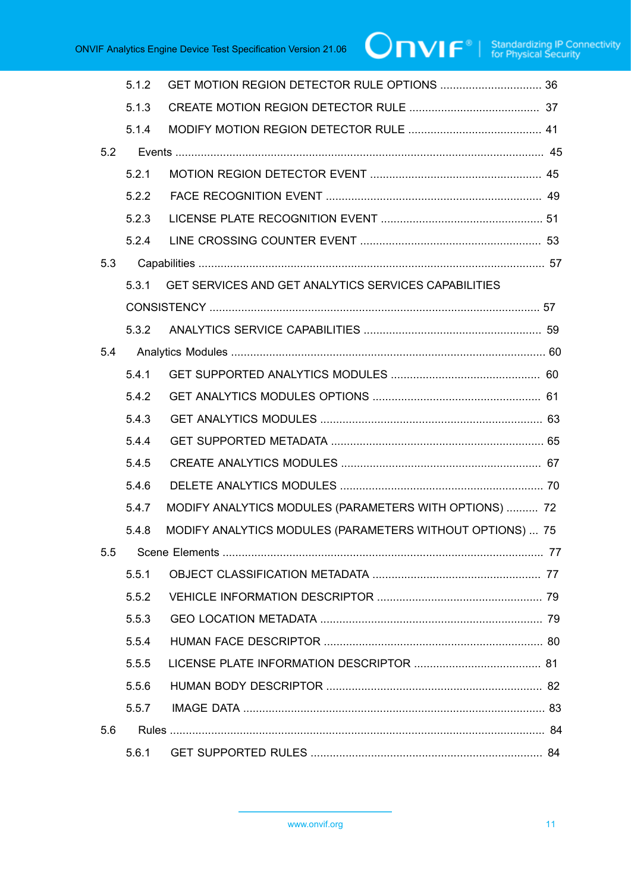5.1.2 GET MOTION REGION DETECTOR RULE OPTIONS ................................ 36

5.1.3 CREATE MOTION REGION DETECTOR RULE ......................................... 37

5.1.4 MODIFY MOTION REGION DETECTOR RULE .......................................... 41

5.2 Events ...................................................................................................................... 45

5.2.1 MOTION REGION DETECTOR EVENT ...................................................... 45

5.2.2 FACE RECOGNITION EVENT .................................................................... 49

5.2.3 LICENSE PLATE RECOGNITION EVENT ................................................... 51

5.2.4 LINE CROSSING COUNTER EVENT ......................................................... 53

5.3 Capabilities ............................................................................................................. 57

5.3.1 GET SERVICES AND GET ANALYTICS SERVICES CAPABILITIES CONSISTENCY ........................................................................................................ 57

5.3.2 ANALYTICS SERVICE CAPABILITIES ........................................................ 59

5.4 Analytics Modules .................................................................................................. 60

5.4.1 GET SUPPORTED ANALYTICS MODULES ............................................... 60

5.4.2 GET ANALYTICS MODULES OPTIONS ..................................................... 61

5.4.3 GET ANALYTICS MODULES ...................................................................... 63

5.4.4 GET SUPPORTED METADATA ................................................................... 65

5.4.5 CREATE ANALYTICS MODULES ............................................................... 67

5.4.6 DELETE ANALYTICS MODULES ................................................................ 70

5.4.7 MODIFY ANALYTICS MODULES (PARAMETERS WITH OPTIONS) .......... 72

5.4.8 MODIFY ANALYTICS MODULES (PARAMETERS WITHOUT OPTIONS) ... 75

5.5 Scene Elements ..................................................................................................... 77

5.5.1 OBJECT CLASSIFICATION METADATA ..................................................... 77

5.5.2 VEHICLE INFORMATION DESCRIPTOR .................................................... 79

5.5.3 GEO LOCATION METADATA ...................................................................... 79

5.5.4 HUMAN FACE DESCRIPTOR ..................................................................... 80

5.5.5 LICENSE PLATE INFORMATION DESCRIPTOR ........................................ 81

5.5.6 HUMAN BODY DESCRIPTOR .................................................................... 82

5.5.7 IMAGE DATA ............................................................................................... 83

5.6 Rules ...................................................................................................................... 84

5.6.1 GET SUPPORTED RULES ......................................................................... 84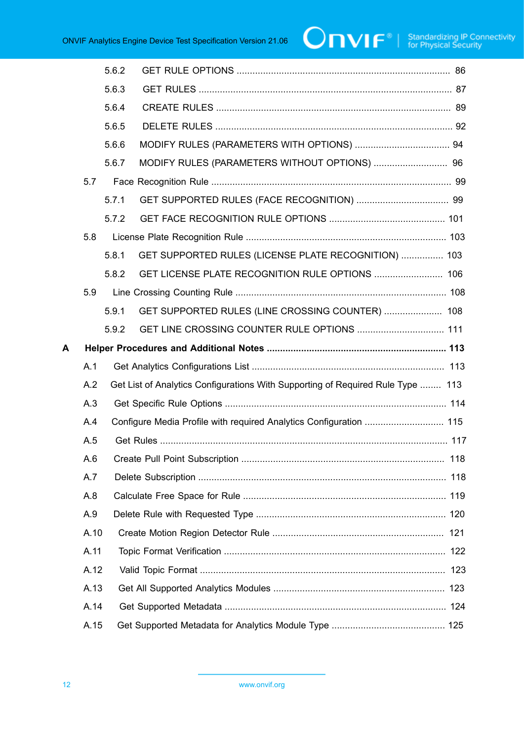5.6.2 GET RULE OPTIONS ................................................................................. 86

5.6.3 GET RULES ................................................................................................ 87

5.6.4 CREATE RULES ......................................................................................... 89

5.6.5 DELETE RULES .......................................................................................... 92

5.6.6 MODIFY RULES (PARAMETERS WITH OPTIONS) .................................... 94

5.6.7 MODIFY RULES (PARAMETERS WITHOUT OPTIONS) ............................ 96

5.7 Face Recognition Rule ........................................................................................... 99

5.7.1 GET SUPPORTED RULES (FACE RECOGNITION) ................................... 99

5.7.2 GET FACE RECOGNITION RULE OPTIONS ............................................ 101

5.8 License Plate Recognition Rule ............................................................................ 103

5.8.1 GET SUPPORTED RULES (LICENSE PLATE RECOGNITION) ................ 103

5.8.2 GET LICENSE PLATE RECOGNITION RULE OPTIONS .......................... 106

5.9 Line Crossing Counting Rule ................................................................................ 108

5.9.1 GET SUPPORTED RULES (LINE CROSSING COUNTER) ...................... 108

5.9.2 GET LINE CROSSING COUNTER RULE OPTIONS ................................. 111

**A Helper Procedures and Additional Notes .................................................................... 113**

A.1 Get Analytics Configurations List ........................................................................ 113

A.2 Get List of Analytics Configurations With Supporting of Required Rule Type ........ 113

A.3 Get Specific Rule Options .................................................................................... 114

A.4 Configure Media Profile with required Analytics Configuration .............................. 115

A.5 Get Rules ............................................................................................................. 117

A.6 Create Pull Point Subscription ............................................................................. 118

A.7 Delete Subscription .............................................................................................. 118

A.8 Calculate Free Space for Rule ............................................................................. 119

A.9 Delete Rule with Requested Type ........................................................................ 120

A.10 Create Motion Region Detector Rule ................................................................. 121

A.11 Topic Format Verification .................................................................................... 122

A.12 Valid Topic Format ............................................................................................. 123

A.13 Get All Supported Analytics Modules ................................................................. 123

A.14 Get Supported Metadata .................................................................................... 124

A.15 Get Supported Metadata for Analytics Module Type ........................................... 125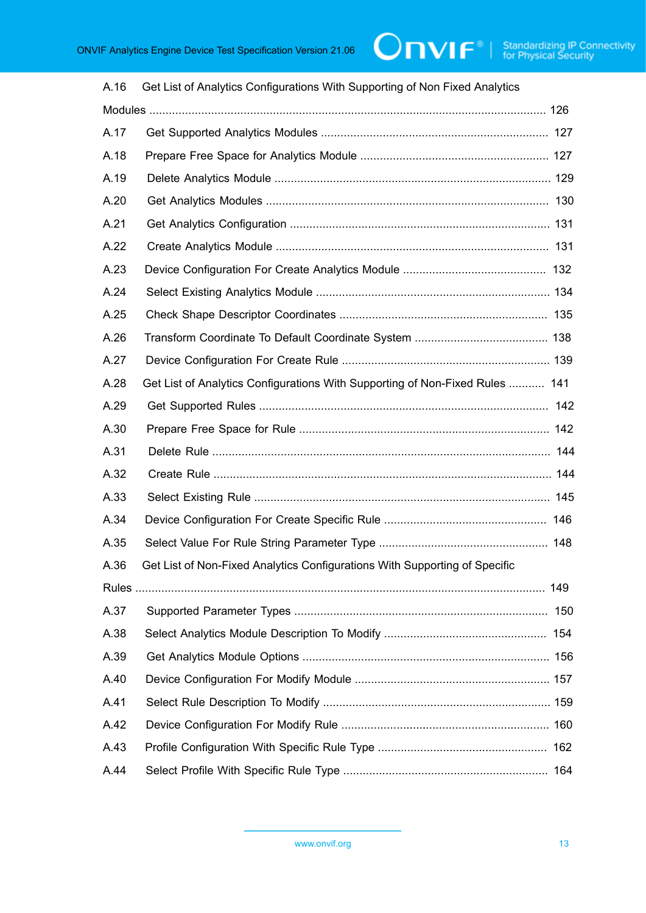A.16 Get List of Analytics Configurations With Supporting of Non Fixed Analytics Modules ........................................................................................................................ 126

A.17 Get Supported Analytics Modules ..................................................................... 127

A.18 Prepare Free Space for Analytics Module .......................................................... 127

A.19 Delete Analytics Module .................................................................................... 129

A.20 Get Analytics Modules ...................................................................................... 130

A.21 Get Analytics Configuration ............................................................................... 131

A.22 Create Analytics Module ................................................................................... 131

A.23 Device Configuration For Create Analytics Module ............................................ 132

A.24 Select Existing Analytics Module ....................................................................... 134

A.25 Check Shape Descriptor Coordinates ................................................................ 135

A.26 Transform Coordinate To Default Coordinate System ......................................... 138

A.27 Device Configuration For Create Rule ................................................................ 139

A.28 Get List of Analytics Configurations With Supporting of Non-Fixed Rules ........... 141

A.29 Get Supported Rules ........................................................................................ 142

A.30 Prepare Free Space for Rule ............................................................................ 142

A.31 Delete Rule ...................................................................................................... 144

A.32 Create Rule ...................................................................................................... 144

A.33 Select Existing Rule .......................................................................................... 145

A.34 Device Configuration For Create Specific Rule ................................................... 146

A.35 Select Value For Rule String Parameter Type .................................................... 148

A.36 Get List of Non-Fixed Analytics Configurations With Supporting of Specific Rules ............................................................................................................................ 149

A.37 Supported Parameter Types ............................................................................. 150

A.38 Select Analytics Module Description To Modify .................................................. 154

A.39 Get Analytics Module Options ........................................................................... 156

A.40 Device Configuration For Modify Module ............................................................ 157

A.41 Select Rule Description To Modify ..................................................................... 159

A.42 Device Configuration For Modify Rule ................................................................ 160

A.43 Profile Configuration With Specific Rule Type .................................................... 162

A.44 Select Profile With Specific Rule Type ............................................................... 164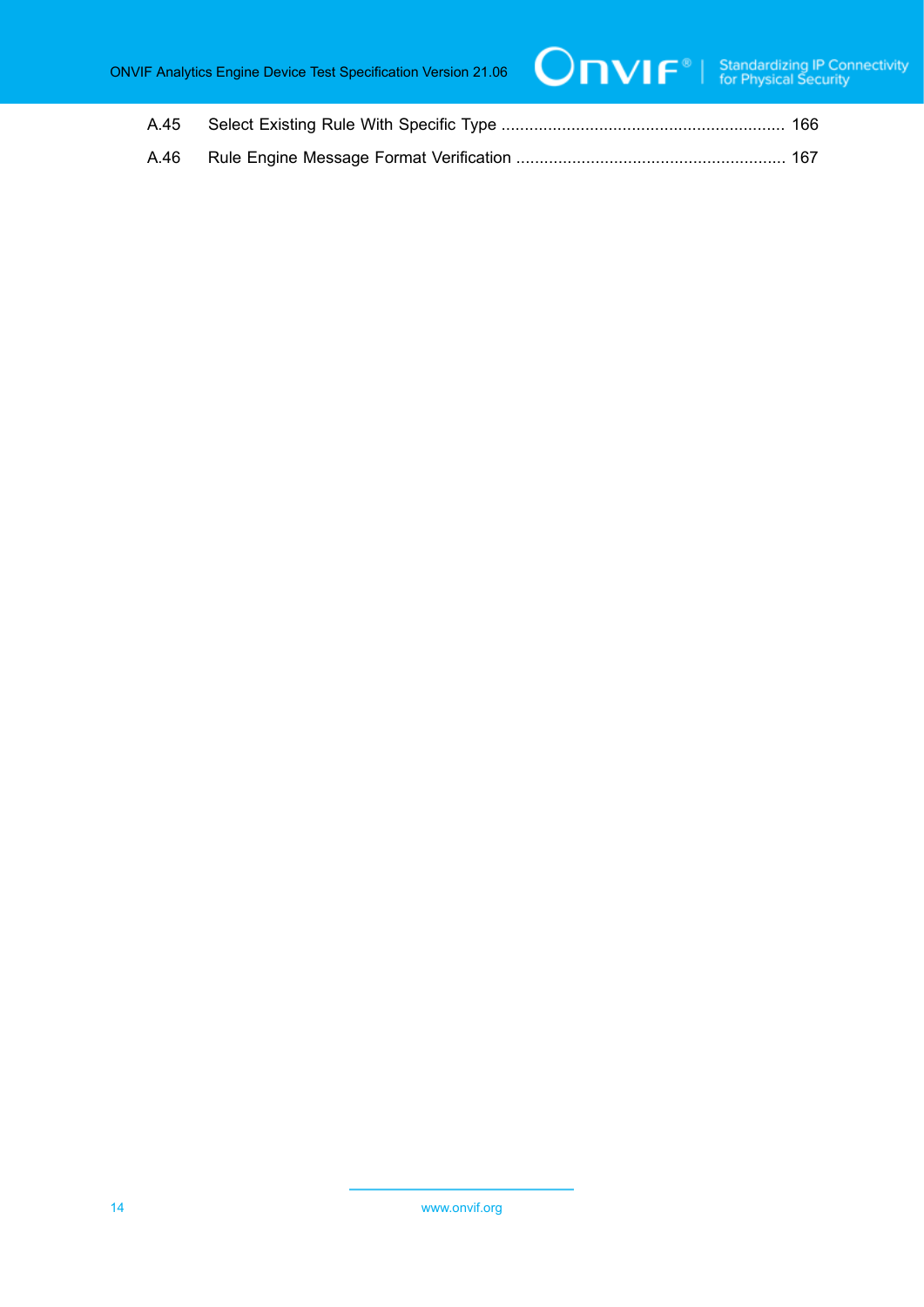A.45 Select Existing Rule With Specific Type ............................................................ 166

A.46 Rule Engine Message Format Verification ......................................................... 167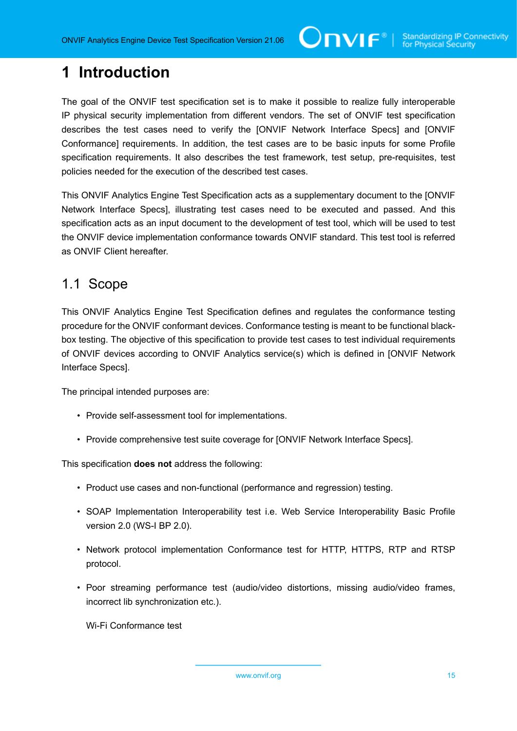# 1 Introduction

The goal of the ONVIF test specification set is to make it possible to realize fully interoperable IP physical security implementation from different vendors. The set of ONVIF test specification describes the test cases need to verify the [ONVIF Network Interface Specs] and [ONVIF Conformance] requirements. In addition, the test cases are to be basic inputs for some Profile specification requirements. It also describes the test framework, test setup, pre-requisites, test policies needed for the execution of the described test cases.

This ONVIF Analytics Engine Test Specification acts as a supplementary document to the [ONVIF Network Interface Specs], illustrating test cases need to be executed and passed. And this specification acts as an input document to the development of test tool, which will be used to test the ONVIF device implementation conformance towards ONVIF standard. This test tool is referred as ONVIF Client hereafter.

## 1.1 Scope

This ONVIF Analytics Engine Test Specification defines and regulates the conformance testing procedure for the ONVIF conformant devices. Conformance testing is meant to be functional black-box testing. The objective of this specification to provide test cases to test individual requirements of ONVIF devices according to ONVIF Analytics service(s) which is defined in [ONVIF Network Interface Specs].

The principal intended purposes are:

- Provide self-assessment tool for implementations.
- Provide comprehensive test suite coverage for [ONVIF Network Interface Specs].

This specification **does not** address the following:

- Product use cases and non-functional (performance and regression) testing.
- SOAP Implementation Interoperability test i.e. Web Service Interoperability Basic Profile version 2.0 (WS-I BP 2.0).
- Network protocol implementation Conformance test for HTTP, HTTPS, RTP and RTSP protocol.
- Poor streaming performance test (audio/video distortions, missing audio/video frames, incorrect lib synchronization etc.).

  Wi-Fi Conformance test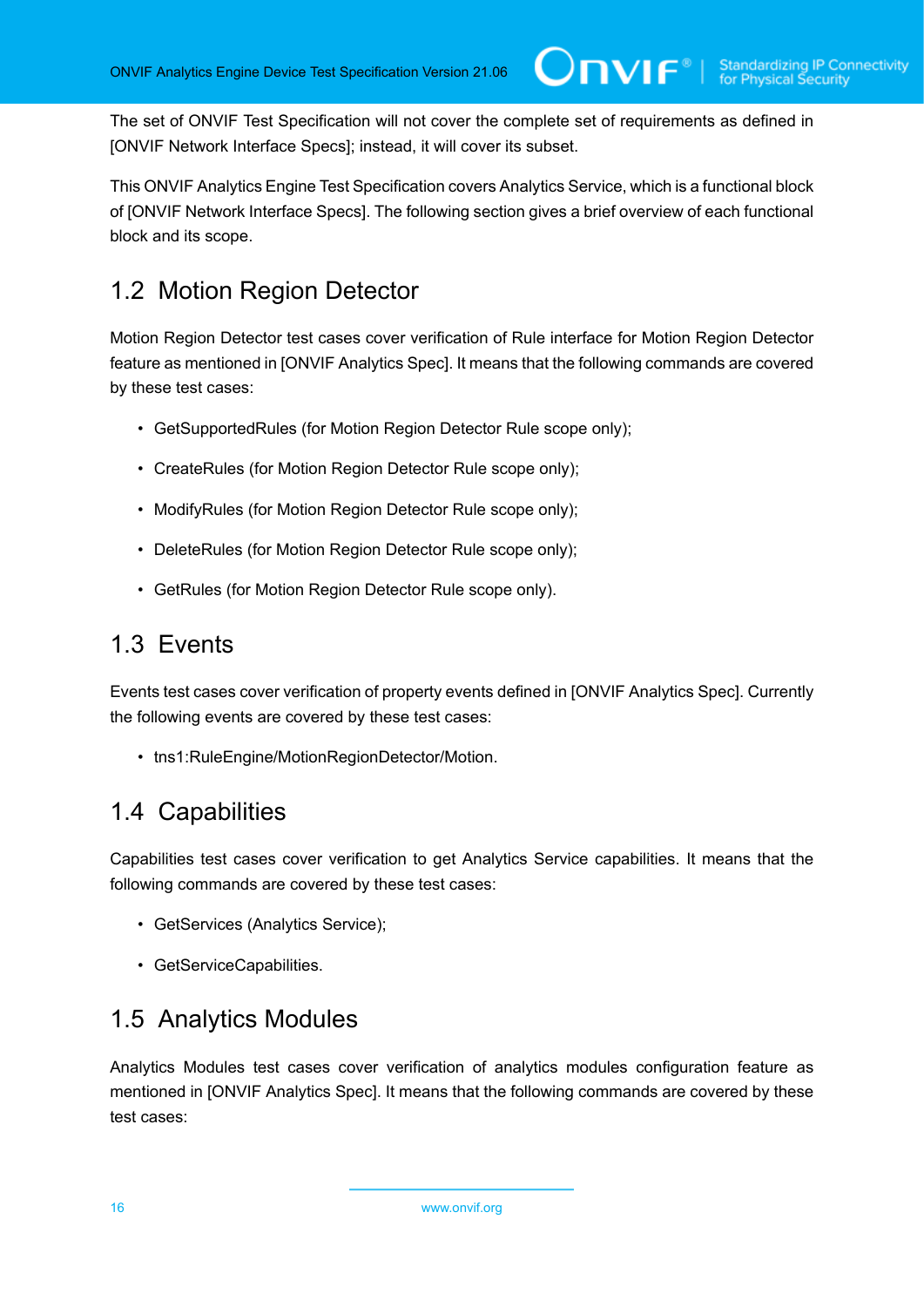The set of ONVIF Test Specification will not cover the complete set of requirements as defined in [ONVIF Network Interface Specs]; instead, it will cover its subset.

This ONVIF Analytics Engine Test Specification covers Analytics Service, which is a functional block of [ONVIF Network Interface Specs]. The following section gives a brief overview of each functional block and its scope.

## 1.2 Motion Region Detector

Motion Region Detector test cases cover verification of Rule interface for Motion Region Detector feature as mentioned in [ONVIF Analytics Spec]. It means that the following commands are covered by these test cases:

- GetSupportedRules (for Motion Region Detector Rule scope only);
- CreateRules (for Motion Region Detector Rule scope only);
- ModifyRules (for Motion Region Detector Rule scope only);
- DeleteRules (for Motion Region Detector Rule scope only);
- GetRules (for Motion Region Detector Rule scope only).

## 1.3 Events

Events test cases cover verification of property events defined in [ONVIF Analytics Spec]. Currently the following events are covered by these test cases:

- tns1:RuleEngine/MotionRegionDetector/Motion.

## 1.4 Capabilities

Capabilities test cases cover verification to get Analytics Service capabilities. It means that the following commands are covered by these test cases:

- GetServices (Analytics Service);
- GetServiceCapabilities.

## 1.5 Analytics Modules

Analytics Modules test cases cover verification of analytics modules configuration feature as mentioned in [ONVIF Analytics Spec]. It means that the following commands are covered by these test cases: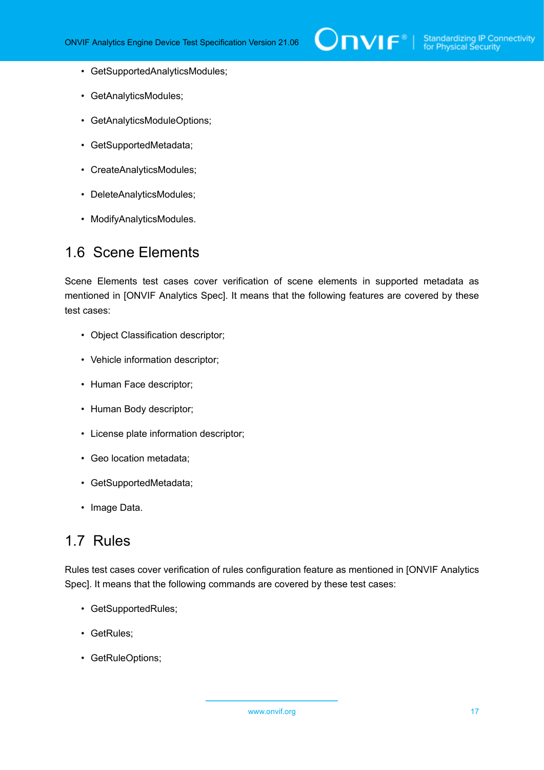- GetSupportedAnalyticsModules;
- GetAnalyticsModules;
- GetAnalyticsModuleOptions;
- GetSupportedMetadata;
- CreateAnalyticsModules;
- DeleteAnalyticsModules;
- ModifyAnalyticsModules.

## 1.6 Scene Elements

Scene Elements test cases cover verification of scene elements in supported metadata as mentioned in [ONVIF Analytics Spec]. It means that the following features are covered by these test cases:

- Object Classification descriptor;
- Vehicle information descriptor;
- Human Face descriptor;
- Human Body descriptor;
- License plate information descriptor;
- Geo location metadata;
- GetSupportedMetadata;
- Image Data.

## 1.7 Rules

Rules test cases cover verification of rules configuration feature as mentioned in [ONVIF Analytics Spec]. It means that the following commands are covered by these test cases:

- GetSupportedRules;
- GetRules;
- GetRuleOptions;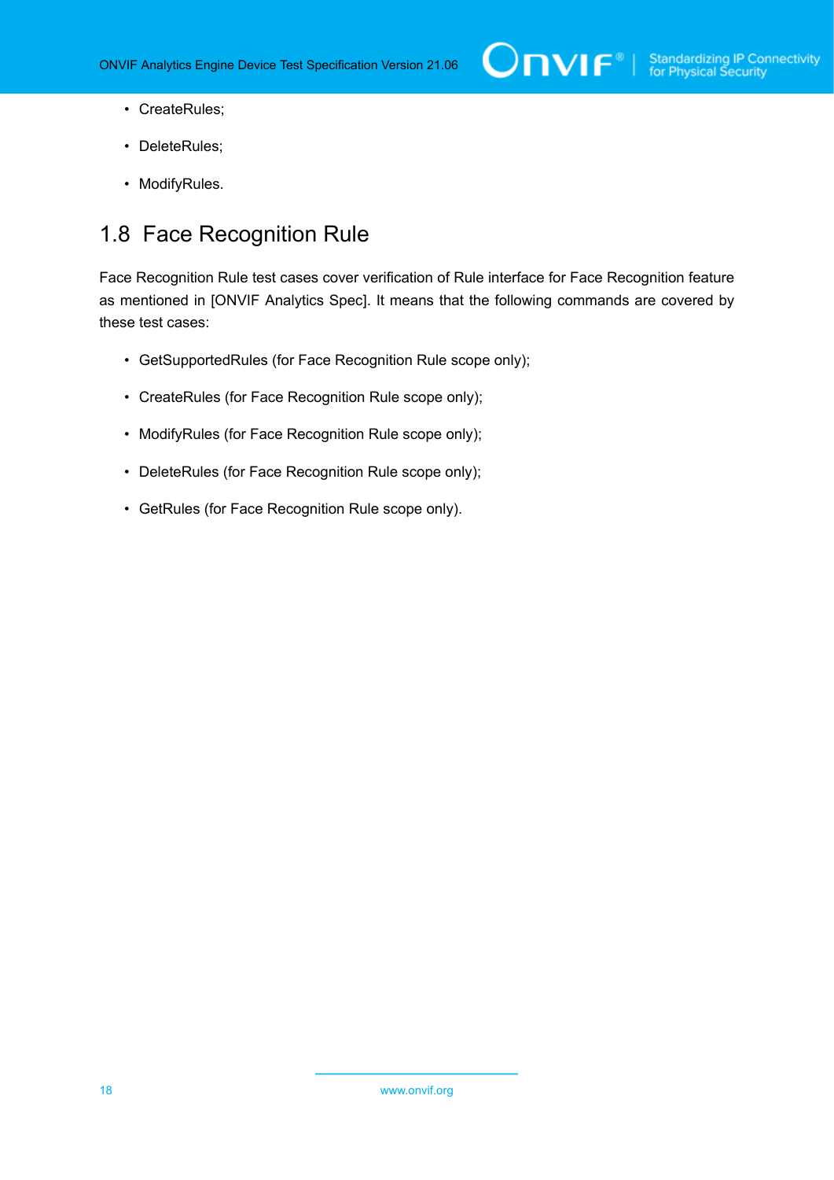- CreateRules;
- DeleteRules;
- ModifyRules.

## 1.8 Face Recognition Rule

Face Recognition Rule test cases cover verification of Rule interface for Face Recognition feature as mentioned in [ONVIF Analytics Spec]. It means that the following commands are covered by these test cases:

- GetSupportedRules (for Face Recognition Rule scope only);
- CreateRules (for Face Recognition Rule scope only);
- ModifyRules (for Face Recognition Rule scope only);
- DeleteRules (for Face Recognition Rule scope only);
- GetRules (for Face Recognition Rule scope only).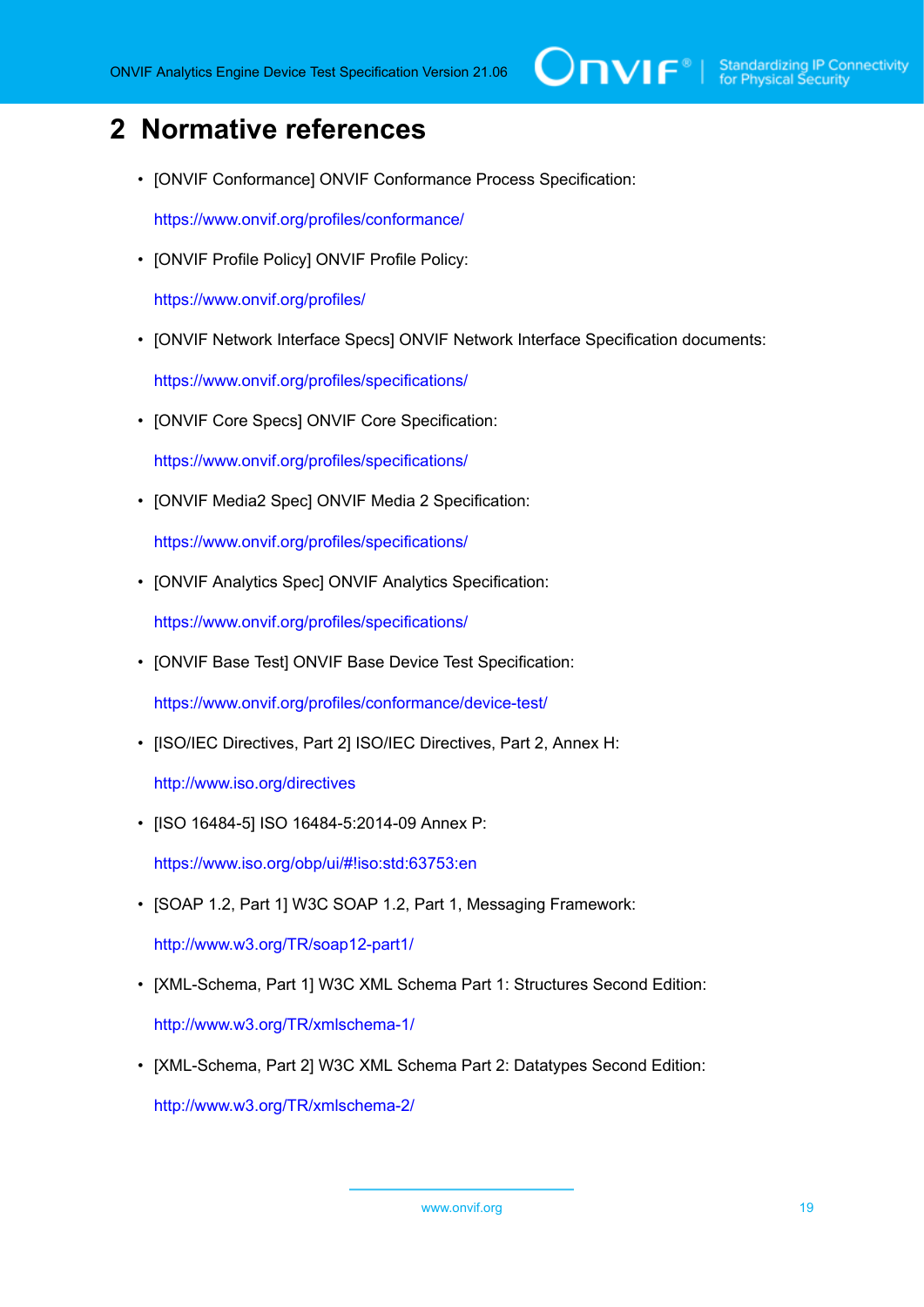# 2 Normative references

- [ONVIF Conformance] ONVIF Conformance Process Specification:

  https://www.onvif.org/profiles/conformance/

- [ONVIF Profile Policy] ONVIF Profile Policy:

  https://www.onvif.org/profiles/

- [ONVIF Network Interface Specs] ONVIF Network Interface Specification documents:

  https://www.onvif.org/profiles/specifications/

- [ONVIF Core Specs] ONVIF Core Specification:

  https://www.onvif.org/profiles/specifications/

- [ONVIF Media2 Spec] ONVIF Media 2 Specification:

  https://www.onvif.org/profiles/specifications/

- [ONVIF Analytics Spec] ONVIF Analytics Specification:

  https://www.onvif.org/profiles/specifications/

- [ONVIF Base Test] ONVIF Base Device Test Specification:

  https://www.onvif.org/profiles/conformance/device-test/

- [ISO/IEC Directives, Part 2] ISO/IEC Directives, Part 2, Annex H:

  http://www.iso.org/directives

- [ISO 16484-5] ISO 16484-5:2014-09 Annex P:

  https://www.iso.org/obp/ui/#!iso:std:63753:en

- [SOAP 1.2, Part 1] W3C SOAP 1.2, Part 1, Messaging Framework:

  http://www.w3.org/TR/soap12-part1/

- [XML-Schema, Part 1] W3C XML Schema Part 1: Structures Second Edition:

  http://www.w3.org/TR/xmlschema-1/

- [XML-Schema, Part 2] W3C XML Schema Part 2: Datatypes Second Edition:

  http://www.w3.org/TR/xmlschema-2/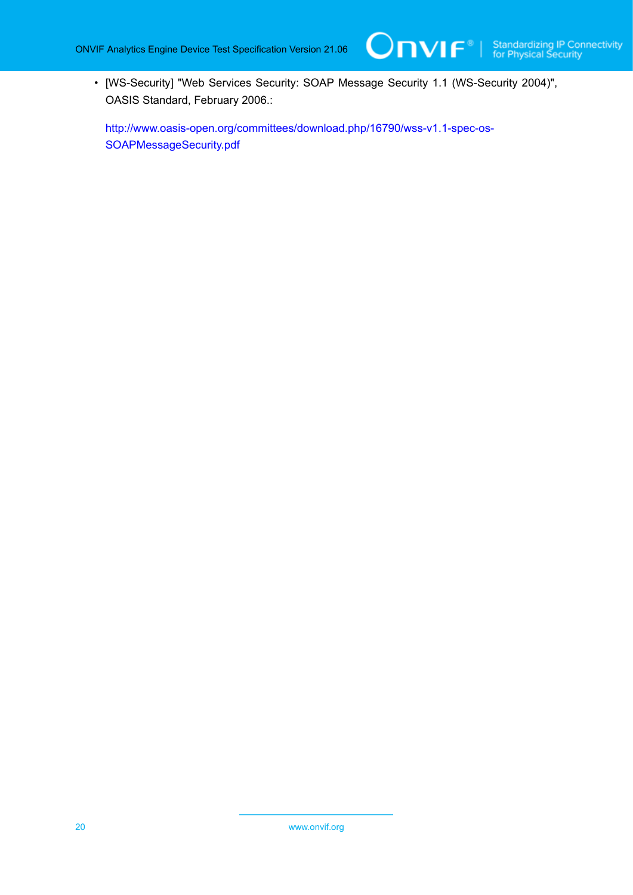- [WS-Security] "Web Services Security: SOAP Message Security 1.1 (WS-Security 2004)", OASIS Standard, February 2006.:

  http://www.oasis-open.org/committees/download.php/16790/wss-v1.1-spec-os-SOAPMessageSecurity.pdf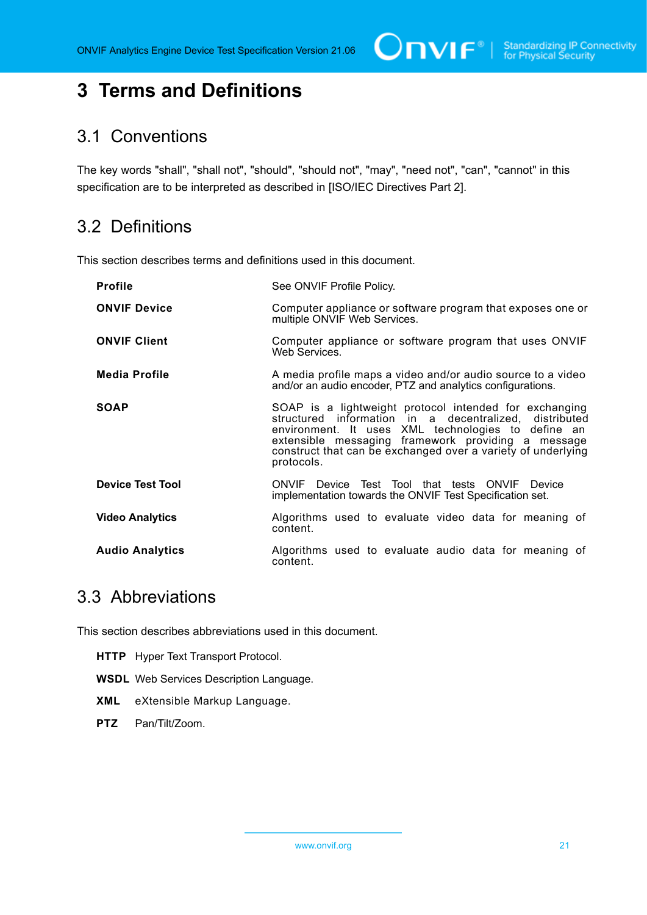# 3 Terms and Definitions

## 3.1 Conventions

The key words "shall", "shall not", "should", "should not", "may", "need not", "can", "cannot" in this specification are to be interpreted as described in [ISO/IEC Directives Part 2].

## 3.2 Definitions

This section describes terms and definitions used in this document.

| | |
|---|---|
| **Profile** | See ONVIF Profile Policy. |
| **ONVIF Device** | Computer appliance or software program that exposes one or multiple ONVIF Web Services. |
| **ONVIF Client** | Computer appliance or software program that uses ONVIF Web Services. |
| **Media Profile** | A media profile maps a video and/or audio source to a video and/or an audio encoder, PTZ and analytics configurations. |
| **SOAP** | SOAP is a lightweight protocol intended for exchanging structured information in a decentralized, distributed environment. It uses XML technologies to define an extensible messaging framework providing a message construct that can be exchanged over a variety of underlying protocols. |
| **Device Test Tool** | ONVIF Device Test Tool that tests ONVIF Device implementation towards the ONVIF Test Specification set. |
| **Video Analytics** | Algorithms used to evaluate video data for meaning of content. |
| **Audio Analytics** | Algorithms used to evaluate audio data for meaning of content. |

## 3.3 Abbreviations

This section describes abbreviations used in this document.

**HTTP** Hyper Text Transport Protocol.

**WSDL** Web Services Description Language.

**XML** eXtensible Markup Language.

**PTZ** Pan/Tilt/Zoom.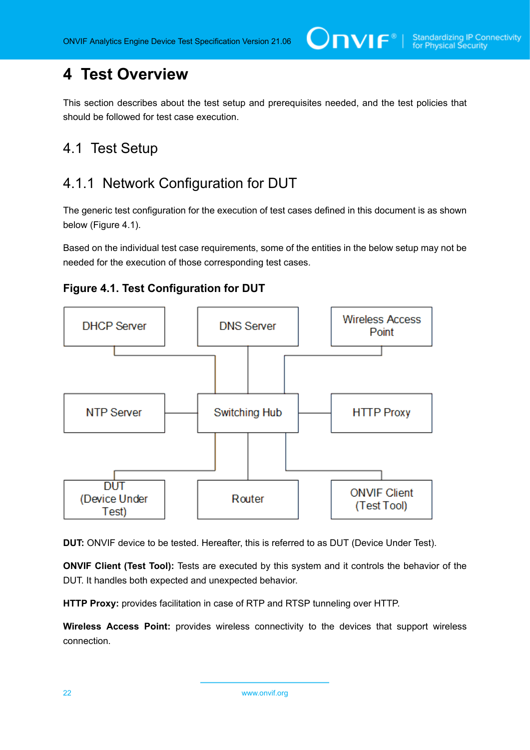# 4 Test Overview

This section describes about the test setup and prerequisites needed, and the test policies that should be followed for test case execution.

## 4.1 Test Setup

### 4.1.1 Network Configuration for DUT

The generic test configuration for the execution of test cases defined in this document is as shown below (Figure 4.1).

Based on the individual test case requirements, some of the entities in the below setup may not be needed for the execution of those corresponding test cases.

**Figure 4.1. Test Configuration for DUT**

DHCP Server | DNS Server | Wireless Access Point | NTP Server | Switching Hub | HTTP Proxy | DUT (Device Under Test) | Router | ONVIF Client (Test Tool)

**DUT:** ONVIF device to be tested. Hereafter, this is referred to as DUT (Device Under Test).

**ONVIF Client (Test Tool):** Tests are executed by this system and it controls the behavior of the DUT. It handles both expected and unexpected behavior.

**HTTP Proxy:** provides facilitation in case of RTP and RTSP tunneling over HTTP.

**Wireless Access Point:** provides wireless connectivity to the devices that support wireless connection.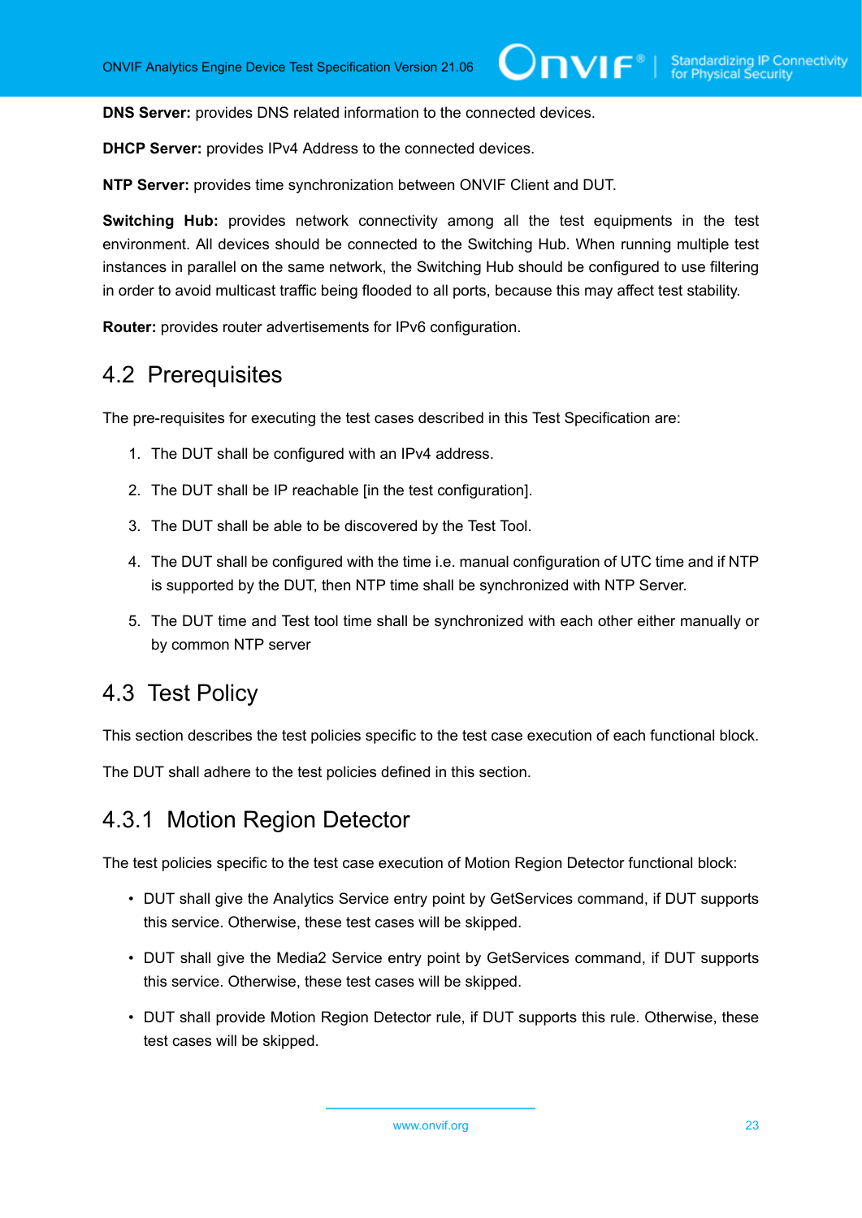**DNS Server:** provides DNS related information to the connected devices.

**DHCP Server:** provides IPv4 Address to the connected devices.

**NTP Server:** provides time synchronization between ONVIF Client and DUT.

**Switching Hub:** provides network connectivity among all the test equipments in the test environment. All devices should be connected to the Switching Hub. When running multiple test instances in parallel on the same network, the Switching Hub should be configured to use filtering in order to avoid multicast traffic being flooded to all ports, because this may affect test stability.

**Router:** provides router advertisements for IPv6 configuration.

## 4.2 Prerequisites

The pre-requisites for executing the test cases described in this Test Specification are:

1. The DUT shall be configured with an IPv4 address.
2. The DUT shall be IP reachable [in the test configuration].
3. The DUT shall be able to be discovered by the Test Tool.
4. The DUT shall be configured with the time i.e. manual configuration of UTC time and if NTP is supported by the DUT, then NTP time shall be synchronized with NTP Server.
5. The DUT time and Test tool time shall be synchronized with each other either manually or by common NTP server

## 4.3 Test Policy

This section describes the test policies specific to the test case execution of each functional block.

The DUT shall adhere to the test policies defined in this section.

### 4.3.1 Motion Region Detector

The test policies specific to the test case execution of Motion Region Detector functional block:

- DUT shall give the Analytics Service entry point by GetServices command, if DUT supports this service. Otherwise, these test cases will be skipped.
- DUT shall give the Media2 Service entry point by GetServices command, if DUT supports this service. Otherwise, these test cases will be skipped.
- DUT shall provide Motion Region Detector rule, if DUT supports this rule. Otherwise, these test cases will be skipped.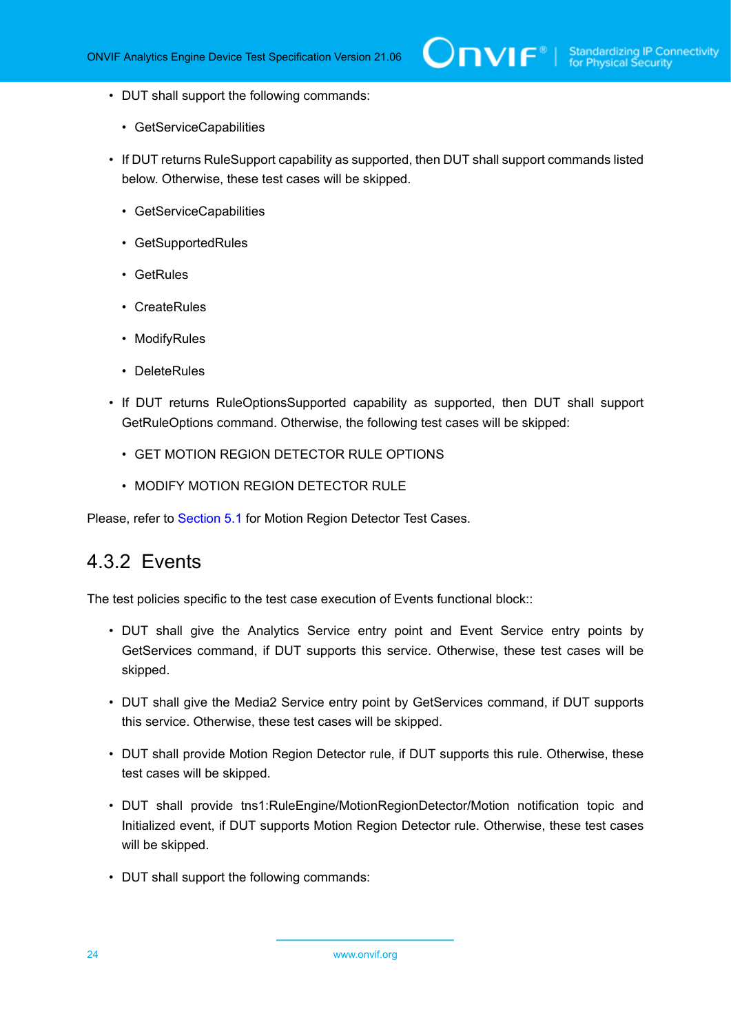- DUT shall support the following commands:
  - GetServiceCapabilities
- If DUT returns RuleSupport capability as supported, then DUT shall support commands listed below. Otherwise, these test cases will be skipped.
  - GetServiceCapabilities
  - GetSupportedRules
  - GetRules
  - CreateRules
  - ModifyRules
  - DeleteRules
- If DUT returns RuleOptionsSupported capability as supported, then DUT shall support GetRuleOptions command. Otherwise, the following test cases will be skipped:
  - GET MOTION REGION DETECTOR RULE OPTIONS
  - MODIFY MOTION REGION DETECTOR RULE

Please, refer to Section 5.1 for Motion Region Detector Test Cases.

### 4.3.2 Events

The test policies specific to the test case execution of Events functional block::

- DUT shall give the Analytics Service entry point and Event Service entry points by GetServices command, if DUT supports this service. Otherwise, these test cases will be skipped.
- DUT shall give the Media2 Service entry point by GetServices command, if DUT supports this service. Otherwise, these test cases will be skipped.
- DUT shall provide Motion Region Detector rule, if DUT supports this rule. Otherwise, these test cases will be skipped.
- DUT shall provide tns1:RuleEngine/MotionRegionDetector/Motion notification topic and Initialized event, if DUT supports Motion Region Detector rule. Otherwise, these test cases will be skipped.
- DUT shall support the following commands: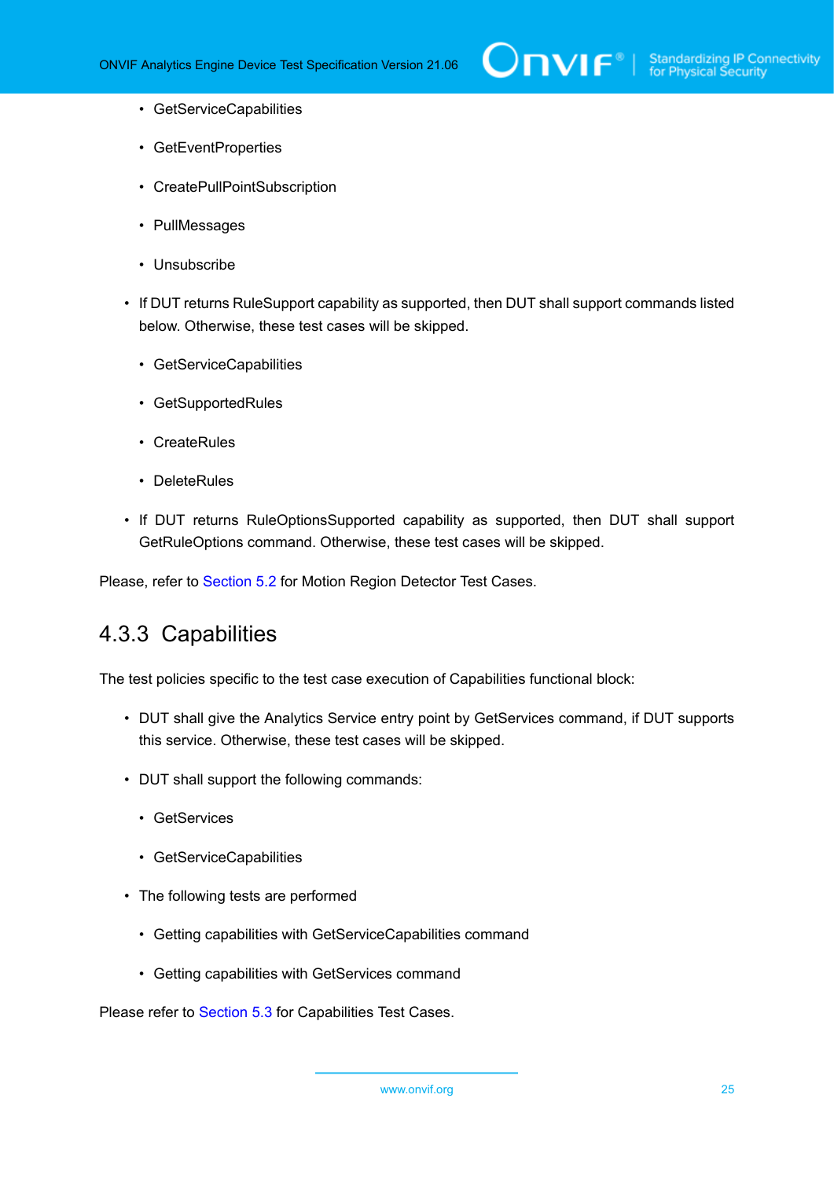- GetServiceCapabilities
- GetEventProperties
- CreatePullPointSubscription
- PullMessages
- Unsubscribe

- If DUT returns RuleSupport capability as supported, then DUT shall support commands listed below. Otherwise, these test cases will be skipped.
  - GetServiceCapabilities
  - GetSupportedRules
  - CreateRules
  - DeleteRules
- If DUT returns RuleOptionsSupported capability as supported, then DUT shall support GetRuleOptions command. Otherwise, these test cases will be skipped.

Please, refer to Section 5.2 for Motion Region Detector Test Cases.

### 4.3.3 Capabilities

The test policies specific to the test case execution of Capabilities functional block:

- DUT shall give the Analytics Service entry point by GetServices command, if DUT supports this service. Otherwise, these test cases will be skipped.
- DUT shall support the following commands:
  - GetServices
  - GetServiceCapabilities
- The following tests are performed
  - Getting capabilities with GetServiceCapabilities command
  - Getting capabilities with GetServices command

Please refer to Section 5.3 for Capabilities Test Cases.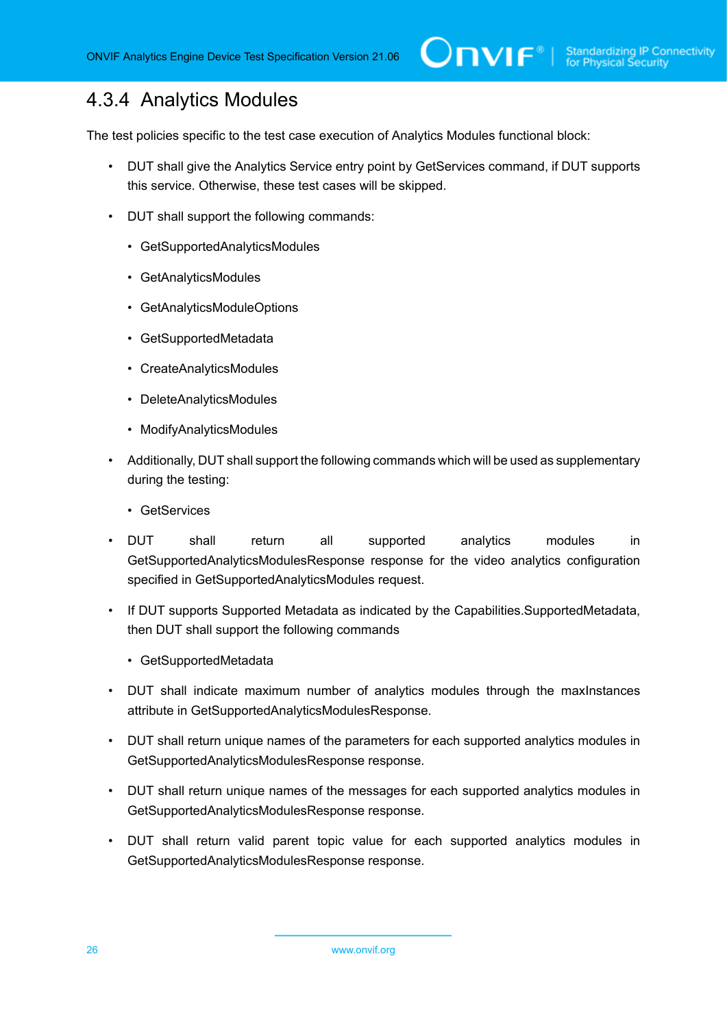### 4.3.4 Analytics Modules

The test policies specific to the test case execution of Analytics Modules functional block:

- DUT shall give the Analytics Service entry point by GetServices command, if DUT supports this service. Otherwise, these test cases will be skipped.
- DUT shall support the following commands:
  - GetSupportedAnalyticsModules
  - GetAnalyticsModules
  - GetAnalyticsModuleOptions
  - GetSupportedMetadata
  - CreateAnalyticsModules
  - DeleteAnalyticsModules
  - ModifyAnalyticsModules
- Additionally, DUT shall support the following commands which will be used as supplementary during the testing:
  - GetServices
- DUT shall return all supported analytics modules in GetSupportedAnalyticsModulesResponse response for the video analytics configuration specified in GetSupportedAnalyticsModules request.
- If DUT supports Supported Metadata as indicated by the Capabilities.SupportedMetadata, then DUT shall support the following commands
  - GetSupportedMetadata
- DUT shall indicate maximum number of analytics modules through the maxInstances attribute in GetSupportedAnalyticsModulesResponse.
- DUT shall return unique names of the parameters for each supported analytics modules in GetSupportedAnalyticsModulesResponse response.
- DUT shall return unique names of the messages for each supported analytics modules in GetSupportedAnalyticsModulesResponse response.
- DUT shall return valid parent topic value for each supported analytics modules in GetSupportedAnalyticsModulesResponse response.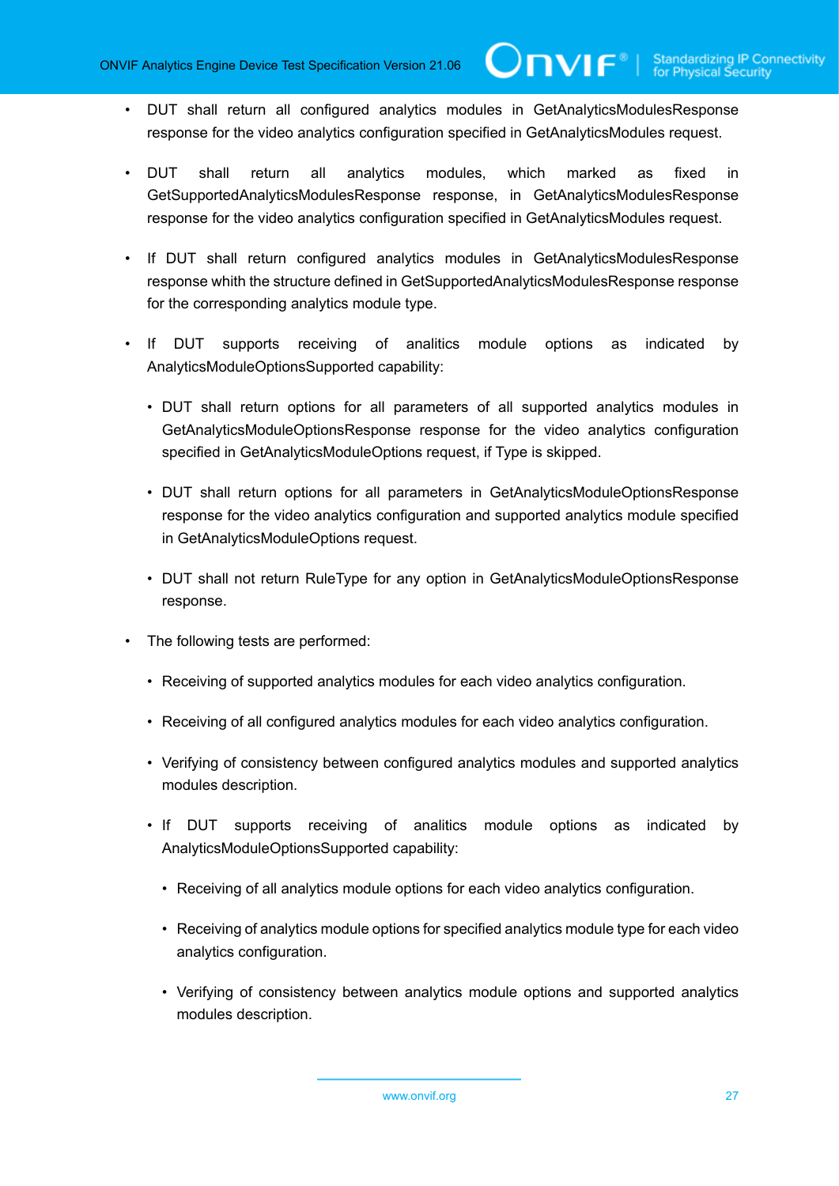- DUT shall return all configured analytics modules in GetAnalyticsModulesResponse response for the video analytics configuration specified in GetAnalyticsModules request.
- DUT shall return all analytics modules, which marked as fixed in GetSupportedAnalyticsModulesResponse response, in GetAnalyticsModulesResponse response for the video analytics configuration specified in GetAnalyticsModules request.
- If DUT shall return configured analytics modules in GetAnalyticsModulesResponse response whith the structure defined in GetSupportedAnalyticsModulesResponse response for the corresponding analytics module type.
- If DUT supports receiving of analitics module options as indicated by AnalyticsModuleOptionsSupported capability:
  - DUT shall return options for all parameters of all supported analytics modules in GetAnalyticsModuleOptionsResponse response for the video analytics configuration specified in GetAnalyticsModuleOptions request, if Type is skipped.
  - DUT shall return options for all parameters in GetAnalyticsModuleOptionsResponse response for the video analytics configuration and supported analytics module specified in GetAnalyticsModuleOptions request.
  - DUT shall not return RuleType for any option in GetAnalyticsModuleOptionsResponse response.
- The following tests are performed:
  - Receiving of supported analytics modules for each video analytics configuration.
  - Receiving of all configured analytics modules for each video analytics configuration.
  - Verifying of consistency between configured analytics modules and supported analytics modules description.
  - If DUT supports receiving of analitics module options as indicated by AnalyticsModuleOptionsSupported capability:
    - Receiving of all analytics module options for each video analytics configuration.
    - Receiving of analytics module options for specified analytics module type for each video analytics configuration.
    - Verifying of consistency between analytics module options and supported analytics modules description.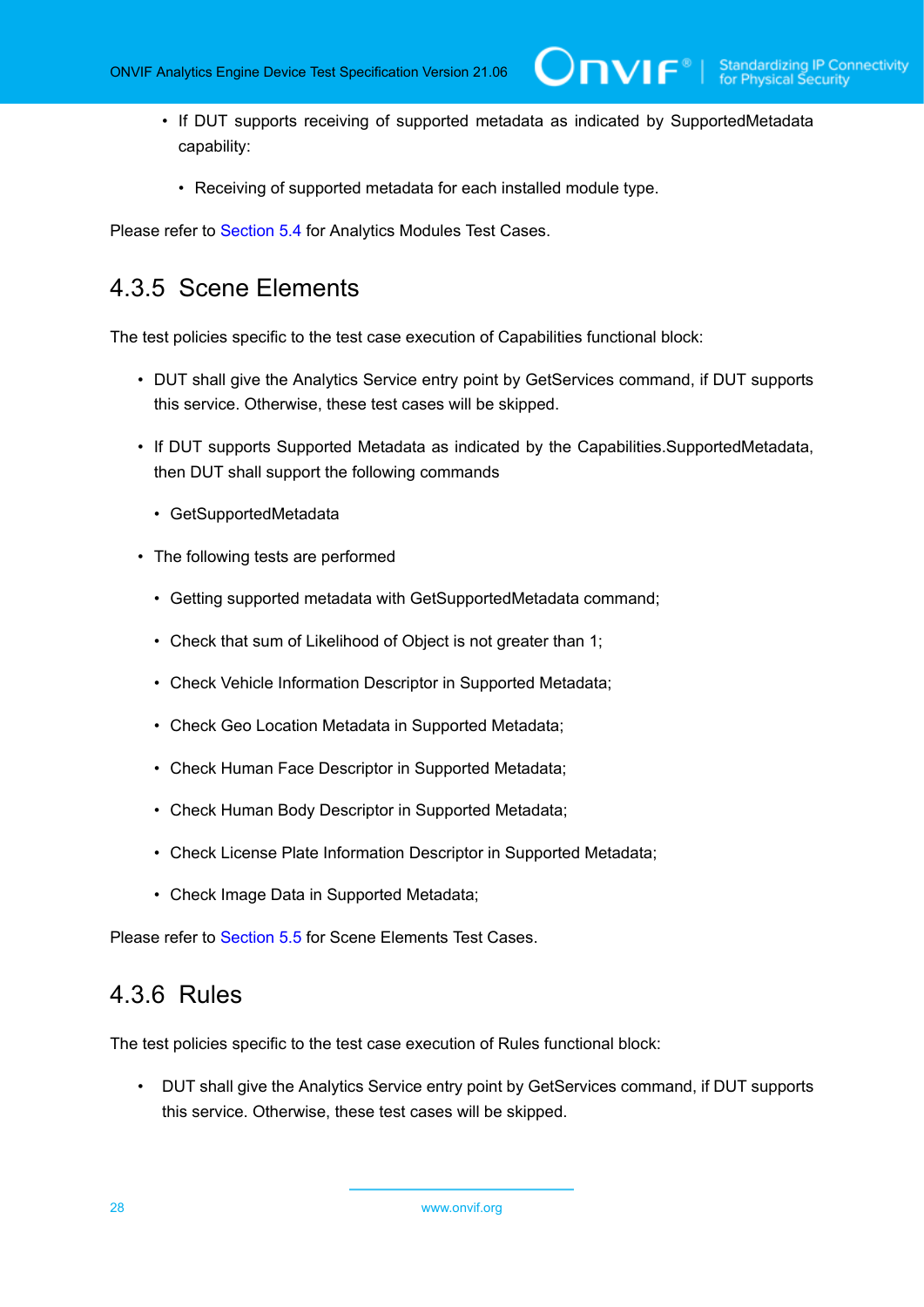- If DUT supports receiving of supported metadata as indicated by SupportedMetadata capability:
  - Receiving of supported metadata for each installed module type.

Please refer to Section 5.4 for Analytics Modules Test Cases.

### 4.3.5 Scene Elements

The test policies specific to the test case execution of Capabilities functional block:

- DUT shall give the Analytics Service entry point by GetServices command, if DUT supports this service. Otherwise, these test cases will be skipped.
- If DUT supports Supported Metadata as indicated by the Capabilities.SupportedMetadata, then DUT shall support the following commands
  - GetSupportedMetadata
- The following tests are performed
  - Getting supported metadata with GetSupportedMetadata command;
  - Check that sum of Likelihood of Object is not greater than 1;
  - Check Vehicle Information Descriptor in Supported Metadata;
  - Check Geo Location Metadata in Supported Metadata;
  - Check Human Face Descriptor in Supported Metadata;
  - Check Human Body Descriptor in Supported Metadata;
  - Check License Plate Information Descriptor in Supported Metadata;
  - Check Image Data in Supported Metadata;

Please refer to Section 5.5 for Scene Elements Test Cases.

### 4.3.6 Rules

The test policies specific to the test case execution of Rules functional block:

- DUT shall give the Analytics Service entry point by GetServices command, if DUT supports this service. Otherwise, these test cases will be skipped.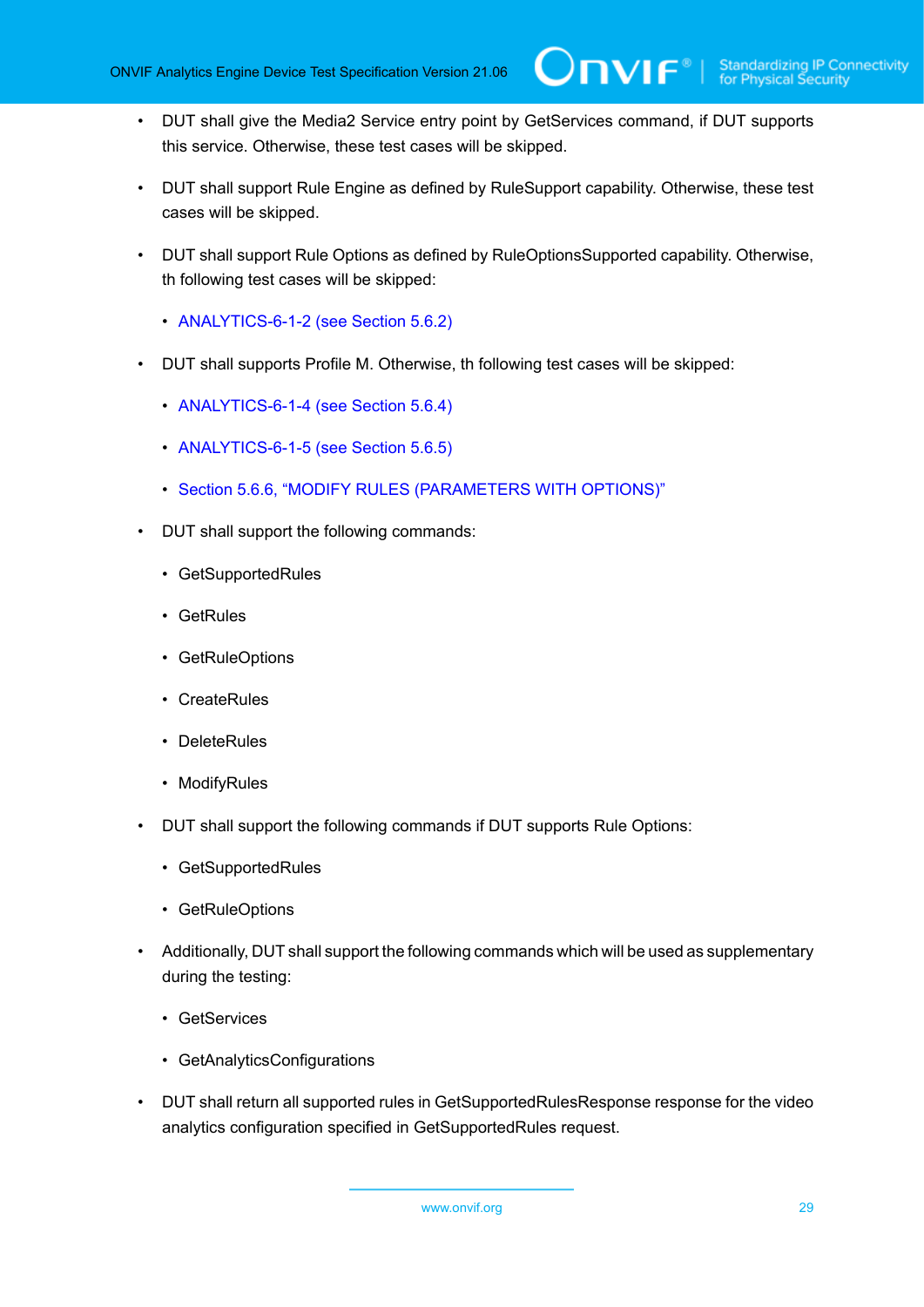- DUT shall give the Media2 Service entry point by GetServices command, if DUT supports this service. Otherwise, these test cases will be skipped.
- DUT shall support Rule Engine as defined by RuleSupport capability. Otherwise, these test cases will be skipped.
- DUT shall support Rule Options as defined by RuleOptionsSupported capability. Otherwise, th following test cases will be skipped:
  - ANALYTICS-6-1-2 (see Section 5.6.2)
- DUT shall supports Profile M. Otherwise, th following test cases will be skipped:
  - ANALYTICS-6-1-4 (see Section 5.6.4)
  - ANALYTICS-6-1-5 (see Section 5.6.5)
  - Section 5.6.6, "MODIFY RULES (PARAMETERS WITH OPTIONS)"
- DUT shall support the following commands:
  - GetSupportedRules
  - GetRules
  - GetRuleOptions
  - CreateRules
  - DeleteRules
  - ModifyRules
- DUT shall support the following commands if DUT supports Rule Options:
  - GetSupportedRules
  - GetRuleOptions
- Additionally, DUT shall support the following commands which will be used as supplementary during the testing:
  - GetServices
  - GetAnalyticsConfigurations
- DUT shall return all supported rules in GetSupportedRulesResponse response for the video analytics configuration specified in GetSupportedRules request.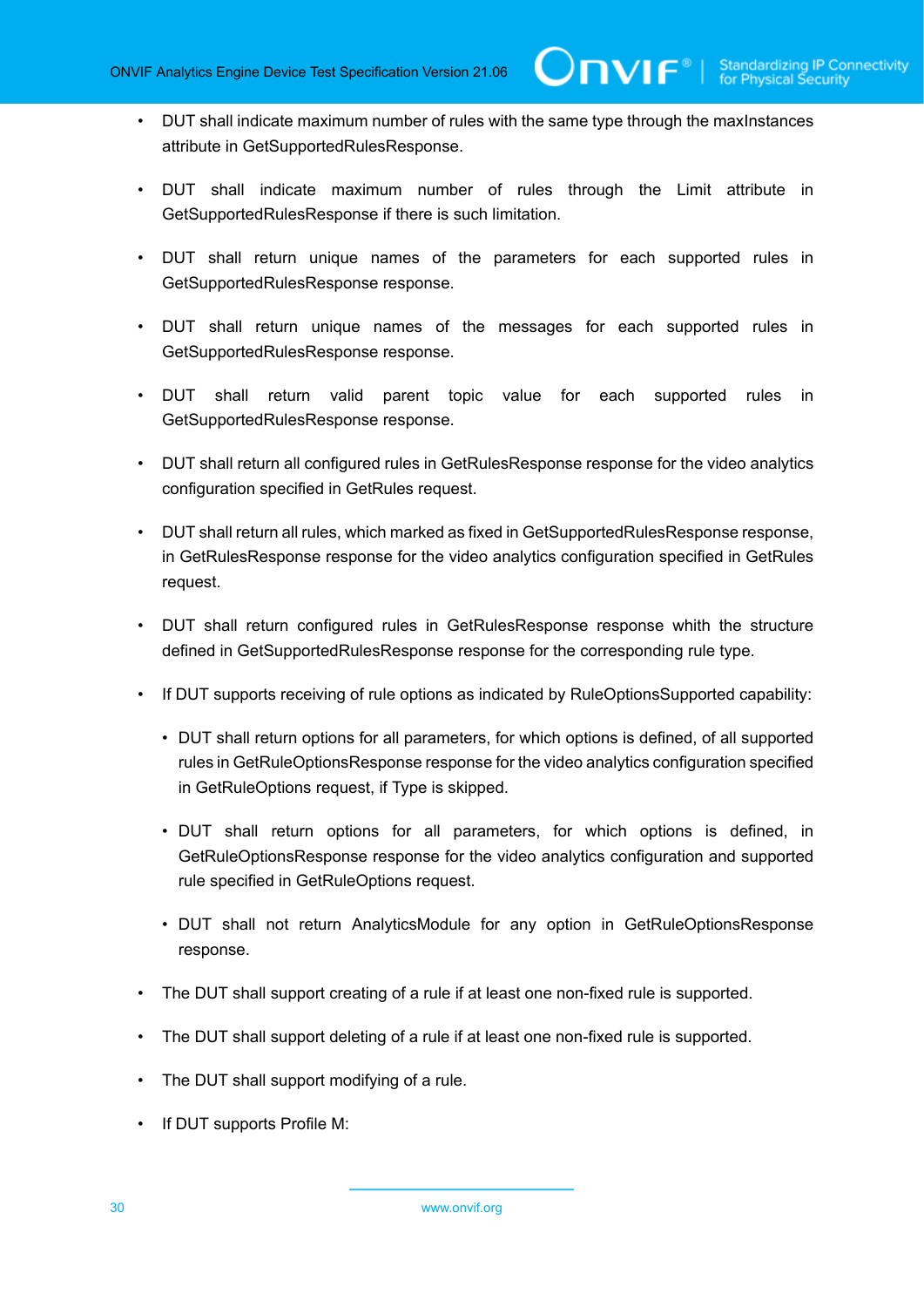- DUT shall indicate maximum number of rules with the same type through the maxInstances attribute in GetSupportedRulesResponse.
- DUT shall indicate maximum number of rules through the Limit attribute in GetSupportedRulesResponse if there is such limitation.
- DUT shall return unique names of the parameters for each supported rules in GetSupportedRulesResponse response.
- DUT shall return unique names of the messages for each supported rules in GetSupportedRulesResponse response.
- DUT shall return valid parent topic value for each supported rules in GetSupportedRulesResponse response.
- DUT shall return all configured rules in GetRulesResponse response for the video analytics configuration specified in GetRules request.
- DUT shall return all rules, which marked as fixed in GetSupportedRulesResponse response, in GetRulesResponse response for the video analytics configuration specified in GetRules request.
- DUT shall return configured rules in GetRulesResponse response whith the structure defined in GetSupportedRulesResponse response for the corresponding rule type.
- If DUT supports receiving of rule options as indicated by RuleOptionsSupported capability:
  - DUT shall return options for all parameters, for which options is defined, of all supported rules in GetRuleOptionsResponse response for the video analytics configuration specified in GetRuleOptions request, if Type is skipped.
  - DUT shall return options for all parameters, for which options is defined, in GetRuleOptionsResponse response for the video analytics configuration and supported rule specified in GetRuleOptions request.
  - DUT shall not return AnalyticsModule for any option in GetRuleOptionsResponse response.
- The DUT shall support creating of a rule if at least one non-fixed rule is supported.
- The DUT shall support deleting of a rule if at least one non-fixed rule is supported.
- The DUT shall support modifying of a rule.
- If DUT supports Profile M: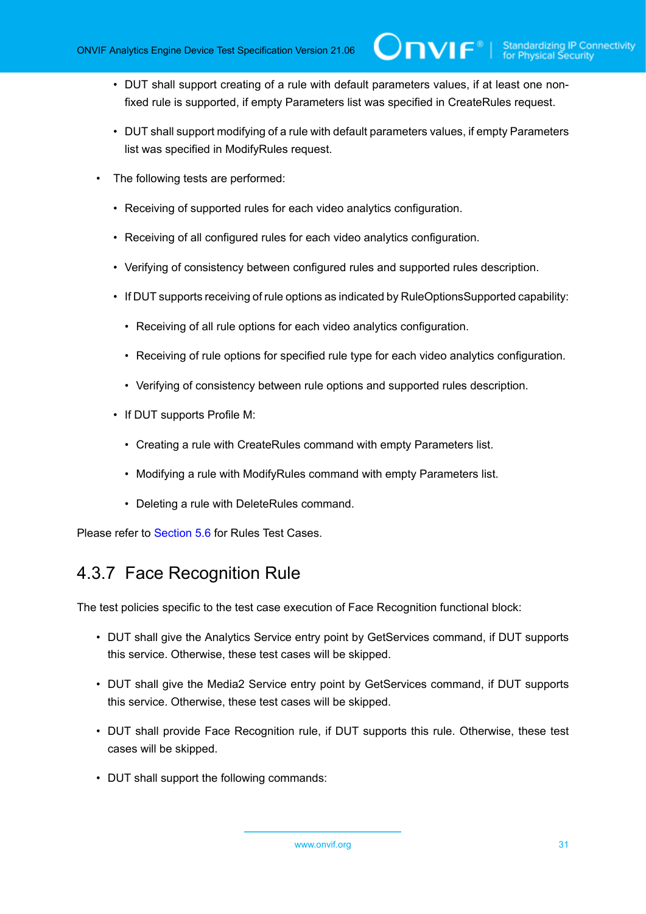- DUT shall support creating of a rule with default parameters values, if at least one non-fixed rule is supported, if empty Parameters list was specified in CreateRules request.
  - DUT shall support modifying of a rule with default parameters values, if empty Parameters list was specified in ModifyRules request.
- The following tests are performed:
  - Receiving of supported rules for each video analytics configuration.
  - Receiving of all configured rules for each video analytics configuration.
  - Verifying of consistency between configured rules and supported rules description.
  - If DUT supports receiving of rule options as indicated by RuleOptionsSupported capability:
    - Receiving of all rule options for each video analytics configuration.
    - Receiving of rule options for specified rule type for each video analytics configuration.
    - Verifying of consistency between rule options and supported rules description.
  - If DUT supports Profile M:
    - Creating a rule with CreateRules command with empty Parameters list.
    - Modifying a rule with ModifyRules command with empty Parameters list.
    - Deleting a rule with DeleteRules command.

Please refer to Section 5.6 for Rules Test Cases.

### 4.3.7 Face Recognition Rule

The test policies specific to the test case execution of Face Recognition functional block:

- DUT shall give the Analytics Service entry point by GetServices command, if DUT supports this service. Otherwise, these test cases will be skipped.
- DUT shall give the Media2 Service entry point by GetServices command, if DUT supports this service. Otherwise, these test cases will be skipped.
- DUT shall provide Face Recognition rule, if DUT supports this rule. Otherwise, these test cases will be skipped.
- DUT shall support the following commands: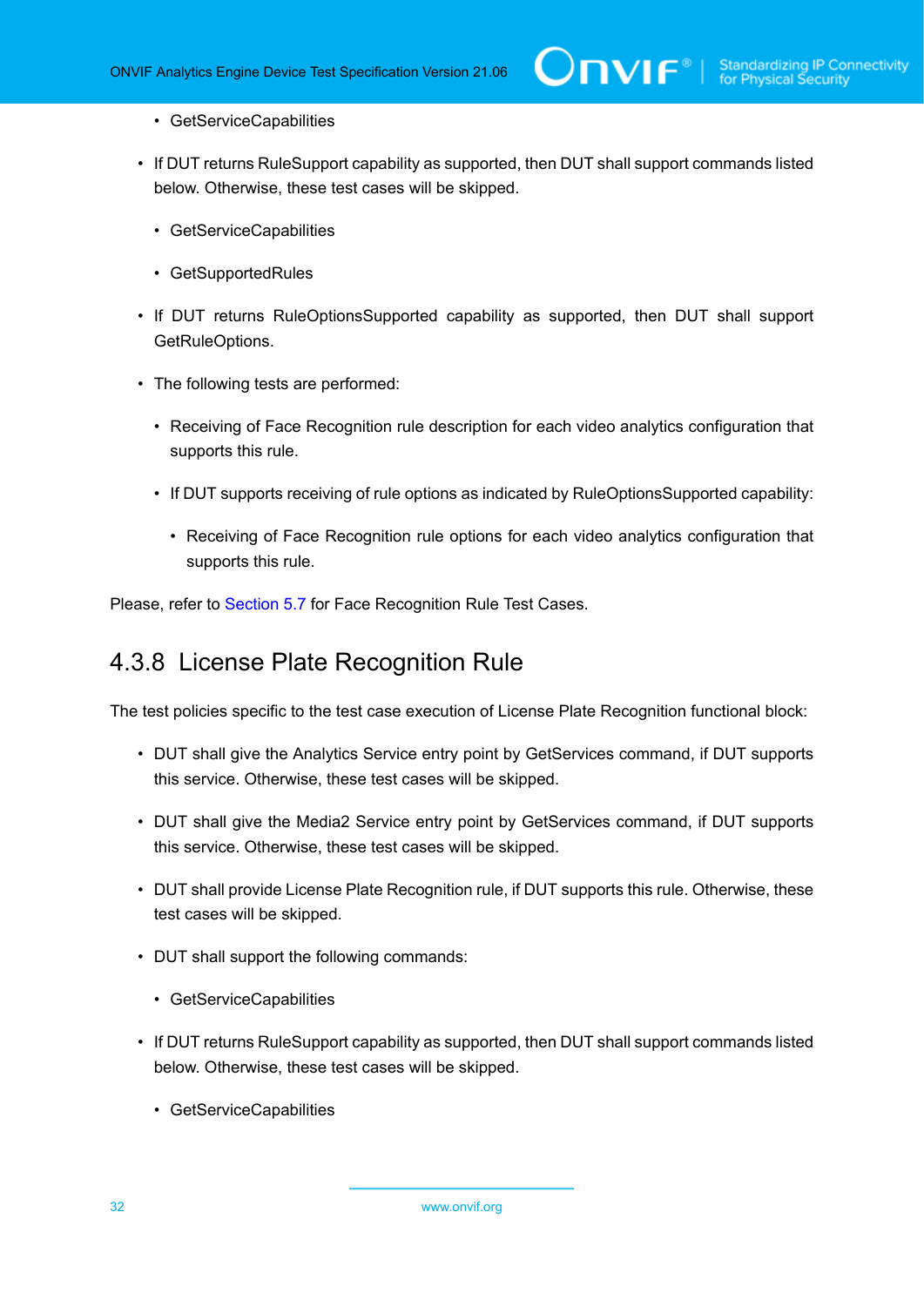- GetServiceCapabilities

- If DUT returns RuleSupport capability as supported, then DUT shall support commands listed below. Otherwise, these test cases will be skipped.

  - GetServiceCapabilities

  - GetSupportedRules

- If DUT returns RuleOptionsSupported capability as supported, then DUT shall support GetRuleOptions.

- The following tests are performed:

  - Receiving of Face Recognition rule description for each video analytics configuration that supports this rule.

  - If DUT supports receiving of rule options as indicated by RuleOptionsSupported capability:

    - Receiving of Face Recognition rule options for each video analytics configuration that supports this rule.

Please, refer to Section 5.7 for Face Recognition Rule Test Cases.

### 4.3.8 License Plate Recognition Rule

The test policies specific to the test case execution of License Plate Recognition functional block:

- DUT shall give the Analytics Service entry point by GetServices command, if DUT supports this service. Otherwise, these test cases will be skipped.

- DUT shall give the Media2 Service entry point by GetServices command, if DUT supports this service. Otherwise, these test cases will be skipped.

- DUT shall provide License Plate Recognition rule, if DUT supports this rule. Otherwise, these test cases will be skipped.

- DUT shall support the following commands:

  - GetServiceCapabilities

- If DUT returns RuleSupport capability as supported, then DUT shall support commands listed below. Otherwise, these test cases will be skipped.

  - GetServiceCapabilities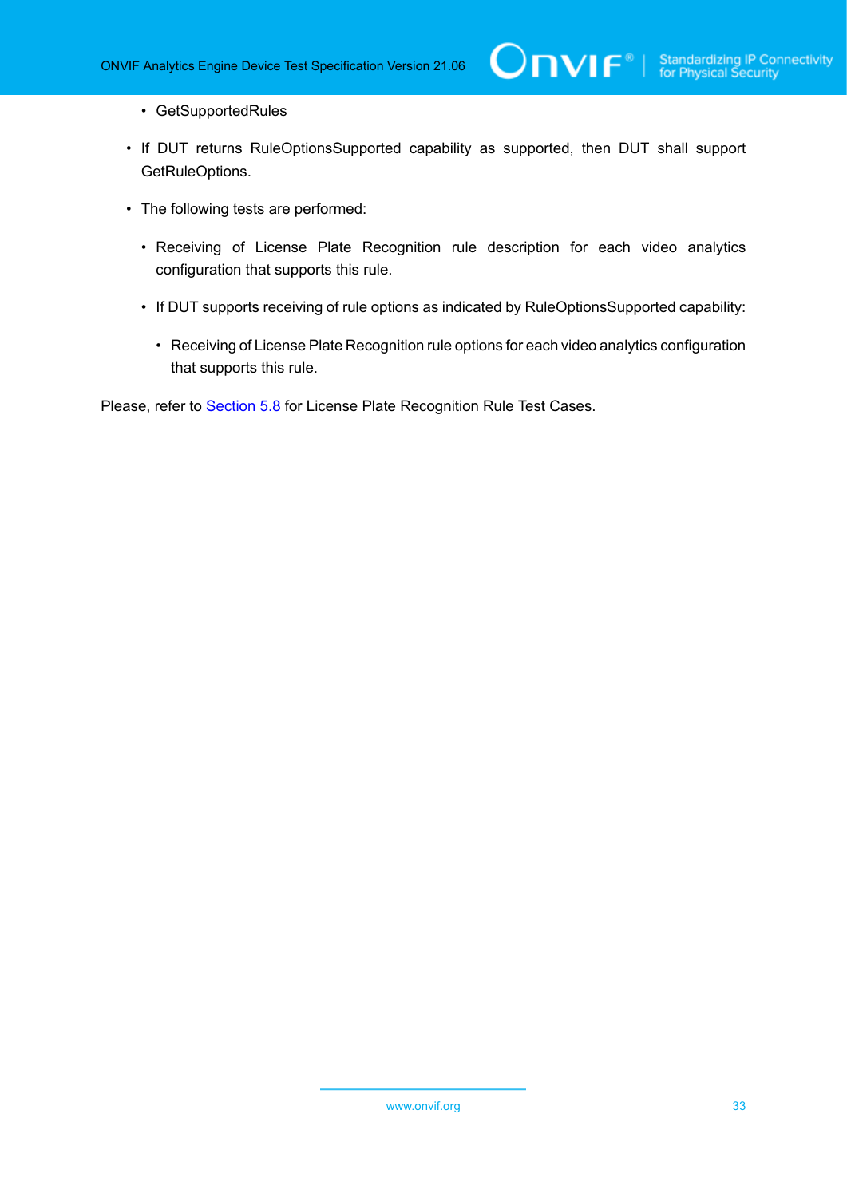- GetSupportedRules
- If DUT returns RuleOptionsSupported capability as supported, then DUT shall support GetRuleOptions.
- The following tests are performed:
  - Receiving of License Plate Recognition rule description for each video analytics configuration that supports this rule.
  - If DUT supports receiving of rule options as indicated by RuleOptionsSupported capability:
    - Receiving of License Plate Recognition rule options for each video analytics configuration that supports this rule.

Please, refer to Section 5.8 for License Plate Recognition Rule Test Cases.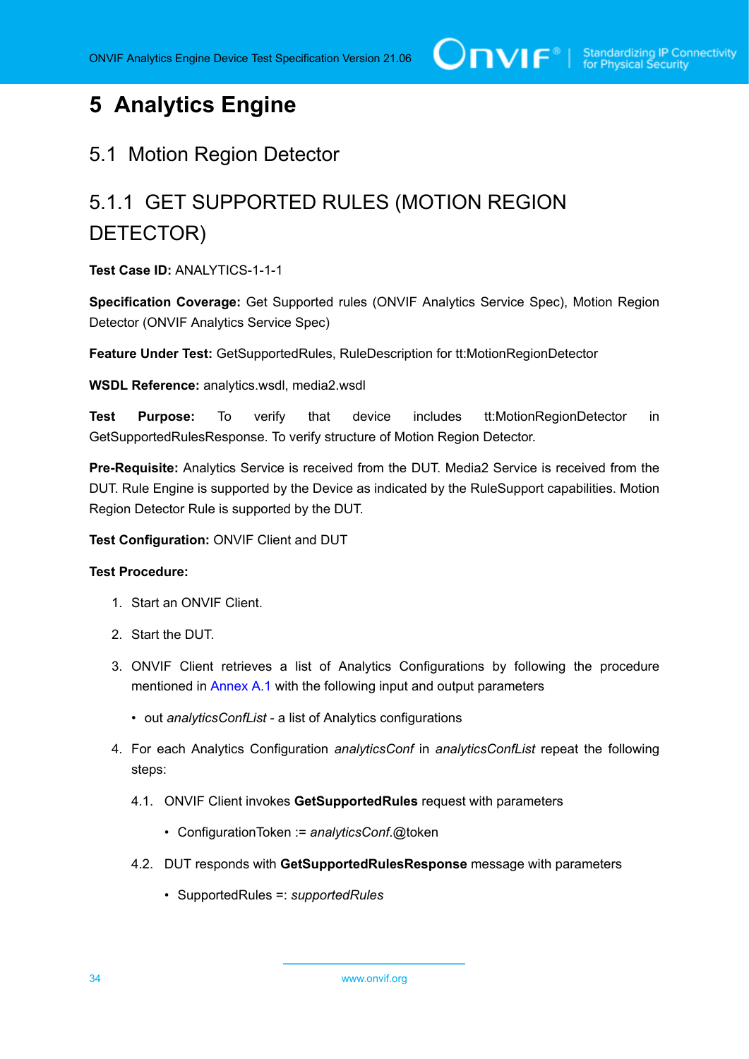# 5 Analytics Engine

## 5.1 Motion Region Detector

### 5.1.1 GET SUPPORTED RULES (MOTION REGION DETECTOR)

**Test Case ID:** ANALYTICS-1-1-1

**Specification Coverage:** Get Supported rules (ONVIF Analytics Service Spec), Motion Region Detector (ONVIF Analytics Service Spec)

**Feature Under Test:** GetSupportedRules, RuleDescription for tt:MotionRegionDetector

**WSDL Reference:** analytics.wsdl, media2.wsdl

**Test Purpose:** To verify that device includes tt:MotionRegionDetector in GetSupportedRulesResponse. To verify structure of Motion Region Detector.

**Pre-Requisite:** Analytics Service is received from the DUT. Media2 Service is received from the DUT. Rule Engine is supported by the Device as indicated by the RuleSupport capabilities. Motion Region Detector Rule is supported by the DUT.

**Test Configuration:** ONVIF Client and DUT

**Test Procedure:**

1. Start an ONVIF Client.

2. Start the DUT.

3. ONVIF Client retrieves a list of Analytics Configurations by following the procedure mentioned in Annex A.1 with the following input and output parameters

   - out *analyticsConfList* - a list of Analytics configurations

4. For each Analytics Configuration *analyticsConf* in *analyticsConfList* repeat the following steps:

   4.1. ONVIF Client invokes **GetSupportedRules** request with parameters

   - ConfigurationToken := *analyticsConf*.@token

   4.2. DUT responds with **GetSupportedRulesResponse** message with parameters

   - SupportedRules =: *supportedRules*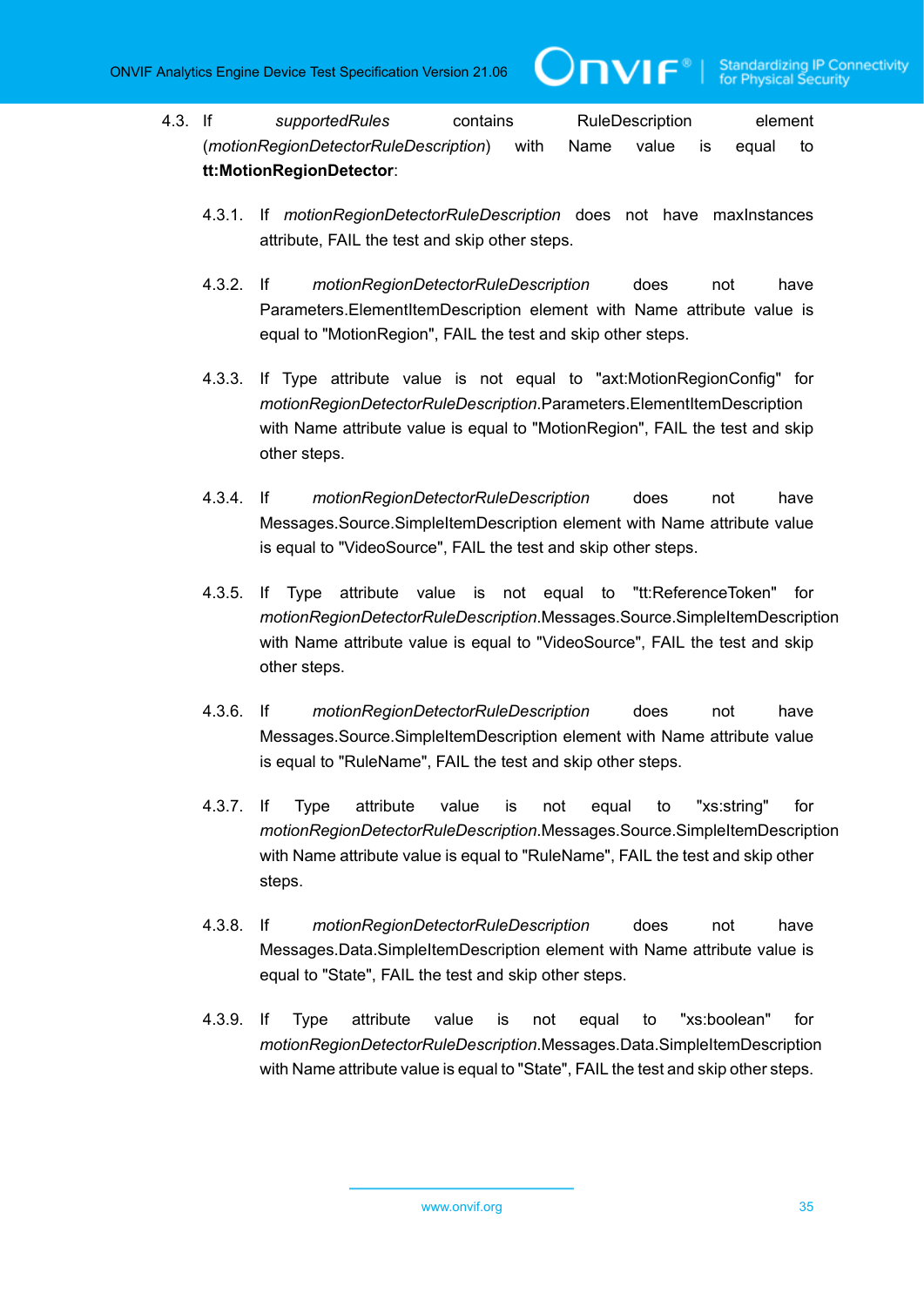4.3. If *supportedRules* contains RuleDescription element (*motionRegionDetectorRuleDescription*) with Name value is equal to **tt:MotionRegionDetector**:

4.3.1. If *motionRegionDetectorRuleDescription* does not have maxInstances attribute, FAIL the test and skip other steps.

4.3.2. If *motionRegionDetectorRuleDescription* does not have Parameters.ElementItemDescription element with Name attribute value is equal to "MotionRegion", FAIL the test and skip other steps.

4.3.3. If Type attribute value is not equal to "axt:MotionRegionConfig" for *motionRegionDetectorRuleDescription*.Parameters.ElementItemDescription with Name attribute value is equal to "MotionRegion", FAIL the test and skip other steps.

4.3.4. If *motionRegionDetectorRuleDescription* does not have Messages.Source.SimpleItemDescription element with Name attribute value is equal to "VideoSource", FAIL the test and skip other steps.

4.3.5. If Type attribute value is not equal to "tt:ReferenceToken" for *motionRegionDetectorRuleDescription*.Messages.Source.SimpleItemDescription with Name attribute value is equal to "VideoSource", FAIL the test and skip other steps.

4.3.6. If *motionRegionDetectorRuleDescription* does not have Messages.Source.SimpleItemDescription element with Name attribute value is equal to "RuleName", FAIL the test and skip other steps.

4.3.7. If Type attribute value is not equal to "xs:string" for *motionRegionDetectorRuleDescription*.Messages.Source.SimpleItemDescription with Name attribute value is equal to "RuleName", FAIL the test and skip other steps.

4.3.8. If *motionRegionDetectorRuleDescription* does not have Messages.Data.SimpleItemDescription element with Name attribute value is equal to "State", FAIL the test and skip other steps.

4.3.9. If Type attribute value is not equal to "xs:boolean" for *motionRegionDetectorRuleDescription*.Messages.Data.SimpleItemDescription with Name attribute value is equal to "State", FAIL the test and skip other steps.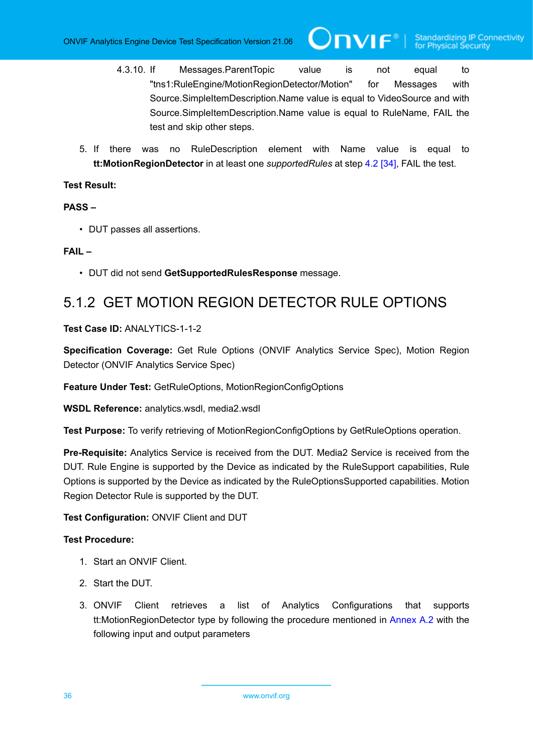4.3.10. If Messages.ParentTopic value is not equal to "tns1:RuleEngine/MotionRegionDetector/Motion" for Messages with Source.SimpleItemDescription.Name value is equal to VideoSource and with Source.SimpleItemDescription.Name value is equal to RuleName, FAIL the test and skip other steps.

5. If there was no RuleDescription element with Name value is equal to **tt:MotionRegionDetector** in at least one *supportedRules* at step 4.2 [34], FAIL the test.

**Test Result:**

**PASS –**

- DUT passes all assertions.

**FAIL –**

- DUT did not send **GetSupportedRulesResponse** message.

## 5.1.2 GET MOTION REGION DETECTOR RULE OPTIONS

**Test Case ID:** ANALYTICS-1-1-2

**Specification Coverage:** Get Rule Options (ONVIF Analytics Service Spec), Motion Region Detector (ONVIF Analytics Service Spec)

**Feature Under Test:** GetRuleOptions, MotionRegionConfigOptions

**WSDL Reference:** analytics.wsdl, media2.wsdl

**Test Purpose:** To verify retrieving of MotionRegionConfigOptions by GetRuleOptions operation.

**Pre-Requisite:** Analytics Service is received from the DUT. Media2 Service is received from the DUT. Rule Engine is supported by the Device as indicated by the RuleSupport capabilities, Rule Options is supported by the Device as indicated by the RuleOptionsSupported capabilities. Motion Region Detector Rule is supported by the DUT.

**Test Configuration:** ONVIF Client and DUT

**Test Procedure:**

1. Start an ONVIF Client.

2. Start the DUT.

3. ONVIF Client retrieves a list of Analytics Configurations that supports tt:MotionRegionDetector type by following the procedure mentioned in Annex A.2 with the following input and output parameters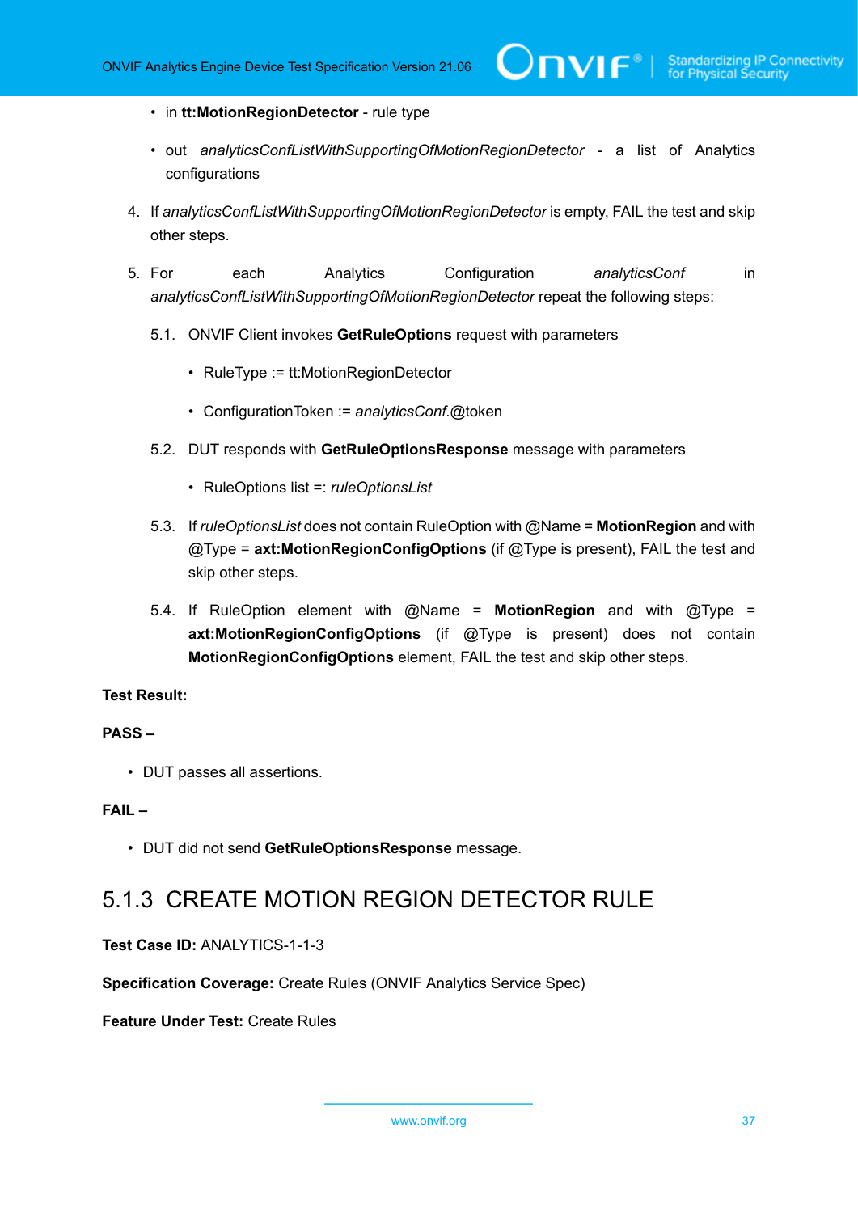- in **tt:MotionRegionDetector** - rule type

- out *analyticsConfListWithSupportingOfMotionRegionDetector* - a list of Analytics configurations

4. If *analyticsConfListWithSupportingOfMotionRegionDetector* is empty, FAIL the test and skip other steps.

5. For each Analytics Configuration *analyticsConf* in *analyticsConfListWithSupportingOfMotionRegionDetector* repeat the following steps:

   5.1. ONVIF Client invokes **GetRuleOptions** request with parameters

   - RuleType := tt:MotionRegionDetector

   - ConfigurationToken := *analyticsConf*.@token

   5.2. DUT responds with **GetRuleOptionsResponse** message with parameters

   - RuleOptions list =: *ruleOptionsList*

   5.3. If *ruleOptionsList* does not contain RuleOption with @Name = **MotionRegion** and with @Type = **axt:MotionRegionConfigOptions** (if @Type is present), FAIL the test and skip other steps.

   5.4. If RuleOption element with @Name = **MotionRegion** and with @Type = **axt:MotionRegionConfigOptions** (if @Type is present) does not contain **MotionRegionConfigOptions** element, FAIL the test and skip other steps.

**Test Result:**

**PASS –**

- DUT passes all assertions.

**FAIL –**

- DUT did not send **GetRuleOptionsResponse** message.

## 5.1.3 CREATE MOTION REGION DETECTOR RULE

**Test Case ID:** ANALYTICS-1-1-3

**Specification Coverage:** Create Rules (ONVIF Analytics Service Spec)

**Feature Under Test:** Create Rules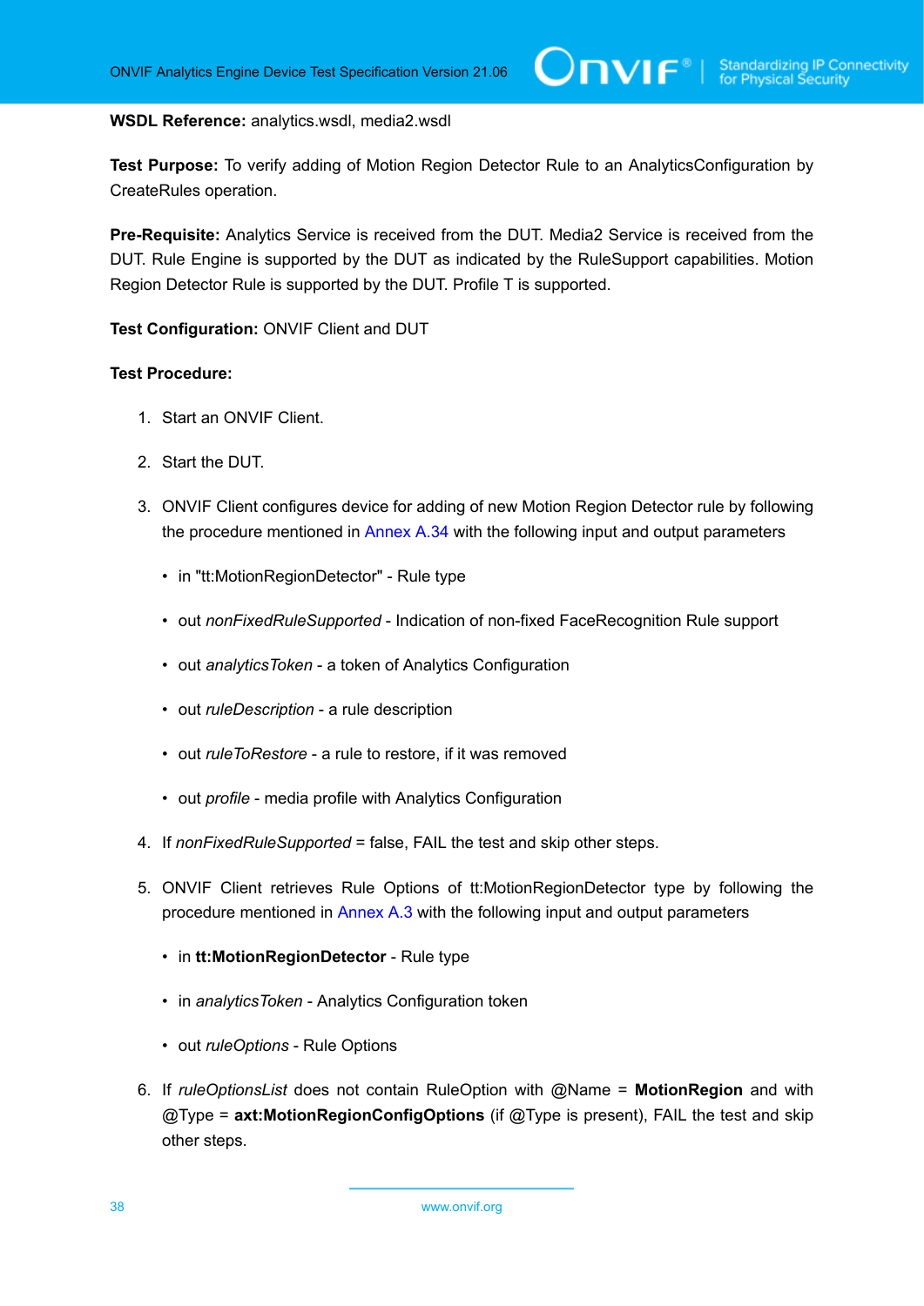**WSDL Reference:** analytics.wsdl, media2.wsdl

**Test Purpose:** To verify adding of Motion Region Detector Rule to an AnalyticsConfiguration by CreateRules operation.

**Pre-Requisite:** Analytics Service is received from the DUT. Media2 Service is received from the DUT. Rule Engine is supported by the DUT as indicated by the RuleSupport capabilities. Motion Region Detector Rule is supported by the DUT. Profile T is supported.

**Test Configuration:** ONVIF Client and DUT

**Test Procedure:**

1. Start an ONVIF Client.
2. Start the DUT.
3. ONVIF Client configures device for adding of new Motion Region Detector rule by following the procedure mentioned in Annex A.34 with the following input and output parameters
   - in "tt:MotionRegionDetector" - Rule type
   - out *nonFixedRuleSupported* - Indication of non-fixed FaceRecognition Rule support
   - out *analyticsToken* - a token of Analytics Configuration
   - out *ruleDescription* - a rule description
   - out *ruleToRestore* - a rule to restore, if it was removed
   - out *profile* - media profile with Analytics Configuration
4. If *nonFixedRuleSupported* = false, FAIL the test and skip other steps.
5. ONVIF Client retrieves Rule Options of tt:MotionRegionDetector type by following the procedure mentioned in Annex A.3 with the following input and output parameters
   - in **tt:MotionRegionDetector** - Rule type
   - in *analyticsToken* - Analytics Configuration token
   - out *ruleOptions* - Rule Options
6. If *ruleOptionsList* does not contain RuleOption with @Name = **MotionRegion** and with @Type = **axt:MotionRegionConfigOptions** (if @Type is present), FAIL the test and skip other steps.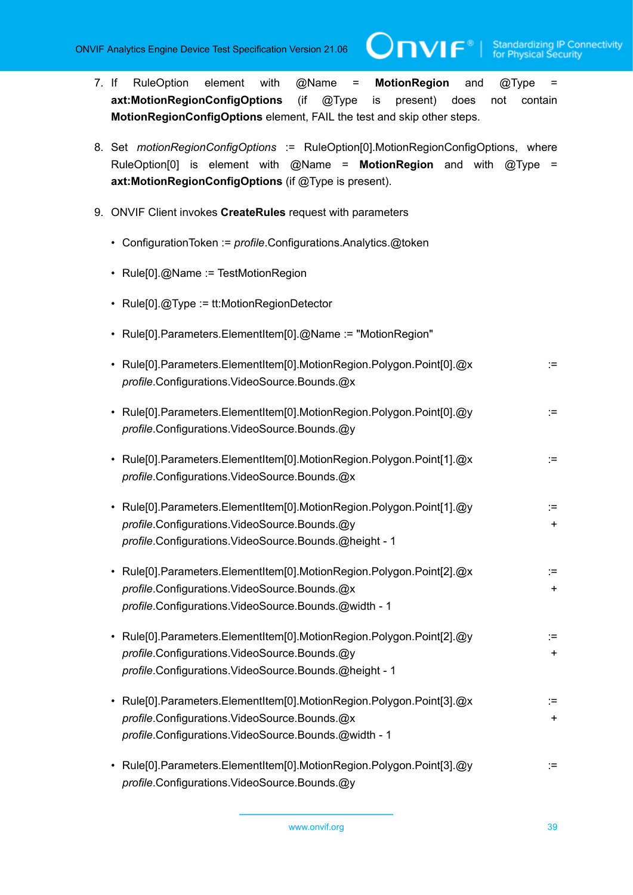7. If RuleOption element with @Name = **MotionRegion** and @Type = **axt:MotionRegionConfigOptions** (if @Type is present) does not contain **MotionRegionConfigOptions** element, FAIL the test and skip other steps.

8. Set *motionRegionConfigOptions* := RuleOption[0].MotionRegionConfigOptions, where RuleOption[0] is element with @Name = **MotionRegion** and with @Type = **axt:MotionRegionConfigOptions** (if @Type is present).

9. ONVIF Client invokes **CreateRules** request with parameters

   - ConfigurationToken := *profile*.Configurations.Analytics.@token
   - Rule[0].@Name := TestMotionRegion
   - Rule[0].@Type := tt:MotionRegionDetector
   - Rule[0].Parameters.ElementItem[0].@Name := "MotionRegion"
   - Rule[0].Parameters.ElementItem[0].MotionRegion.Polygon.Point[0].@x := *profile*.Configurations.VideoSource.Bounds.@x
   - Rule[0].Parameters.ElementItem[0].MotionRegion.Polygon.Point[0].@y := *profile*.Configurations.VideoSource.Bounds.@y
   - Rule[0].Parameters.ElementItem[0].MotionRegion.Polygon.Point[1].@x := *profile*.Configurations.VideoSource.Bounds.@x
   - Rule[0].Parameters.ElementItem[0].MotionRegion.Polygon.Point[1].@y := *profile*.Configurations.VideoSource.Bounds.@y + *profile*.Configurations.VideoSource.Bounds.@height - 1
   - Rule[0].Parameters.ElementItem[0].MotionRegion.Polygon.Point[2].@x := *profile*.Configurations.VideoSource.Bounds.@x + *profile*.Configurations.VideoSource.Bounds.@width - 1
   - Rule[0].Parameters.ElementItem[0].MotionRegion.Polygon.Point[2].@y := *profile*.Configurations.VideoSource.Bounds.@y + *profile*.Configurations.VideoSource.Bounds.@height - 1
   - Rule[0].Parameters.ElementItem[0].MotionRegion.Polygon.Point[3].@x := *profile*.Configurations.VideoSource.Bounds.@x + *profile*.Configurations.VideoSource.Bounds.@width - 1
   - Rule[0].Parameters.ElementItem[0].MotionRegion.Polygon.Point[3].@y := *profile*.Configurations.VideoSource.Bounds.@y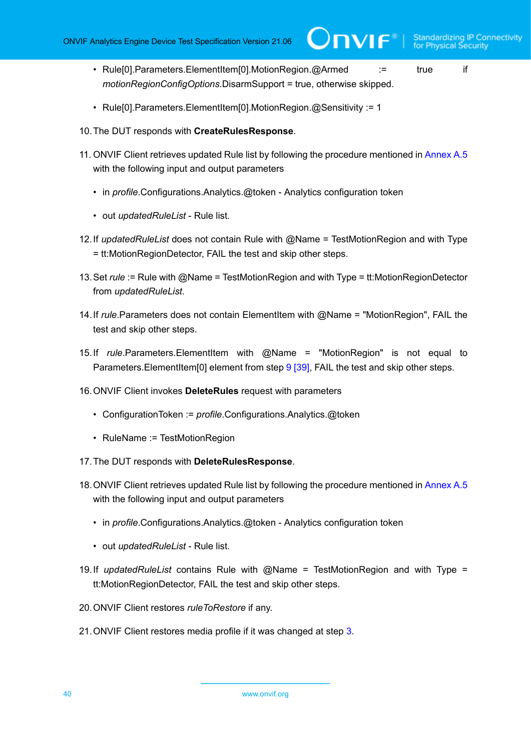- Rule[0].Parameters.ElementItem[0].MotionRegion.@Armed := true if *motionRegionConfigOptions*.DisarmSupport = true, otherwise skipped.

- Rule[0].Parameters.ElementItem[0].MotionRegion.@Sensitivity := 1

10. The DUT responds with **CreateRulesResponse**.

11. ONVIF Client retrieves updated Rule list by following the procedure mentioned in Annex A.5 with the following input and output parameters

    - in *profile*.Configurations.Analytics.@token - Analytics configuration token

    - out *updatedRuleList* - Rule list.

12. If *updatedRuleList* does not contain Rule with @Name = TestMotionRegion and with Type = tt:MotionRegionDetector, FAIL the test and skip other steps.

13. Set *rule* := Rule with @Name = TestMotionRegion and with Type = tt:MotionRegionDetector from *updatedRuleList*.

14. If *rule*.Parameters does not contain ElementItem with @Name = "MotionRegion", FAIL the test and skip other steps.

15. If *rule*.Parameters.ElementItem with @Name = "MotionRegion" is not equal to Parameters.ElementItem[0] element from step 9 [39], FAIL the test and skip other steps.

16. ONVIF Client invokes **DeleteRules** request with parameters

    - ConfigurationToken := *profile*.Configurations.Analytics.@token

    - RuleName := TestMotionRegion

17. The DUT responds with **DeleteRulesResponse**.

18. ONVIF Client retrieves updated Rule list by following the procedure mentioned in Annex A.5 with the following input and output parameters

    - in *profile*.Configurations.Analytics.@token - Analytics configuration token

    - out *updatedRuleList* - Rule list.

19. If *updatedRuleList* contains Rule with @Name = TestMotionRegion and with Type = tt:MotionRegionDetector, FAIL the test and skip other steps.

20. ONVIF Client restores *ruleToRestore* if any.

21. ONVIF Client restores media profile if it was changed at step 3.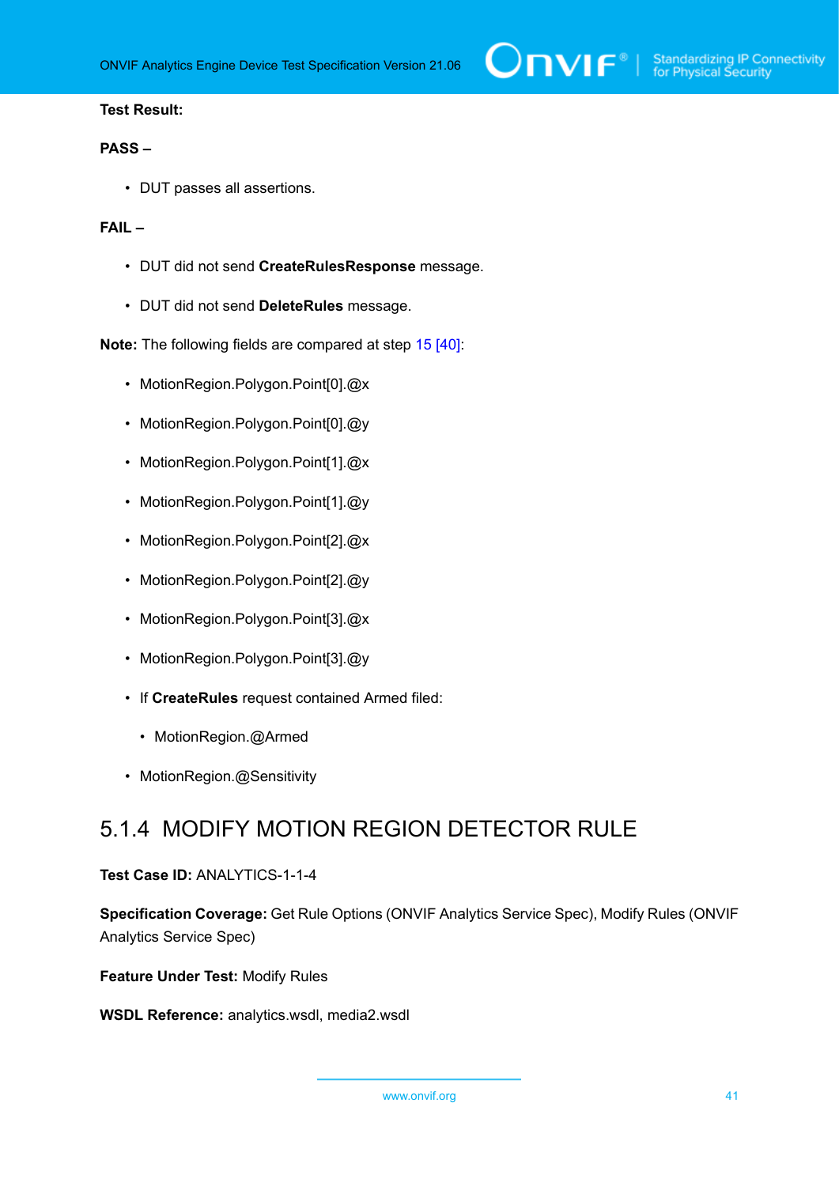**Test Result:**

**PASS –**

- DUT passes all assertions.

**FAIL –**

- DUT did not send **CreateRulesResponse** message.
- DUT did not send **DeleteRules** message.

**Note:** The following fields are compared at step 15 [40]:

- MotionRegion.Polygon.Point[0].@x
- MotionRegion.Polygon.Point[0].@y
- MotionRegion.Polygon.Point[1].@x
- MotionRegion.Polygon.Point[1].@y
- MotionRegion.Polygon.Point[2].@x
- MotionRegion.Polygon.Point[2].@y
- MotionRegion.Polygon.Point[3].@x
- MotionRegion.Polygon.Point[3].@y
- If **CreateRules** request contained Armed filed:
  - MotionRegion.@Armed
- MotionRegion.@Sensitivity

### 5.1.4 MODIFY MOTION REGION DETECTOR RULE

**Test Case ID:** ANALYTICS-1-1-4

**Specification Coverage:** Get Rule Options (ONVIF Analytics Service Spec), Modify Rules (ONVIF Analytics Service Spec)

**Feature Under Test:** Modify Rules

**WSDL Reference:** analytics.wsdl, media2.wsdl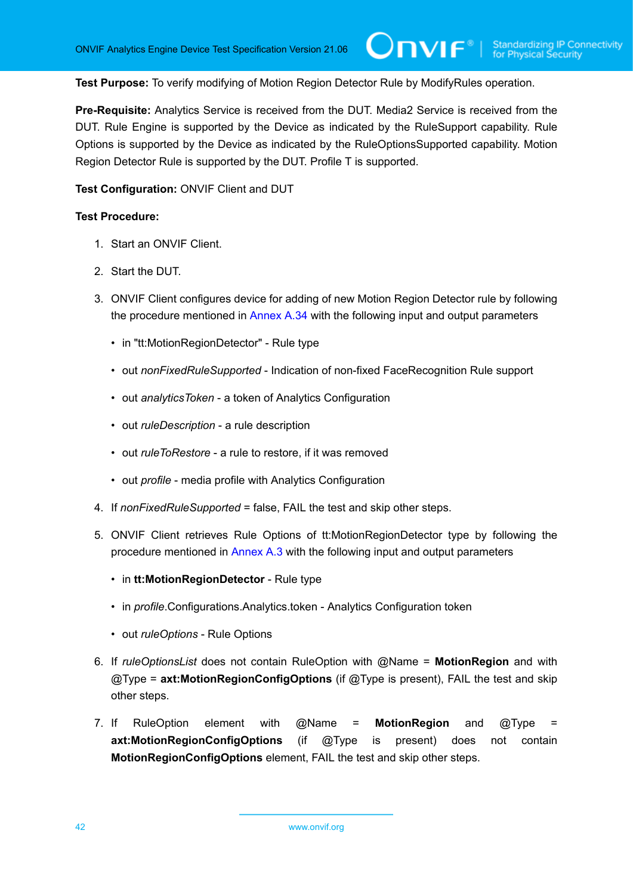**Test Purpose:** To verify modifying of Motion Region Detector Rule by ModifyRules operation.

**Pre-Requisite:** Analytics Service is received from the DUT. Media2 Service is received from the DUT. Rule Engine is supported by the Device as indicated by the RuleSupport capability. Rule Options is supported by the Device as indicated by the RuleOptionsSupported capability. Motion Region Detector Rule is supported by the DUT. Profile T is supported.

**Test Configuration:** ONVIF Client and DUT

**Test Procedure:**

1. Start an ONVIF Client.
2. Start the DUT.
3. ONVIF Client configures device for adding of new Motion Region Detector rule by following the procedure mentioned in Annex A.34 with the following input and output parameters
   - in "tt:MotionRegionDetector" - Rule type
   - out *nonFixedRuleSupported* - Indication of non-fixed FaceRecognition Rule support
   - out *analyticsToken* - a token of Analytics Configuration
   - out *ruleDescription* - a rule description
   - out *ruleToRestore* - a rule to restore, if it was removed
   - out *profile* - media profile with Analytics Configuration
4. If *nonFixedRuleSupported* = false, FAIL the test and skip other steps.
5. ONVIF Client retrieves Rule Options of tt:MotionRegionDetector type by following the procedure mentioned in Annex A.3 with the following input and output parameters
   - in **tt:MotionRegionDetector** - Rule type
   - in *profile*.Configurations.Analytics.token - Analytics Configuration token
   - out *ruleOptions* - Rule Options
6. If *ruleOptionsList* does not contain RuleOption with @Name = **MotionRegion** and with @Type = **axt:MotionRegionConfigOptions** (if @Type is present), FAIL the test and skip other steps.
7. If RuleOption element with @Name = **MotionRegion** and @Type = **axt:MotionRegionConfigOptions** (if @Type is present) does not contain **MotionRegionConfigOptions** element, FAIL the test and skip other steps.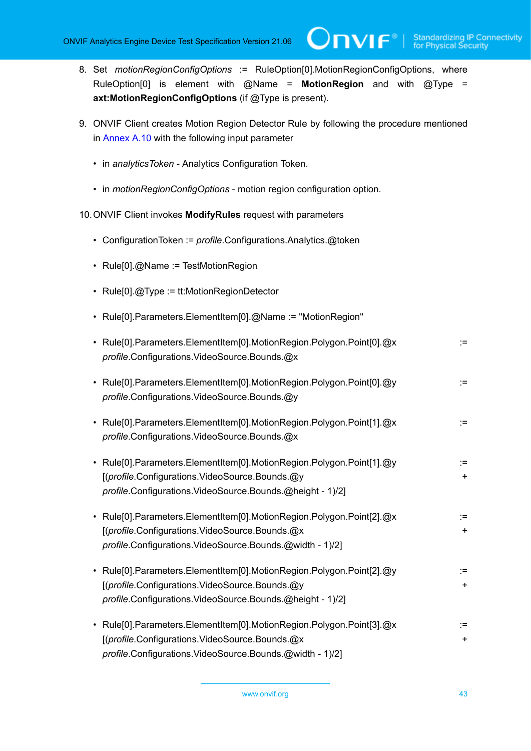8. Set *motionRegionConfigOptions* := RuleOption[0].MotionRegionConfigOptions, where RuleOption[0] is element with @Name = **MotionRegion** and with @Type = **axt:MotionRegionConfigOptions** (if @Type is present).

9. ONVIF Client creates Motion Region Detector Rule by following the procedure mentioned in Annex A.10 with the following input parameter

   - in *analyticsToken* - Analytics Configuration Token.

   - in *motionRegionConfigOptions* - motion region configuration option.

10. ONVIF Client invokes **ModifyRules** request with parameters

    - ConfigurationToken := *profile*.Configurations.Analytics.@token

    - Rule[0].@Name := TestMotionRegion

    - Rule[0].@Type := tt:MotionRegionDetector

    - Rule[0].Parameters.ElementItem[0].@Name := "MotionRegion"

    - Rule[0].Parameters.ElementItem[0].MotionRegion.Polygon.Point[0].@x := *profile*.Configurations.VideoSource.Bounds.@x

    - Rule[0].Parameters.ElementItem[0].MotionRegion.Polygon.Point[0].@y := *profile*.Configurations.VideoSource.Bounds.@y

    - Rule[0].Parameters.ElementItem[0].MotionRegion.Polygon.Point[1].@x := *profile*.Configurations.VideoSource.Bounds.@x

    - Rule[0].Parameters.ElementItem[0].MotionRegion.Polygon.Point[1].@y := [(*profile*.Configurations.VideoSource.Bounds.@y + *profile*.Configurations.VideoSource.Bounds.@height - 1)/2]

    - Rule[0].Parameters.ElementItem[0].MotionRegion.Polygon.Point[2].@x := [(*profile*.Configurations.VideoSource.Bounds.@x + *profile*.Configurations.VideoSource.Bounds.@width - 1)/2]

    - Rule[0].Parameters.ElementItem[0].MotionRegion.Polygon.Point[2].@y := [(*profile*.Configurations.VideoSource.Bounds.@y + *profile*.Configurations.VideoSource.Bounds.@height - 1)/2]

    - Rule[0].Parameters.ElementItem[0].MotionRegion.Polygon.Point[3].@x := [(*profile*.Configurations.VideoSource.Bounds.@x + *profile*.Configurations.VideoSource.Bounds.@width - 1)/2]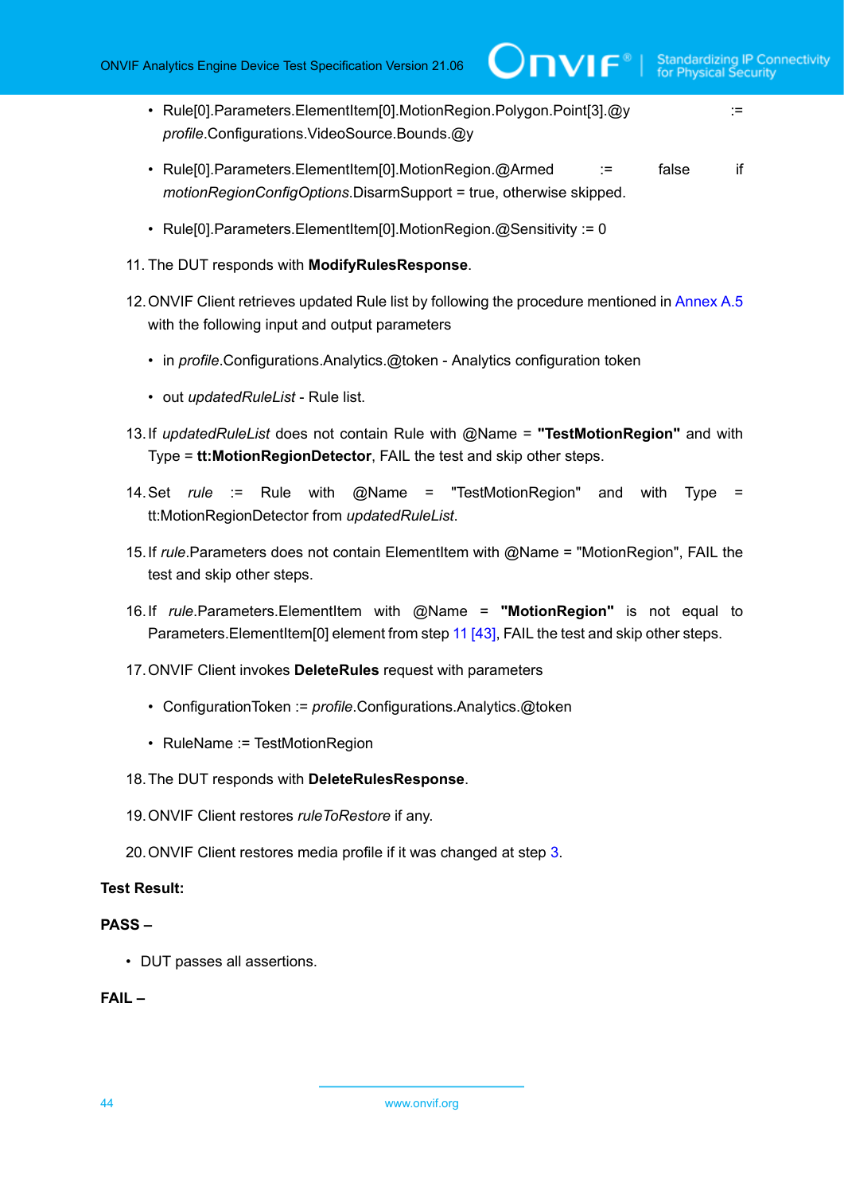- Rule[0].Parameters.ElementItem[0].MotionRegion.Polygon.Point[3].@y := *profile*.Configurations.VideoSource.Bounds.@y

- Rule[0].Parameters.ElementItem[0].MotionRegion.@Armed := false if *motionRegionConfigOptions*.DisarmSupport = true, otherwise skipped.

- Rule[0].Parameters.ElementItem[0].MotionRegion.@Sensitivity := 0

11. The DUT responds with **ModifyRulesResponse**.

12. ONVIF Client retrieves updated Rule list by following the procedure mentioned in Annex A.5 with the following input and output parameters

    - in *profile*.Configurations.Analytics.@token - Analytics configuration token

    - out *updatedRuleList* - Rule list.

13. If *updatedRuleList* does not contain Rule with @Name = **"TestMotionRegion"** and with Type = **tt:MotionRegionDetector**, FAIL the test and skip other steps.

14. Set *rule* := Rule with @Name = "TestMotionRegion" and with Type = tt:MotionRegionDetector from *updatedRuleList*.

15. If *rule*.Parameters does not contain ElementItem with @Name = "MotionRegion", FAIL the test and skip other steps.

16. If *rule*.Parameters.ElementItem with @Name = **"MotionRegion"** is not equal to Parameters.ElementItem[0] element from step 11 [43], FAIL the test and skip other steps.

17. ONVIF Client invokes **DeleteRules** request with parameters

    - ConfigurationToken := *profile*.Configurations.Analytics.@token

    - RuleName := TestMotionRegion

18. The DUT responds with **DeleteRulesResponse**.

19. ONVIF Client restores *ruleToRestore* if any.

20. ONVIF Client restores media profile if it was changed at step 3.

**Test Result:**

**PASS –**

- DUT passes all assertions.

**FAIL –**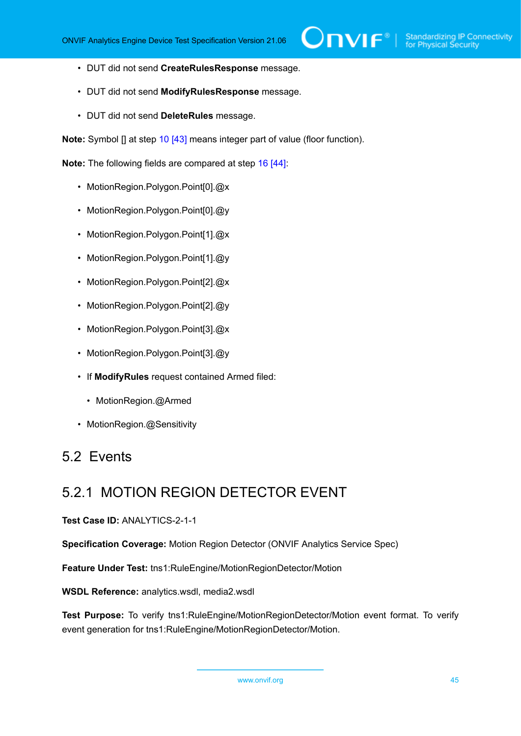- DUT did not send **CreateRulesResponse** message.
- DUT did not send **ModifyRulesResponse** message.
- DUT did not send **DeleteRules** message.

**Note:** Symbol [] at step 10 [43] means integer part of value (floor function).

**Note:** The following fields are compared at step 16 [44]:

- MotionRegion.Polygon.Point[0].@x
- MotionRegion.Polygon.Point[0].@y
- MotionRegion.Polygon.Point[1].@x
- MotionRegion.Polygon.Point[1].@y
- MotionRegion.Polygon.Point[2].@x
- MotionRegion.Polygon.Point[2].@y
- MotionRegion.Polygon.Point[3].@x
- MotionRegion.Polygon.Point[3].@y
- If **ModifyRules** request contained Armed filed:
  - MotionRegion.@Armed
- MotionRegion.@Sensitivity

## 5.2 Events

### 5.2.1 MOTION REGION DETECTOR EVENT

**Test Case ID:** ANALYTICS-2-1-1

**Specification Coverage:** Motion Region Detector (ONVIF Analytics Service Spec)

**Feature Under Test:** tns1:RuleEngine/MotionRegionDetector/Motion

**WSDL Reference:** analytics.wsdl, media2.wsdl

**Test Purpose:** To verify tns1:RuleEngine/MotionRegionDetector/Motion event format. To verify event generation for tns1:RuleEngine/MotionRegionDetector/Motion.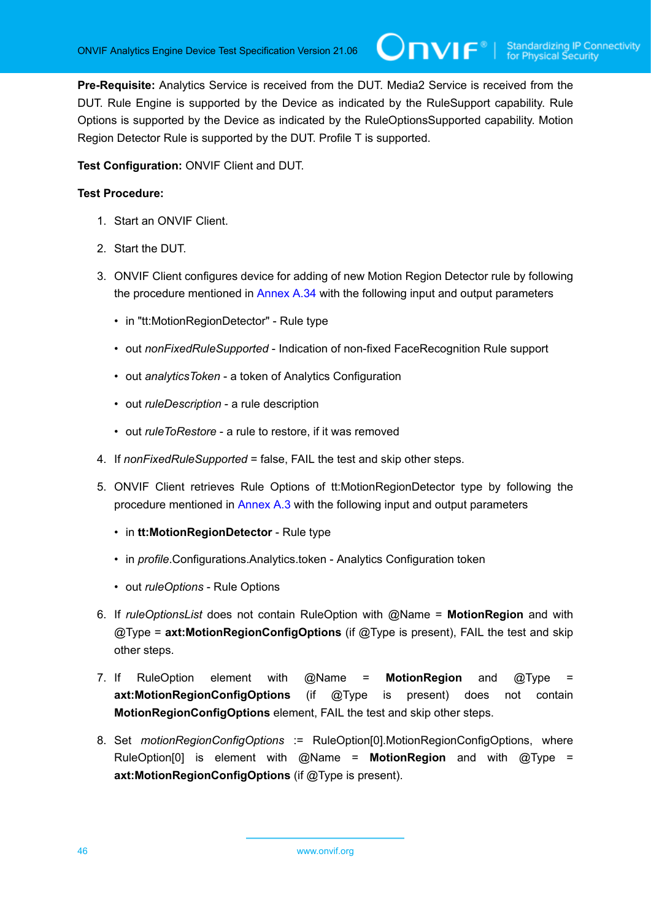**Pre-Requisite:** Analytics Service is received from the DUT. Media2 Service is received from the DUT. Rule Engine is supported by the Device as indicated by the RuleSupport capability. Rule Options is supported by the Device as indicated by the RuleOptionsSupported capability. Motion Region Detector Rule is supported by the DUT. Profile T is supported.

**Test Configuration:** ONVIF Client and DUT.

**Test Procedure:**

1. Start an ONVIF Client.
2. Start the DUT.
3. ONVIF Client configures device for adding of new Motion Region Detector rule by following the procedure mentioned in Annex A.34 with the following input and output parameters
   - in "tt:MotionRegionDetector" - Rule type
   - out *nonFixedRuleSupported* - Indication of non-fixed FaceRecognition Rule support
   - out *analyticsToken* - a token of Analytics Configuration
   - out *ruleDescription* - a rule description
   - out *ruleToRestore* - a rule to restore, if it was removed
4. If *nonFixedRuleSupported* = false, FAIL the test and skip other steps.
5. ONVIF Client retrieves Rule Options of tt:MotionRegionDetector type by following the procedure mentioned in Annex A.3 with the following input and output parameters
   - in **tt:MotionRegionDetector** - Rule type
   - in *profile*.Configurations.Analytics.token - Analytics Configuration token
   - out *ruleOptions* - Rule Options
6. If *ruleOptionsList* does not contain RuleOption with @Name = **MotionRegion** and with @Type = **axt:MotionRegionConfigOptions** (if @Type is present), FAIL the test and skip other steps.
7. If RuleOption element with @Name = **MotionRegion** and @Type = **axt:MotionRegionConfigOptions** (if @Type is present) does not contain **MotionRegionConfigOptions** element, FAIL the test and skip other steps.
8. Set *motionRegionConfigOptions* := RuleOption[0].MotionRegionConfigOptions, where RuleOption[0] is element with @Name = **MotionRegion** and with @Type = **axt:MotionRegionConfigOptions** (if @Type is present).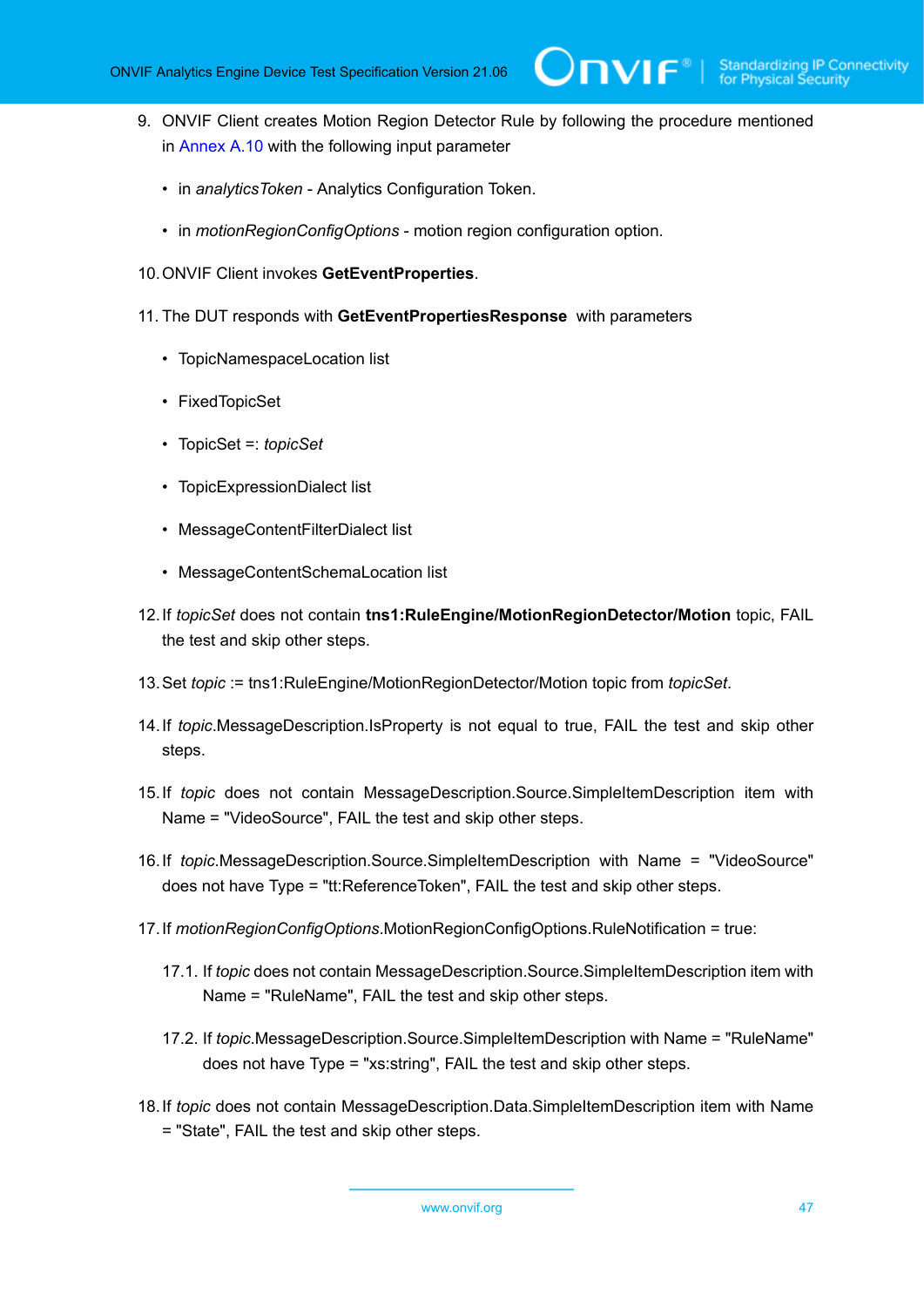9. ONVIF Client creates Motion Region Detector Rule by following the procedure mentioned in Annex A.10 with the following input parameter

   - in *analyticsToken* - Analytics Configuration Token.

   - in *motionRegionConfigOptions* - motion region configuration option.

10. ONVIF Client invokes **GetEventProperties**.

11. The DUT responds with **GetEventPropertiesResponse** with parameters

    - TopicNamespaceLocation list

    - FixedTopicSet

    - TopicSet =: *topicSet*

    - TopicExpressionDialect list

    - MessageContentFilterDialect list

    - MessageContentSchemaLocation list

12. If *topicSet* does not contain **tns1:RuleEngine/MotionRegionDetector/Motion** topic, FAIL the test and skip other steps.

13. Set *topic* := tns1:RuleEngine/MotionRegionDetector/Motion topic from *topicSet*.

14. If *topic*.MessageDescription.IsProperty is not equal to true, FAIL the test and skip other steps.

15. If *topic* does not contain MessageDescription.Source.SimpleItemDescription item with Name = "VideoSource", FAIL the test and skip other steps.

16. If *topic*.MessageDescription.Source.SimpleItemDescription with Name = "VideoSource" does not have Type = "tt:ReferenceToken", FAIL the test and skip other steps.

17. If *motionRegionConfigOptions*.MotionRegionConfigOptions.RuleNotification = true:

    17.1. If *topic* does not contain MessageDescription.Source.SimpleItemDescription item with Name = "RuleName", FAIL the test and skip other steps.

    17.2. If *topic*.MessageDescription.Source.SimpleItemDescription with Name = "RuleName" does not have Type = "xs:string", FAIL the test and skip other steps.

18. If *topic* does not contain MessageDescription.Data.SimpleItemDescription item with Name = "State", FAIL the test and skip other steps.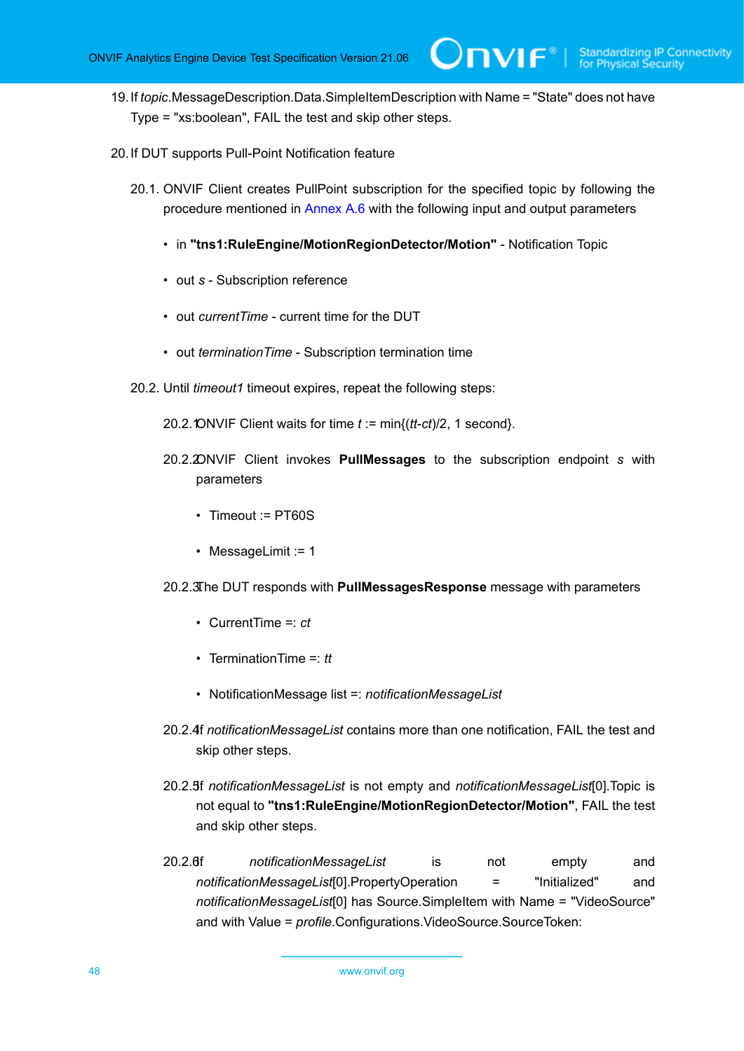19. If *topic*.MessageDescription.Data.SimpleItemDescription with Name = "State" does not have Type = "xs:boolean", FAIL the test and skip other steps.

20. If DUT supports Pull-Point Notification feature

    20.1. ONVIF Client creates PullPoint subscription for the specified topic by following the procedure mentioned in Annex A.6 with the following input and output parameters

    - in **"tns1:RuleEngine/MotionRegionDetector/Motion"** - Notification Topic
    - out *s* - Subscription reference
    - out *currentTime* - current time for the DUT
    - out *terminationTime* - Subscription termination time

    20.2. Until *timeout1* timeout expires, repeat the following steps:

    20.2.1. ONVIF Client waits for time *t* := min{(*tt*-*ct*)/2, 1 second}.

    20.2.2. ONVIF Client invokes **PullMessages** to the subscription endpoint *s* with parameters

    - Timeout := PT60S
    - MessageLimit := 1

    20.2.3. The DUT responds with **PullMessagesResponse** message with parameters

    - CurrentTime =: *ct*
    - TerminationTime =: *tt*
    - NotificationMessage list =: *notificationMessageList*

    20.2.4. If *notificationMessageList* contains more than one notification, FAIL the test and skip other steps.

    20.2.5. If *notificationMessageList* is not empty and *notificationMessageList*[0].Topic is not equal to **"tns1:RuleEngine/MotionRegionDetector/Motion"**, FAIL the test and skip other steps.

    20.2.6. If *notificationMessageList* is not empty and *notificationMessageList*[0].PropertyOperation = "Initialized" and *notificationMessageList*[0] has Source.SimpleItem with Name = "VideoSource" and with Value = *profile*.Configurations.VideoSource.SourceToken: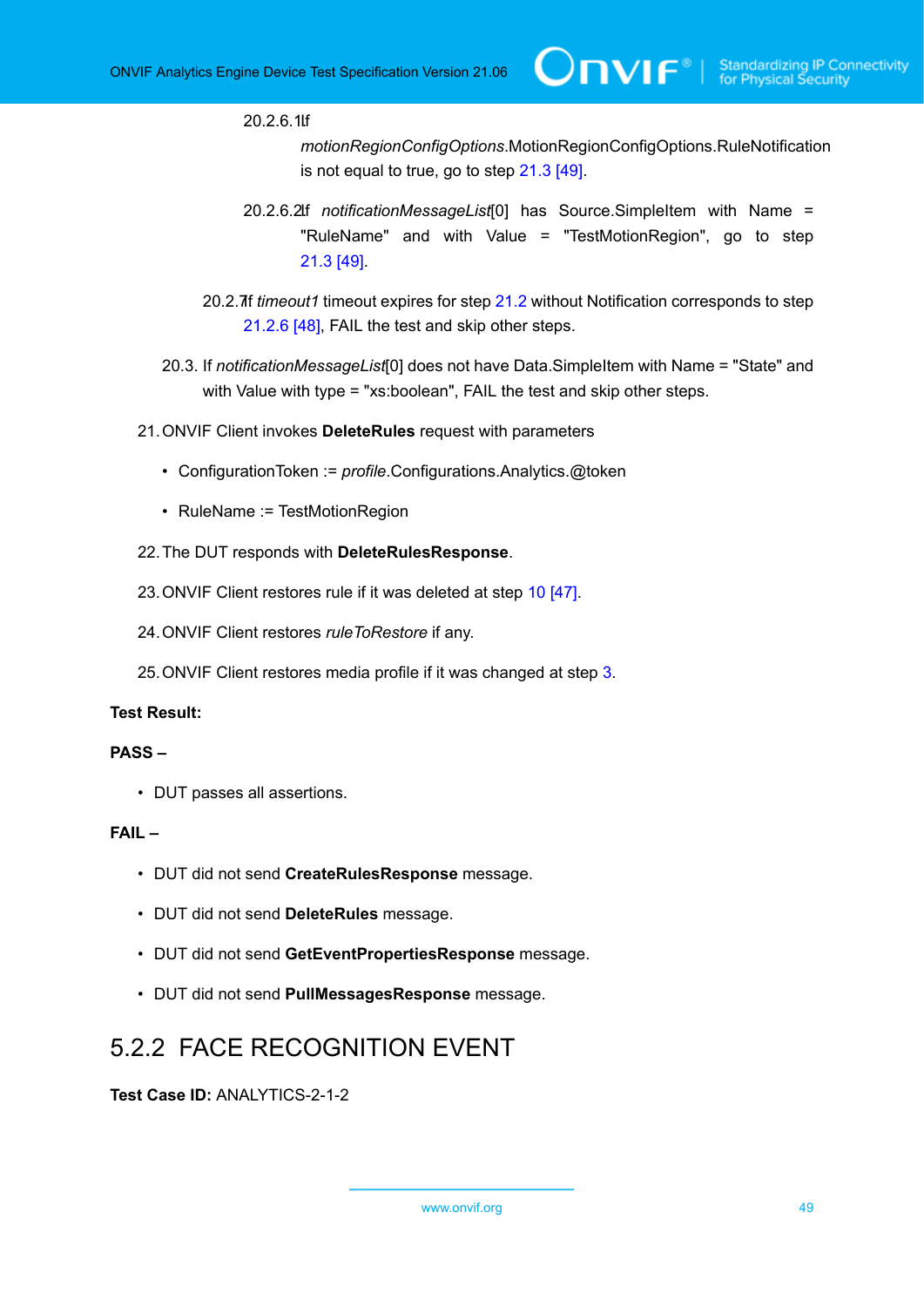20.2.6.1. If *motionRegionConfigOptions*.MotionRegionConfigOptions.RuleNotification is not equal to true, go to step 21.3 [49].

20.2.6.2. If *notificationMessageList*[0] has Source.SimpleItem with Name = "RuleName" and with Value = "TestMotionRegion", go to step 21.3 [49].

20.2.7. If *timeout1* timeout expires for step 21.2 without Notification corresponds to step 21.2.6 [48], FAIL the test and skip other steps.

20.3. If *notificationMessageList*[0] does not have Data.SimpleItem with Name = "State" and with Value with type = "xs:boolean", FAIL the test and skip other steps.

21. ONVIF Client invokes **DeleteRules** request with parameters

- ConfigurationToken := *profile*.Configurations.Analytics.@token
- RuleName := TestMotionRegion

22. The DUT responds with **DeleteRulesResponse**.

23. ONVIF Client restores rule if it was deleted at step 10 [47].

24. ONVIF Client restores *ruleToRestore* if any.

25. ONVIF Client restores media profile if it was changed at step 3.

**Test Result:**

**PASS –**

- DUT passes all assertions.

**FAIL –**

- DUT did not send **CreateRulesResponse** message.
- DUT did not send **DeleteRules** message.
- DUT did not send **GetEventPropertiesResponse** message.
- DUT did not send **PullMessagesResponse** message.

## 5.2.2 FACE RECOGNITION EVENT

**Test Case ID:** ANALYTICS-2-1-2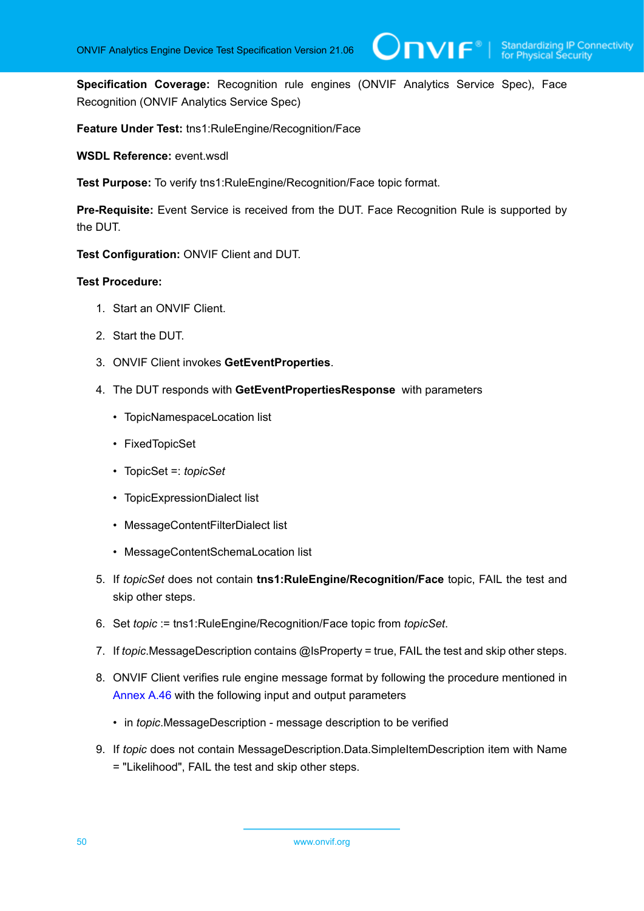**Specification Coverage:** Recognition rule engines (ONVIF Analytics Service Spec), Face Recognition (ONVIF Analytics Service Spec)

**Feature Under Test:** tns1:RuleEngine/Recognition/Face

**WSDL Reference:** event.wsdl

**Test Purpose:** To verify tns1:RuleEngine/Recognition/Face topic format.

**Pre-Requisite:** Event Service is received from the DUT. Face Recognition Rule is supported by the DUT.

**Test Configuration:** ONVIF Client and DUT.

**Test Procedure:**

1. Start an ONVIF Client.
2. Start the DUT.
3. ONVIF Client invokes **GetEventProperties**.
4. The DUT responds with **GetEventPropertiesResponse** with parameters
   - TopicNamespaceLocation list
   - FixedTopicSet
   - TopicSet =: *topicSet*
   - TopicExpressionDialect list
   - MessageContentFilterDialect list
   - MessageContentSchemaLocation list
5. If *topicSet* does not contain **tns1:RuleEngine/Recognition/Face** topic, FAIL the test and skip other steps.
6. Set *topic* := tns1:RuleEngine/Recognition/Face topic from *topicSet*.
7. If *topic*.MessageDescription contains @IsProperty = true, FAIL the test and skip other steps.
8. ONVIF Client verifies rule engine message format by following the procedure mentioned in Annex A.46 with the following input and output parameters
   - in *topic*.MessageDescription - message description to be verified
9. If *topic* does not contain MessageDescription.Data.SimpleItemDescription item with Name = "Likelihood", FAIL the test and skip other steps.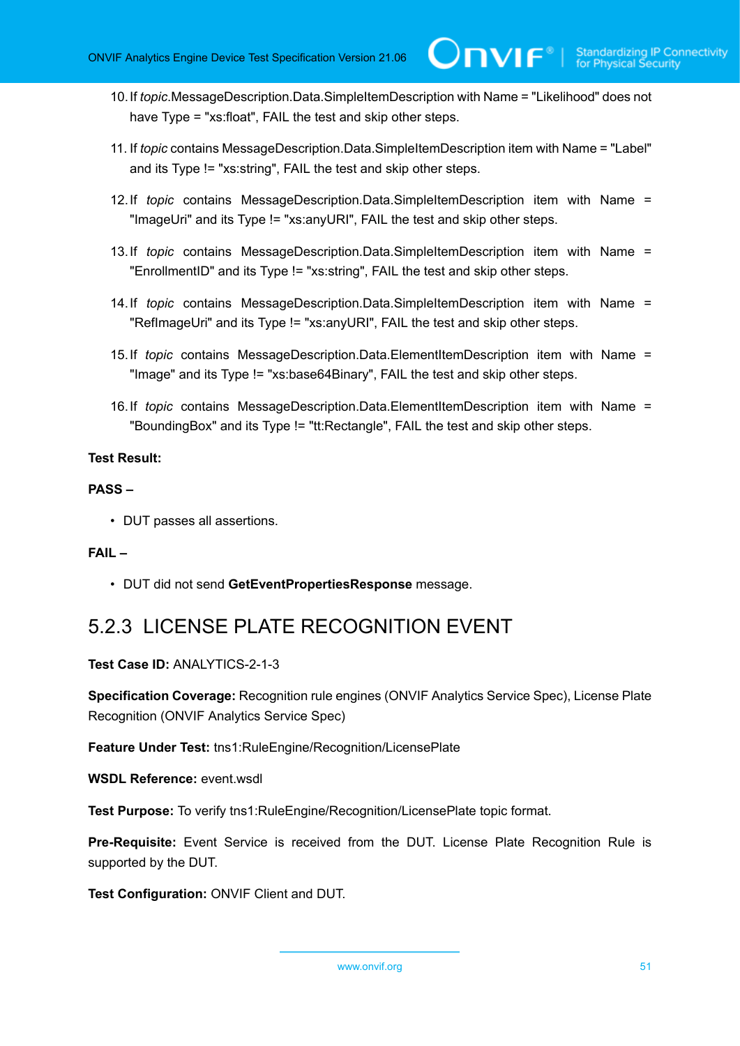10. If *topic*.MessageDescription.Data.SimpleItemDescription with Name = "Likelihood" does not have Type = "xs:float", FAIL the test and skip other steps.

11. If *topic* contains MessageDescription.Data.SimpleItemDescription item with Name = "Label" and its Type != "xs:string", FAIL the test and skip other steps.

12. If *topic* contains MessageDescription.Data.SimpleItemDescription item with Name = "ImageUri" and its Type != "xs:anyURI", FAIL the test and skip other steps.

13. If *topic* contains MessageDescription.Data.SimpleItemDescription item with Name = "EnrollmentID" and its Type != "xs:string", FAIL the test and skip other steps.

14. If *topic* contains MessageDescription.Data.SimpleItemDescription item with Name = "RefImageUri" and its Type != "xs:anyURI", FAIL the test and skip other steps.

15. If *topic* contains MessageDescription.Data.ElementItemDescription item with Name = "Image" and its Type != "xs:base64Binary", FAIL the test and skip other steps.

16. If *topic* contains MessageDescription.Data.ElementItemDescription item with Name = "BoundingBox" and its Type != "tt:Rectangle", FAIL the test and skip other steps.

**Test Result:**

**PASS –**

- DUT passes all assertions.

**FAIL –**

- DUT did not send **GetEventPropertiesResponse** message.

### 5.2.3 LICENSE PLATE RECOGNITION EVENT

**Test Case ID:** ANALYTICS-2-1-3

**Specification Coverage:** Recognition rule engines (ONVIF Analytics Service Spec), License Plate Recognition (ONVIF Analytics Service Spec)

**Feature Under Test:** tns1:RuleEngine/Recognition/LicensePlate

**WSDL Reference:** event.wsdl

**Test Purpose:** To verify tns1:RuleEngine/Recognition/LicensePlate topic format.

**Pre-Requisite:** Event Service is received from the DUT. License Plate Recognition Rule is supported by the DUT.

**Test Configuration:** ONVIF Client and DUT.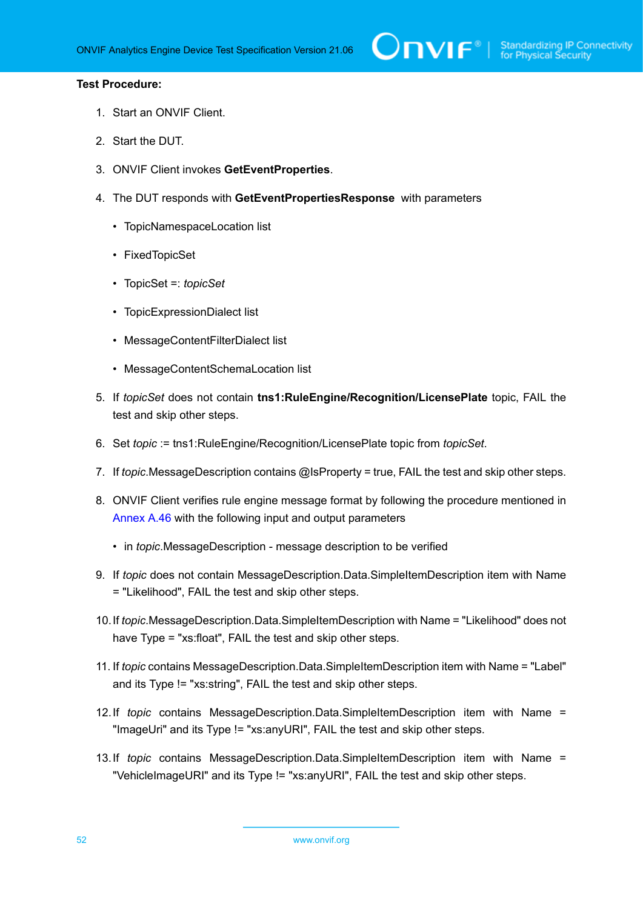**Test Procedure:**

1. Start an ONVIF Client.

2. Start the DUT.

3. ONVIF Client invokes **GetEventProperties**.

4. The DUT responds with **GetEventPropertiesResponse** with parameters

   - TopicNamespaceLocation list
   - FixedTopicSet
   - TopicSet =: *topicSet*
   - TopicExpressionDialect list
   - MessageContentFilterDialect list
   - MessageContentSchemaLocation list

5. If *topicSet* does not contain **tns1:RuleEngine/Recognition/LicensePlate** topic, FAIL the test and skip other steps.

6. Set *topic* := tns1:RuleEngine/Recognition/LicensePlate topic from *topicSet*.

7. If *topic*.MessageDescription contains @IsProperty = true, FAIL the test and skip other steps.

8. ONVIF Client verifies rule engine message format by following the procedure mentioned in Annex A.46 with the following input and output parameters

   - in *topic*.MessageDescription - message description to be verified

9. If *topic* does not contain MessageDescription.Data.SimpleItemDescription item with Name = "Likelihood", FAIL the test and skip other steps.

10. If *topic*.MessageDescription.Data.SimpleItemDescription with Name = "Likelihood" does not have Type = "xs:float", FAIL the test and skip other steps.

11. If *topic* contains MessageDescription.Data.SimpleItemDescription item with Name = "Label" and its Type != "xs:string", FAIL the test and skip other steps.

12. If *topic* contains MessageDescription.Data.SimpleItemDescription item with Name = "ImageUri" and its Type != "xs:anyURI", FAIL the test and skip other steps.

13. If *topic* contains MessageDescription.Data.SimpleItemDescription item with Name = "VehicleImageURI" and its Type != "xs:anyURI", FAIL the test and skip other steps.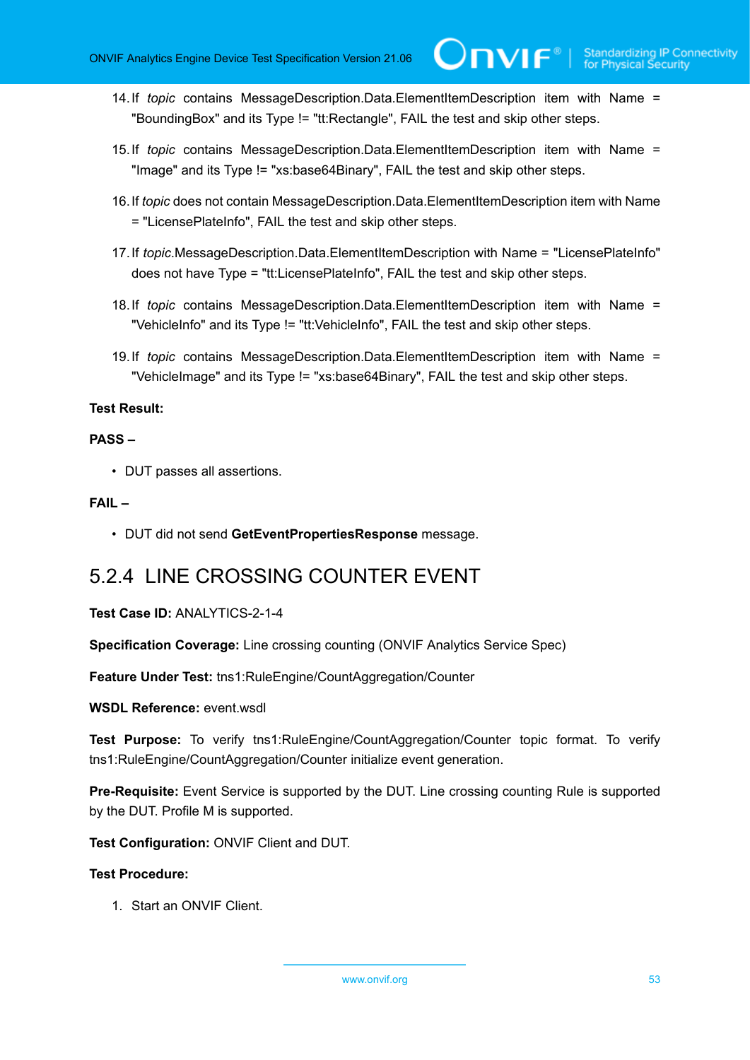14. If *topic* contains MessageDescription.Data.ElementItemDescription item with Name = "BoundingBox" and its Type != "tt:Rectangle", FAIL the test and skip other steps.

15. If *topic* contains MessageDescription.Data.ElementItemDescription item with Name = "Image" and its Type != "xs:base64Binary", FAIL the test and skip other steps.

16. If *topic* does not contain MessageDescription.Data.ElementItemDescription item with Name = "LicensePlateInfo", FAIL the test and skip other steps.

17. If *topic*.MessageDescription.Data.ElementItemDescription with Name = "LicensePlateInfo" does not have Type = "tt:LicensePlateInfo", FAIL the test and skip other steps.

18. If *topic* contains MessageDescription.Data.ElementItemDescription item with Name = "VehicleInfo" and its Type != "tt:VehicleInfo", FAIL the test and skip other steps.

19. If *topic* contains MessageDescription.Data.ElementItemDescription item with Name = "VehicleImage" and its Type != "xs:base64Binary", FAIL the test and skip other steps.

**Test Result:**

**PASS –**

- DUT passes all assertions.

**FAIL –**

- DUT did not send **GetEventPropertiesResponse** message.

### 5.2.4 LINE CROSSING COUNTER EVENT

**Test Case ID:** ANALYTICS-2-1-4

**Specification Coverage:** Line crossing counting (ONVIF Analytics Service Spec)

**Feature Under Test:** tns1:RuleEngine/CountAggregation/Counter

**WSDL Reference:** event.wsdl

**Test Purpose:** To verify tns1:RuleEngine/CountAggregation/Counter topic format. To verify tns1:RuleEngine/CountAggregation/Counter initialize event generation.

**Pre-Requisite:** Event Service is supported by the DUT. Line crossing counting Rule is supported by the DUT. Profile M is supported.

**Test Configuration:** ONVIF Client and DUT.

**Test Procedure:**

1. Start an ONVIF Client.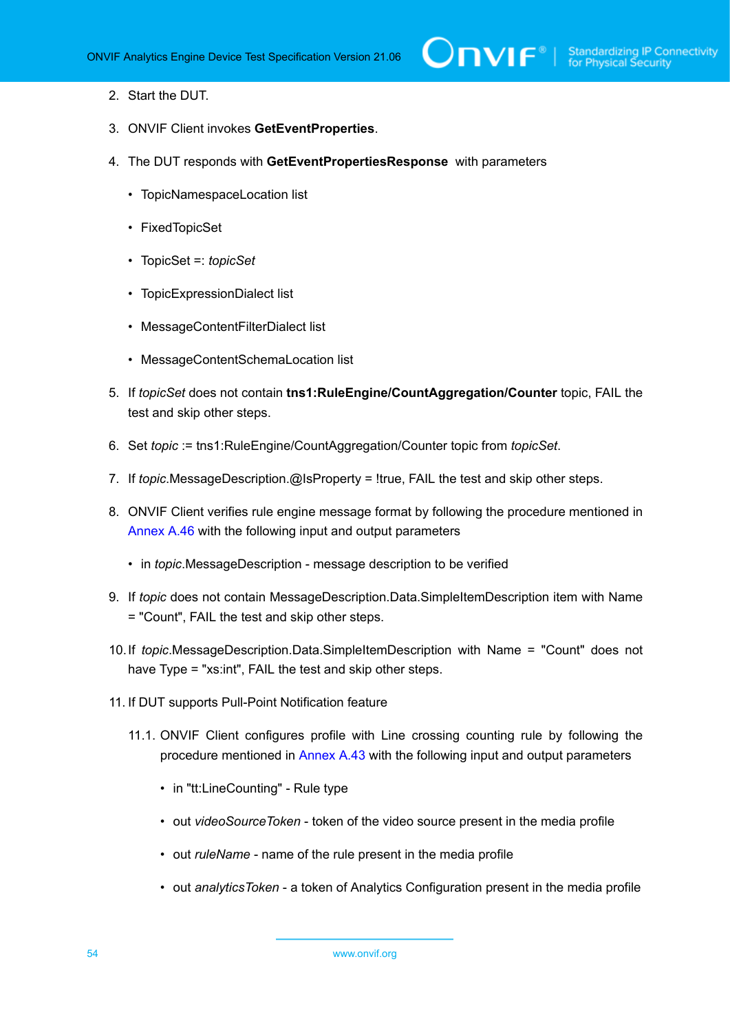2. Start the DUT.

3. ONVIF Client invokes **GetEventProperties**.

4. The DUT responds with **GetEventPropertiesResponse** with parameters

   - TopicNamespaceLocation list
   - FixedTopicSet
   - TopicSet =: *topicSet*
   - TopicExpressionDialect list
   - MessageContentFilterDialect list
   - MessageContentSchemaLocation list

5. If *topicSet* does not contain **tns1:RuleEngine/CountAggregation/Counter** topic, FAIL the test and skip other steps.

6. Set *topic* := tns1:RuleEngine/CountAggregation/Counter topic from *topicSet*.

7. If *topic*.MessageDescription.@IsProperty = !true, FAIL the test and skip other steps.

8. ONVIF Client verifies rule engine message format by following the procedure mentioned in Annex A.46 with the following input and output parameters

   - in *topic*.MessageDescription - message description to be verified

9. If *topic* does not contain MessageDescription.Data.SimpleItemDescription item with Name = "Count", FAIL the test and skip other steps.

10. If *topic*.MessageDescription.Data.SimpleItemDescription with Name = "Count" does not have Type = "xs:int", FAIL the test and skip other steps.

11. If DUT supports Pull-Point Notification feature

    11.1. ONVIF Client configures profile with Line crossing counting rule by following the procedure mentioned in Annex A.43 with the following input and output parameters

    - in "tt:LineCounting" - Rule type
    - out *videoSourceToken* - token of the video source present in the media profile
    - out *ruleName* - name of the rule present in the media profile
    - out *analyticsToken* - a token of Analytics Configuration present in the media profile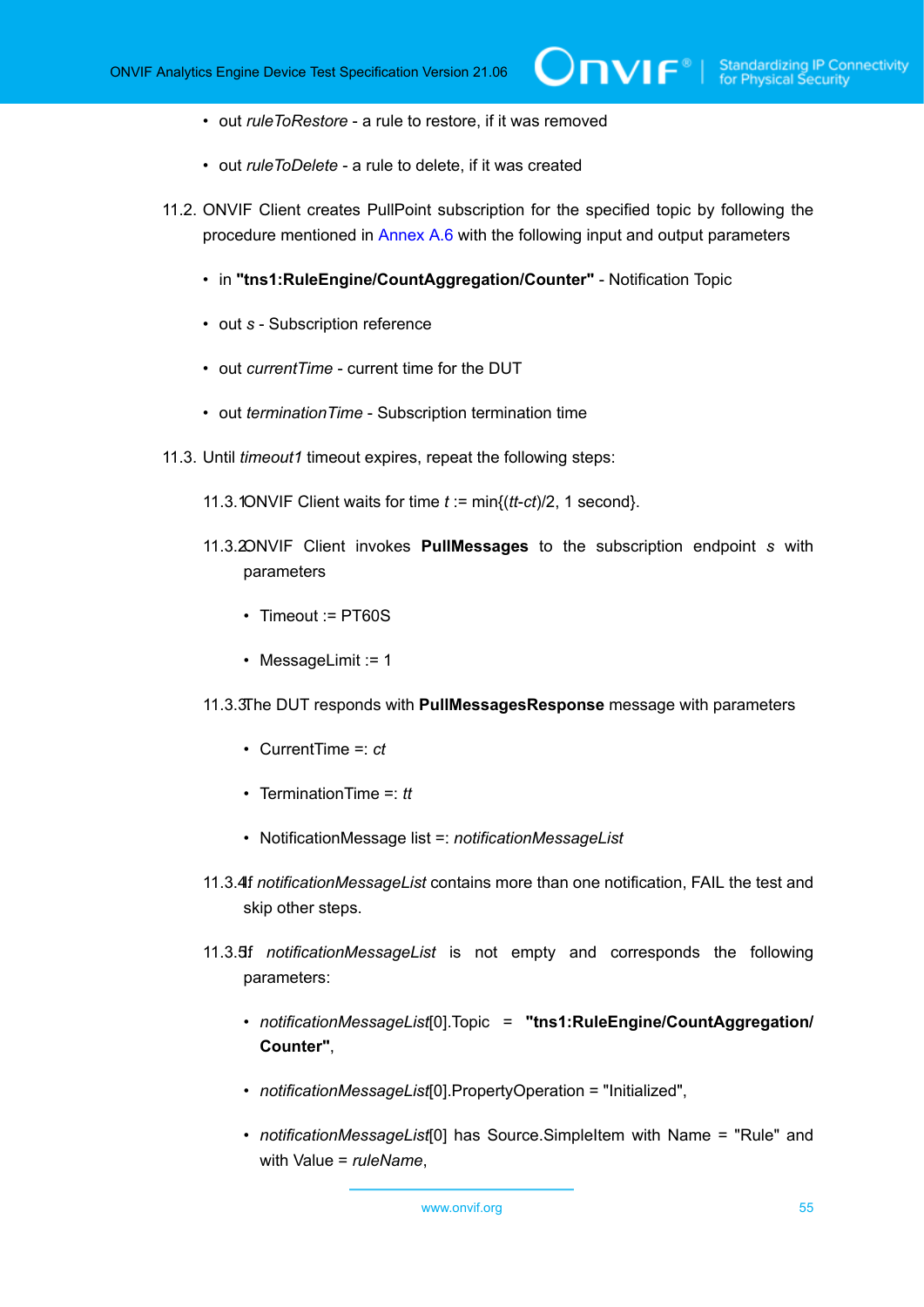- out *ruleToRestore* - a rule to restore, if it was removed
- out *ruleToDelete* - a rule to delete, if it was created

11.2. ONVIF Client creates PullPoint subscription for the specified topic by following the procedure mentioned in Annex A.6 with the following input and output parameters

- in **"tns1:RuleEngine/CountAggregation/Counter"** - Notification Topic
- out *s* - Subscription reference
- out *currentTime* - current time for the DUT
- out *terminationTime* - Subscription termination time

11.3. Until *timeout1* timeout expires, repeat the following steps:

11.3.1. ONVIF Client waits for time *t* := min{(*tt*-*ct*)/2, 1 second}.

11.3.2. ONVIF Client invokes **PullMessages** to the subscription endpoint *s* with parameters

- Timeout := PT60S
- MessageLimit := 1

11.3.3. The DUT responds with **PullMessagesResponse** message with parameters

- CurrentTime =: *ct*
- TerminationTime =: *tt*
- NotificationMessage list =: *notificationMessageList*

11.3.4. If *notificationMessageList* contains more than one notification, FAIL the test and skip other steps.

11.3.5. If *notificationMessageList* is not empty and corresponds the following parameters:

- *notificationMessageList*[0].Topic = **"tns1:RuleEngine/CountAggregation/Counter"**,
- *notificationMessageList*[0].PropertyOperation = "Initialized",
- *notificationMessageList*[0] has Source.SimpleItem with Name = "Rule" and with Value = *ruleName*,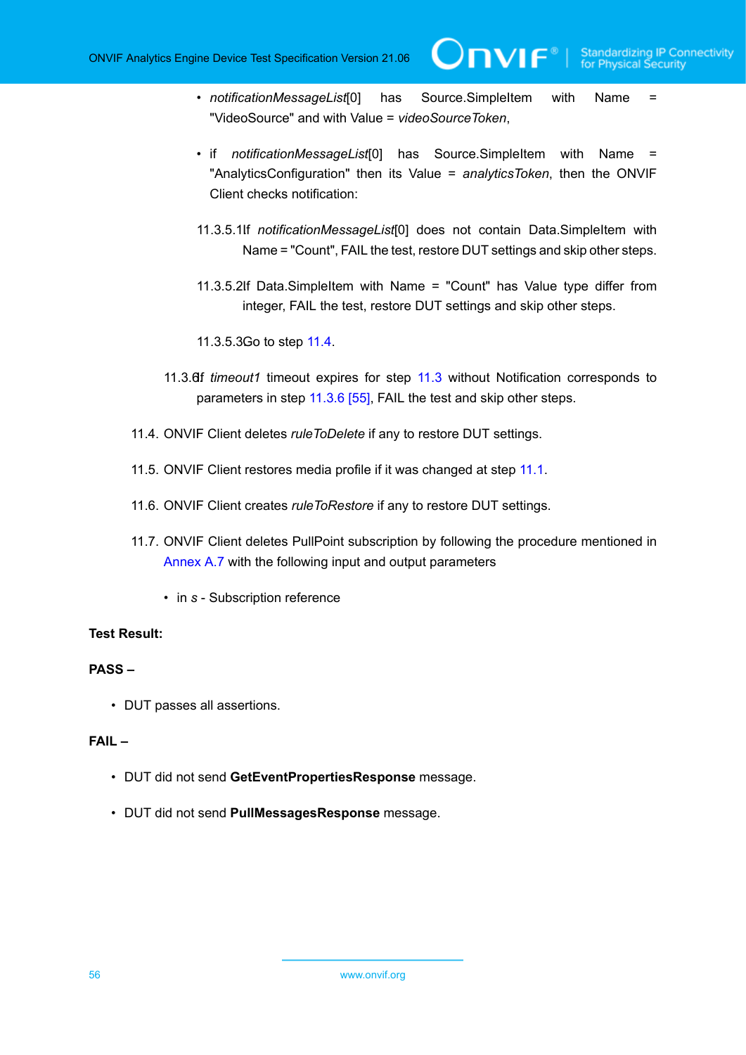- *notificationMessageList*[0] has Source.SimpleItem with Name = "VideoSource" and with Value = *videoSourceToken*,

- if *notificationMessageList*[0] has Source.SimpleItem with Name = "AnalyticsConfiguration" then its Value = *analyticsToken*, then the ONVIF Client checks notification:

  11.3.5.1. If *notificationMessageList*[0] does not contain Data.SimpleItem with Name = "Count", FAIL the test, restore DUT settings and skip other steps.

  11.3.5.2. If Data.SimpleItem with Name = "Count" has Value type differ from integer, FAIL the test, restore DUT settings and skip other steps.

  11.3.5.3. Go to step 11.4.

11.3.6. If *timeout1* timeout expires for step 11.3 without Notification corresponds to parameters in step 11.3.6 [55], FAIL the test and skip other steps.

11.4. ONVIF Client deletes *ruleToDelete* if any to restore DUT settings.

11.5. ONVIF Client restores media profile if it was changed at step 11.1.

11.6. ONVIF Client creates *ruleToRestore* if any to restore DUT settings.

11.7. ONVIF Client deletes PullPoint subscription by following the procedure mentioned in Annex A.7 with the following input and output parameters

- in *s* - Subscription reference

**Test Result:**

**PASS –**

- DUT passes all assertions.

**FAIL –**

- DUT did not send **GetEventPropertiesResponse** message.

- DUT did not send **PullMessagesResponse** message.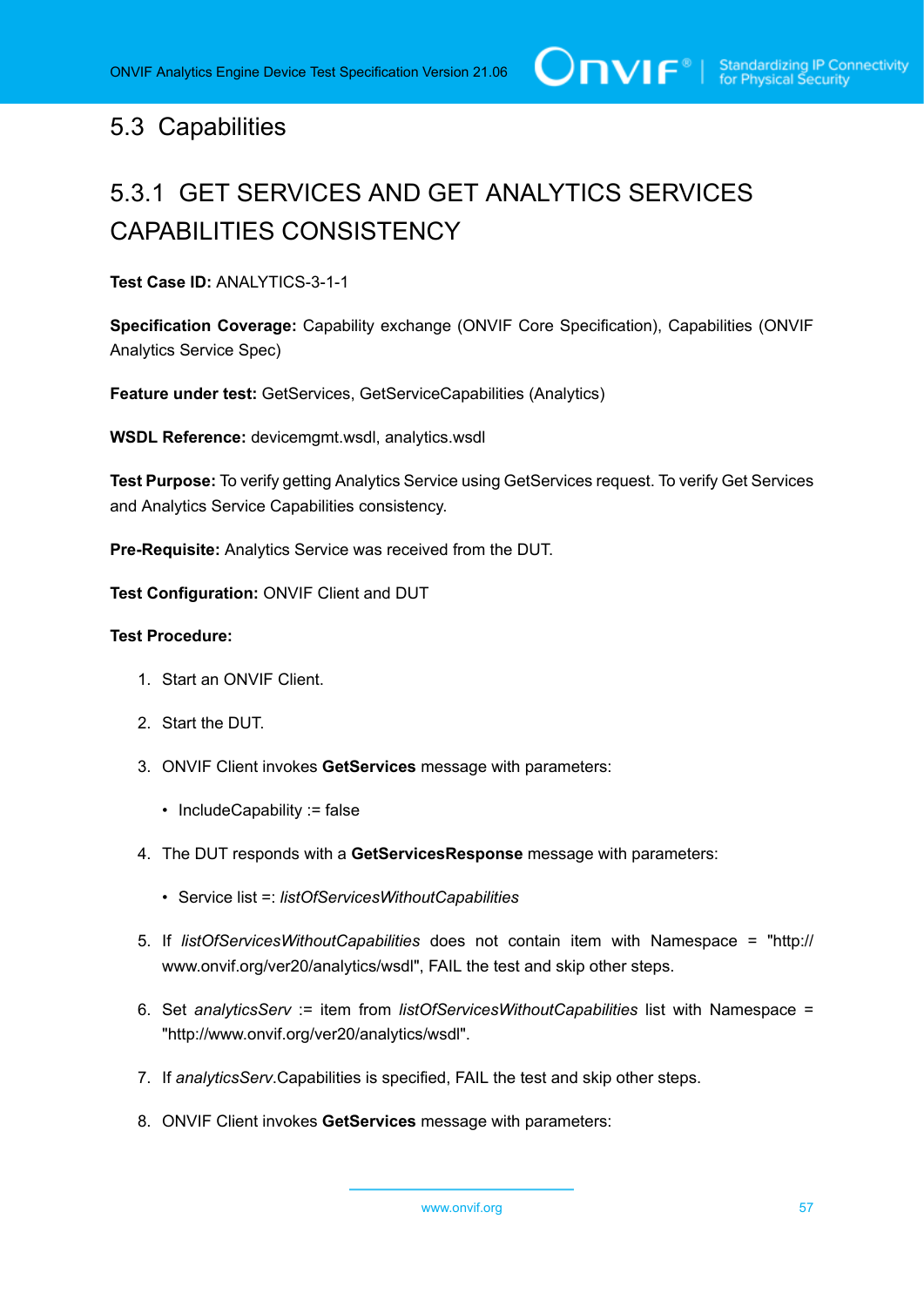## 5.3 Capabilities

### 5.3.1 GET SERVICES AND GET ANALYTICS SERVICES CAPABILITIES CONSISTENCY

**Test Case ID:** ANALYTICS-3-1-1

**Specification Coverage:** Capability exchange (ONVIF Core Specification), Capabilities (ONVIF Analytics Service Spec)

**Feature under test:** GetServices, GetServiceCapabilities (Analytics)

**WSDL Reference:** devicemgmt.wsdl, analytics.wsdl

**Test Purpose:** To verify getting Analytics Service using GetServices request. To verify Get Services and Analytics Service Capabilities consistency.

**Pre-Requisite:** Analytics Service was received from the DUT.

**Test Configuration:** ONVIF Client and DUT

**Test Procedure:**

1. Start an ONVIF Client.
2. Start the DUT.
3. ONVIF Client invokes **GetServices** message with parameters:
   - IncludeCapability := false
4. The DUT responds with a **GetServicesResponse** message with parameters:
   - Service list =: *listOfServicesWithoutCapabilities*
5. If *listOfServicesWithoutCapabilities* does not contain item with Namespace = "http://www.onvif.org/ver20/analytics/wsdl", FAIL the test and skip other steps.
6. Set *analyticsServ* := item from *listOfServicesWithoutCapabilities* list with Namespace = "http://www.onvif.org/ver20/analytics/wsdl".
7. If *analyticsServ*.Capabilities is specified, FAIL the test and skip other steps.
8. ONVIF Client invokes **GetServices** message with parameters: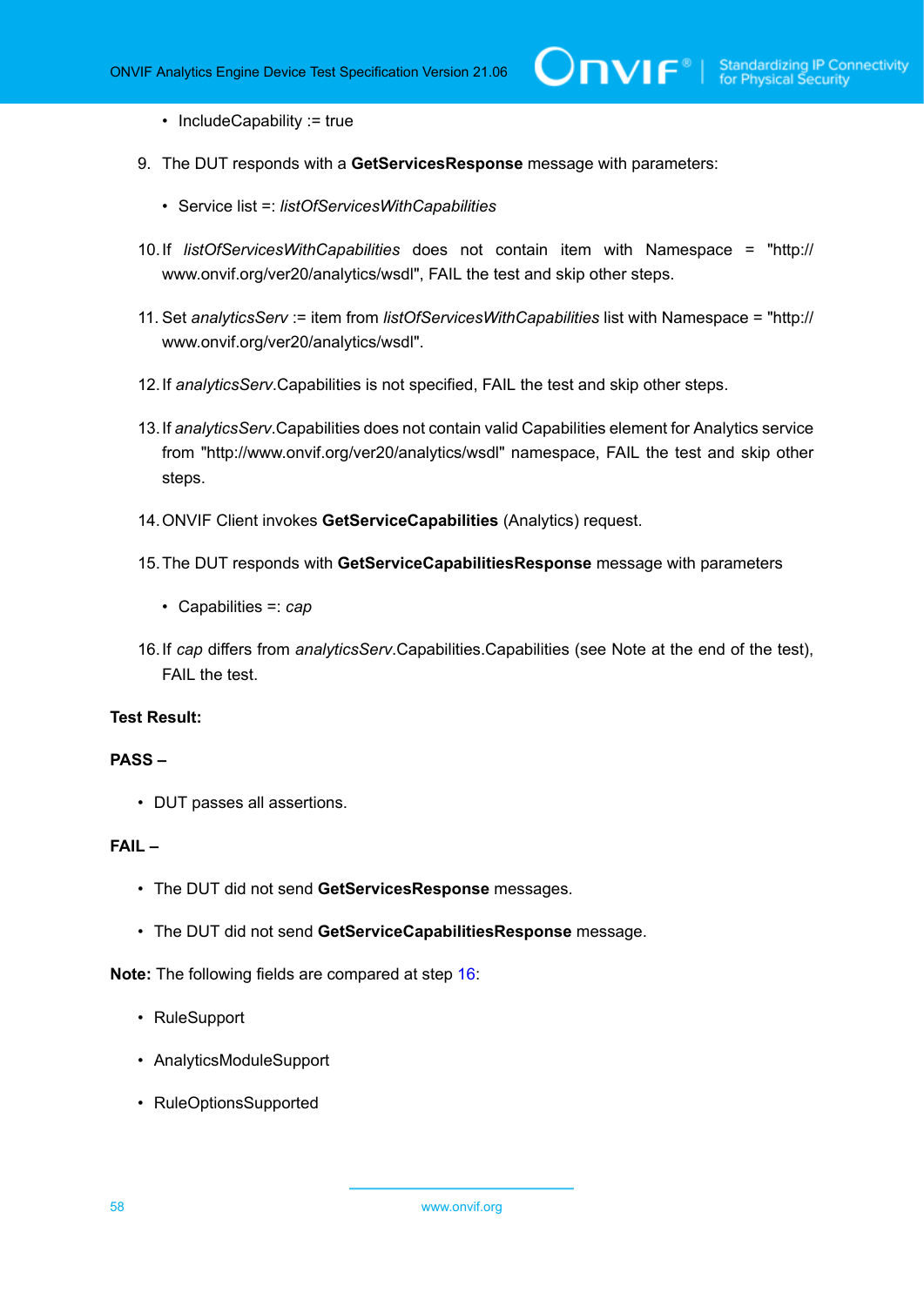- IncludeCapability := true

9. The DUT responds with a **GetServicesResponse** message with parameters:

   - Service list =: *listOfServicesWithCapabilities*

10. If *listOfServicesWithCapabilities* does not contain item with Namespace = "http://www.onvif.org/ver20/analytics/wsdl", FAIL the test and skip other steps.

11. Set *analyticsServ* := item from *listOfServicesWithCapabilities* list with Namespace = "http://www.onvif.org/ver20/analytics/wsdl".

12. If *analyticsServ*.Capabilities is not specified, FAIL the test and skip other steps.

13. If *analyticsServ*.Capabilities does not contain valid Capabilities element for Analytics service from "http://www.onvif.org/ver20/analytics/wsdl" namespace, FAIL the test and skip other steps.

14. ONVIF Client invokes **GetServiceCapabilities** (Analytics) request.

15. The DUT responds with **GetServiceCapabilitiesResponse** message with parameters

   - Capabilities =: *cap*

16. If *cap* differs from *analyticsServ*.Capabilities.Capabilities (see Note at the end of the test), FAIL the test.

**Test Result:**

**PASS –**

- DUT passes all assertions.

**FAIL –**

- The DUT did not send **GetServicesResponse** messages.
- The DUT did not send **GetServiceCapabilitiesResponse** message.

**Note:** The following fields are compared at step 16:

- RuleSupport
- AnalyticsModuleSupport
- RuleOptionsSupported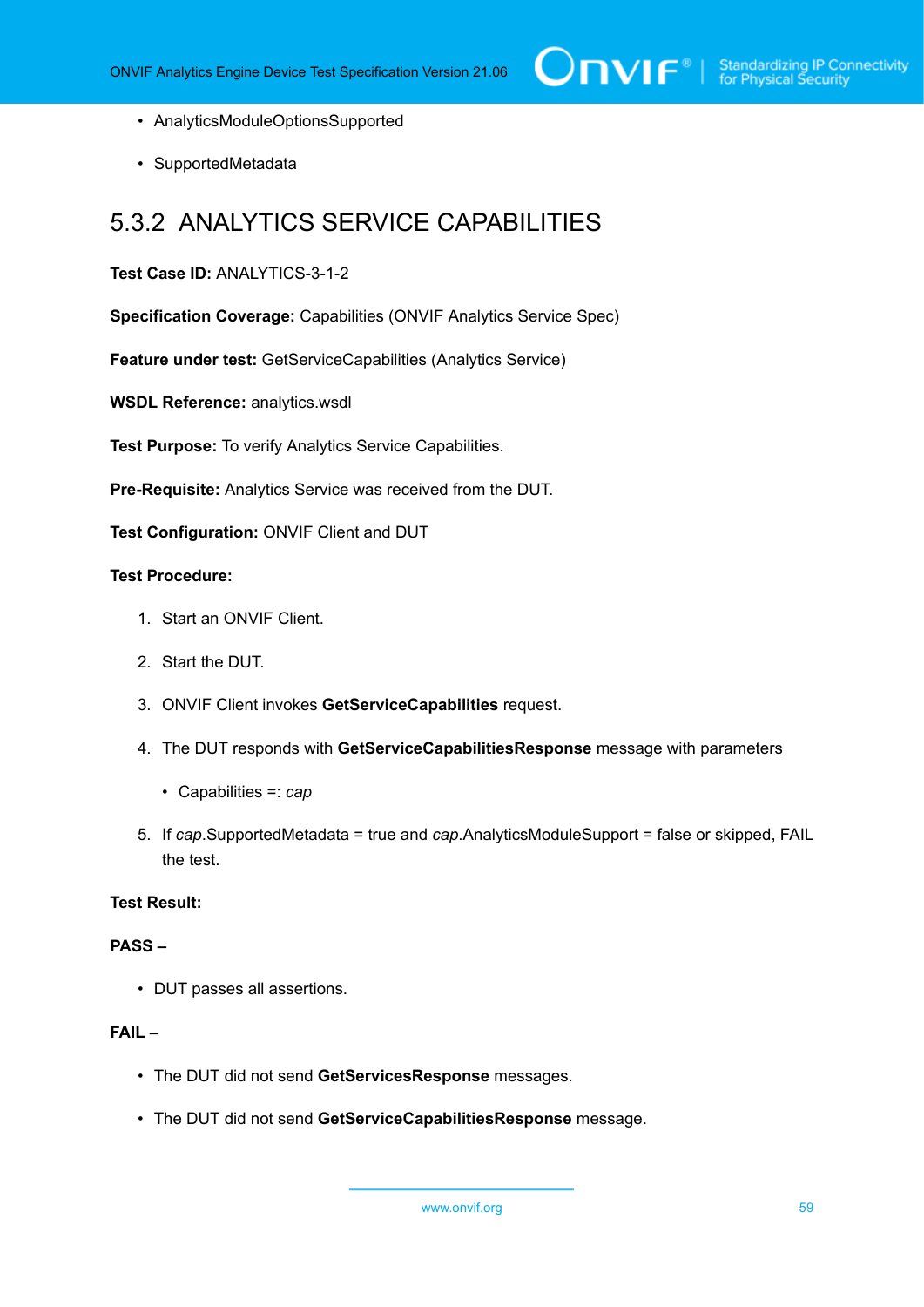- AnalyticsModuleOptionsSupported
- SupportedMetadata

## 5.3.2 ANALYTICS SERVICE CAPABILITIES

**Test Case ID:** ANALYTICS-3-1-2

**Specification Coverage:** Capabilities (ONVIF Analytics Service Spec)

**Feature under test:** GetServiceCapabilities (Analytics Service)

**WSDL Reference:** analytics.wsdl

**Test Purpose:** To verify Analytics Service Capabilities.

**Pre-Requisite:** Analytics Service was received from the DUT.

**Test Configuration:** ONVIF Client and DUT

**Test Procedure:**

1. Start an ONVIF Client.
2. Start the DUT.
3. ONVIF Client invokes **GetServiceCapabilities** request.
4. The DUT responds with **GetServiceCapabilitiesResponse** message with parameters
   - Capabilities =: *cap*
5. If *cap*.SupportedMetadata = true and *cap*.AnalyticsModuleSupport = false or skipped, FAIL the test.

**Test Result:**

**PASS –**

- DUT passes all assertions.

**FAIL –**

- The DUT did not send **GetServicesResponse** messages.
- The DUT did not send **GetServiceCapabilitiesResponse** message.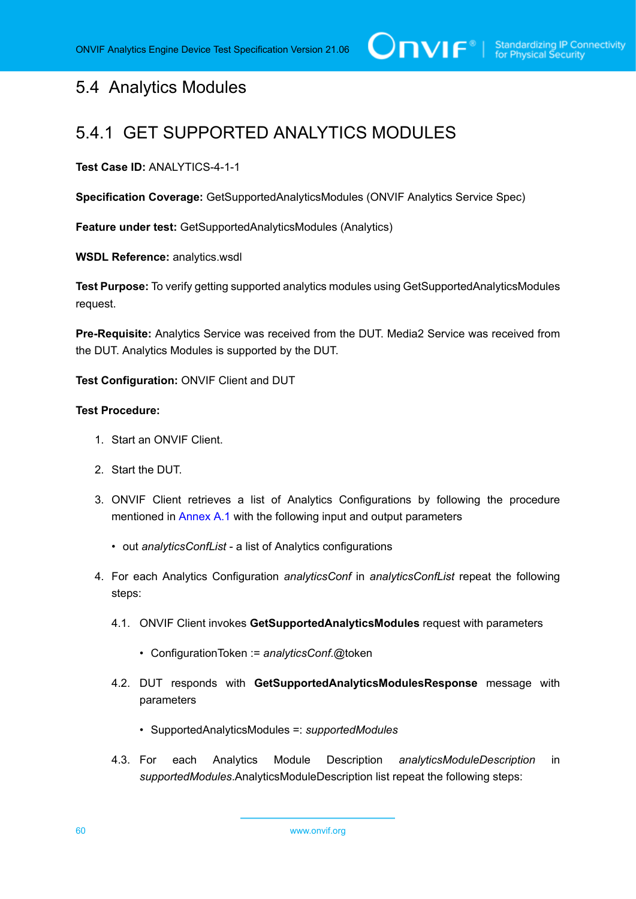## 5.4 Analytics Modules

### 5.4.1 GET SUPPORTED ANALYTICS MODULES

**Test Case ID:** ANALYTICS-4-1-1

**Specification Coverage:** GetSupportedAnalyticsModules (ONVIF Analytics Service Spec)

**Feature under test:** GetSupportedAnalyticsModules (Analytics)

**WSDL Reference:** analytics.wsdl

**Test Purpose:** To verify getting supported analytics modules using GetSupportedAnalyticsModules request.

**Pre-Requisite:** Analytics Service was received from the DUT. Media2 Service was received from the DUT. Analytics Modules is supported by the DUT.

**Test Configuration:** ONVIF Client and DUT

**Test Procedure:**

1. Start an ONVIF Client.
2. Start the DUT.
3. ONVIF Client retrieves a list of Analytics Configurations by following the procedure mentioned in Annex A.1 with the following input and output parameters
   - out *analyticsConfList* - a list of Analytics configurations
4. For each Analytics Configuration *analyticsConf* in *analyticsConfList* repeat the following steps:

   4.1. ONVIF Client invokes **GetSupportedAnalyticsModules** request with parameters

   - ConfigurationToken := *analyticsConf*.@token

   4.2. DUT responds with **GetSupportedAnalyticsModulesResponse** message with parameters

   - SupportedAnalyticsModules =: *supportedModules*

   4.3. For each Analytics Module Description *analyticsModuleDescription* in *supportedModules*.AnalyticsModuleDescription list repeat the following steps: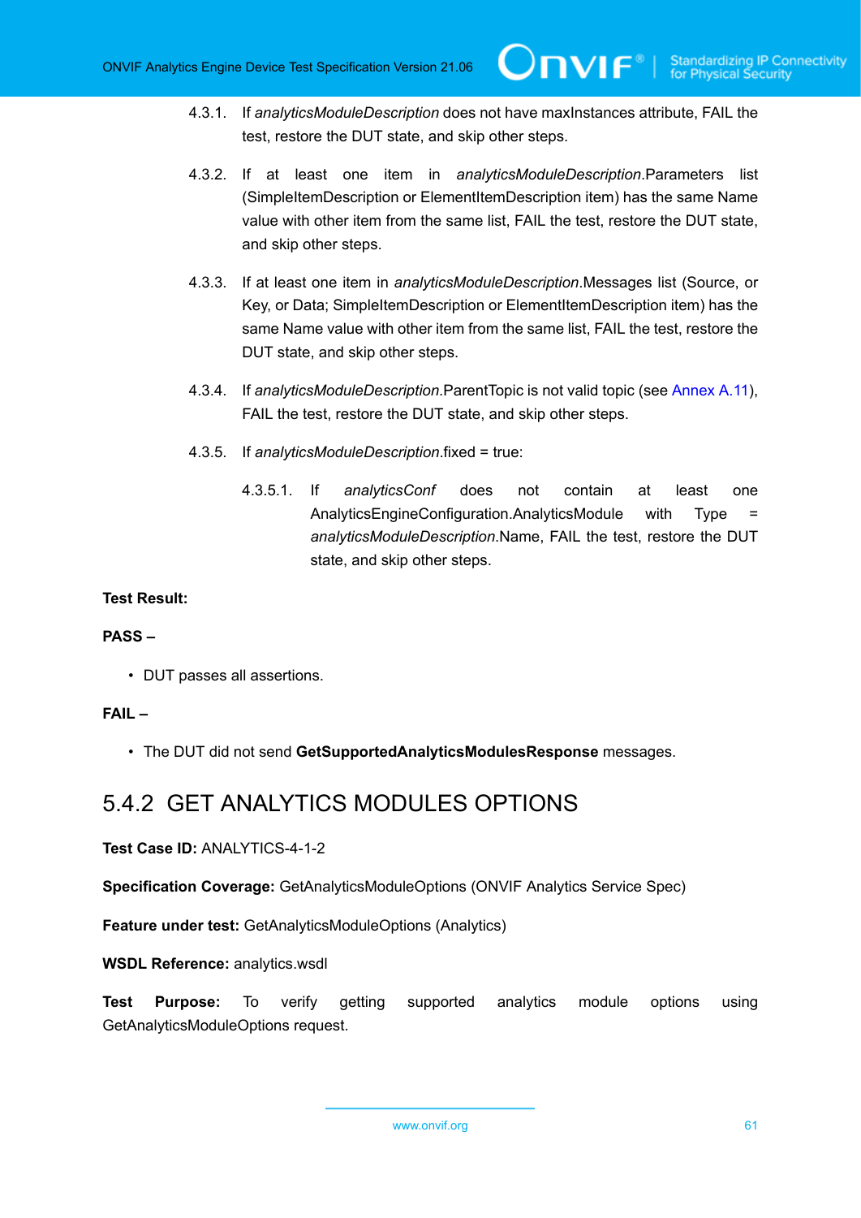4.3.1. If *analyticsModuleDescription* does not have maxInstances attribute, FAIL the test, restore the DUT state, and skip other steps.

4.3.2. If at least one item in *analyticsModuleDescription*.Parameters list (SimpleItemDescription or ElementItemDescription item) has the same Name value with other item from the same list, FAIL the test, restore the DUT state, and skip other steps.

4.3.3. If at least one item in *analyticsModuleDescription*.Messages list (Source, or Key, or Data; SimpleItemDescription or ElementItemDescription item) has the same Name value with other item from the same list, FAIL the test, restore the DUT state, and skip other steps.

4.3.4. If *analyticsModuleDescription*.ParentTopic is not valid topic (see Annex A.11), FAIL the test, restore the DUT state, and skip other steps.

4.3.5. If *analyticsModuleDescription*.fixed = true:

4.3.5.1. If *analyticsConf* does not contain at least one AnalyticsEngineConfiguration.AnalyticsModule with Type = *analyticsModuleDescription*.Name, FAIL the test, restore the DUT state, and skip other steps.

**Test Result:**

**PASS –**

- DUT passes all assertions.

**FAIL –**

- The DUT did not send **GetSupportedAnalyticsModulesResponse** messages.

## 5.4.2 GET ANALYTICS MODULES OPTIONS

**Test Case ID:** ANALYTICS-4-1-2

**Specification Coverage:** GetAnalyticsModuleOptions (ONVIF Analytics Service Spec)

**Feature under test:** GetAnalyticsModuleOptions (Analytics)

**WSDL Reference:** analytics.wsdl

**Test Purpose:** To verify getting supported analytics module options using GetAnalyticsModuleOptions request.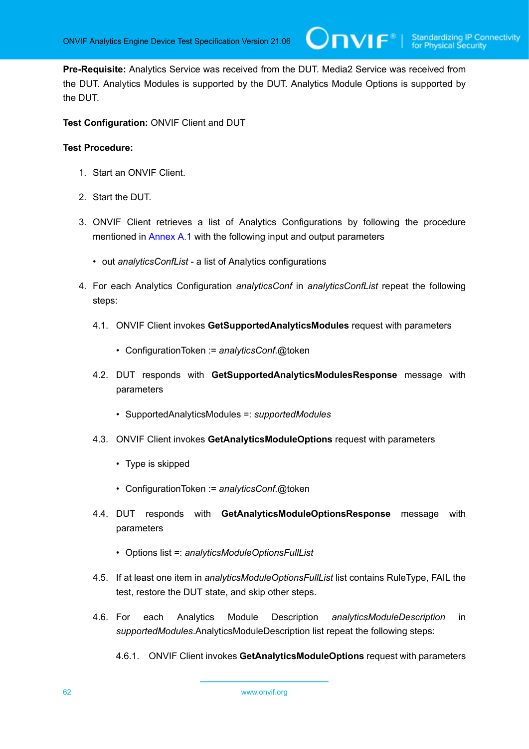**Pre-Requisite:** Analytics Service was received from the DUT. Media2 Service was received from the DUT. Analytics Modules is supported by the DUT. Analytics Module Options is supported by the DUT.

**Test Configuration:** ONVIF Client and DUT

**Test Procedure:**

1. Start an ONVIF Client.
2. Start the DUT.
3. ONVIF Client retrieves a list of Analytics Configurations by following the procedure mentioned in Annex A.1 with the following input and output parameters
   - out *analyticsConfList* - a list of Analytics configurations
4. For each Analytics Configuration *analyticsConf* in *analyticsConfList* repeat the following steps:

   4.1. ONVIF Client invokes **GetSupportedAnalyticsModules** request with parameters

   - ConfigurationToken := *analyticsConf*.@token

   4.2. DUT responds with **GetSupportedAnalyticsModulesResponse** message with parameters

   - SupportedAnalyticsModules =: *supportedModules*

   4.3. ONVIF Client invokes **GetAnalyticsModuleOptions** request with parameters

   - Type is skipped
   - ConfigurationToken := *analyticsConf*.@token

   4.4. DUT responds with **GetAnalyticsModuleOptionsResponse** message with parameters

   - Options list =: *analyticsModuleOptionsFullList*

   4.5. If at least one item in *analyticsModuleOptionsFullList* list contains RuleType, FAIL the test, restore the DUT state, and skip other steps.

   4.6. For each Analytics Module Description *analyticsModuleDescription* in *supportedModules*.AnalyticsModuleDescription list repeat the following steps:

   4.6.1. ONVIF Client invokes **GetAnalyticsModuleOptions** request with parameters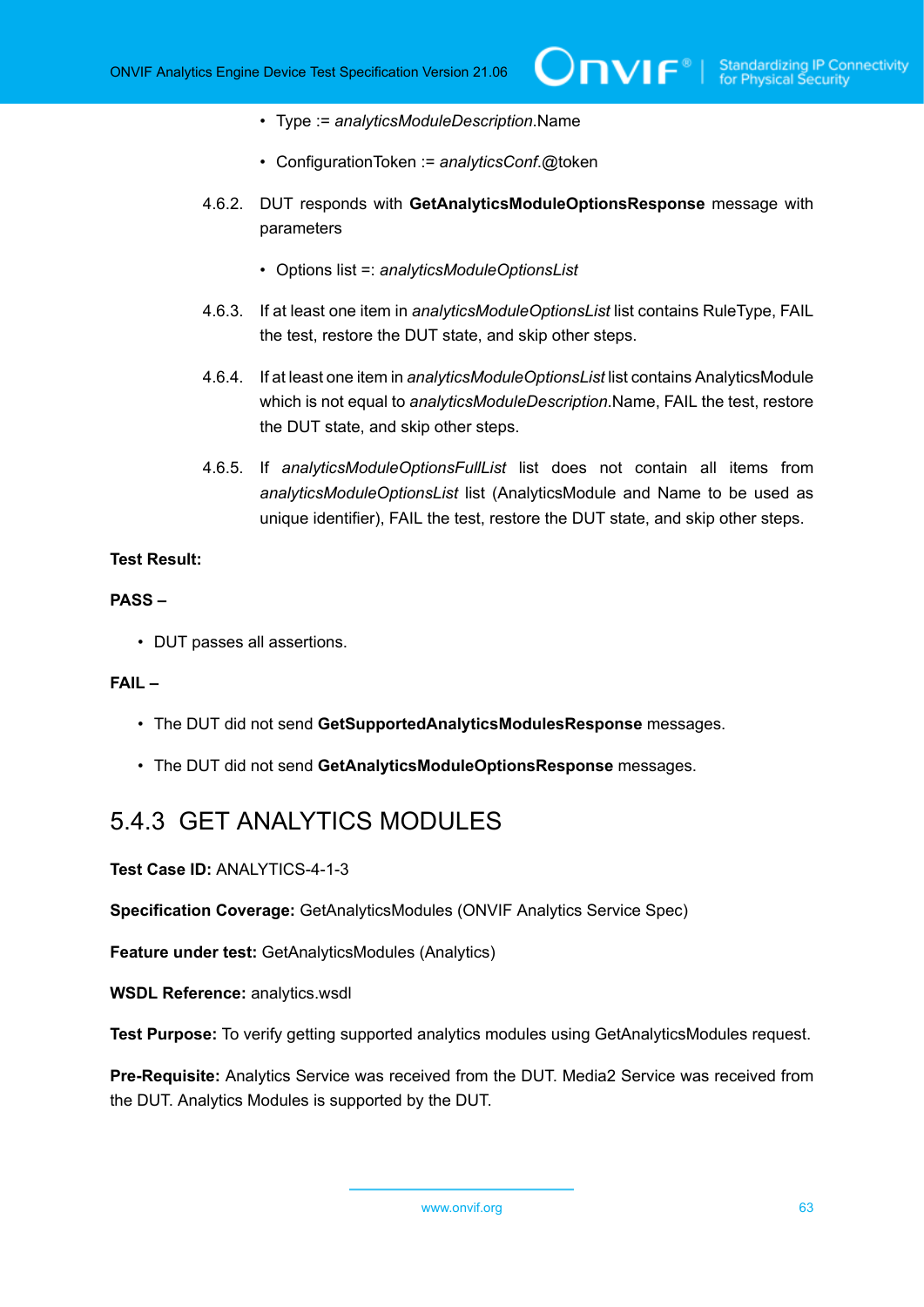- Type := *analyticsModuleDescription*.Name
- ConfigurationToken := *analyticsConf*.@token

4.6.2. DUT responds with **GetAnalyticsModuleOptionsResponse** message with parameters

- Options list =: *analyticsModuleOptionsList*

4.6.3. If at least one item in *analyticsModuleOptionsList* list contains RuleType, FAIL the test, restore the DUT state, and skip other steps.

4.6.4. If at least one item in *analyticsModuleOptionsList* list contains AnalyticsModule which is not equal to *analyticsModuleDescription*.Name, FAIL the test, restore the DUT state, and skip other steps.

4.6.5. If *analyticsModuleOptionsFullList* list does not contain all items from *analyticsModuleOptionsList* list (AnalyticsModule and Name to be used as unique identifier), FAIL the test, restore the DUT state, and skip other steps.

**Test Result:**

**PASS –**

- DUT passes all assertions.

**FAIL –**

- The DUT did not send **GetSupportedAnalyticsModulesResponse** messages.
- The DUT did not send **GetAnalyticsModuleOptionsResponse** messages.

## 5.4.3 GET ANALYTICS MODULES

**Test Case ID:** ANALYTICS-4-1-3

**Specification Coverage:** GetAnalyticsModules (ONVIF Analytics Service Spec)

**Feature under test:** GetAnalyticsModules (Analytics)

**WSDL Reference:** analytics.wsdl

**Test Purpose:** To verify getting supported analytics modules using GetAnalyticsModules request.

**Pre-Requisite:** Analytics Service was received from the DUT. Media2 Service was received from the DUT. Analytics Modules is supported by the DUT.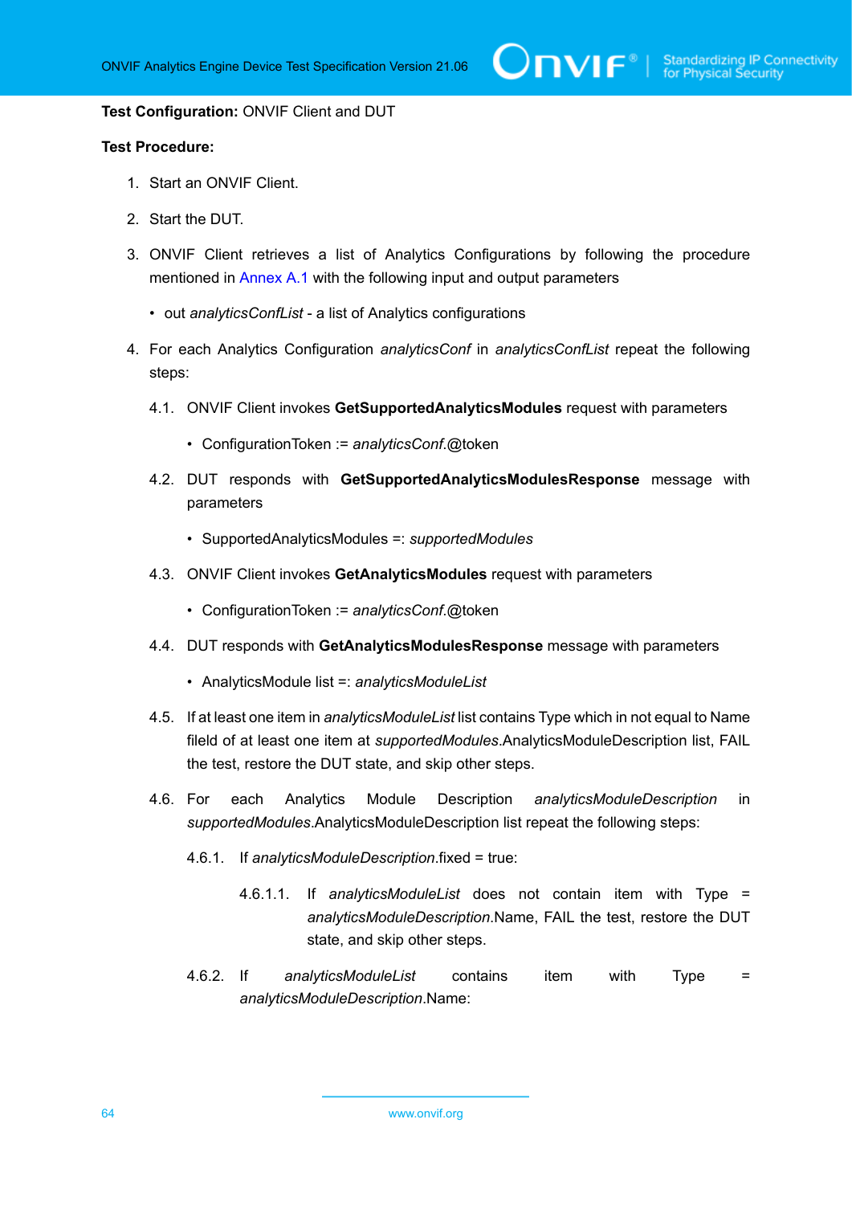**Test Configuration:** ONVIF Client and DUT

**Test Procedure:**

1. Start an ONVIF Client.
2. Start the DUT.
3. ONVIF Client retrieves a list of Analytics Configurations by following the procedure mentioned in Annex A.1 with the following input and output parameters
   - out *analyticsConfList* - a list of Analytics configurations
4. For each Analytics Configuration *analyticsConf* in *analyticsConfList* repeat the following steps:

   4.1. ONVIF Client invokes **GetSupportedAnalyticsModules** request with parameters

   - ConfigurationToken := *analyticsConf*.@token

   4.2. DUT responds with **GetSupportedAnalyticsModulesResponse** message with parameters

   - SupportedAnalyticsModules =: *supportedModules*

   4.3. ONVIF Client invokes **GetAnalyticsModules** request with parameters

   - ConfigurationToken := *analyticsConf*.@token

   4.4. DUT responds with **GetAnalyticsModulesResponse** message with parameters

   - AnalyticsModule list =: *analyticsModuleList*

   4.5. If at least one item in *analyticsModuleList* list contains Type which in not equal to Name fileld of at least one item at *supportedModules*.AnalyticsModuleDescription list, FAIL the test, restore the DUT state, and skip other steps.

   4.6. For each Analytics Module Description *analyticsModuleDescription* in *supportedModules*.AnalyticsModuleDescription list repeat the following steps:

   4.6.1. If *analyticsModuleDescription*.fixed = true:

   4.6.1.1. If *analyticsModuleList* does not contain item with Type = *analyticsModuleDescription*.Name, FAIL the test, restore the DUT state, and skip other steps.

   4.6.2. If *analyticsModuleList* contains item with Type = *analyticsModuleDescription*.Name: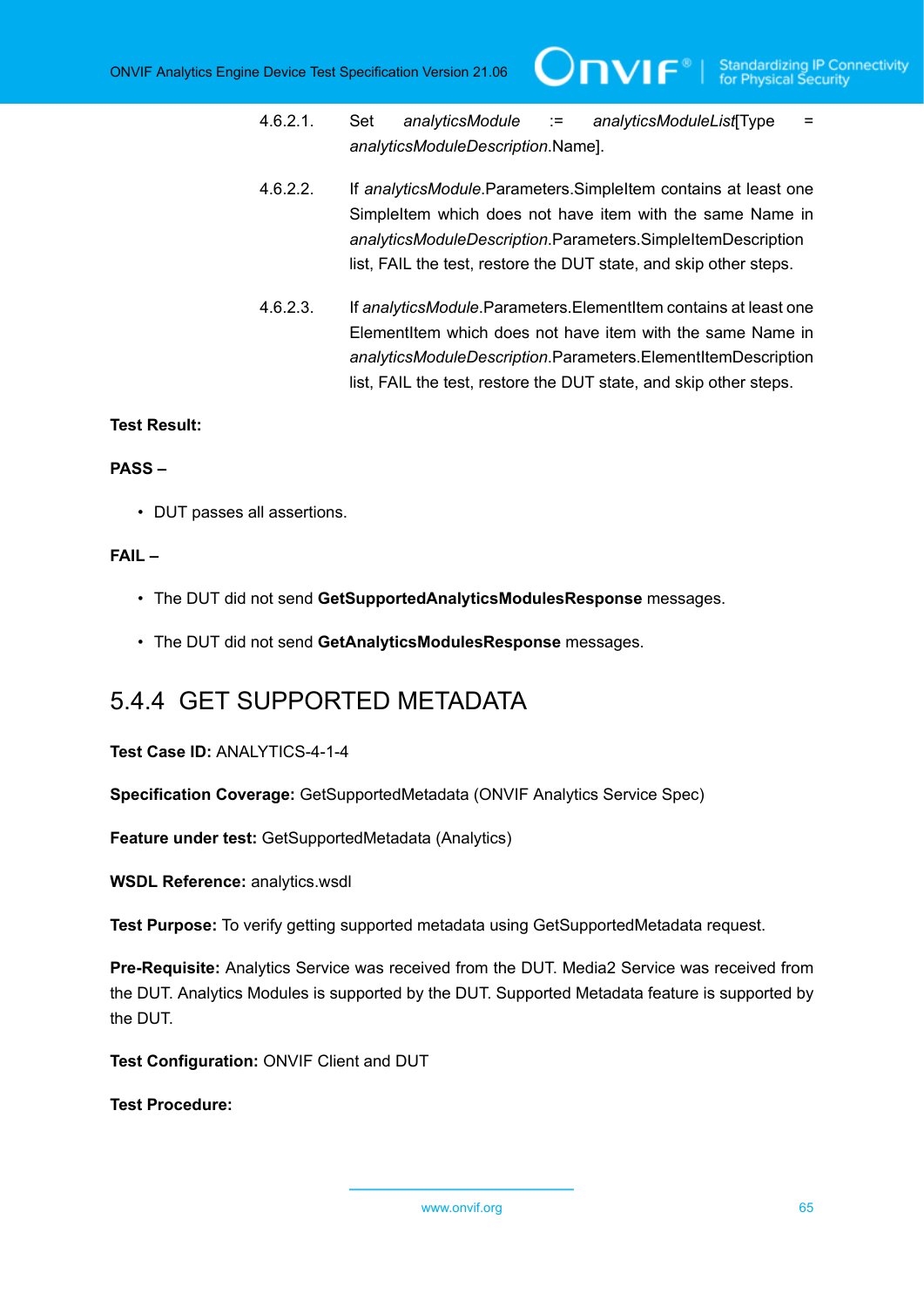4.6.2.1. Set *analyticsModule* := *analyticsModuleList*[Type = *analyticsModuleDescription*.Name].

4.6.2.2. If *analyticsModule*.Parameters.SimpleItem contains at least one SimpleItem which does not have item with the same Name in *analyticsModuleDescription*.Parameters.SimpleItemDescription list, FAIL the test, restore the DUT state, and skip other steps.

4.6.2.3. If *analyticsModule*.Parameters.ElementItem contains at least one ElementItem which does not have item with the same Name in *analyticsModuleDescription*.Parameters.ElementItemDescription list, FAIL the test, restore the DUT state, and skip other steps.

**Test Result:**

**PASS –**

- DUT passes all assertions.

**FAIL –**

- The DUT did not send **GetSupportedAnalyticsModulesResponse** messages.
- The DUT did not send **GetAnalyticsModulesResponse** messages.

## 5.4.4 GET SUPPORTED METADATA

**Test Case ID:** ANALYTICS-4-1-4

**Specification Coverage:** GetSupportedMetadata (ONVIF Analytics Service Spec)

**Feature under test:** GetSupportedMetadata (Analytics)

**WSDL Reference:** analytics.wsdl

**Test Purpose:** To verify getting supported metadata using GetSupportedMetadata request.

**Pre-Requisite:** Analytics Service was received from the DUT. Media2 Service was received from the DUT. Analytics Modules is supported by the DUT. Supported Metadata feature is supported by the DUT.

**Test Configuration:** ONVIF Client and DUT

**Test Procedure:**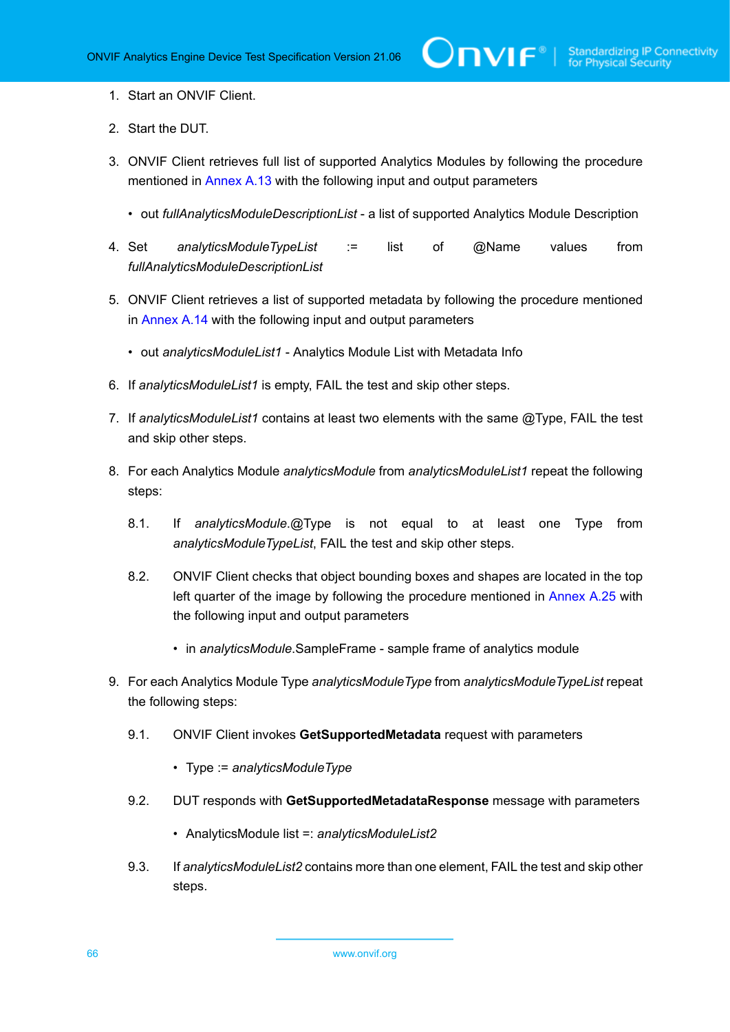1. Start an ONVIF Client.

2. Start the DUT.

3. ONVIF Client retrieves full list of supported Analytics Modules by following the procedure mentioned in Annex A.13 with the following input and output parameters

   • out *fullAnalyticsModuleDescriptionList* - a list of supported Analytics Module Description

4. Set *analyticsModuleTypeList* := list of @Name values from *fullAnalyticsModuleDescriptionList*

5. ONVIF Client retrieves a list of supported metadata by following the procedure mentioned in Annex A.14 with the following input and output parameters

   • out *analyticsModuleList1* - Analytics Module List with Metadata Info

6. If *analyticsModuleList1* is empty, FAIL the test and skip other steps.

7. If *analyticsModuleList1* contains at least two elements with the same @Type, FAIL the test and skip other steps.

8. For each Analytics Module *analyticsModule* from *analyticsModuleList1* repeat the following steps:

   8.1. If *analyticsModule*.@Type is not equal to at least one Type from *analyticsModuleTypeList*, FAIL the test and skip other steps.

   8.2. ONVIF Client checks that object bounding boxes and shapes are located in the top left quarter of the image by following the procedure mentioned in Annex A.25 with the following input and output parameters

      • in *analyticsModule*.SampleFrame - sample frame of analytics module

9. For each Analytics Module Type *analyticsModuleType* from *analyticsModuleTypeList* repeat the following steps:

   9.1. ONVIF Client invokes **GetSupportedMetadata** request with parameters

      • Type := *analyticsModuleType*

   9.2. DUT responds with **GetSupportedMetadataResponse** message with parameters

      • AnalyticsModule list =: *analyticsModuleList2*

   9.3. If *analyticsModuleList2* contains more than one element, FAIL the test and skip other steps.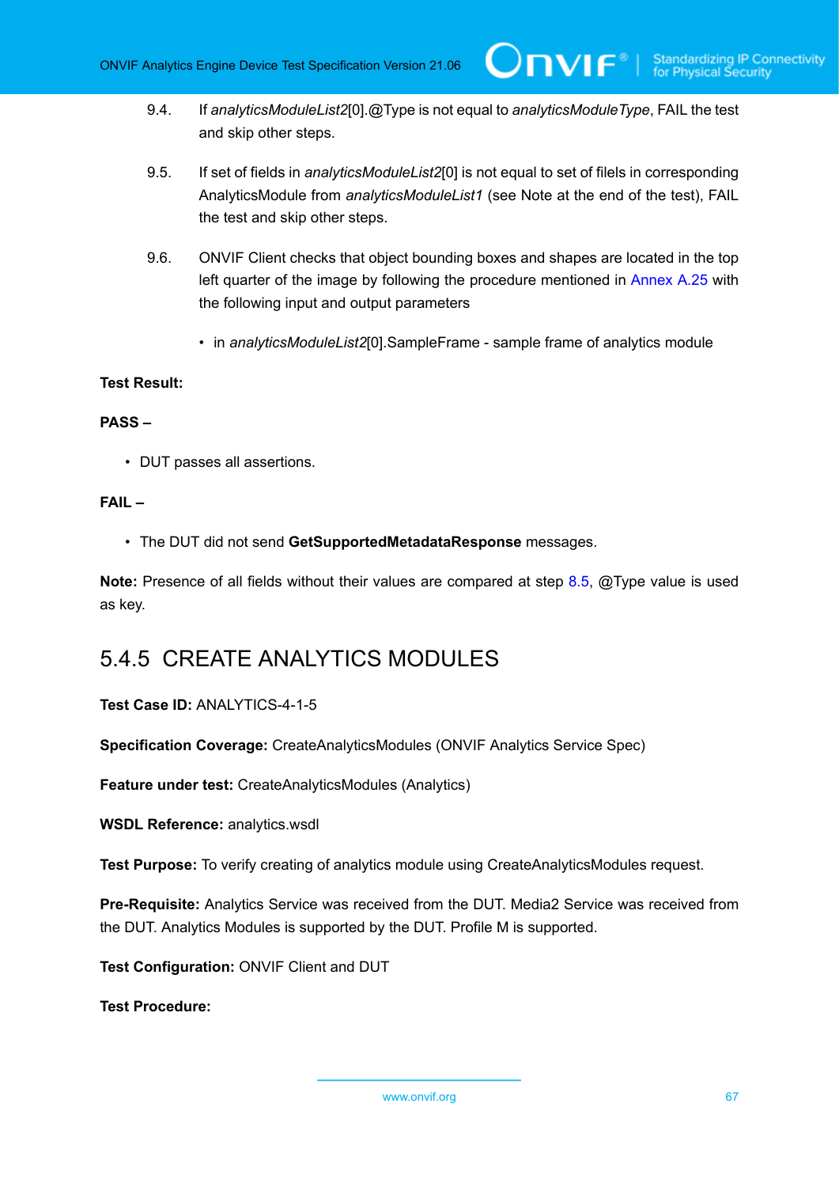9.4. If *analyticsModuleList2*[0].@Type is not equal to *analyticsModuleType*, FAIL the test and skip other steps.

9.5. If set of fields in *analyticsModuleList2*[0] is not equal to set of filels in corresponding AnalyticsModule from *analyticsModuleList1* (see Note at the end of the test), FAIL the test and skip other steps.

9.6. ONVIF Client checks that object bounding boxes and shapes are located in the top left quarter of the image by following the procedure mentioned in Annex A.25 with the following input and output parameters

- in *analyticsModuleList2*[0].SampleFrame - sample frame of analytics module

**Test Result:**

**PASS –**

- DUT passes all assertions.

**FAIL –**

- The DUT did not send **GetSupportedMetadataResponse** messages.

**Note:** Presence of all fields without their values are compared at step 8.5, @Type value is used as key.

## 5.4.5 CREATE ANALYTICS MODULES

**Test Case ID:** ANALYTICS-4-1-5

**Specification Coverage:** CreateAnalyticsModules (ONVIF Analytics Service Spec)

**Feature under test:** CreateAnalyticsModules (Analytics)

**WSDL Reference:** analytics.wsdl

**Test Purpose:** To verify creating of analytics module using CreateAnalyticsModules request.

**Pre-Requisite:** Analytics Service was received from the DUT. Media2 Service was received from the DUT. Analytics Modules is supported by the DUT. Profile M is supported.

**Test Configuration:** ONVIF Client and DUT

**Test Procedure:**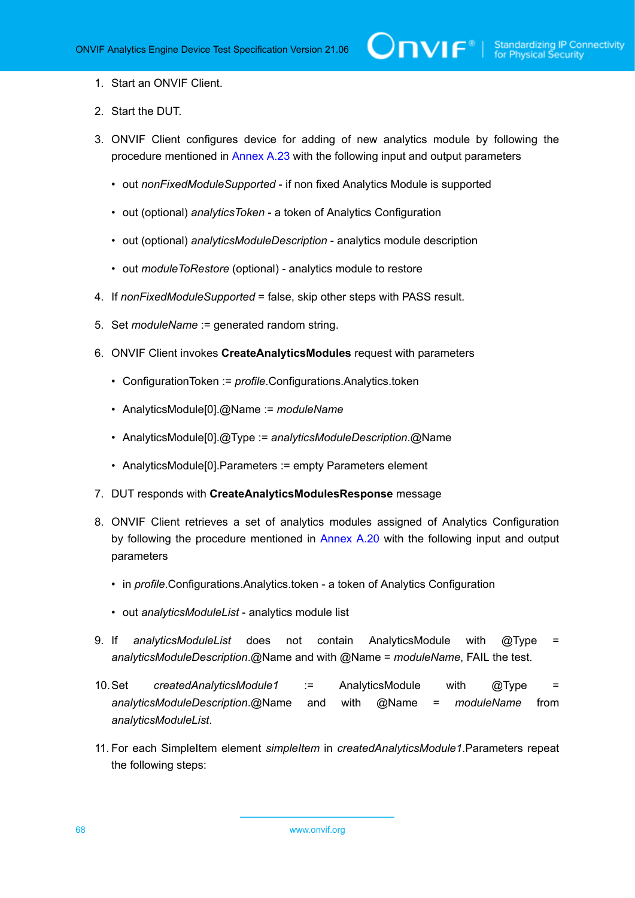1. Start an ONVIF Client.

2. Start the DUT.

3. ONVIF Client configures device for adding of new analytics module by following the procedure mentioned in Annex A.23 with the following input and output parameters

   - out *nonFixedModuleSupported* - if non fixed Analytics Module is supported

   - out (optional) *analyticsToken* - a token of Analytics Configuration

   - out (optional) *analyticsModuleDescription* - analytics module description

   - out *moduleToRestore* (optional) - analytics module to restore

4. If *nonFixedModuleSupported* = false, skip other steps with PASS result.

5. Set *moduleName* := generated random string.

6. ONVIF Client invokes **CreateAnalyticsModules** request with parameters

   - ConfigurationToken := *profile*.Configurations.Analytics.token

   - AnalyticsModule[0].@Name := *moduleName*

   - AnalyticsModule[0].@Type := *analyticsModuleDescription*.@Name

   - AnalyticsModule[0].Parameters := empty Parameters element

7. DUT responds with **CreateAnalyticsModulesResponse** message

8. ONVIF Client retrieves a set of analytics modules assigned of Analytics Configuration by following the procedure mentioned in Annex A.20 with the following input and output parameters

   - in *profile*.Configurations.Analytics.token - a token of Analytics Configuration

   - out *analyticsModuleList* - analytics module list

9. If *analyticsModuleList* does not contain AnalyticsModule with @Type = *analyticsModuleDescription*.@Name and with @Name = *moduleName*, FAIL the test.

10. Set *createdAnalyticsModule1* := AnalyticsModule with @Type = *analyticsModuleDescription*.@Name and with @Name = *moduleName* from *analyticsModuleList*.

11. For each SimpleItem element *simpleItem* in *createdAnalyticsModule1*.Parameters repeat the following steps: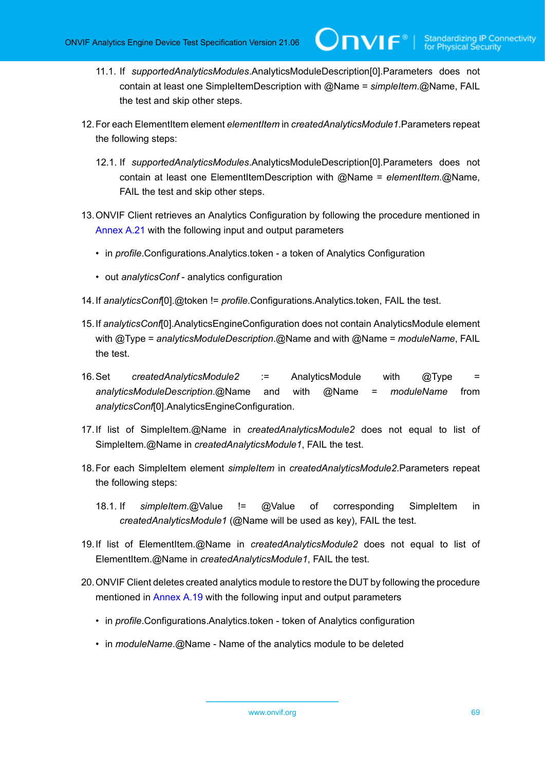11.1. If *supportedAnalyticsModules*.AnalyticsModuleDescription[0].Parameters does not contain at least one SimpleItemDescription with @Name = *simpleItem*.@Name, FAIL the test and skip other steps.

12. For each ElementItem element *elementItem* in *createdAnalyticsModule1*.Parameters repeat the following steps:

    12.1. If *supportedAnalyticsModules*.AnalyticsModuleDescription[0].Parameters does not contain at least one ElementItemDescription with @Name = *elementItem*.@Name, FAIL the test and skip other steps.

13. ONVIF Client retrieves an Analytics Configuration by following the procedure mentioned in Annex A.21 with the following input and output parameters

    - in *profile*.Configurations.Analytics.token - a token of Analytics Configuration
    - out *analyticsConf* - analytics configuration

14. If *analyticsConf*[0].@token != *profile*.Configurations.Analytics.token, FAIL the test.

15. If *analyticsConf*[0].AnalyticsEngineConfiguration does not contain AnalyticsModule element with @Type = *analyticsModuleDescription*.@Name and with @Name = *moduleName*, FAIL the test.

16. Set *createdAnalyticsModule2* := AnalyticsModule with @Type = *analyticsModuleDescription*.@Name and with @Name = *moduleName* from *analyticsConf*[0].AnalyticsEngineConfiguration.

17. If list of SimpleItem.@Name in *createdAnalyticsModule2* does not equal to list of SimpleItem.@Name in *createdAnalyticsModule1*, FAIL the test.

18. For each SimpleItem element *simpleItem* in *createdAnalyticsModule2*.Parameters repeat the following steps:

    18.1. If *simpleItem*.@Value != @Value of corresponding SimpleItem in *createdAnalyticsModule1* (@Name will be used as key), FAIL the test.

19. If list of ElementItem.@Name in *createdAnalyticsModule2* does not equal to list of ElementItem.@Name in *createdAnalyticsModule1*, FAIL the test.

20. ONVIF Client deletes created analytics module to restore the DUT by following the procedure mentioned in Annex A.19 with the following input and output parameters

    - in *profile*.Configurations.Analytics.token - token of Analytics configuration
    - in *moduleName*.@Name - Name of the analytics module to be deleted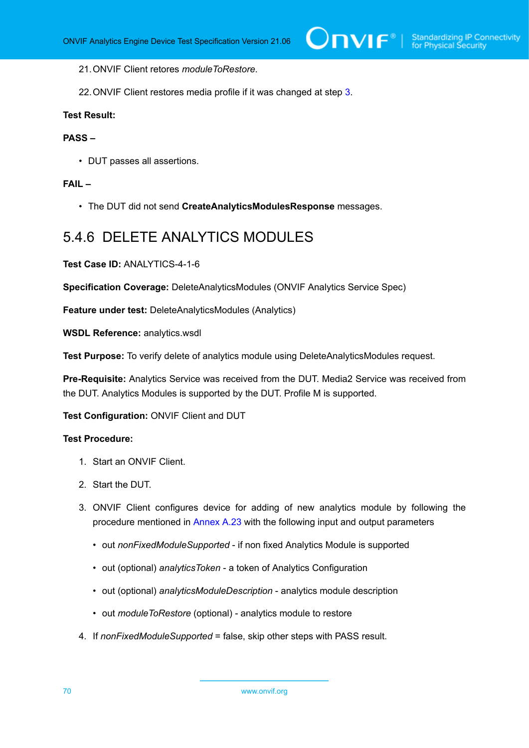21. ONVIF Client retores *moduleToRestore*.

22. ONVIF Client restores media profile if it was changed at step 3.

**Test Result:**

**PASS –**

- DUT passes all assertions.

**FAIL –**

- The DUT did not send **CreateAnalyticsModulesResponse** messages.

### 5.4.6 DELETE ANALYTICS MODULES

**Test Case ID:** ANALYTICS-4-1-6

**Specification Coverage:** DeleteAnalyticsModules (ONVIF Analytics Service Spec)

**Feature under test:** DeleteAnalyticsModules (Analytics)

**WSDL Reference:** analytics.wsdl

**Test Purpose:** To verify delete of analytics module using DeleteAnalyticsModules request.

**Pre-Requisite:** Analytics Service was received from the DUT. Media2 Service was received from the DUT. Analytics Modules is supported by the DUT. Profile M is supported.

**Test Configuration:** ONVIF Client and DUT

**Test Procedure:**

1. Start an ONVIF Client.

2. Start the DUT.

3. ONVIF Client configures device for adding of new analytics module by following the procedure mentioned in Annex A.23 with the following input and output parameters

   - out *nonFixedModuleSupported* - if non fixed Analytics Module is supported
   - out (optional) *analyticsToken* - a token of Analytics Configuration
   - out (optional) *analyticsModuleDescription* - analytics module description
   - out *moduleToRestore* (optional) - analytics module to restore

4. If *nonFixedModuleSupported* = false, skip other steps with PASS result.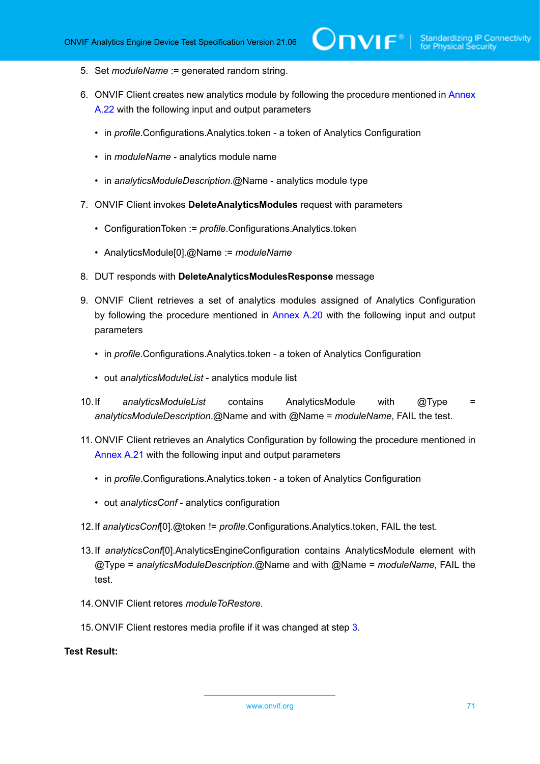5. Set *moduleName* := generated random string.

6. ONVIF Client creates new analytics module by following the procedure mentioned in Annex A.22 with the following input and output parameters

   - in *profile*.Configurations.Analytics.token - a token of Analytics Configuration

   - in *moduleName* - analytics module name

   - in *analyticsModuleDescription*.@Name - analytics module type

7. ONVIF Client invokes **DeleteAnalyticsModules** request with parameters

   - ConfigurationToken := *profile*.Configurations.Analytics.token

   - AnalyticsModule[0].@Name := *moduleName*

8. DUT responds with **DeleteAnalyticsModulesResponse** message

9. ONVIF Client retrieves a set of analytics modules assigned of Analytics Configuration by following the procedure mentioned in Annex A.20 with the following input and output parameters

   - in *profile*.Configurations.Analytics.token - a token of Analytics Configuration

   - out *analyticsModuleList* - analytics module list

10. If *analyticsModuleList* contains AnalyticsModule with @Type = *analyticsModuleDescription*.@Name and with @Name = *moduleName*, FAIL the test.

11. ONVIF Client retrieves an Analytics Configuration by following the procedure mentioned in Annex A.21 with the following input and output parameters

    - in *profile*.Configurations.Analytics.token - a token of Analytics Configuration

    - out *analyticsConf* - analytics configuration

12. If *analyticsConf*[0].@token != *profile*.Configurations.Analytics.token, FAIL the test.

13. If *analyticsConf*[0].AnalyticsEngineConfiguration contains AnalyticsModule element with @Type = *analyticsModuleDescription*.@Name and with @Name = *moduleName*, FAIL the test.

14. ONVIF Client retores *moduleToRestore*.

15. ONVIF Client restores media profile if it was changed at step 3.

**Test Result:**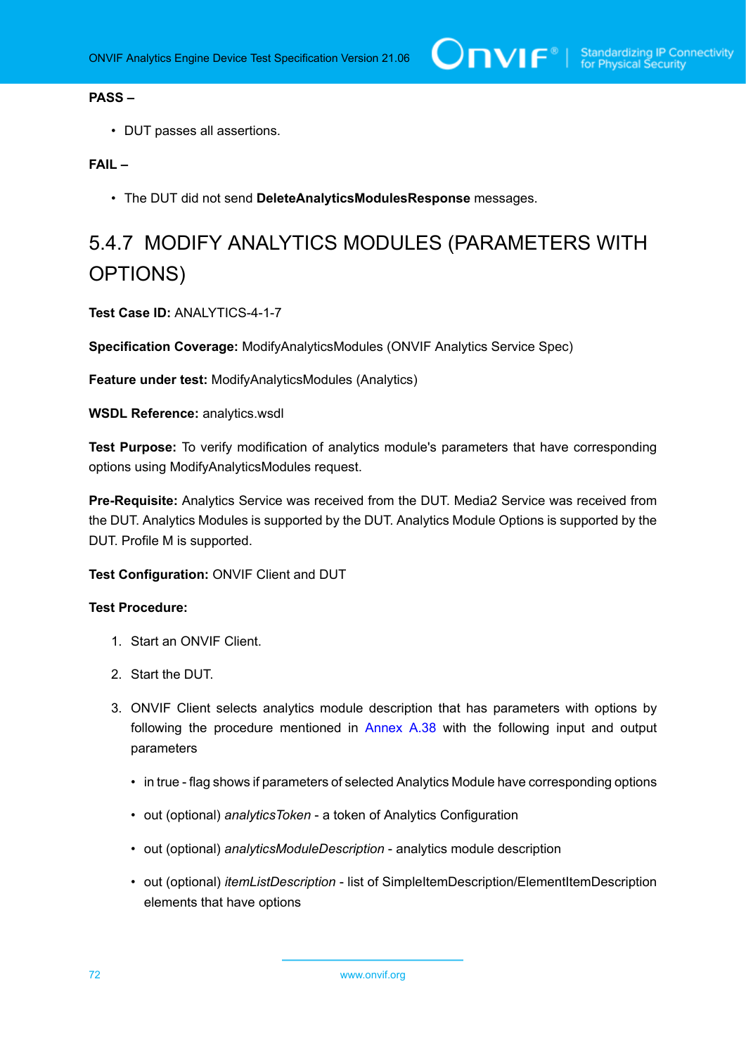**PASS –**

- DUT passes all assertions.

**FAIL –**

- The DUT did not send **DeleteAnalyticsModulesResponse** messages.

## 5.4.7 MODIFY ANALYTICS MODULES (PARAMETERS WITH OPTIONS)

**Test Case ID:** ANALYTICS-4-1-7

**Specification Coverage:** ModifyAnalyticsModules (ONVIF Analytics Service Spec)

**Feature under test:** ModifyAnalyticsModules (Analytics)

**WSDL Reference:** analytics.wsdl

**Test Purpose:** To verify modification of analytics module's parameters that have corresponding options using ModifyAnalyticsModules request.

**Pre-Requisite:** Analytics Service was received from the DUT. Media2 Service was received from the DUT. Analytics Modules is supported by the DUT. Analytics Module Options is supported by the DUT. Profile M is supported.

**Test Configuration:** ONVIF Client and DUT

**Test Procedure:**

1. Start an ONVIF Client.
2. Start the DUT.
3. ONVIF Client selects analytics module description that has parameters with options by following the procedure mentioned in Annex A.38 with the following input and output parameters
   - in true - flag shows if parameters of selected Analytics Module have corresponding options
   - out (optional) *analyticsToken* - a token of Analytics Configuration
   - out (optional) *analyticsModuleDescription* - analytics module description
   - out (optional) *itemListDescription* - list of SimpleItemDescription/ElementItemDescription elements that have options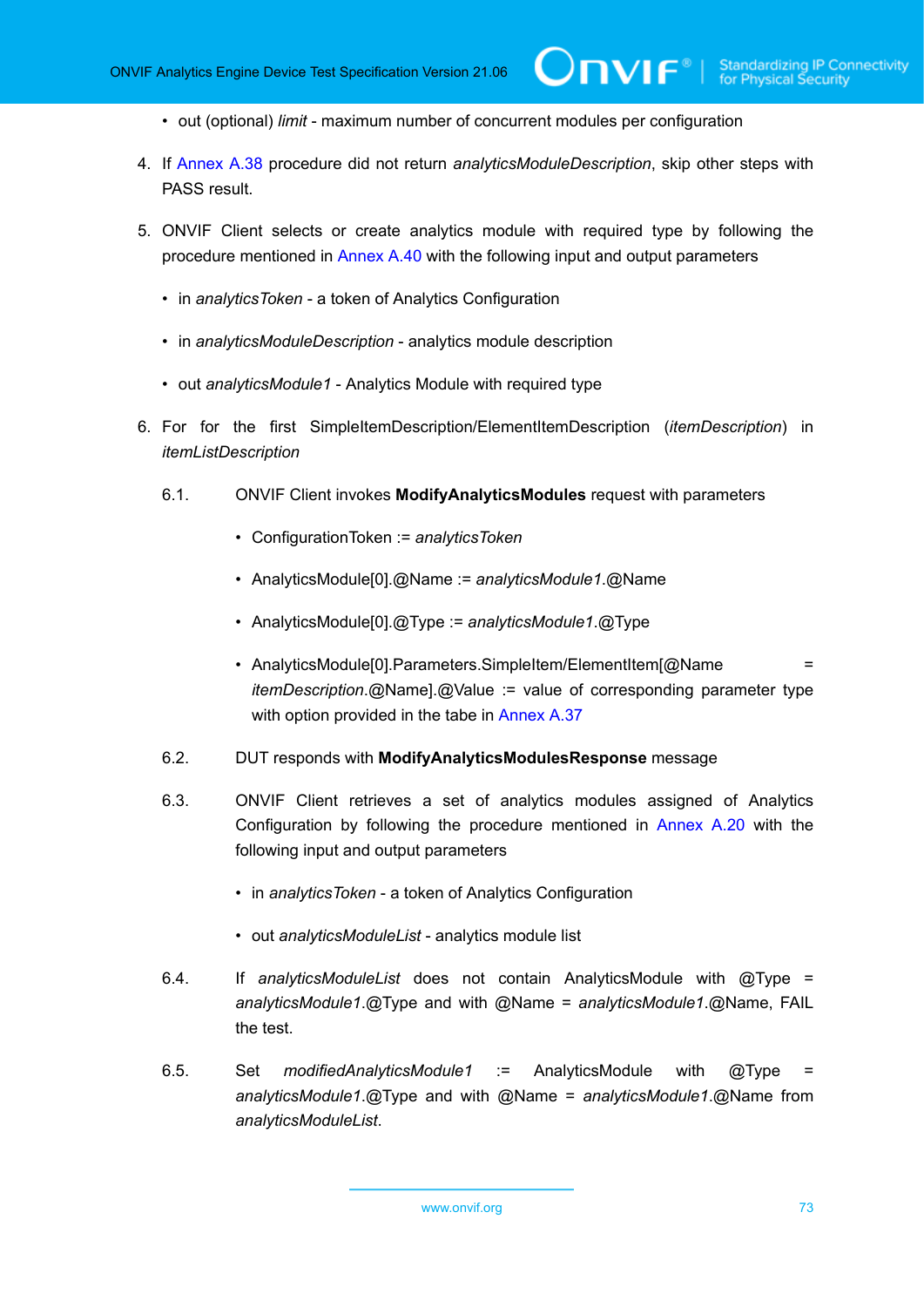- out (optional) *limit* - maximum number of concurrent modules per configuration

4. If Annex A.38 procedure did not return *analyticsModuleDescription*, skip other steps with PASS result.

5. ONVIF Client selects or create analytics module with required type by following the procedure mentioned in Annex A.40 with the following input and output parameters

   - in *analyticsToken* - a token of Analytics Configuration
   - in *analyticsModuleDescription* - analytics module description
   - out *analyticsModule1* - Analytics Module with required type

6. For for the first SimpleItemDescription/ElementItemDescription (*itemDescription*) in *itemListDescription*

   6.1. ONVIF Client invokes **ModifyAnalyticsModules** request with parameters

   - ConfigurationToken := *analyticsToken*
   - AnalyticsModule[0].@Name := *analyticsModule1*.@Name
   - AnalyticsModule[0].@Type := *analyticsModule1*.@Type
   - AnalyticsModule[0].Parameters.SimpleItem/ElementItem[@Name = *itemDescription*.@Name].@Value := value of corresponding parameter type with option provided in the tabe in Annex A.37

   6.2. DUT responds with **ModifyAnalyticsModulesResponse** message

   6.3. ONVIF Client retrieves a set of analytics modules assigned of Analytics Configuration by following the procedure mentioned in Annex A.20 with the following input and output parameters

   - in *analyticsToken* - a token of Analytics Configuration
   - out *analyticsModuleList* - analytics module list

   6.4. If *analyticsModuleList* does not contain AnalyticsModule with @Type = *analyticsModule1*.@Type and with @Name = *analyticsModule1*.@Name, FAIL the test.

   6.5. Set *modifiedAnalyticsModule1* := AnalyticsModule with @Type = *analyticsModule1*.@Type and with @Name = *analyticsModule1*.@Name from *analyticsModuleList*.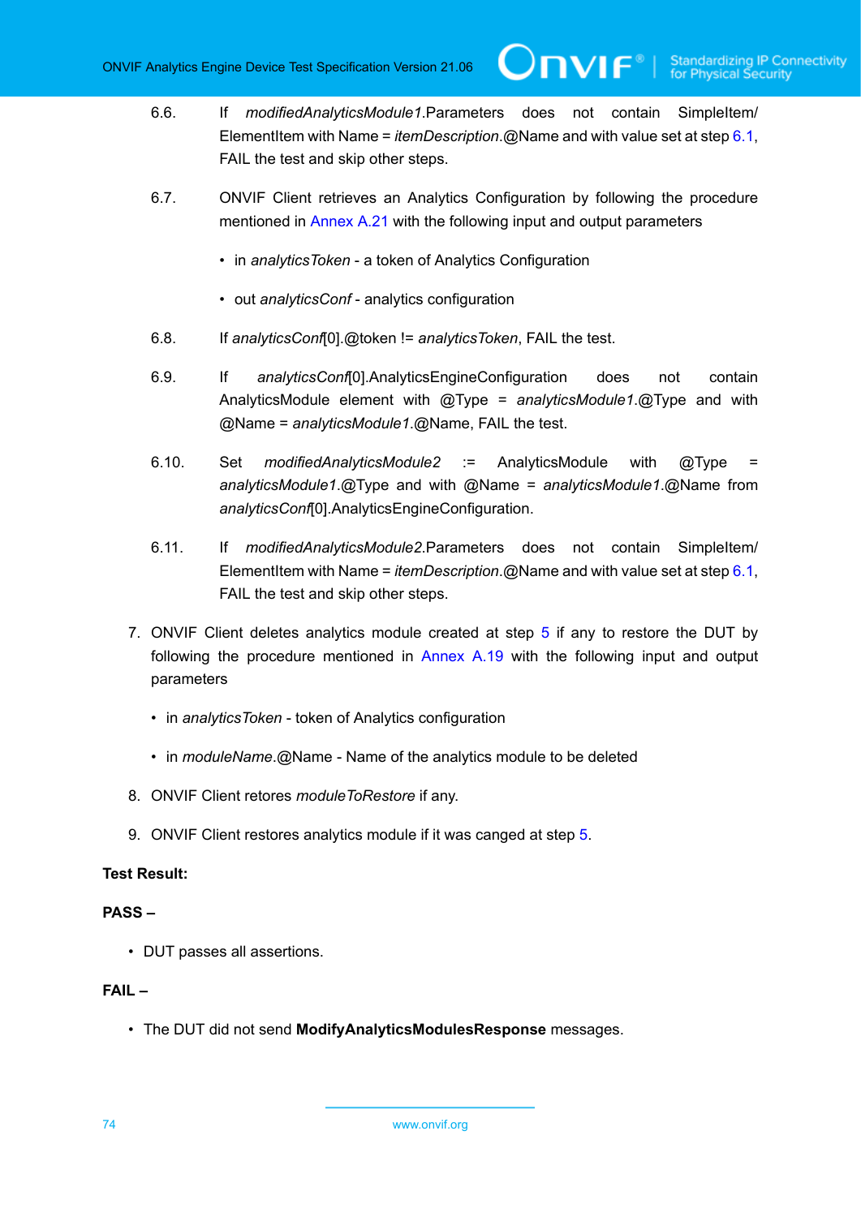6.6. If *modifiedAnalyticsModule1*.Parameters does not contain SimpleItem/ ElementItem with Name = *itemDescription*.@Name and with value set at step 6.1, FAIL the test and skip other steps.

6.7. ONVIF Client retrieves an Analytics Configuration by following the procedure mentioned in Annex A.21 with the following input and output parameters

- in *analyticsToken* - a token of Analytics Configuration
- out *analyticsConf* - analytics configuration

6.8. If *analyticsConf*[0].@token != *analyticsToken*, FAIL the test.

6.9. If *analyticsConf*[0].AnalyticsEngineConfiguration does not contain AnalyticsModule element with @Type = *analyticsModule1*.@Type and with @Name = *analyticsModule1*.@Name, FAIL the test.

6.10. Set *modifiedAnalyticsModule2* := AnalyticsModule with @Type = *analyticsModule1*.@Type and with @Name = *analyticsModule1*.@Name from *analyticsConf*[0].AnalyticsEngineConfiguration.

6.11. If *modifiedAnalyticsModule2*.Parameters does not contain SimpleItem/ ElementItem with Name = *itemDescription*.@Name and with value set at step 6.1, FAIL the test and skip other steps.

7. ONVIF Client deletes analytics module created at step 5 if any to restore the DUT by following the procedure mentioned in Annex A.19 with the following input and output parameters
   - in *analyticsToken* - token of Analytics configuration
   - in *moduleName*.@Name - Name of the analytics module to be deleted
8. ONVIF Client retores *moduleToRestore* if any.
9. ONVIF Client restores analytics module if it was canged at step 5.

**Test Result:**

**PASS –**

- DUT passes all assertions.

**FAIL –**

- The DUT did not send **ModifyAnalyticsModulesResponse** messages.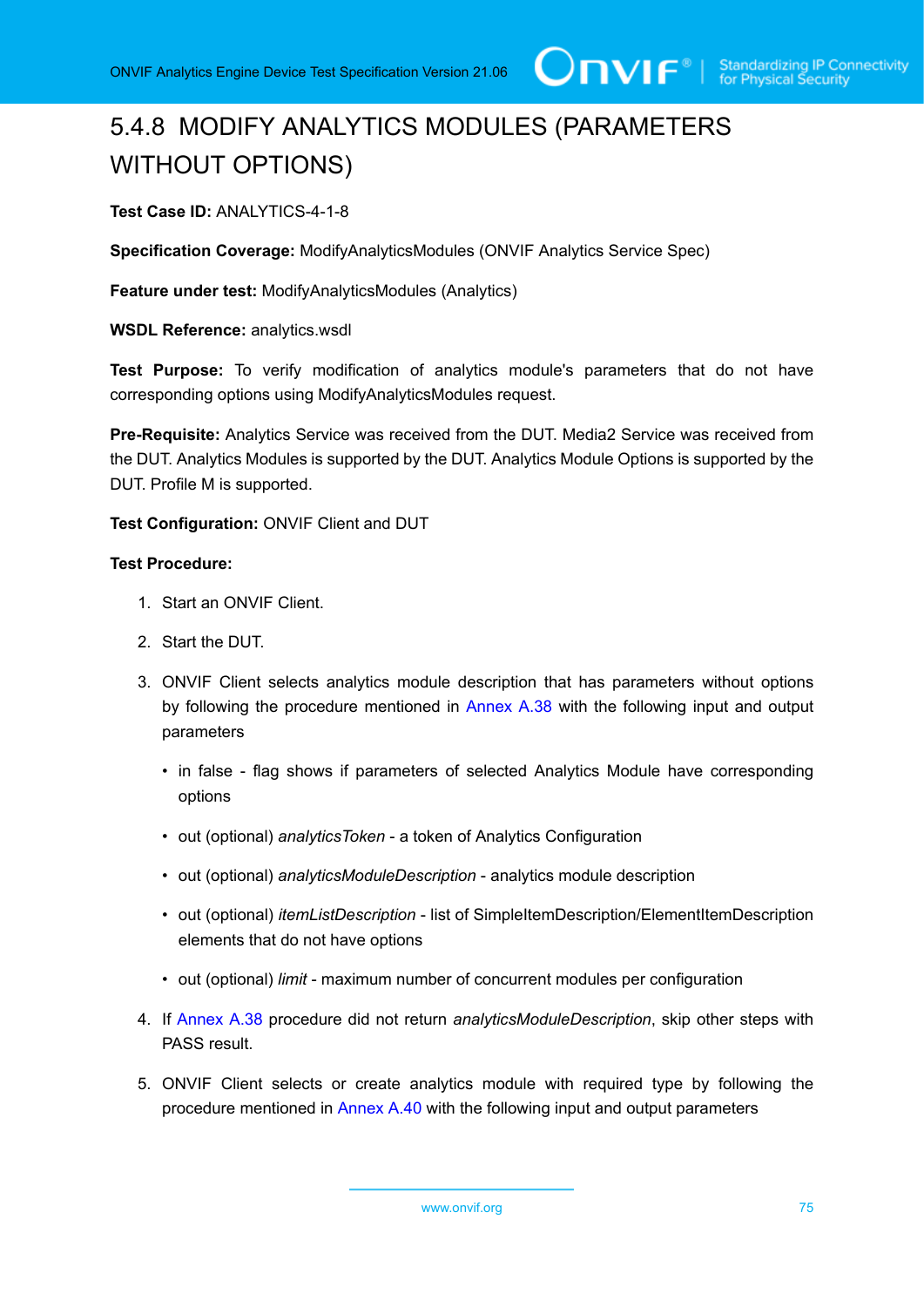## 5.4.8 MODIFY ANALYTICS MODULES (PARAMETERS WITHOUT OPTIONS)

**Test Case ID:** ANALYTICS-4-1-8

**Specification Coverage:** ModifyAnalyticsModules (ONVIF Analytics Service Spec)

**Feature under test:** ModifyAnalyticsModules (Analytics)

**WSDL Reference:** analytics.wsdl

**Test Purpose:** To verify modification of analytics module's parameters that do not have corresponding options using ModifyAnalyticsModules request.

**Pre-Requisite:** Analytics Service was received from the DUT. Media2 Service was received from the DUT. Analytics Modules is supported by the DUT. Analytics Module Options is supported by the DUT. Profile M is supported.

**Test Configuration:** ONVIF Client and DUT

**Test Procedure:**

1. Start an ONVIF Client.
2. Start the DUT.
3. ONVIF Client selects analytics module description that has parameters without options by following the procedure mentioned in Annex A.38 with the following input and output parameters
   - in false - flag shows if parameters of selected Analytics Module have corresponding options
   - out (optional) *analyticsToken* - a token of Analytics Configuration
   - out (optional) *analyticsModuleDescription* - analytics module description
   - out (optional) *itemListDescription* - list of SimpleItemDescription/ElementItemDescription elements that do not have options
   - out (optional) *limit* - maximum number of concurrent modules per configuration
4. If Annex A.38 procedure did not return *analyticsModuleDescription*, skip other steps with PASS result.
5. ONVIF Client selects or create analytics module with required type by following the procedure mentioned in Annex A.40 with the following input and output parameters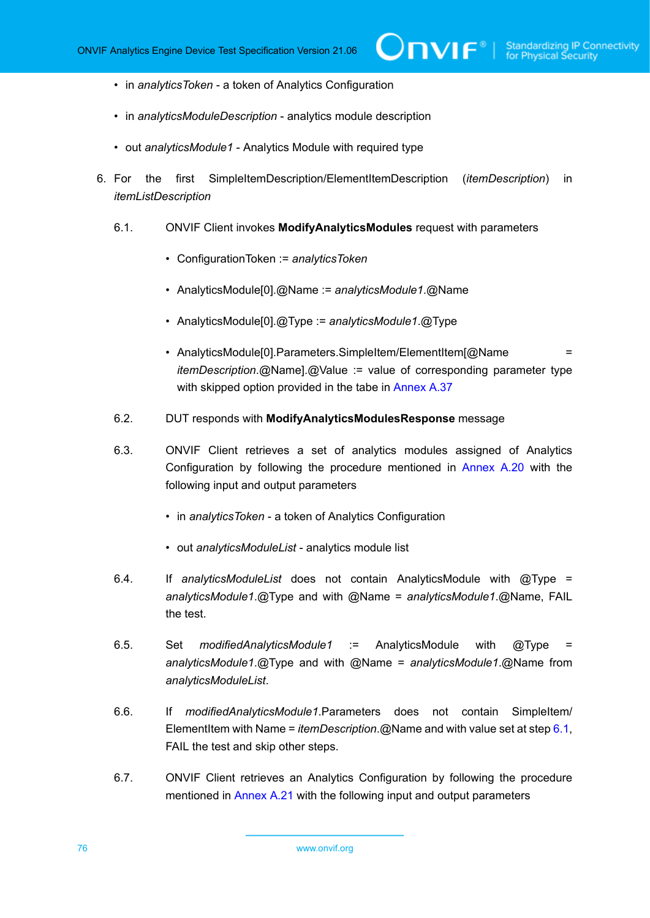- in *analyticsToken* - a token of Analytics Configuration
- in *analyticsModuleDescription* - analytics module description
- out *analyticsModule1* - Analytics Module with required type

6. For the first SimpleItemDescription/ElementItemDescription (*itemDescription*) in *itemListDescription*

   6.1. ONVIF Client invokes **ModifyAnalyticsModules** request with parameters

   - ConfigurationToken := *analyticsToken*
   - AnalyticsModule[0].@Name := *analyticsModule1*.@Name
   - AnalyticsModule[0].@Type := *analyticsModule1*.@Type
   - AnalyticsModule[0].Parameters.SimpleItem/ElementItem[@Name = *itemDescription*.@Name].@Value := value of corresponding parameter type with skipped option provided in the tabe in Annex A.37

   6.2. DUT responds with **ModifyAnalyticsModulesResponse** message

   6.3. ONVIF Client retrieves a set of analytics modules assigned of Analytics Configuration by following the procedure mentioned in Annex A.20 with the following input and output parameters

   - in *analyticsToken* - a token of Analytics Configuration
   - out *analyticsModuleList* - analytics module list

   6.4. If *analyticsModuleList* does not contain AnalyticsModule with @Type = *analyticsModule1*.@Type and with @Name = *analyticsModule1*.@Name, FAIL the test.

   6.5. Set *modifiedAnalyticsModule1* := AnalyticsModule with @Type = *analyticsModule1*.@Type and with @Name = *analyticsModule1*.@Name from *analyticsModuleList*.

   6.6. If *modifiedAnalyticsModule1*.Parameters does not contain SimpleItem/ElementItem with Name = *itemDescription*.@Name and with value set at step 6.1, FAIL the test and skip other steps.

   6.7. ONVIF Client retrieves an Analytics Configuration by following the procedure mentioned in Annex A.21 with the following input and output parameters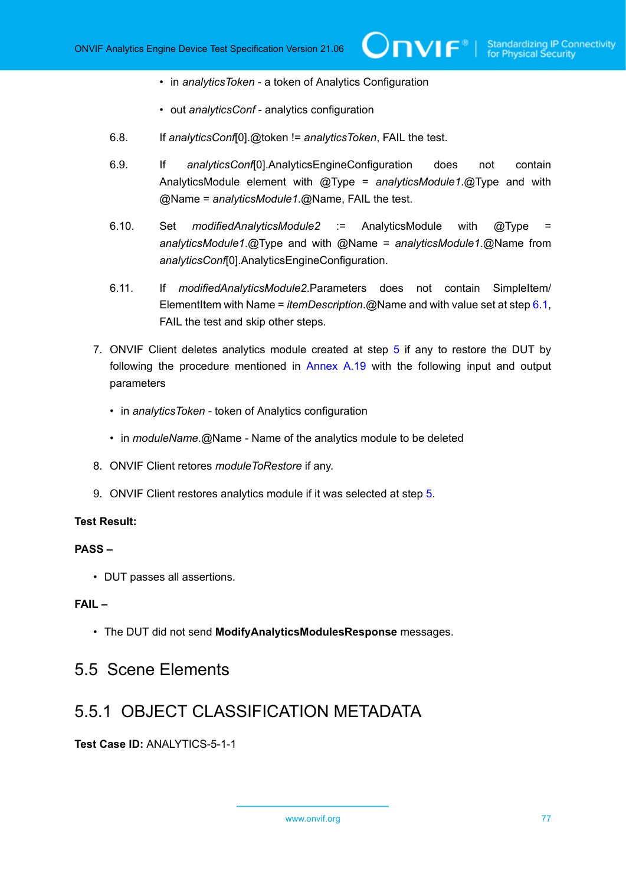- in *analyticsToken* - a token of Analytics Configuration
- out *analyticsConf* - analytics configuration

6.8. If *analyticsConf*[0].@token != *analyticsToken*, FAIL the test.

6.9. If *analyticsConf*[0].AnalyticsEngineConfiguration does not contain AnalyticsModule element with @Type = *analyticsModule1*.@Type and with @Name = *analyticsModule1*.@Name, FAIL the test.

6.10. Set *modifiedAnalyticsModule2* := AnalyticsModule with @Type = *analyticsModule1*.@Type and with @Name = *analyticsModule1*.@Name from *analyticsConf*[0].AnalyticsEngineConfiguration.

6.11. If *modifiedAnalyticsModule2*.Parameters does not contain SimpleItem/ElementItem with Name = *itemDescription*.@Name and with value set at step 6.1, FAIL the test and skip other steps.

7. ONVIF Client deletes analytics module created at step 5 if any to restore the DUT by following the procedure mentioned in Annex A.19 with the following input and output parameters
   - in *analyticsToken* - token of Analytics configuration
   - in *moduleName*.@Name - Name of the analytics module to be deleted
8. ONVIF Client retores *moduleToRestore* if any.
9. ONVIF Client restores analytics module if it was selected at step 5.

**Test Result:**

**PASS –**

- DUT passes all assertions.

**FAIL –**

- The DUT did not send **ModifyAnalyticsModulesResponse** messages.

## 5.5 Scene Elements

### 5.5.1 OBJECT CLASSIFICATION METADATA

**Test Case ID:** ANALYTICS-5-1-1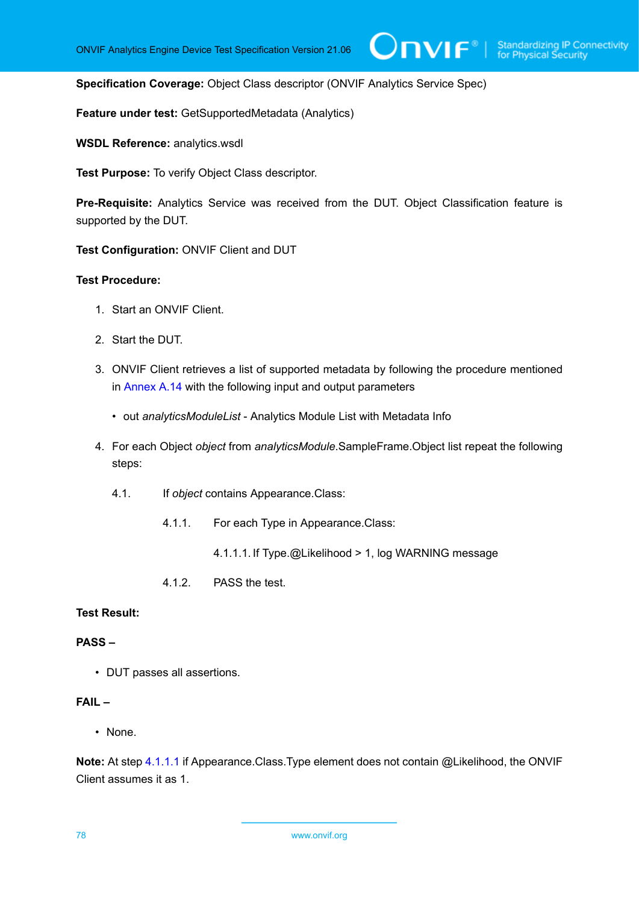**Specification Coverage:** Object Class descriptor (ONVIF Analytics Service Spec)

**Feature under test:** GetSupportedMetadata (Analytics)

**WSDL Reference:** analytics.wsdl

**Test Purpose:** To verify Object Class descriptor.

**Pre-Requisite:** Analytics Service was received from the DUT. Object Classification feature is supported by the DUT.

**Test Configuration:** ONVIF Client and DUT

**Test Procedure:**

1. Start an ONVIF Client.
2. Start the DUT.
3. ONVIF Client retrieves a list of supported metadata by following the procedure mentioned in Annex A.14 with the following input and output parameters
   - out *analyticsModuleList* - Analytics Module List with Metadata Info
4. For each Object *object* from *analyticsModule*.SampleFrame.Object list repeat the following steps:

   4.1. If *object* contains Appearance.Class:

   4.1.1. For each Type in Appearance.Class:

   4.1.1.1. If Type.@Likelihood > 1, log WARNING message

   4.1.2. PASS the test.

**Test Result:**

**PASS –**

- DUT passes all assertions.

**FAIL –**

- None.

**Note:** At step 4.1.1.1 if Appearance.Class.Type element does not contain @Likelihood, the ONVIF Client assumes it as 1.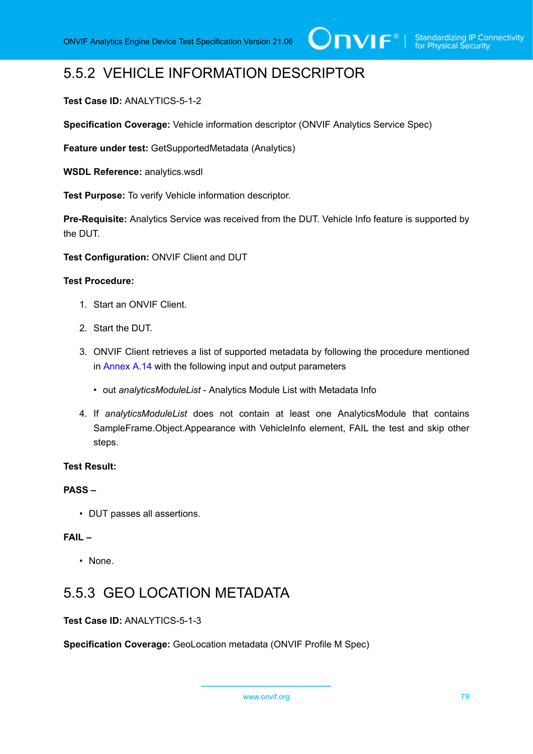### 5.5.2 VEHICLE INFORMATION DESCRIPTOR

**Test Case ID:** ANALYTICS-5-1-2

**Specification Coverage:** Vehicle information descriptor (ONVIF Analytics Service Spec)

**Feature under test:** GetSupportedMetadata (Analytics)

**WSDL Reference:** analytics.wsdl

**Test Purpose:** To verify Vehicle information descriptor.

**Pre-Requisite:** Analytics Service was received from the DUT. Vehicle Info feature is supported by the DUT.

**Test Configuration:** ONVIF Client and DUT

**Test Procedure:**

1. Start an ONVIF Client.
2. Start the DUT.
3. ONVIF Client retrieves a list of supported metadata by following the procedure mentioned in Annex A.14 with the following input and output parameters
   - out *analyticsModuleList* - Analytics Module List with Metadata Info
4. If *analyticsModuleList* does not contain at least one AnalyticsModule that contains SampleFrame.Object.Appearance with VehicleInfo element, FAIL the test and skip other steps.

**Test Result:**

**PASS –**

- DUT passes all assertions.

**FAIL –**

- None.

### 5.5.3 GEO LOCATION METADATA

**Test Case ID:** ANALYTICS-5-1-3

**Specification Coverage:** GeoLocation metadata (ONVIF Profile M Spec)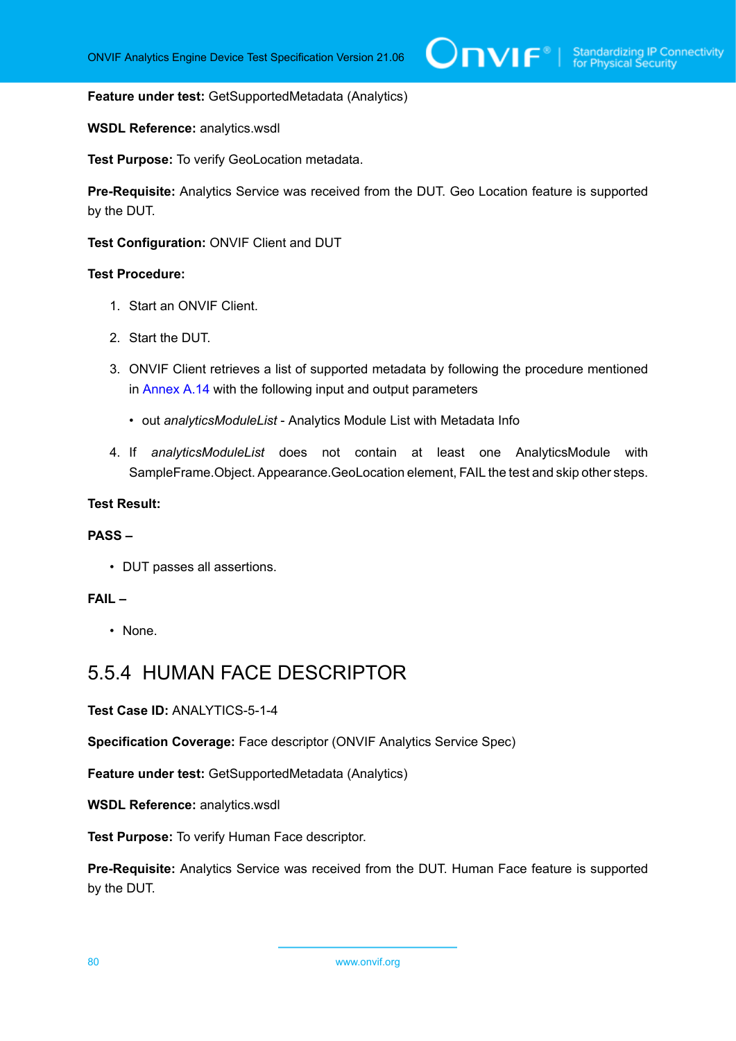**Feature under test:** GetSupportedMetadata (Analytics)

**WSDL Reference:** analytics.wsdl

**Test Purpose:** To verify GeoLocation metadata.

**Pre-Requisite:** Analytics Service was received from the DUT. Geo Location feature is supported by the DUT.

**Test Configuration:** ONVIF Client and DUT

**Test Procedure:**

1. Start an ONVIF Client.
2. Start the DUT.
3. ONVIF Client retrieves a list of supported metadata by following the procedure mentioned in Annex A.14 with the following input and output parameters
   - out *analyticsModuleList* - Analytics Module List with Metadata Info
4. If *analyticsModuleList* does not contain at least one AnalyticsModule with SampleFrame.Object. Appearance.GeoLocation element, FAIL the test and skip other steps.

**Test Result:**

**PASS –**

- DUT passes all assertions.

**FAIL –**

- None.

## 5.5.4 HUMAN FACE DESCRIPTOR

**Test Case ID:** ANALYTICS-5-1-4

**Specification Coverage:** Face descriptor (ONVIF Analytics Service Spec)

**Feature under test:** GetSupportedMetadata (Analytics)

**WSDL Reference:** analytics.wsdl

**Test Purpose:** To verify Human Face descriptor.

**Pre-Requisite:** Analytics Service was received from the DUT. Human Face feature is supported by the DUT.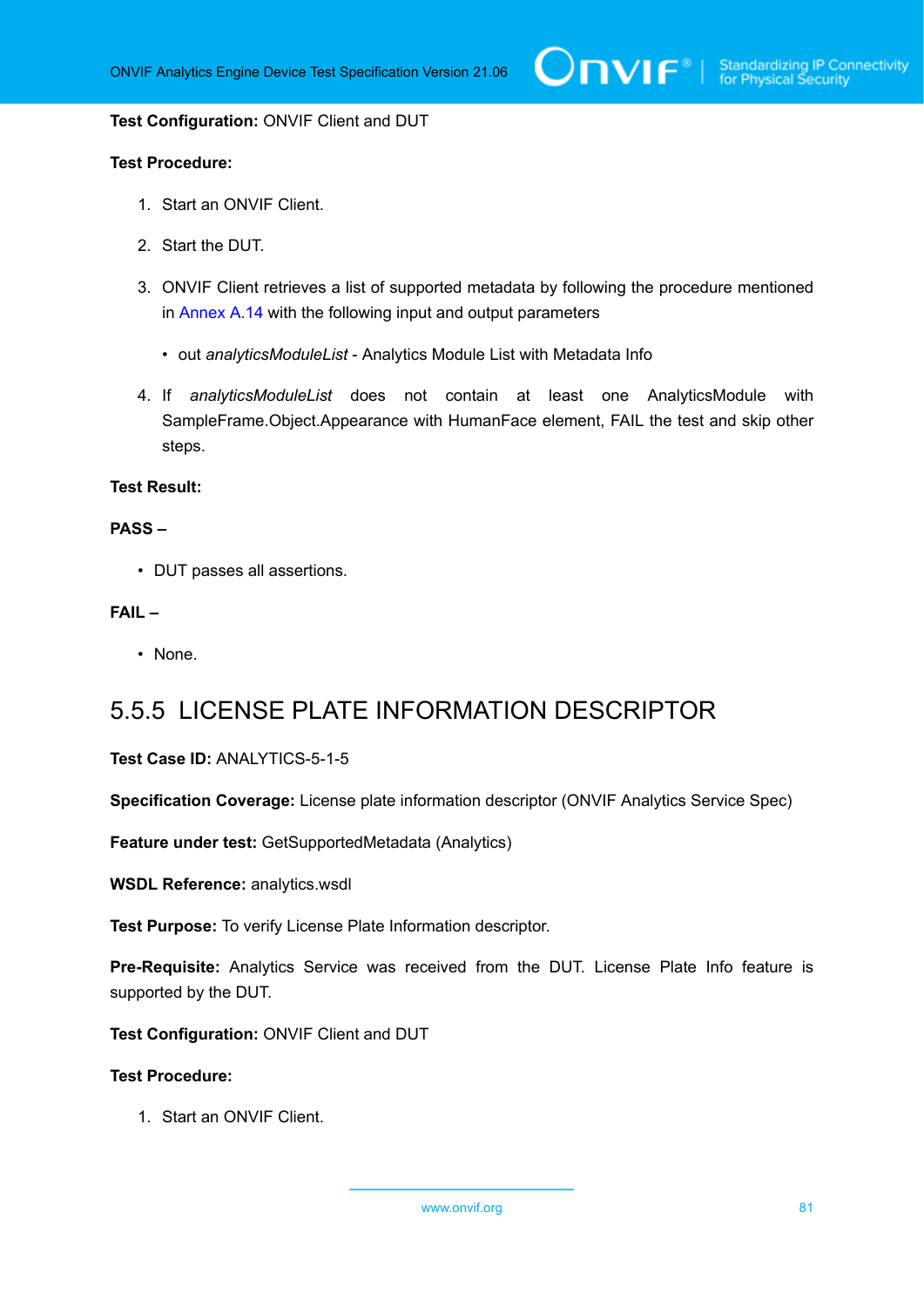**Test Configuration:** ONVIF Client and DUT

**Test Procedure:**

1. Start an ONVIF Client.
2. Start the DUT.
3. ONVIF Client retrieves a list of supported metadata by following the procedure mentioned in Annex A.14 with the following input and output parameters
   - out *analyticsModuleList* - Analytics Module List with Metadata Info
4. If *analyticsModuleList* does not contain at least one AnalyticsModule with SampleFrame.Object.Appearance with HumanFace element, FAIL the test and skip other steps.

**Test Result:**

**PASS –**

- DUT passes all assertions.

**FAIL –**

- None.

### 5.5.5 LICENSE PLATE INFORMATION DESCRIPTOR

**Test Case ID:** ANALYTICS-5-1-5

**Specification Coverage:** License plate information descriptor (ONVIF Analytics Service Spec)

**Feature under test:** GetSupportedMetadata (Analytics)

**WSDL Reference:** analytics.wsdl

**Test Purpose:** To verify License Plate Information descriptor.

**Pre-Requisite:** Analytics Service was received from the DUT. License Plate Info feature is supported by the DUT.

**Test Configuration:** ONVIF Client and DUT

**Test Procedure:**

1. Start an ONVIF Client.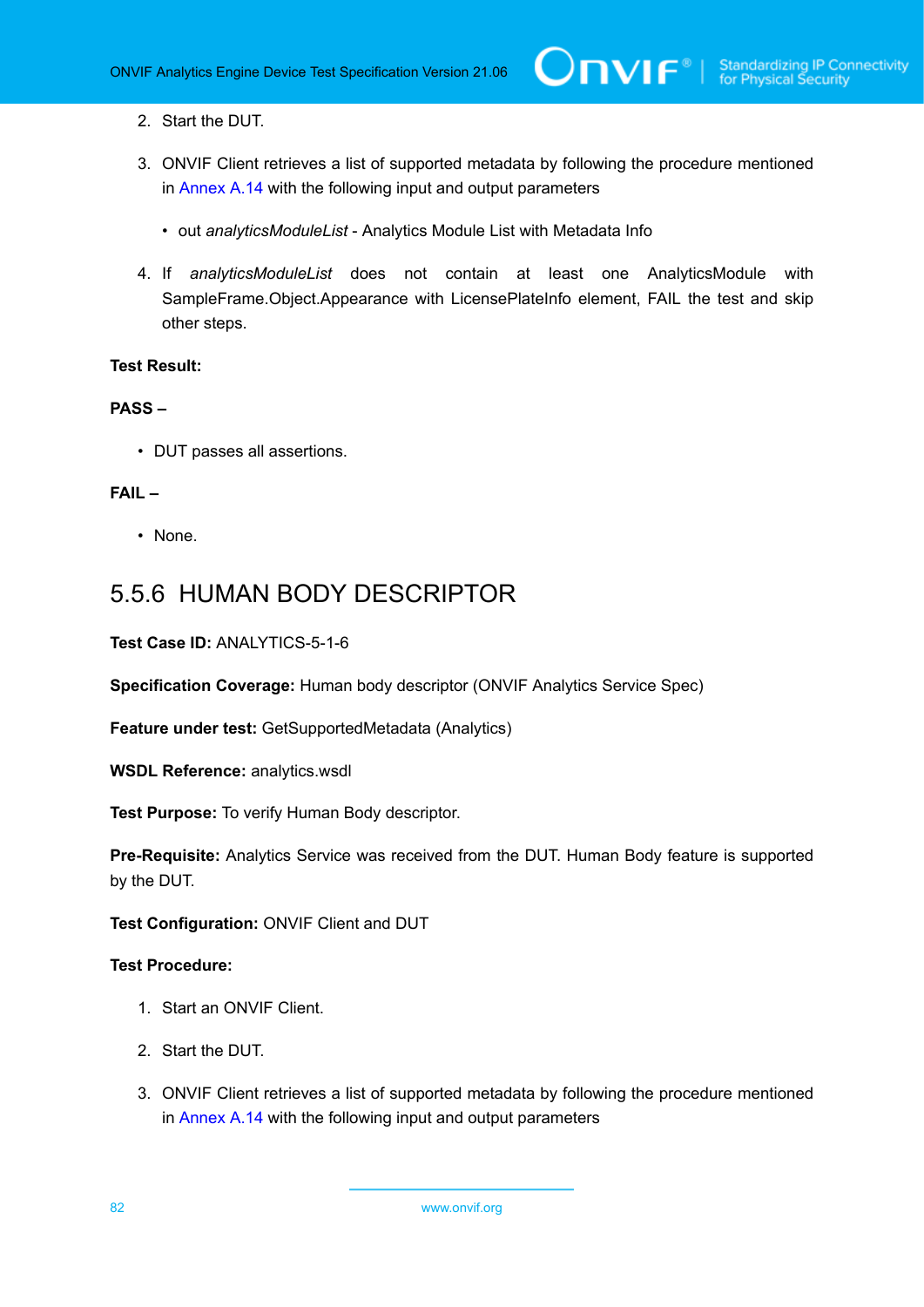2. Start the DUT.

3. ONVIF Client retrieves a list of supported metadata by following the procedure mentioned in Annex A.14 with the following input and output parameters

   - out *analyticsModuleList* - Analytics Module List with Metadata Info

4. If *analyticsModuleList* does not contain at least one AnalyticsModule with SampleFrame.Object.Appearance with LicensePlateInfo element, FAIL the test and skip other steps.

**Test Result:**

**PASS –**

- DUT passes all assertions.

**FAIL –**

- None.

## 5.5.6 HUMAN BODY DESCRIPTOR

**Test Case ID:** ANALYTICS-5-1-6

**Specification Coverage:** Human body descriptor (ONVIF Analytics Service Spec)

**Feature under test:** GetSupportedMetadata (Analytics)

**WSDL Reference:** analytics.wsdl

**Test Purpose:** To verify Human Body descriptor.

**Pre-Requisite:** Analytics Service was received from the DUT. Human Body feature is supported by the DUT.

**Test Configuration:** ONVIF Client and DUT

**Test Procedure:**

1. Start an ONVIF Client.

2. Start the DUT.

3. ONVIF Client retrieves a list of supported metadata by following the procedure mentioned in Annex A.14 with the following input and output parameters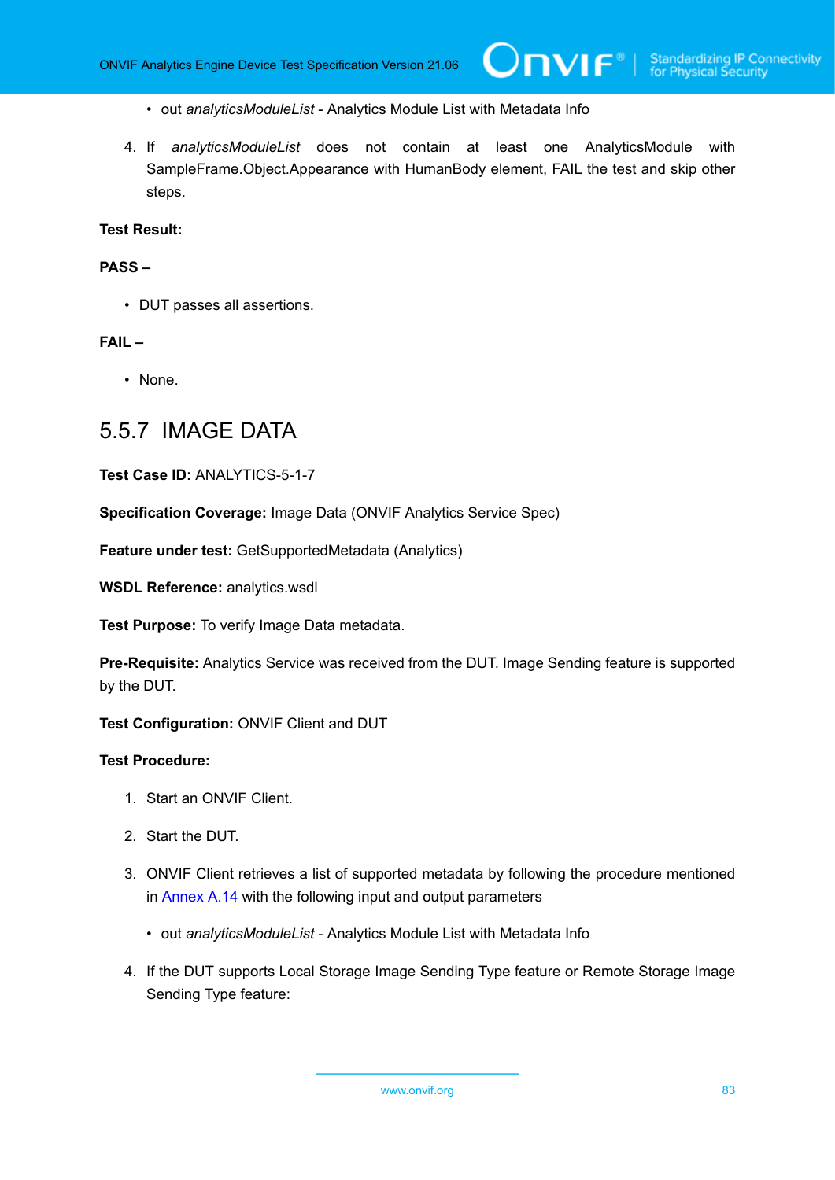- out *analyticsModuleList* - Analytics Module List with Metadata Info

4. If *analyticsModuleList* does not contain at least one AnalyticsModule with SampleFrame.Object.Appearance with HumanBody element, FAIL the test and skip other steps.

**Test Result:**

**PASS –**

- DUT passes all assertions.

**FAIL –**

- None.

### 5.5.7 IMAGE DATA

**Test Case ID:** ANALYTICS-5-1-7

**Specification Coverage:** Image Data (ONVIF Analytics Service Spec)

**Feature under test:** GetSupportedMetadata (Analytics)

**WSDL Reference:** analytics.wsdl

**Test Purpose:** To verify Image Data metadata.

**Pre-Requisite:** Analytics Service was received from the DUT. Image Sending feature is supported by the DUT.

**Test Configuration:** ONVIF Client and DUT

**Test Procedure:**

1. Start an ONVIF Client.
2. Start the DUT.
3. ONVIF Client retrieves a list of supported metadata by following the procedure mentioned in Annex A.14 with the following input and output parameters
   - out *analyticsModuleList* - Analytics Module List with Metadata Info
4. If the DUT supports Local Storage Image Sending Type feature or Remote Storage Image Sending Type feature: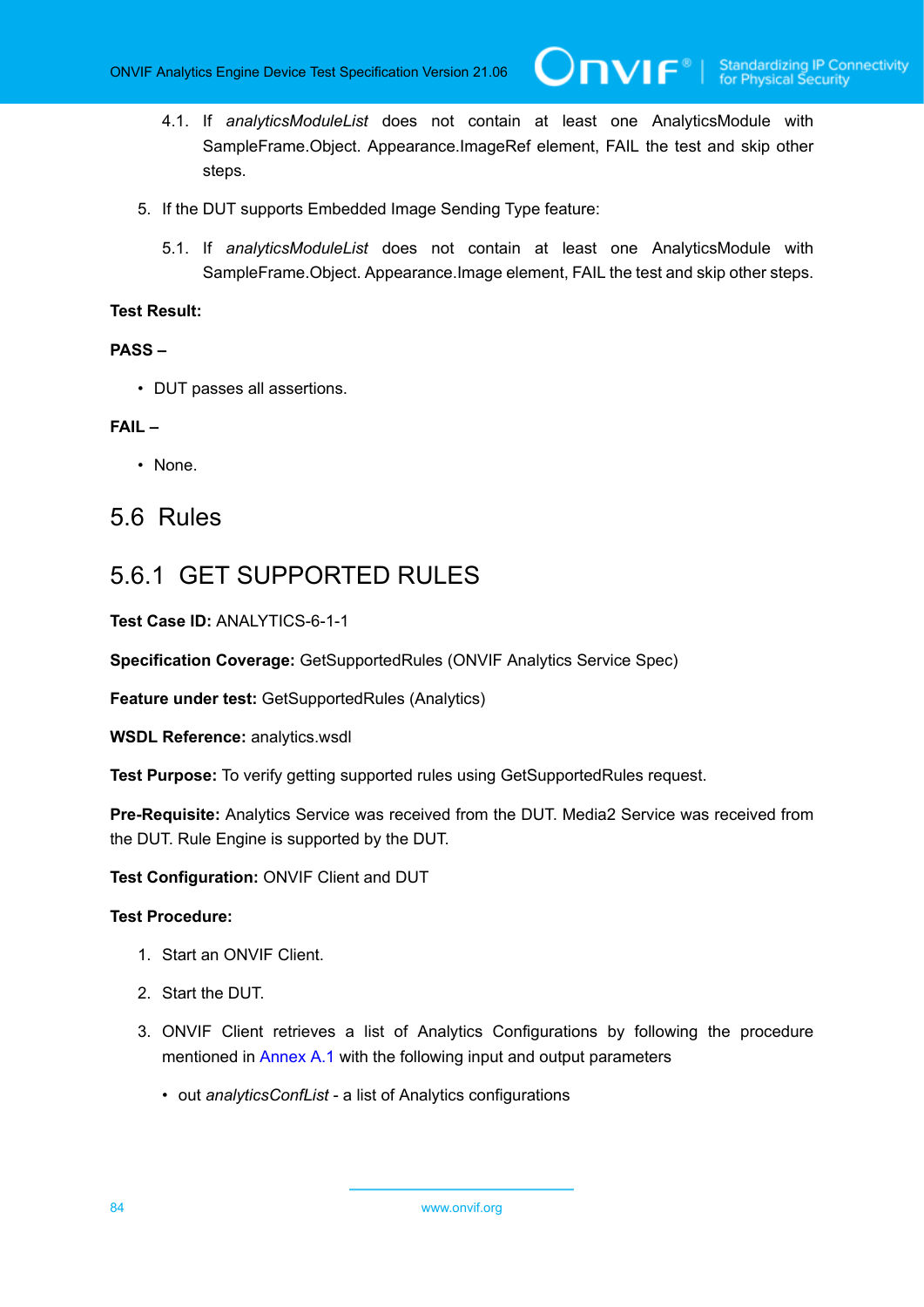4.1. If *analyticsModuleList* does not contain at least one AnalyticsModule with SampleFrame.Object. Appearance.ImageRef element, FAIL the test and skip other steps.

5. If the DUT supports Embedded Image Sending Type feature:

    5.1. If *analyticsModuleList* does not contain at least one AnalyticsModule with SampleFrame.Object. Appearance.Image element, FAIL the test and skip other steps.

**Test Result:**

**PASS –**

- DUT passes all assertions.

**FAIL –**

- None.

## 5.6 Rules

### 5.6.1 GET SUPPORTED RULES

**Test Case ID:** ANALYTICS-6-1-1

**Specification Coverage:** GetSupportedRules (ONVIF Analytics Service Spec)

**Feature under test:** GetSupportedRules (Analytics)

**WSDL Reference:** analytics.wsdl

**Test Purpose:** To verify getting supported rules using GetSupportedRules request.

**Pre-Requisite:** Analytics Service was received from the DUT. Media2 Service was received from the DUT. Rule Engine is supported by the DUT.

**Test Configuration:** ONVIF Client and DUT

**Test Procedure:**

1. Start an ONVIF Client.
2. Start the DUT.
3. ONVIF Client retrieves a list of Analytics Configurations by following the procedure mentioned in Annex A.1 with the following input and output parameters
    - out *analyticsConfList* - a list of Analytics configurations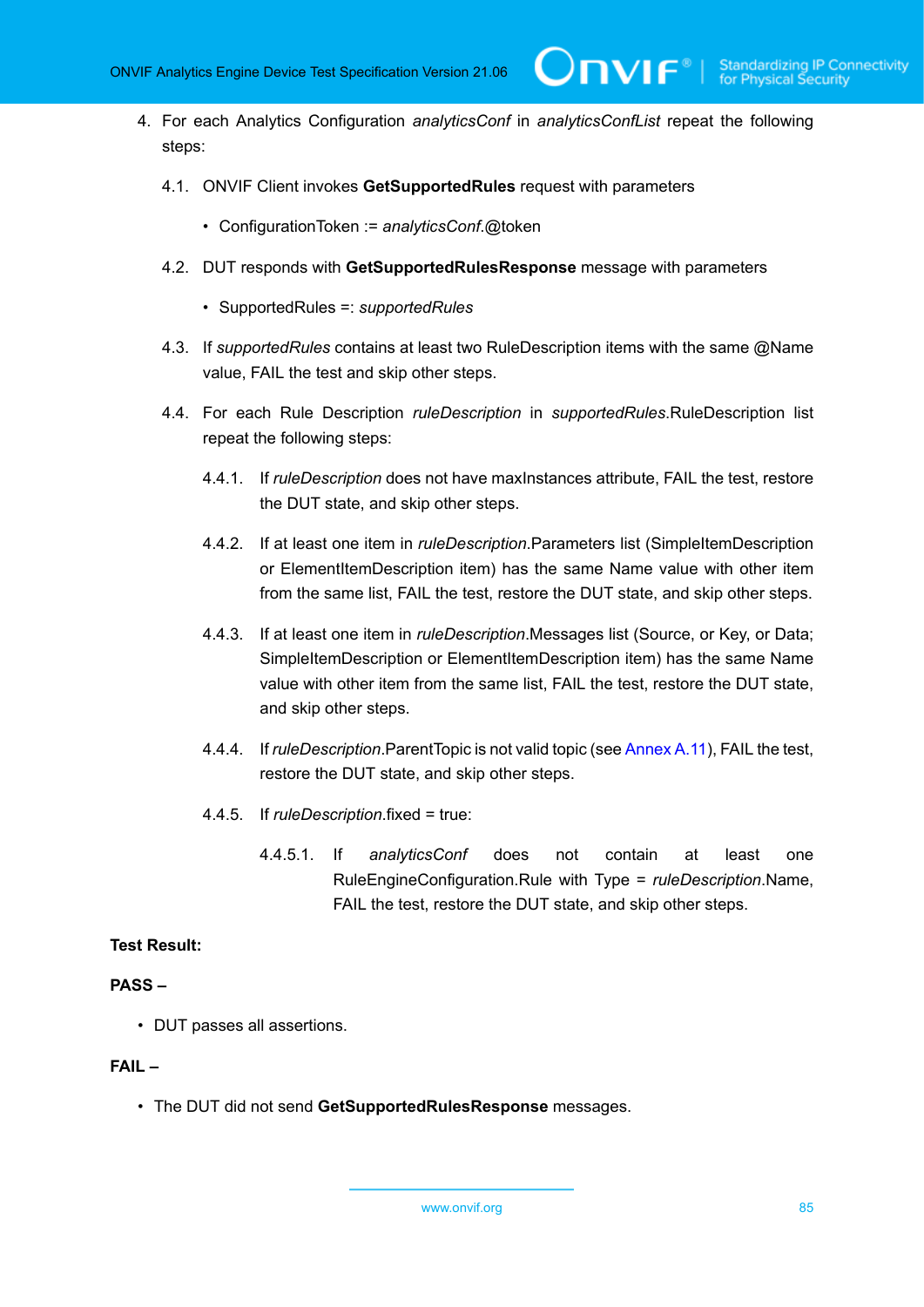4. For each Analytics Configuration *analyticsConf* in *analyticsConfList* repeat the following steps:

   4.1. ONVIF Client invokes **GetSupportedRules** request with parameters

   - ConfigurationToken := *analyticsConf*.@token

   4.2. DUT responds with **GetSupportedRulesResponse** message with parameters

   - SupportedRules =: *supportedRules*

   4.3. If *supportedRules* contains at least two RuleDescription items with the same @Name value, FAIL the test and skip other steps.

   4.4. For each Rule Description *ruleDescription* in *supportedRules*.RuleDescription list repeat the following steps:

   4.4.1. If *ruleDescription* does not have maxInstances attribute, FAIL the test, restore the DUT state, and skip other steps.

   4.4.2. If at least one item in *ruleDescription*.Parameters list (SimpleItemDescription or ElementItemDescription item) has the same Name value with other item from the same list, FAIL the test, restore the DUT state, and skip other steps.

   4.4.3. If at least one item in *ruleDescription*.Messages list (Source, or Key, or Data; SimpleItemDescription or ElementItemDescription item) has the same Name value with other item from the same list, FAIL the test, restore the DUT state, and skip other steps.

   4.4.4. If *ruleDescription*.ParentTopic is not valid topic (see Annex A.11), FAIL the test, restore the DUT state, and skip other steps.

   4.4.5. If *ruleDescription*.fixed = true:

   4.4.5.1. If *analyticsConf* does not contain at least one RuleEngineConfiguration.Rule with Type = *ruleDescription*.Name, FAIL the test, restore the DUT state, and skip other steps.

**Test Result:**

**PASS –**

- DUT passes all assertions.

**FAIL –**

- The DUT did not send **GetSupportedRulesResponse** messages.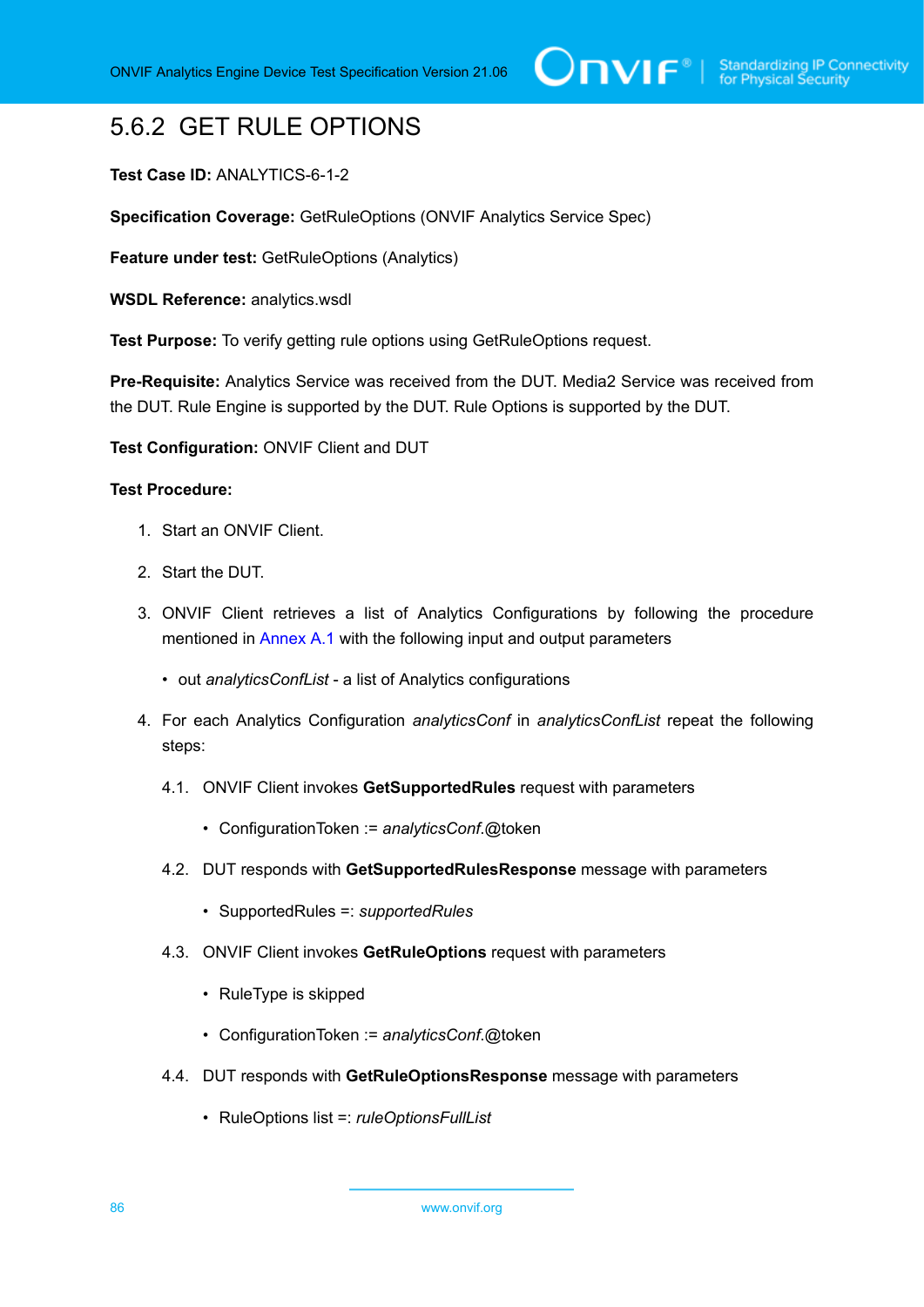## 5.6.2 GET RULE OPTIONS

**Test Case ID:** ANALYTICS-6-1-2

**Specification Coverage:** GetRuleOptions (ONVIF Analytics Service Spec)

**Feature under test:** GetRuleOptions (Analytics)

**WSDL Reference:** analytics.wsdl

**Test Purpose:** To verify getting rule options using GetRuleOptions request.

**Pre-Requisite:** Analytics Service was received from the DUT. Media2 Service was received from the DUT. Rule Engine is supported by the DUT. Rule Options is supported by the DUT.

**Test Configuration:** ONVIF Client and DUT

**Test Procedure:**

1. Start an ONVIF Client.
2. Start the DUT.
3. ONVIF Client retrieves a list of Analytics Configurations by following the procedure mentioned in Annex A.1 with the following input and output parameters
   - out *analyticsConfList* - a list of Analytics configurations
4. For each Analytics Configuration *analyticsConf* in *analyticsConfList* repeat the following steps:

   4.1. ONVIF Client invokes **GetSupportedRules** request with parameters
   - ConfigurationToken := *analyticsConf*.@token

   4.2. DUT responds with **GetSupportedRulesResponse** message with parameters
   - SupportedRules =: *supportedRules*

   4.3. ONVIF Client invokes **GetRuleOptions** request with parameters
   - RuleType is skipped
   - ConfigurationToken := *analyticsConf*.@token

   4.4. DUT responds with **GetRuleOptionsResponse** message with parameters
   - RuleOptions list =: *ruleOptionsFullList*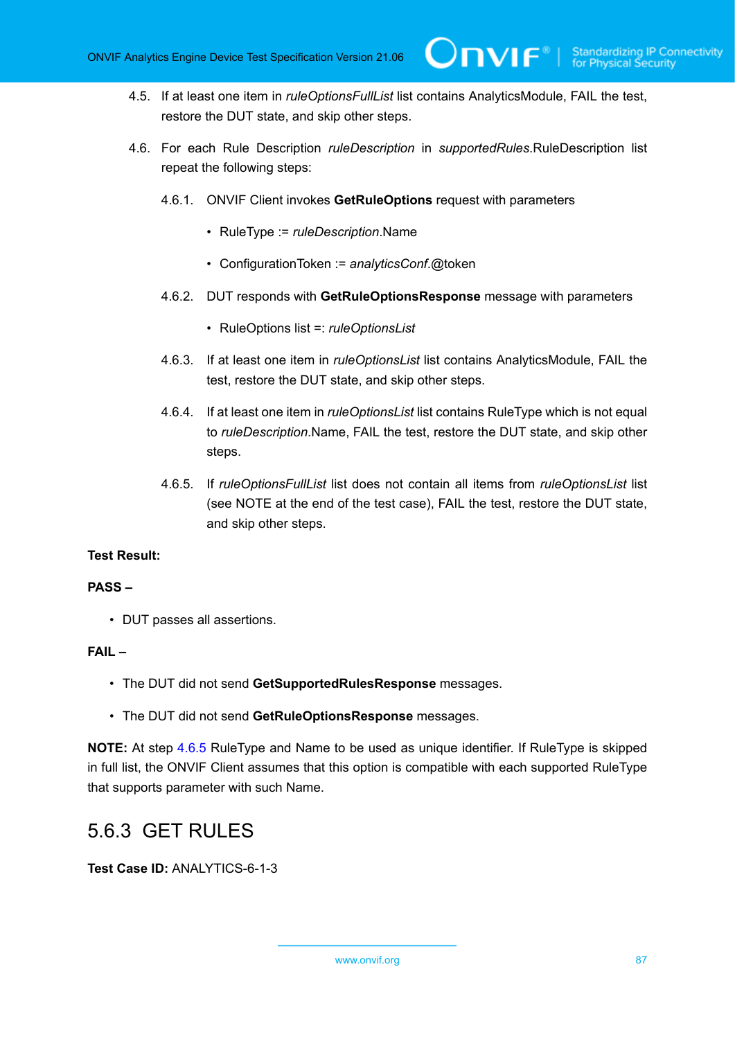4.5. If at least one item in *ruleOptionsFullList* list contains AnalyticsModule, FAIL the test, restore the DUT state, and skip other steps.

4.6. For each Rule Description *ruleDescription* in *supportedRules*.RuleDescription list repeat the following steps:

4.6.1. ONVIF Client invokes **GetRuleOptions** request with parameters

- RuleType := *ruleDescription*.Name
- ConfigurationToken := *analyticsConf*.@token

4.6.2. DUT responds with **GetRuleOptionsResponse** message with parameters

- RuleOptions list =: *ruleOptionsList*

4.6.3. If at least one item in *ruleOptionsList* list contains AnalyticsModule, FAIL the test, restore the DUT state, and skip other steps.

4.6.4. If at least one item in *ruleOptionsList* list contains RuleType which is not equal to *ruleDescription*.Name, FAIL the test, restore the DUT state, and skip other steps.

4.6.5. If *ruleOptionsFullList* list does not contain all items from *ruleOptionsList* list (see NOTE at the end of the test case), FAIL the test, restore the DUT state, and skip other steps.

**Test Result:**

**PASS –**

- DUT passes all assertions.

**FAIL –**

- The DUT did not send **GetSupportedRulesResponse** messages.
- The DUT did not send **GetRuleOptionsResponse** messages.

**NOTE:** At step 4.6.5 RuleType and Name to be used as unique identifier. If RuleType is skipped in full list, the ONVIF Client assumes that this option is compatible with each supported RuleType that supports parameter with such Name.

### 5.6.3 GET RULES

**Test Case ID:** ANALYTICS-6-1-3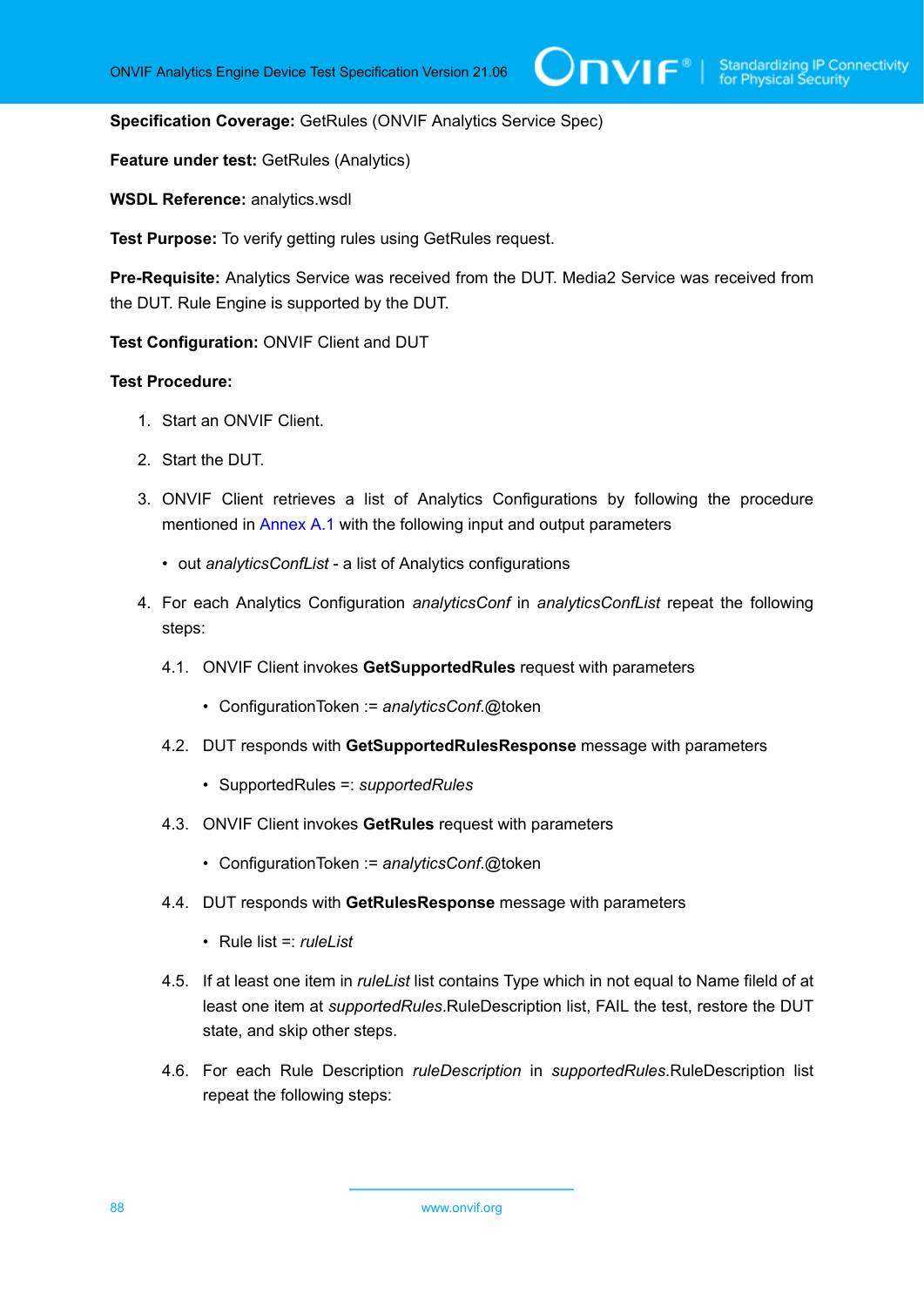**Specification Coverage:** GetRules (ONVIF Analytics Service Spec)

**Feature under test:** GetRules (Analytics)

**WSDL Reference:** analytics.wsdl

**Test Purpose:** To verify getting rules using GetRules request.

**Pre-Requisite:** Analytics Service was received from the DUT. Media2 Service was received from the DUT. Rule Engine is supported by the DUT.

**Test Configuration:** ONVIF Client and DUT

**Test Procedure:**

1. Start an ONVIF Client.
2. Start the DUT.
3. ONVIF Client retrieves a list of Analytics Configurations by following the procedure mentioned in Annex A.1 with the following input and output parameters
   - out *analyticsConfList* - a list of Analytics configurations
4. For each Analytics Configuration *analyticsConf* in *analyticsConfList* repeat the following steps:

   4.1. ONVIF Client invokes **GetSupportedRules** request with parameters
   - ConfigurationToken := *analyticsConf*.@token

   4.2. DUT responds with **GetSupportedRulesResponse** message with parameters
   - SupportedRules =: *supportedRules*

   4.3. ONVIF Client invokes **GetRules** request with parameters
   - ConfigurationToken := *analyticsConf*.@token

   4.4. DUT responds with **GetRulesResponse** message with parameters
   - Rule list =: *ruleList*

   4.5. If at least one item in *ruleList* list contains Type which in not equal to Name fileld of at least one item at *supportedRules*.RuleDescription list, FAIL the test, restore the DUT state, and skip other steps.

   4.6. For each Rule Description *ruleDescription* in *supportedRules*.RuleDescription list repeat the following steps: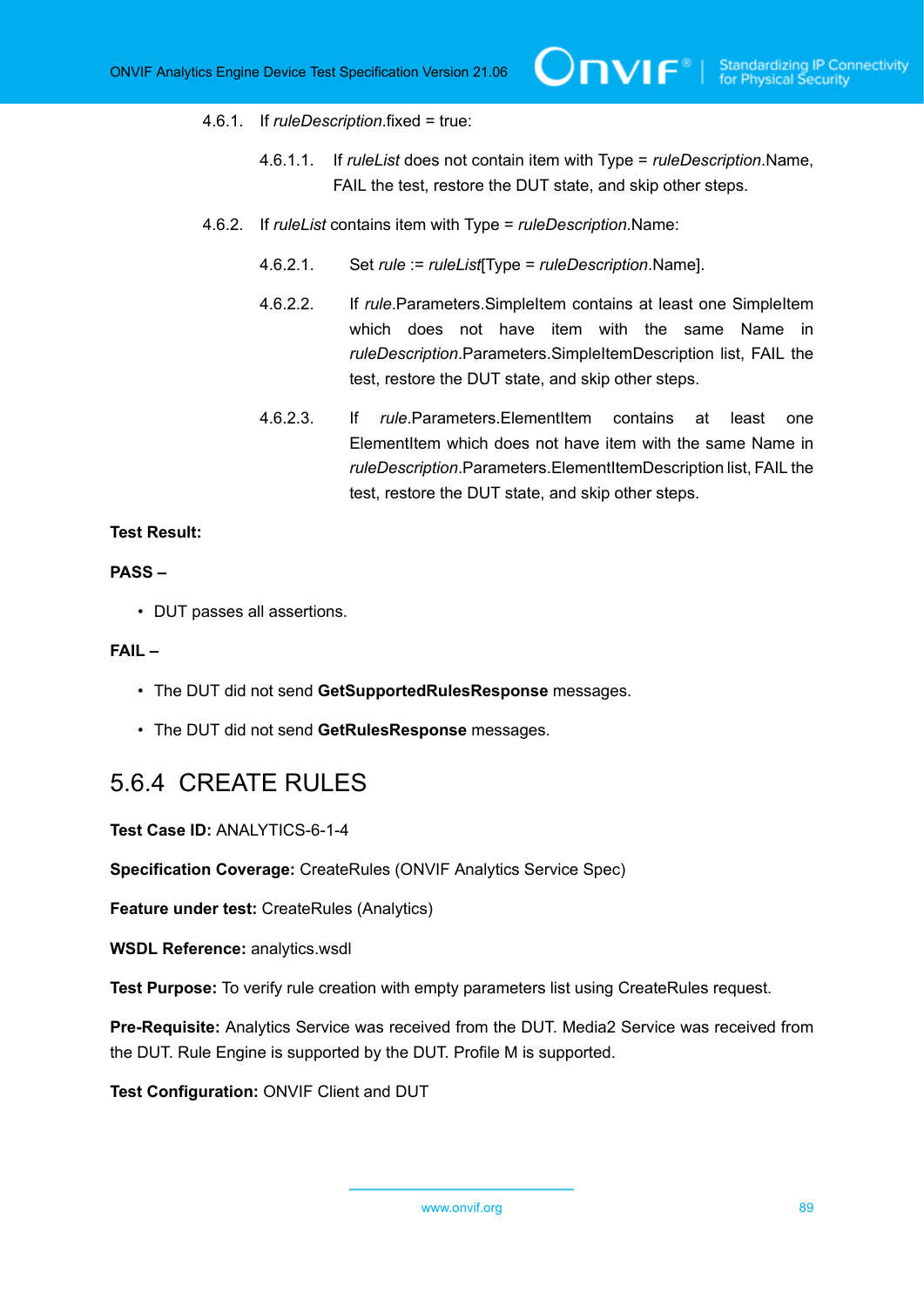4.6.1. If *ruleDescription*.fixed = true:

4.6.1.1. If *ruleList* does not contain item with Type = *ruleDescription*.Name, FAIL the test, restore the DUT state, and skip other steps.

4.6.2. If *ruleList* contains item with Type = *ruleDescription*.Name:

4.6.2.1. Set *rule* := *ruleList*[Type = *ruleDescription*.Name].

4.6.2.2. If *rule*.Parameters.SimpleItem contains at least one SimpleItem which does not have item with the same Name in *ruleDescription*.Parameters.SimpleItemDescription list, FAIL the test, restore the DUT state, and skip other steps.

4.6.2.3. If *rule*.Parameters.ElementItem contains at least one ElementItem which does not have item with the same Name in *ruleDescription*.Parameters.ElementItemDescription list, FAIL the test, restore the DUT state, and skip other steps.

**Test Result:**

**PASS –**

- DUT passes all assertions.

**FAIL –**

- The DUT did not send **GetSupportedRulesResponse** messages.
- The DUT did not send **GetRulesResponse** messages.

## 5.6.4 CREATE RULES

**Test Case ID:** ANALYTICS-6-1-4

**Specification Coverage:** CreateRules (ONVIF Analytics Service Spec)

**Feature under test:** CreateRules (Analytics)

**WSDL Reference:** analytics.wsdl

**Test Purpose:** To verify rule creation with empty parameters list using CreateRules request.

**Pre-Requisite:** Analytics Service was received from the DUT. Media2 Service was received from the DUT. Rule Engine is supported by the DUT. Profile M is supported.

**Test Configuration:** ONVIF Client and DUT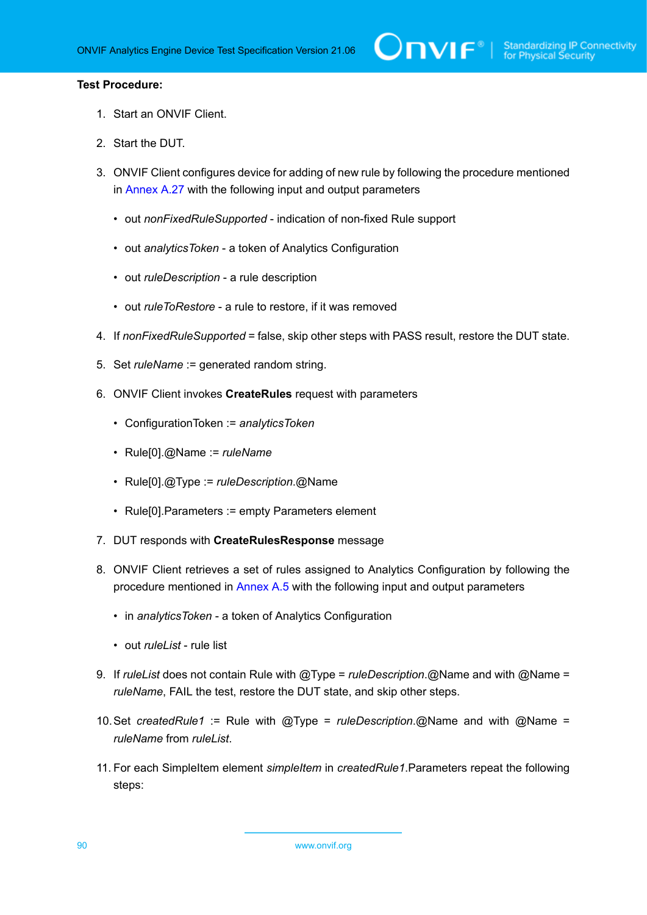**Test Procedure:**

1. Start an ONVIF Client.
2. Start the DUT.
3. ONVIF Client configures device for adding of new rule by following the procedure mentioned in Annex A.27 with the following input and output parameters
   - out *nonFixedRuleSupported* - indication of non-fixed Rule support
   - out *analyticsToken* - a token of Analytics Configuration
   - out *ruleDescription* - a rule description
   - out *ruleToRestore* - a rule to restore, if it was removed
4. If *nonFixedRuleSupported* = false, skip other steps with PASS result, restore the DUT state.
5. Set *ruleName* := generated random string.
6. ONVIF Client invokes **CreateRules** request with parameters
   - ConfigurationToken := *analyticsToken*
   - Rule[0].@Name := *ruleName*
   - Rule[0].@Type := *ruleDescription*.@Name
   - Rule[0].Parameters := empty Parameters element
7. DUT responds with **CreateRulesResponse** message
8. ONVIF Client retrieves a set of rules assigned to Analytics Configuration by following the procedure mentioned in Annex A.5 with the following input and output parameters
   - in *analyticsToken* - a token of Analytics Configuration
   - out *ruleList* - rule list
9. If *ruleList* does not contain Rule with @Type = *ruleDescription*.@Name and with @Name = *ruleName*, FAIL the test, restore the DUT state, and skip other steps.
10. Set *createdRule1* := Rule with @Type = *ruleDescription*.@Name and with @Name = *ruleName* from *ruleList*.
11. For each SimpleItem element *simpleItem* in *createdRule1*.Parameters repeat the following steps: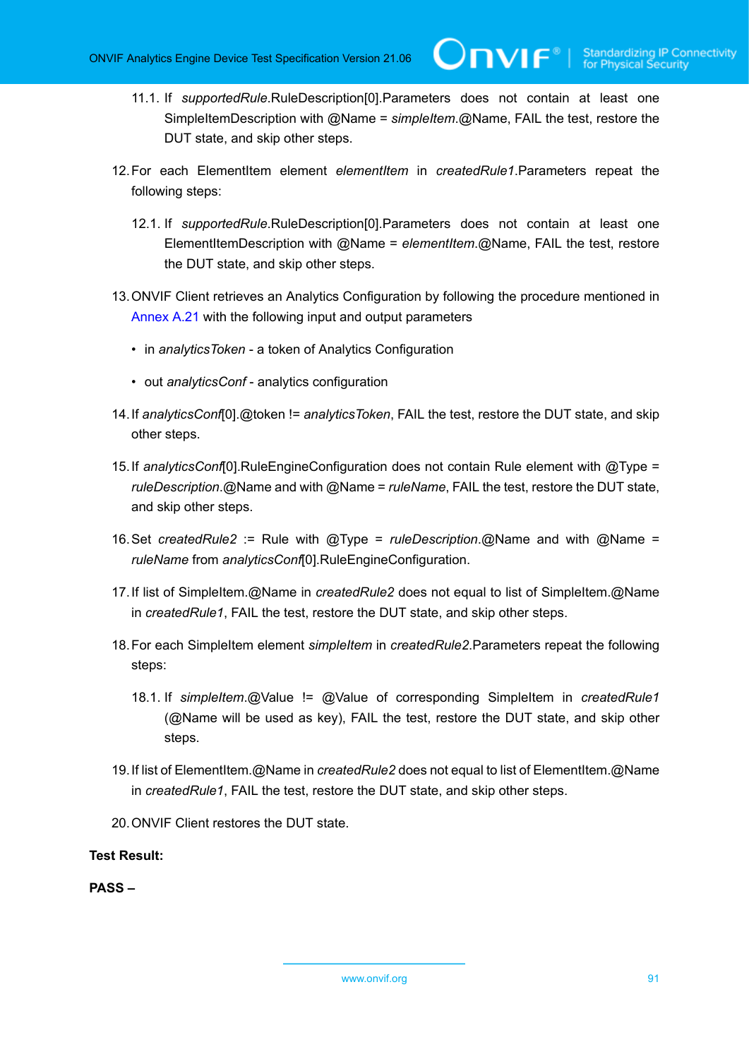11.1. If *supportedRule*.RuleDescription[0].Parameters does not contain at least one SimpleItemDescription with @Name = *simpleItem*.@Name, FAIL the test, restore the DUT state, and skip other steps.

12. For each ElementItem element *elementItem* in *createdRule1*.Parameters repeat the following steps:

    12.1. If *supportedRule*.RuleDescription[0].Parameters does not contain at least one ElementItemDescription with @Name = *elementItem*.@Name, FAIL the test, restore the DUT state, and skip other steps.

13. ONVIF Client retrieves an Analytics Configuration by following the procedure mentioned in Annex A.21 with the following input and output parameters

    - in *analyticsToken* - a token of Analytics Configuration
    - out *analyticsConf* - analytics configuration

14. If *analyticsConf*[0].@token != *analyticsToken*, FAIL the test, restore the DUT state, and skip other steps.

15. If *analyticsConf*[0].RuleEngineConfiguration does not contain Rule element with @Type = *ruleDescription*.@Name and with @Name = *ruleName*, FAIL the test, restore the DUT state, and skip other steps.

16. Set *createdRule2* := Rule with @Type = *ruleDescription*.@Name and with @Name = *ruleName* from *analyticsConf*[0].RuleEngineConfiguration.

17. If list of SimpleItem.@Name in *createdRule2* does not equal to list of SimpleItem.@Name in *createdRule1*, FAIL the test, restore the DUT state, and skip other steps.

18. For each SimpleItem element *simpleItem* in *createdRule2*.Parameters repeat the following steps:

    18.1. If *simpleItem*.@Value != @Value of corresponding SimpleItem in *createdRule1* (@Name will be used as key), FAIL the test, restore the DUT state, and skip other steps.

19. If list of ElementItem.@Name in *createdRule2* does not equal to list of ElementItem.@Name in *createdRule1*, FAIL the test, restore the DUT state, and skip other steps.

20. ONVIF Client restores the DUT state.

**Test Result:**

**PASS –**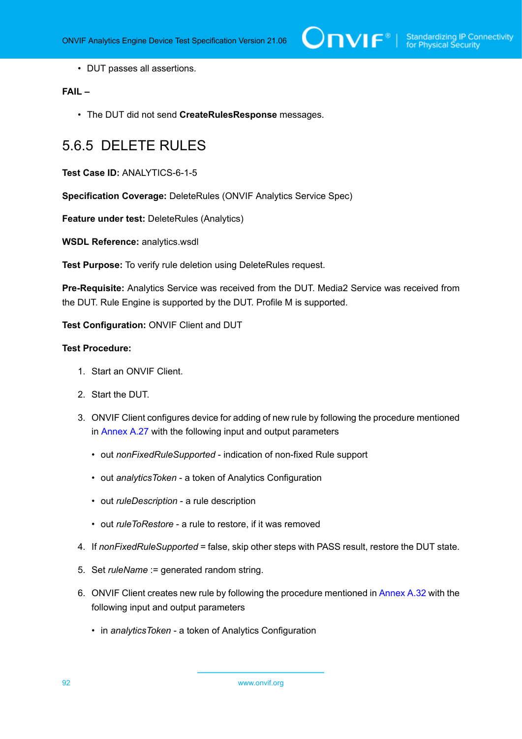- DUT passes all assertions.

**FAIL –**

- The DUT did not send **CreateRulesResponse** messages.

## 5.6.5 DELETE RULES

**Test Case ID:** ANALYTICS-6-1-5

**Specification Coverage:** DeleteRules (ONVIF Analytics Service Spec)

**Feature under test:** DeleteRules (Analytics)

**WSDL Reference:** analytics.wsdl

**Test Purpose:** To verify rule deletion using DeleteRules request.

**Pre-Requisite:** Analytics Service was received from the DUT. Media2 Service was received from the DUT. Rule Engine is supported by the DUT. Profile M is supported.

**Test Configuration:** ONVIF Client and DUT

**Test Procedure:**

1. Start an ONVIF Client.
2. Start the DUT.
3. ONVIF Client configures device for adding of new rule by following the procedure mentioned in Annex A.27 with the following input and output parameters
   - out *nonFixedRuleSupported* - indication of non-fixed Rule support
   - out *analyticsToken* - a token of Analytics Configuration
   - out *ruleDescription* - a rule description
   - out *ruleToRestore* - a rule to restore, if it was removed
4. If *nonFixedRuleSupported* = false, skip other steps with PASS result, restore the DUT state.
5. Set *ruleName* := generated random string.
6. ONVIF Client creates new rule by following the procedure mentioned in Annex A.32 with the following input and output parameters
   - in *analyticsToken* - a token of Analytics Configuration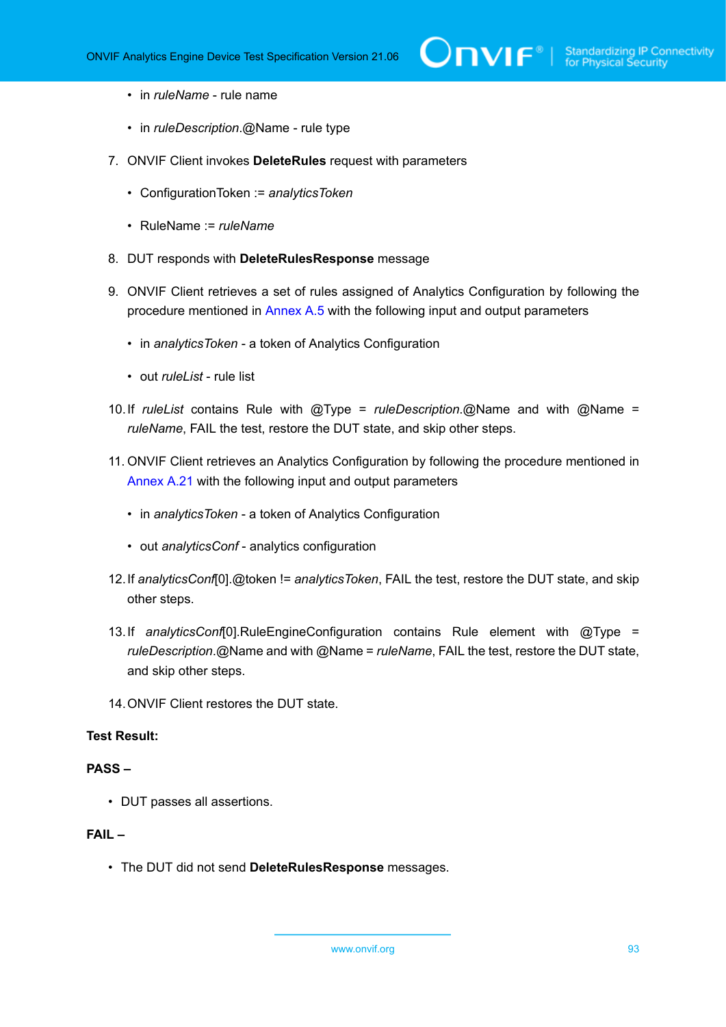- in *ruleName* - rule name
- in *ruleDescription*.@Name - rule type

7. ONVIF Client invokes **DeleteRules** request with parameters
    - ConfigurationToken := *analyticsToken*
    - RuleName := *ruleName*
8. DUT responds with **DeleteRulesResponse** message
9. ONVIF Client retrieves a set of rules assigned of Analytics Configuration by following the procedure mentioned in Annex A.5 with the following input and output parameters
    - in *analyticsToken* - a token of Analytics Configuration
    - out *ruleList* - rule list
10. If *ruleList* contains Rule with @Type = *ruleDescription*.@Name and with @Name = *ruleName*, FAIL the test, restore the DUT state, and skip other steps.
11. ONVIF Client retrieves an Analytics Configuration by following the procedure mentioned in Annex A.21 with the following input and output parameters
    - in *analyticsToken* - a token of Analytics Configuration
    - out *analyticsConf* - analytics configuration
12. If *analyticsConf*[0].@token != *analyticsToken*, FAIL the test, restore the DUT state, and skip other steps.
13. If *analyticsConf*[0].RuleEngineConfiguration contains Rule element with @Type = *ruleDescription*.@Name and with @Name = *ruleName*, FAIL the test, restore the DUT state, and skip other steps.
14. ONVIF Client restores the DUT state.

**Test Result:**

**PASS –**

- DUT passes all assertions.

**FAIL –**

- The DUT did not send **DeleteRulesResponse** messages.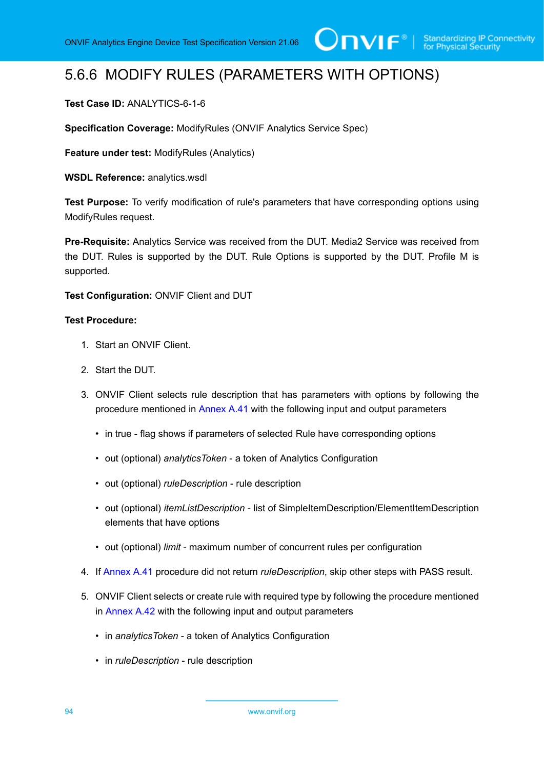### 5.6.6 MODIFY RULES (PARAMETERS WITH OPTIONS)

**Test Case ID:** ANALYTICS-6-1-6

**Specification Coverage:** ModifyRules (ONVIF Analytics Service Spec)

**Feature under test:** ModifyRules (Analytics)

**WSDL Reference:** analytics.wsdl

**Test Purpose:** To verify modification of rule's parameters that have corresponding options using ModifyRules request.

**Pre-Requisite:** Analytics Service was received from the DUT. Media2 Service was received from the DUT. Rules is supported by the DUT. Rule Options is supported by the DUT. Profile M is supported.

**Test Configuration:** ONVIF Client and DUT

**Test Procedure:**

1. Start an ONVIF Client.
2. Start the DUT.
3. ONVIF Client selects rule description that has parameters with options by following the procedure mentioned in Annex A.41 with the following input and output parameters
   - in true - flag shows if parameters of selected Rule have corresponding options
   - out (optional) *analyticsToken* - a token of Analytics Configuration
   - out (optional) *ruleDescription* - rule description
   - out (optional) *itemListDescription* - list of SimpleItemDescription/ElementItemDescription elements that have options
   - out (optional) *limit* - maximum number of concurrent rules per configuration
4. If Annex A.41 procedure did not return *ruleDescription*, skip other steps with PASS result.
5. ONVIF Client selects or create rule with required type by following the procedure mentioned in Annex A.42 with the following input and output parameters
   - in *analyticsToken* - a token of Analytics Configuration
   - in *ruleDescription* - rule description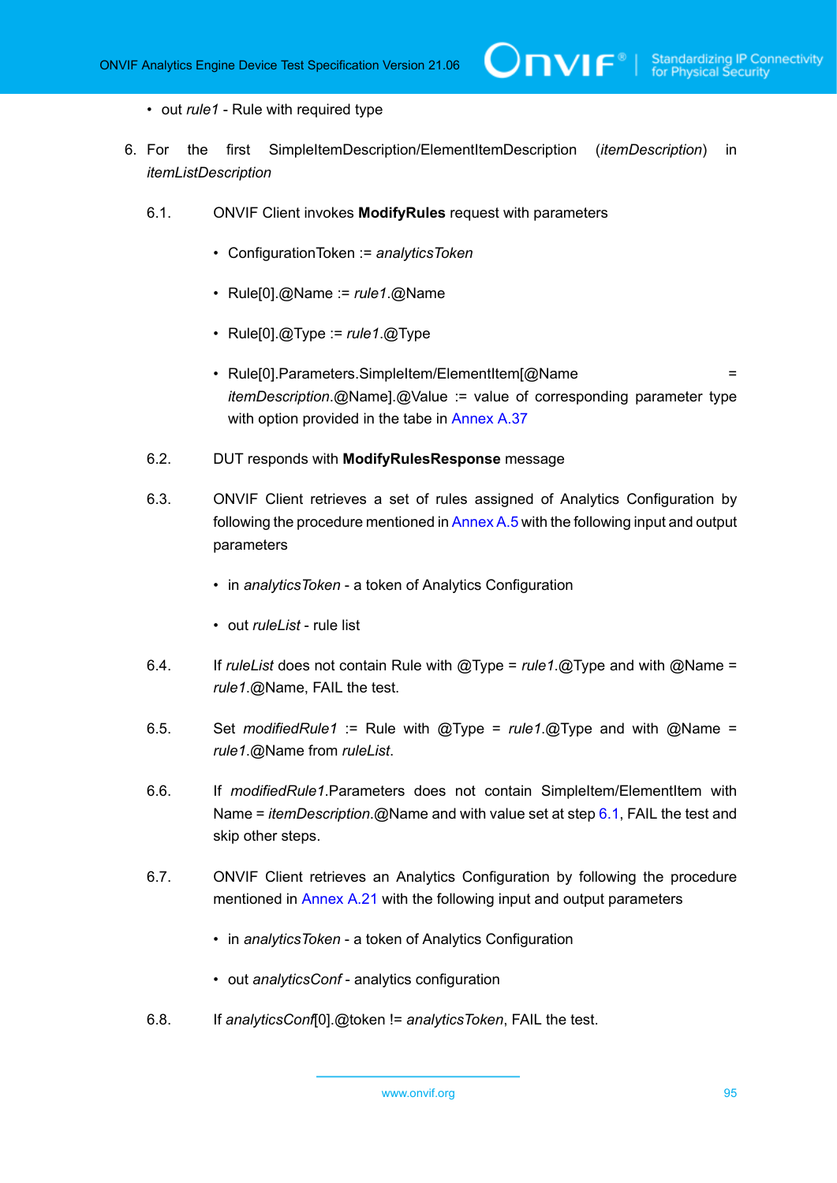- out *rule1* - Rule with required type

6. For the first SimpleItemDescription/ElementItemDescription (*itemDescription*) in *itemListDescription*

   6.1. ONVIF Client invokes **ModifyRules** request with parameters

   - ConfigurationToken := *analyticsToken*
   - Rule[0].@Name := *rule1*.@Name
   - Rule[0].@Type := *rule1*.@Type
   - Rule[0].Parameters.SimpleItem/ElementItem[@Name = *itemDescription*.@Name].@Value := value of corresponding parameter type with option provided in the tabe in Annex A.37

   6.2. DUT responds with **ModifyRulesResponse** message

   6.3. ONVIF Client retrieves a set of rules assigned of Analytics Configuration by following the procedure mentioned in Annex A.5 with the following input and output parameters

   - in *analyticsToken* - a token of Analytics Configuration
   - out *ruleList* - rule list

   6.4. If *ruleList* does not contain Rule with @Type = *rule1*.@Type and with @Name = *rule1*.@Name, FAIL the test.

   6.5. Set *modifiedRule1* := Rule with @Type = *rule1*.@Type and with @Name = *rule1*.@Name from *ruleList*.

   6.6. If *modifiedRule1*.Parameters does not contain SimpleItem/ElementItem with Name = *itemDescription*.@Name and with value set at step 6.1, FAIL the test and skip other steps.

   6.7. ONVIF Client retrieves an Analytics Configuration by following the procedure mentioned in Annex A.21 with the following input and output parameters

   - in *analyticsToken* - a token of Analytics Configuration
   - out *analyticsConf* - analytics configuration

   6.8. If *analyticsConf*[0].@token != *analyticsToken*, FAIL the test.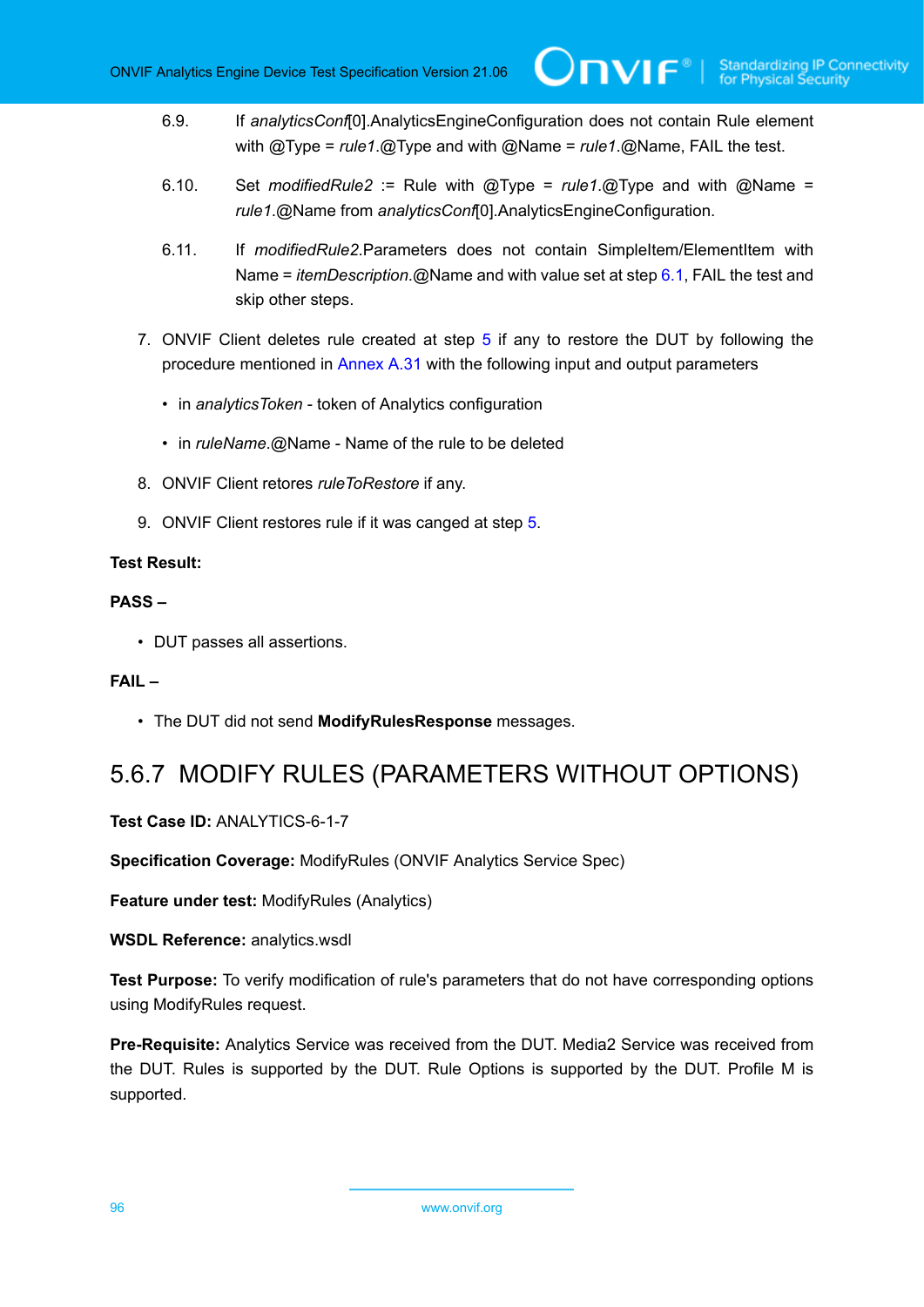6.9. If *analyticsConf*[0].AnalyticsEngineConfiguration does not contain Rule element with @Type = *rule1*.@Type and with @Name = *rule1*.@Name, FAIL the test.

6.10. Set *modifiedRule2* := Rule with @Type = *rule1*.@Type and with @Name = *rule1*.@Name from *analyticsConf*[0].AnalyticsEngineConfiguration.

6.11. If *modifiedRule2*.Parameters does not contain SimpleItem/ElementItem with Name = *itemDescription*.@Name and with value set at step 6.1, FAIL the test and skip other steps.

7. ONVIF Client deletes rule created at step 5 if any to restore the DUT by following the procedure mentioned in Annex A.31 with the following input and output parameters

   - in *analyticsToken* - token of Analytics configuration
   - in *ruleName*.@Name - Name of the rule to be deleted

8. ONVIF Client retores *ruleToRestore* if any.

9. ONVIF Client restores rule if it was canged at step 5.

**Test Result:**

**PASS –**

- DUT passes all assertions.

**FAIL –**

- The DUT did not send **ModifyRulesResponse** messages.

## 5.6.7 MODIFY RULES (PARAMETERS WITHOUT OPTIONS)

**Test Case ID:** ANALYTICS-6-1-7

**Specification Coverage:** ModifyRules (ONVIF Analytics Service Spec)

**Feature under test:** ModifyRules (Analytics)

**WSDL Reference:** analytics.wsdl

**Test Purpose:** To verify modification of rule's parameters that do not have corresponding options using ModifyRules request.

**Pre-Requisite:** Analytics Service was received from the DUT. Media2 Service was received from the DUT. Rules is supported by the DUT. Rule Options is supported by the DUT. Profile M is supported.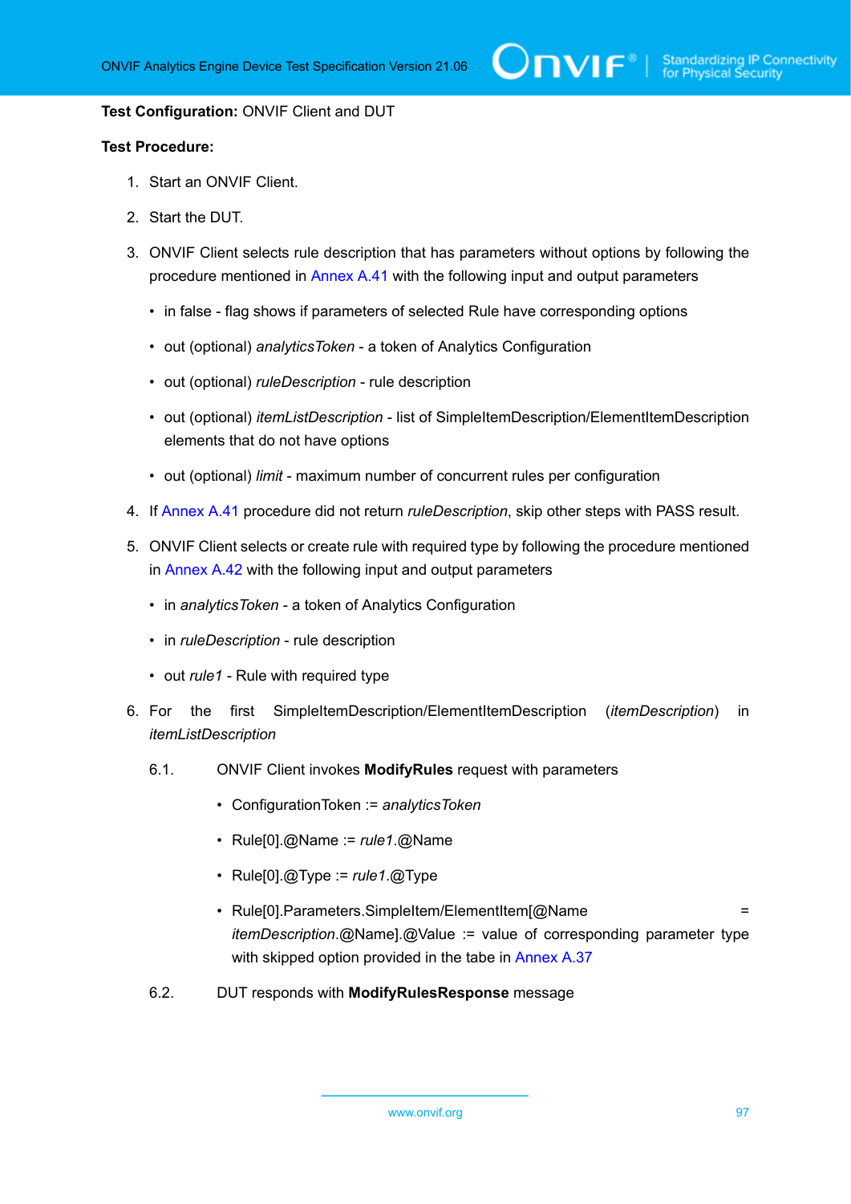**Test Configuration:** ONVIF Client and DUT

**Test Procedure:**

1. Start an ONVIF Client.
2. Start the DUT.
3. ONVIF Client selects rule description that has parameters without options by following the procedure mentioned in Annex A.41 with the following input and output parameters
   - in false - flag shows if parameters of selected Rule have corresponding options
   - out (optional) *analyticsToken* - a token of Analytics Configuration
   - out (optional) *ruleDescription* - rule description
   - out (optional) *itemListDescription* - list of SimpleItemDescription/ElementItemDescription elements that do not have options
   - out (optional) *limit* - maximum number of concurrent rules per configuration
4. If Annex A.41 procedure did not return *ruleDescription*, skip other steps with PASS result.
5. ONVIF Client selects or create rule with required type by following the procedure mentioned in Annex A.42 with the following input and output parameters
   - in *analyticsToken* - a token of Analytics Configuration
   - in *ruleDescription* - rule description
   - out *rule1* - Rule with required type
6. For the first SimpleItemDescription/ElementItemDescription (*itemDescription*) in *itemListDescription*

   6.1. ONVIF Client invokes **ModifyRules** request with parameters
   - ConfigurationToken := *analyticsToken*
   - Rule[0].@Name := *rule1*.@Name
   - Rule[0].@Type := *rule1*.@Type
   - Rule[0].Parameters.SimpleItem/ElementItem[@Name = *itemDescription*.@Name].@Value := value of corresponding parameter type with skipped option provided in the tabe in Annex A.37

   6.2. DUT responds with **ModifyRulesResponse** message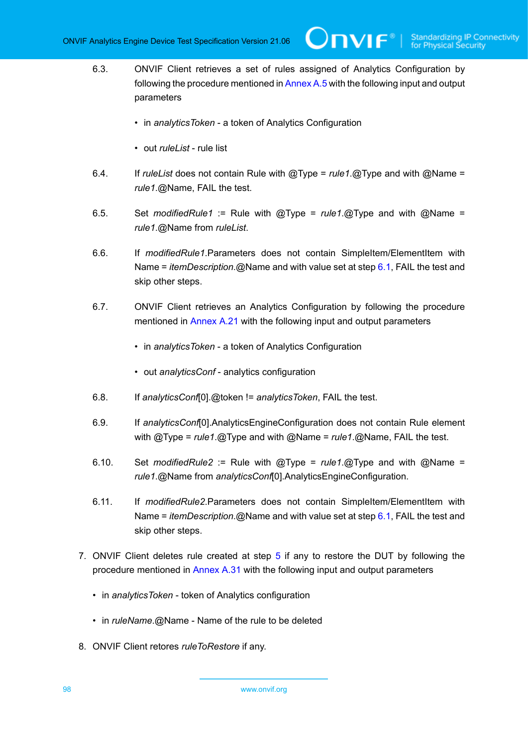6.3. ONVIF Client retrieves a set of rules assigned of Analytics Configuration by following the procedure mentioned in Annex A.5 with the following input and output parameters

- in *analyticsToken* - a token of Analytics Configuration
- out *ruleList* - rule list

6.4. If *ruleList* does not contain Rule with @Type = *rule1*.@Type and with @Name = *rule1*.@Name, FAIL the test.

6.5. Set *modifiedRule1* := Rule with @Type = *rule1*.@Type and with @Name = *rule1*.@Name from *ruleList*.

6.6. If *modifiedRule1*.Parameters does not contain SimpleItem/ElementItem with Name = *itemDescription*.@Name and with value set at step 6.1, FAIL the test and skip other steps.

6.7. ONVIF Client retrieves an Analytics Configuration by following the procedure mentioned in Annex A.21 with the following input and output parameters

- in *analyticsToken* - a token of Analytics Configuration
- out *analyticsConf* - analytics configuration

6.8. If *analyticsConf*[0].@token != *analyticsToken*, FAIL the test.

6.9. If *analyticsConf*[0].AnalyticsEngineConfiguration does not contain Rule element with @Type = *rule1*.@Type and with @Name = *rule1*.@Name, FAIL the test.

6.10. Set *modifiedRule2* := Rule with @Type = *rule1*.@Type and with @Name = *rule1*.@Name from *analyticsConf*[0].AnalyticsEngineConfiguration.

6.11. If *modifiedRule2*.Parameters does not contain SimpleItem/ElementItem with Name = *itemDescription*.@Name and with value set at step 6.1, FAIL the test and skip other steps.

7. ONVIF Client deletes rule created at step 5 if any to restore the DUT by following the procedure mentioned in Annex A.31 with the following input and output parameters

   - in *analyticsToken* - token of Analytics configuration
   - in *ruleName*.@Name - Name of the rule to be deleted

8. ONVIF Client retores *ruleToRestore* if any.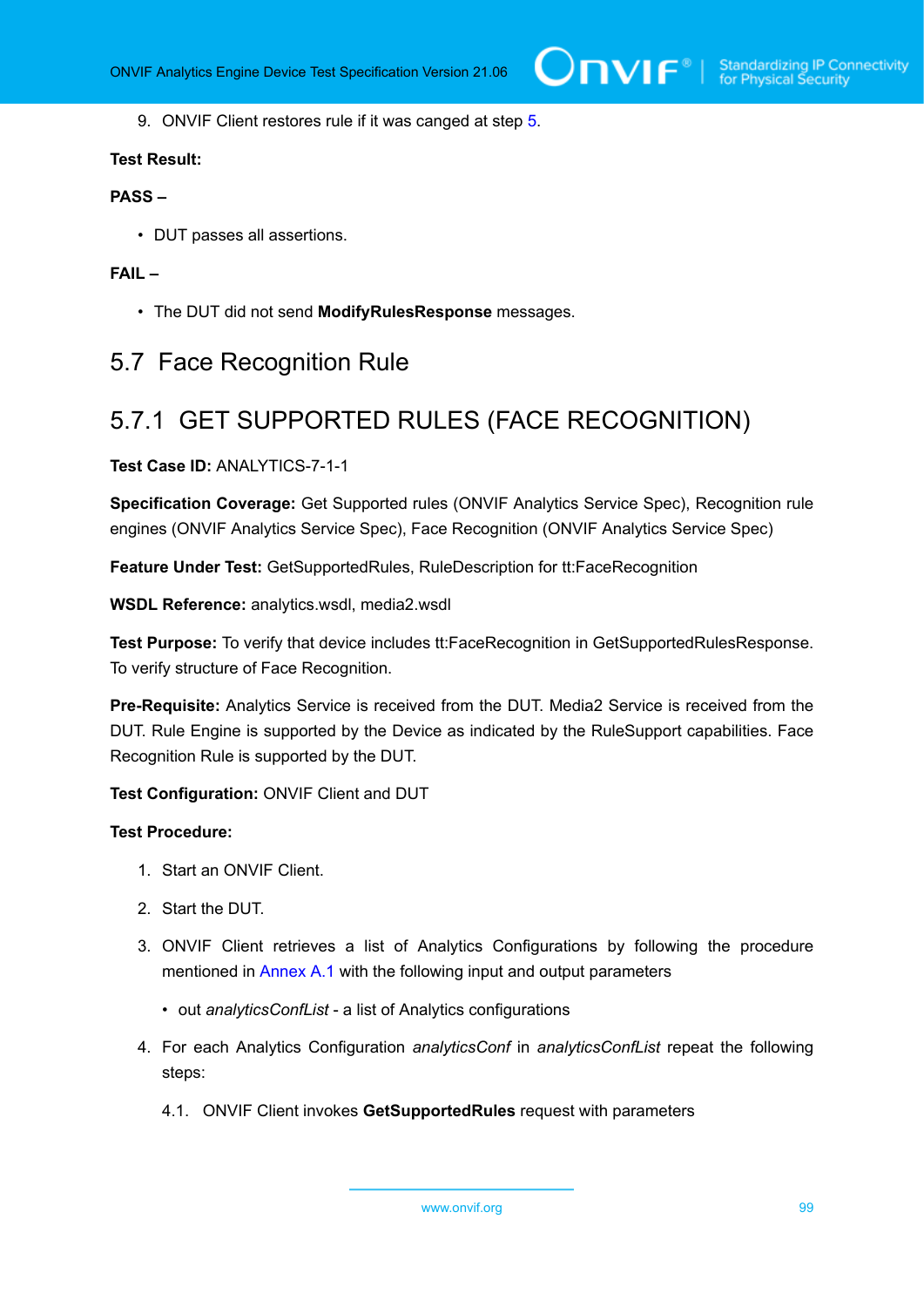9. ONVIF Client restores rule if it was canged at step 5.

**Test Result:**

**PASS –**

- DUT passes all assertions.

**FAIL –**

- The DUT did not send **ModifyRulesResponse** messages.

## 5.7 Face Recognition Rule

### 5.7.1 GET SUPPORTED RULES (FACE RECOGNITION)

**Test Case ID:** ANALYTICS-7-1-1

**Specification Coverage:** Get Supported rules (ONVIF Analytics Service Spec), Recognition rule engines (ONVIF Analytics Service Spec), Face Recognition (ONVIF Analytics Service Spec)

**Feature Under Test:** GetSupportedRules, RuleDescription for tt:FaceRecognition

**WSDL Reference:** analytics.wsdl, media2.wsdl

**Test Purpose:** To verify that device includes tt:FaceRecognition in GetSupportedRulesResponse. To verify structure of Face Recognition.

**Pre-Requisite:** Analytics Service is received from the DUT. Media2 Service is received from the DUT. Rule Engine is supported by the Device as indicated by the RuleSupport capabilities. Face Recognition Rule is supported by the DUT.

**Test Configuration:** ONVIF Client and DUT

**Test Procedure:**

1. Start an ONVIF Client.
2. Start the DUT.
3. ONVIF Client retrieves a list of Analytics Configurations by following the procedure mentioned in Annex A.1 with the following input and output parameters
   - out *analyticsConfList* - a list of Analytics configurations
4. For each Analytics Configuration *analyticsConf* in *analyticsConfList* repeat the following steps:

   4.1. ONVIF Client invokes **GetSupportedRules** request with parameters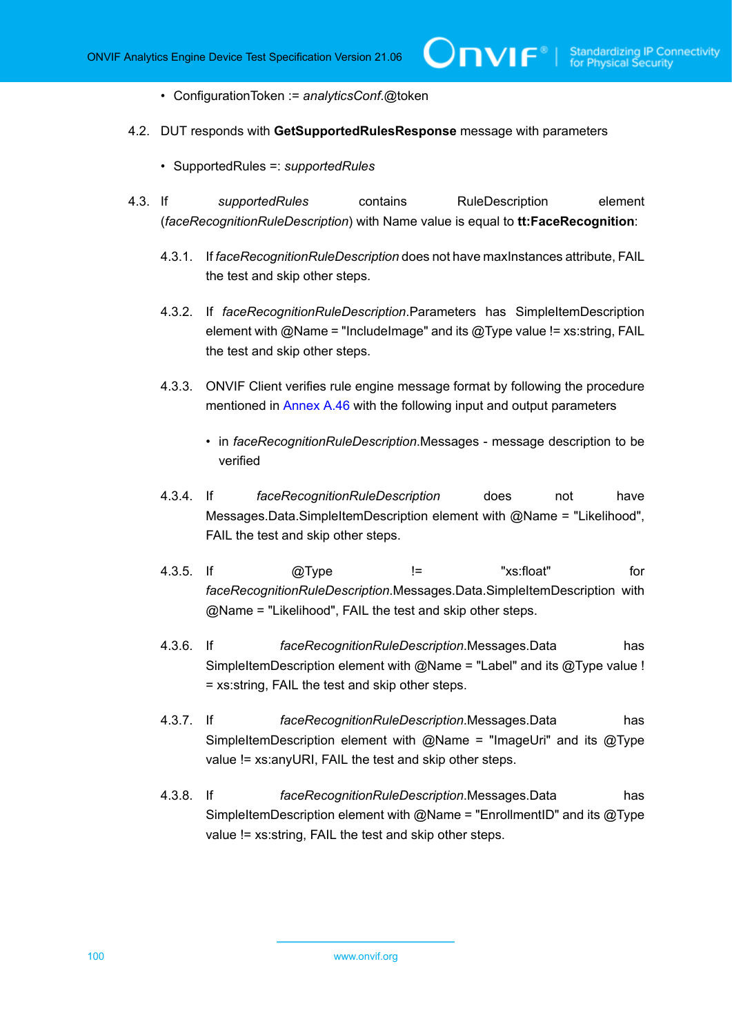- ConfigurationToken := *analyticsConf*.@token

4.2. DUT responds with **GetSupportedRulesResponse** message with parameters

- SupportedRules =: *supportedRules*

4.3. If *supportedRules* contains RuleDescription element (*faceRecognitionRuleDescription*) with Name value is equal to **tt:FaceRecognition**:

4.3.1. If *faceRecognitionRuleDescription* does not have maxInstances attribute, FAIL the test and skip other steps.

4.3.2. If *faceRecognitionRuleDescription*.Parameters has SimpleItemDescription element with @Name = "IncludeImage" and its @Type value != xs:string, FAIL the test and skip other steps.

4.3.3. ONVIF Client verifies rule engine message format by following the procedure mentioned in Annex A.46 with the following input and output parameters

- in *faceRecognitionRuleDescription*.Messages - message description to be verified

4.3.4. If *faceRecognitionRuleDescription* does not have Messages.Data.SimpleItemDescription element with @Name = "Likelihood", FAIL the test and skip other steps.

4.3.5. If @Type != "xs:float" for *faceRecognitionRuleDescription*.Messages.Data.SimpleItemDescription with @Name = "Likelihood", FAIL the test and skip other steps.

4.3.6. If *faceRecognitionRuleDescription*.Messages.Data has SimpleItemDescription element with @Name = "Label" and its @Type value != xs:string, FAIL the test and skip other steps.

4.3.7. If *faceRecognitionRuleDescription*.Messages.Data has SimpleItemDescription element with @Name = "ImageUri" and its @Type value != xs:anyURI, FAIL the test and skip other steps.

4.3.8. If *faceRecognitionRuleDescription*.Messages.Data has SimpleItemDescription element with @Name = "EnrollmentID" and its @Type value != xs:string, FAIL the test and skip other steps.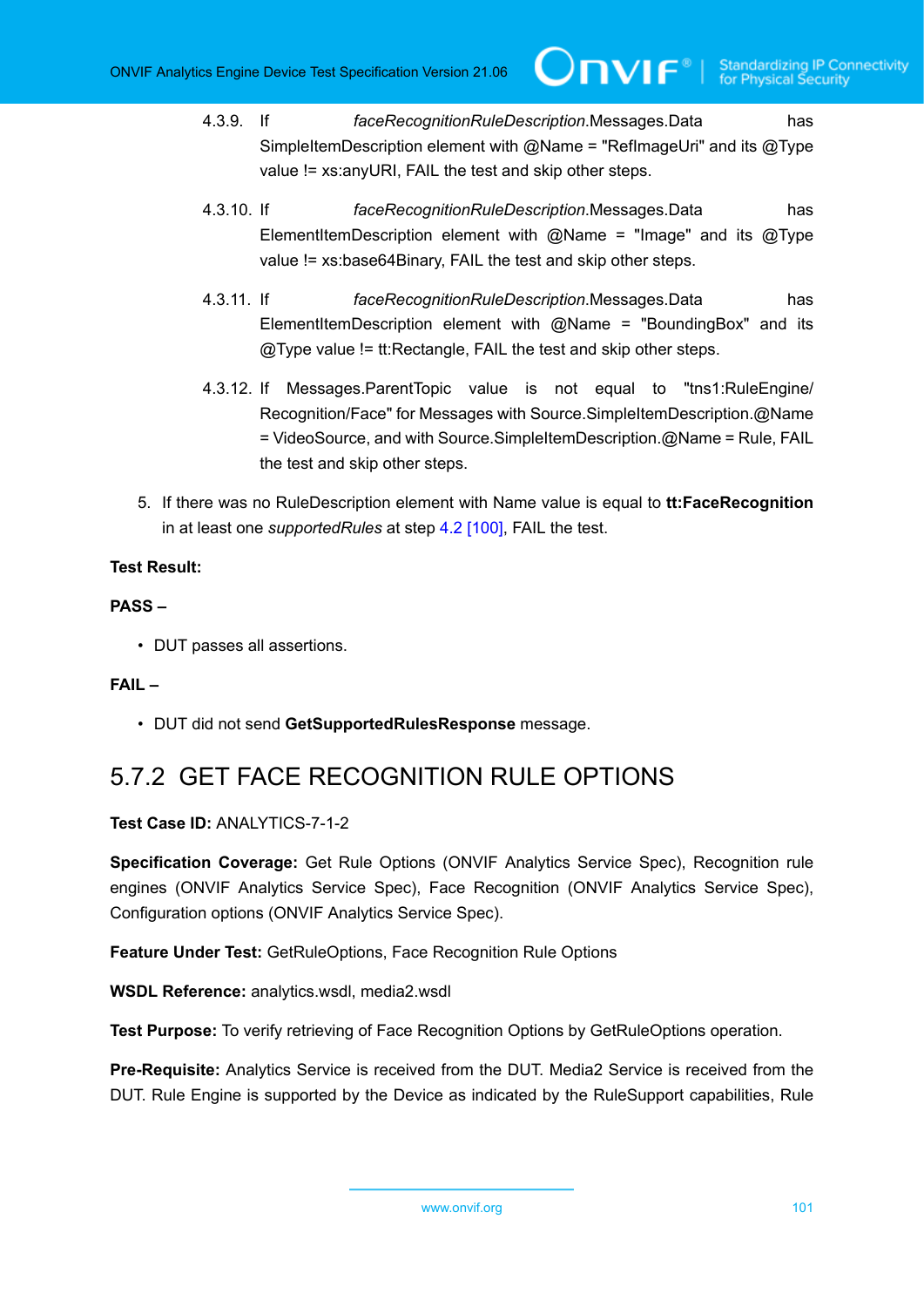4.3.9. If *faceRecognitionRuleDescription*.Messages.Data has SimpleItemDescription element with @Name = "RefImageUri" and its @Type value != xs:anyURI, FAIL the test and skip other steps.

4.3.10. If *faceRecognitionRuleDescription*.Messages.Data has ElementItemDescription element with @Name = "Image" and its @Type value != xs:base64Binary, FAIL the test and skip other steps.

4.3.11. If *faceRecognitionRuleDescription*.Messages.Data has ElementItemDescription element with @Name = "BoundingBox" and its @Type value != tt:Rectangle, FAIL the test and skip other steps.

4.3.12. If Messages.ParentTopic value is not equal to "tns1:RuleEngine/Recognition/Face" for Messages with Source.SimpleItemDescription.@Name = VideoSource, and with Source.SimpleItemDescription.@Name = Rule, FAIL the test and skip other steps.

5. If there was no RuleDescription element with Name value is equal to **tt:FaceRecognition** in at least one *supportedRules* at step 4.2 [100], FAIL the test.

**Test Result:**

**PASS –**

- DUT passes all assertions.

**FAIL –**

- DUT did not send **GetSupportedRulesResponse** message.

## 5.7.2 GET FACE RECOGNITION RULE OPTIONS

**Test Case ID:** ANALYTICS-7-1-2

**Specification Coverage:** Get Rule Options (ONVIF Analytics Service Spec), Recognition rule engines (ONVIF Analytics Service Spec), Face Recognition (ONVIF Analytics Service Spec), Configuration options (ONVIF Analytics Service Spec).

**Feature Under Test:** GetRuleOptions, Face Recognition Rule Options

**WSDL Reference:** analytics.wsdl, media2.wsdl

**Test Purpose:** To verify retrieving of Face Recognition Options by GetRuleOptions operation.

**Pre-Requisite:** Analytics Service is received from the DUT. Media2 Service is received from the DUT. Rule Engine is supported by the Device as indicated by the RuleSupport capabilities, Rule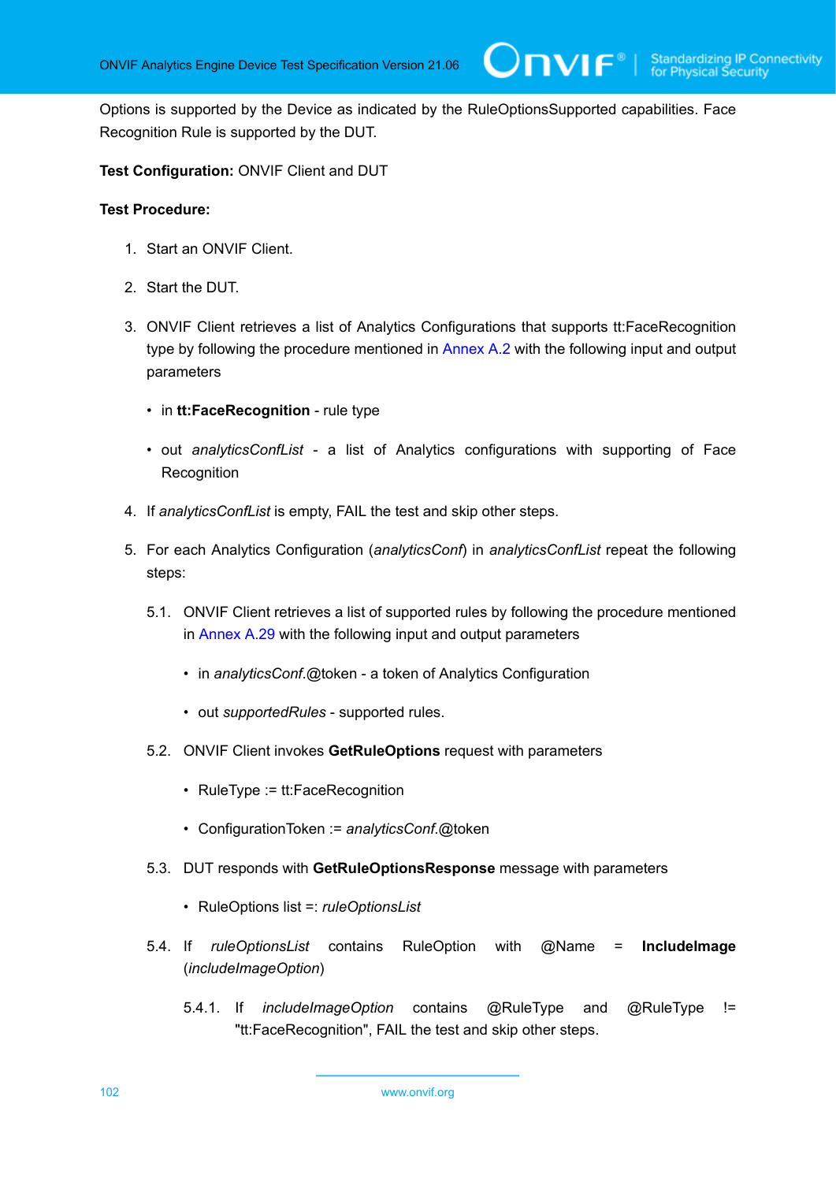Options is supported by the Device as indicated by the RuleOptionsSupported capabilities. Face Recognition Rule is supported by the DUT.

**Test Configuration:** ONVIF Client and DUT

**Test Procedure:**

1. Start an ONVIF Client.
2. Start the DUT.
3. ONVIF Client retrieves a list of Analytics Configurations that supports tt:FaceRecognition type by following the procedure mentioned in Annex A.2 with the following input and output parameters
   - in **tt:FaceRecognition** - rule type
   - out *analyticsConfList* - a list of Analytics configurations with supporting of Face Recognition
4. If *analyticsConfList* is empty, FAIL the test and skip other steps.
5. For each Analytics Configuration (*analyticsConf*) in *analyticsConfList* repeat the following steps:

   5.1. ONVIF Client retrieves a list of supported rules by following the procedure mentioned in Annex A.29 with the following input and output parameters

   - in *analyticsConf*.@token - a token of Analytics Configuration
   - out *supportedRules* - supported rules.

   5.2. ONVIF Client invokes **GetRuleOptions** request with parameters

   - RuleType := tt:FaceRecognition
   - ConfigurationToken := *analyticsConf*.@token

   5.3. DUT responds with **GetRuleOptionsResponse** message with parameters

   - RuleOptions list =: *ruleOptionsList*

   5.4. If *ruleOptionsList* contains RuleOption with @Name = **IncludeImage** (*includeImageOption*)

   5.4.1. If *includeImageOption* contains @RuleType and @RuleType != "tt:FaceRecognition", FAIL the test and skip other steps.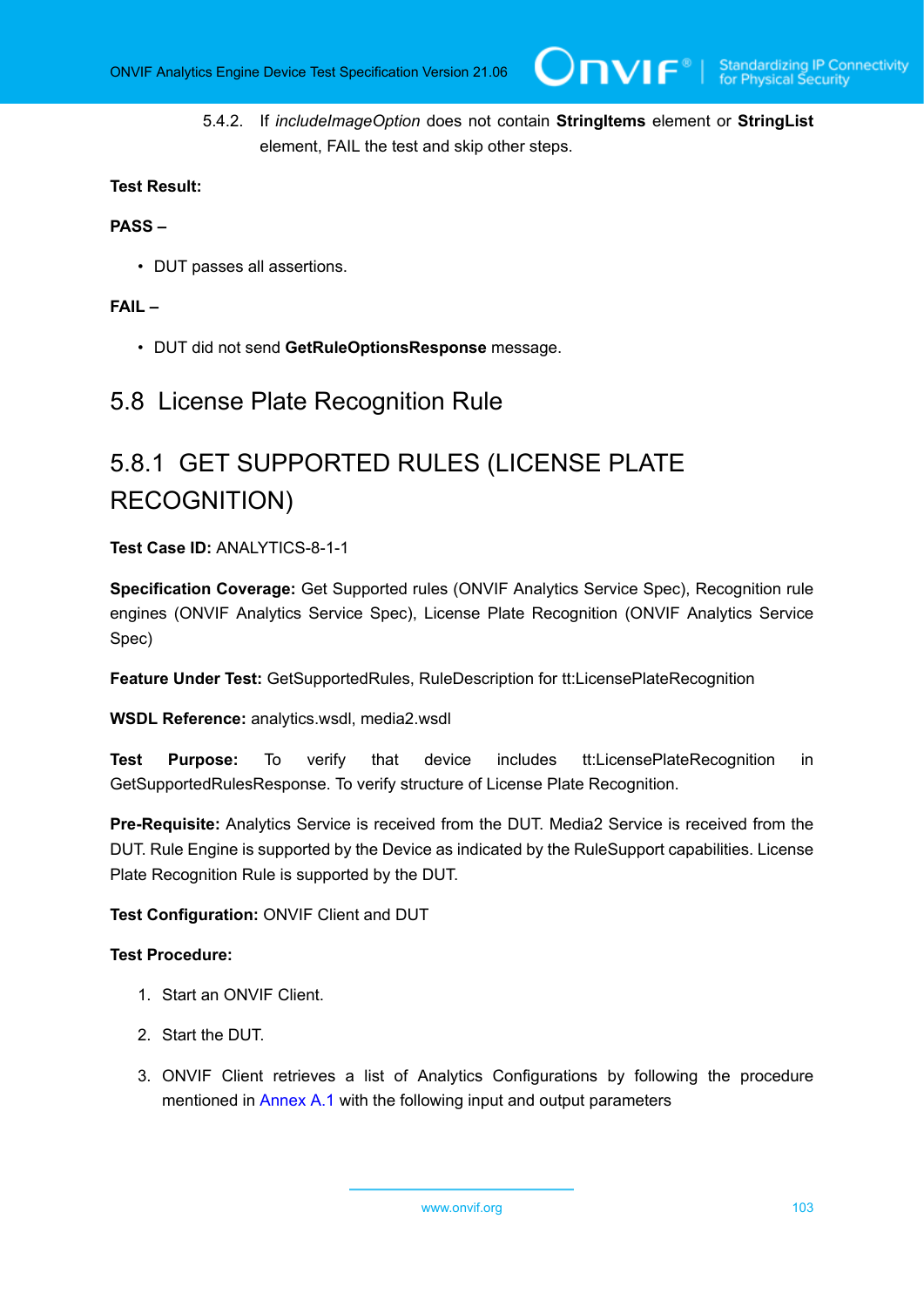5.4.2. If *includeImageOption* does not contain **StringItems** element or **StringList** element, FAIL the test and skip other steps.

**Test Result:**

**PASS –**

- DUT passes all assertions.

**FAIL –**

- DUT did not send **GetRuleOptionsResponse** message.

## 5.8 License Plate Recognition Rule

### 5.8.1 GET SUPPORTED RULES (LICENSE PLATE RECOGNITION)

**Test Case ID:** ANALYTICS-8-1-1

**Specification Coverage:** Get Supported rules (ONVIF Analytics Service Spec), Recognition rule engines (ONVIF Analytics Service Spec), License Plate Recognition (ONVIF Analytics Service Spec)

**Feature Under Test:** GetSupportedRules, RuleDescription for tt:LicensePlateRecognition

**WSDL Reference:** analytics.wsdl, media2.wsdl

**Test Purpose:** To verify that device includes tt:LicensePlateRecognition in GetSupportedRulesResponse. To verify structure of License Plate Recognition.

**Pre-Requisite:** Analytics Service is received from the DUT. Media2 Service is received from the DUT. Rule Engine is supported by the Device as indicated by the RuleSupport capabilities. License Plate Recognition Rule is supported by the DUT.

**Test Configuration:** ONVIF Client and DUT

**Test Procedure:**

1. Start an ONVIF Client.
2. Start the DUT.
3. ONVIF Client retrieves a list of Analytics Configurations by following the procedure mentioned in Annex A.1 with the following input and output parameters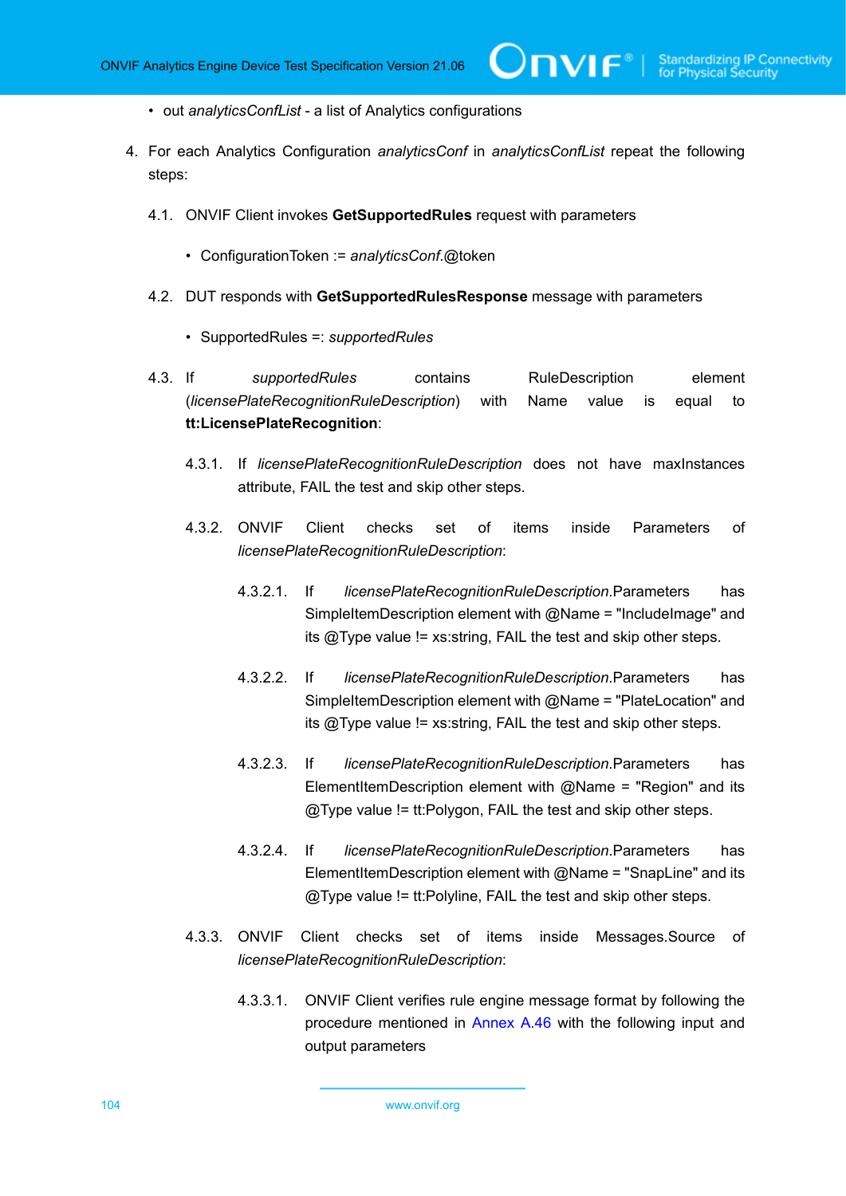- out *analyticsConfList* - a list of Analytics configurations

4. For each Analytics Configuration *analyticsConf* in *analyticsConfList* repeat the following steps:

   4.1. ONVIF Client invokes **GetSupportedRules** request with parameters

   - ConfigurationToken := *analyticsConf*.@token

   4.2. DUT responds with **GetSupportedRulesResponse** message with parameters

   - SupportedRules =: *supportedRules*

   4.3. If *supportedRules* contains RuleDescription element (*licensePlateRecognitionRuleDescription*) with Name value is equal to **tt:LicensePlateRecognition**:

   4.3.1. If *licensePlateRecognitionRuleDescription* does not have maxInstances attribute, FAIL the test and skip other steps.

   4.3.2. ONVIF Client checks set of items inside Parameters of *licensePlateRecognitionRuleDescription*:

   4.3.2.1. If *licensePlateRecognitionRuleDescription*.Parameters has SimpleItemDescription element with @Name = "IncludeImage" and its @Type value != xs:string, FAIL the test and skip other steps.

   4.3.2.2. If *licensePlateRecognitionRuleDescription*.Parameters has SimpleItemDescription element with @Name = "PlateLocation" and its @Type value != xs:string, FAIL the test and skip other steps.

   4.3.2.3. If *licensePlateRecognitionRuleDescription*.Parameters has ElementItemDescription element with @Name = "Region" and its @Type value != tt:Polygon, FAIL the test and skip other steps.

   4.3.2.4. If *licensePlateRecognitionRuleDescription*.Parameters has ElementItemDescription element with @Name = "SnapLine" and its @Type value != tt:Polyline, FAIL the test and skip other steps.

   4.3.3. ONVIF Client checks set of items inside Messages.Source of *licensePlateRecognitionRuleDescription*:

   4.3.3.1. ONVIF Client verifies rule engine message format by following the procedure mentioned in Annex A.46 with the following input and output parameters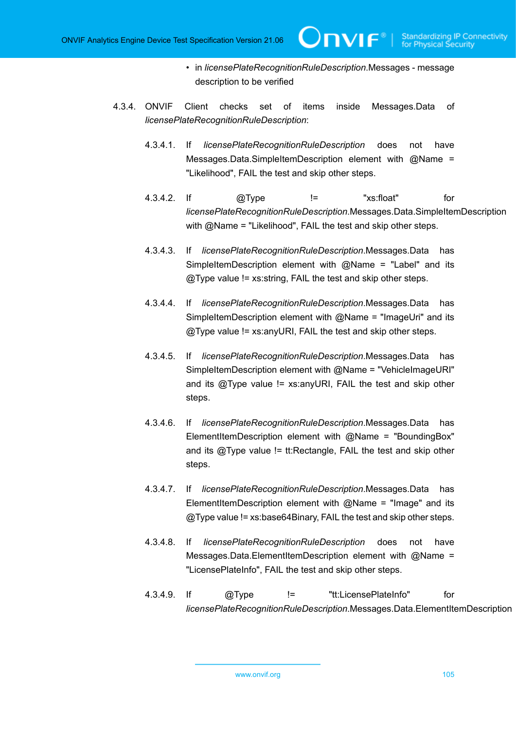- in *licensePlateRecognitionRuleDescription*.Messages - message description to be verified

4.3.4. ONVIF Client checks set of items inside Messages.Data of *licensePlateRecognitionRuleDescription*:

4.3.4.1. If *licensePlateRecognitionRuleDescription* does not have Messages.Data.SimpleItemDescription element with @Name = "Likelihood", FAIL the test and skip other steps.

4.3.4.2. If @Type != "xs:float" for *licensePlateRecognitionRuleDescription*.Messages.Data.SimpleItemDescription with @Name = "Likelihood", FAIL the test and skip other steps.

4.3.4.3. If *licensePlateRecognitionRuleDescription*.Messages.Data has SimpleItemDescription element with @Name = "Label" and its @Type value != xs:string, FAIL the test and skip other steps.

4.3.4.4. If *licensePlateRecognitionRuleDescription*.Messages.Data has SimpleItemDescription element with @Name = "ImageUri" and its @Type value != xs:anyURI, FAIL the test and skip other steps.

4.3.4.5. If *licensePlateRecognitionRuleDescription*.Messages.Data has SimpleItemDescription element with @Name = "VehicleImageURI" and its @Type value != xs:anyURI, FAIL the test and skip other steps.

4.3.4.6. If *licensePlateRecognitionRuleDescription*.Messages.Data has ElementItemDescription element with @Name = "BoundingBox" and its @Type value != tt:Rectangle, FAIL the test and skip other steps.

4.3.4.7. If *licensePlateRecognitionRuleDescription*.Messages.Data has ElementItemDescription element with @Name = "Image" and its @Type value != xs:base64Binary, FAIL the test and skip other steps.

4.3.4.8. If *licensePlateRecognitionRuleDescription* does not have Messages.Data.ElementItemDescription element with @Name = "LicensePlateInfo", FAIL the test and skip other steps.

4.3.4.9. If @Type != "tt:LicensePlateInfo" for *licensePlateRecognitionRuleDescription*.Messages.Data.ElementItemDescription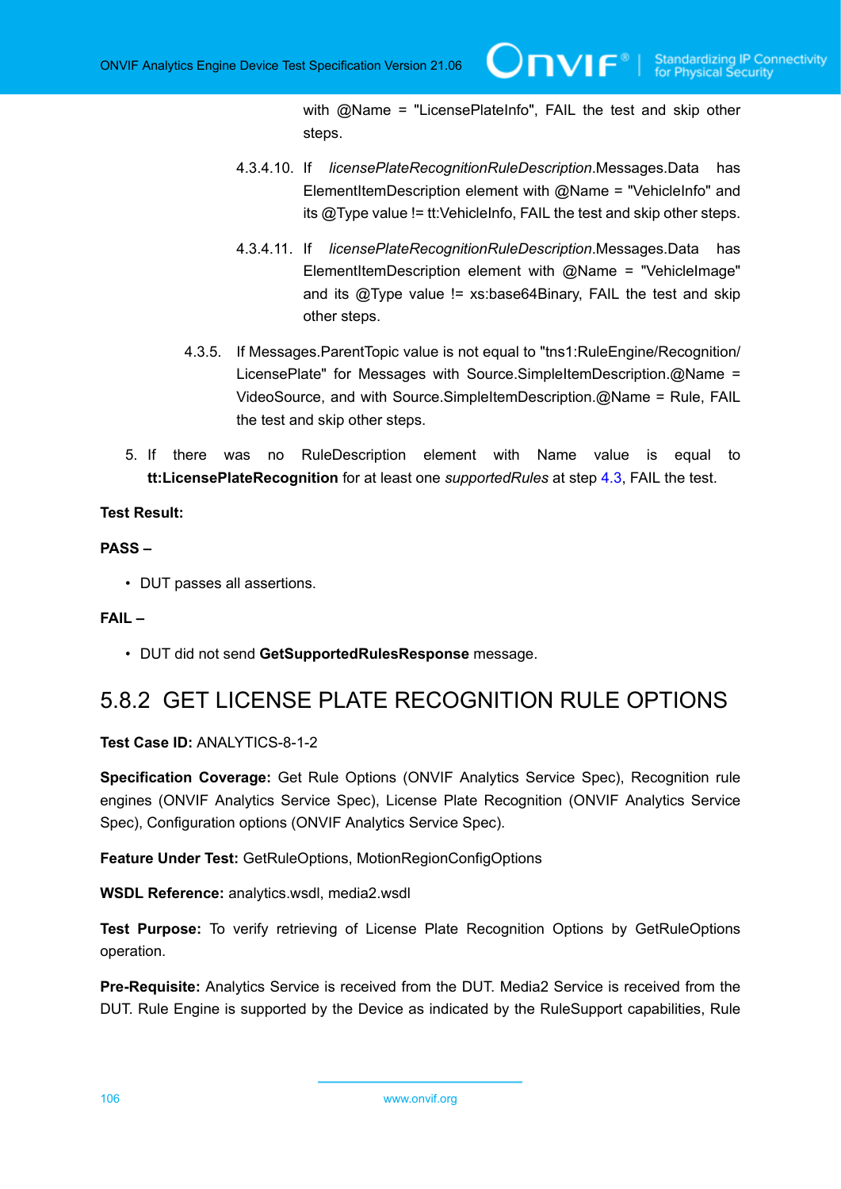with @Name = "LicensePlateInfo", FAIL the test and skip other steps.

4.3.4.10. If *licensePlateRecognitionRuleDescription*.Messages.Data has ElementItemDescription element with @Name = "VehicleInfo" and its @Type value != tt:VehicleInfo, FAIL the test and skip other steps.

4.3.4.11. If *licensePlateRecognitionRuleDescription*.Messages.Data has ElementItemDescription element with @Name = "VehicleImage" and its @Type value != xs:base64Binary, FAIL the test and skip other steps.

4.3.5. If Messages.ParentTopic value is not equal to "tns1:RuleEngine/Recognition/LicensePlate" for Messages with Source.SimpleItemDescription.@Name = VideoSource, and with Source.SimpleItemDescription.@Name = Rule, FAIL the test and skip other steps.

5. If there was no RuleDescription element with Name value is equal to **tt:LicensePlateRecognition** for at least one *supportedRules* at step 4.3, FAIL the test.

**Test Result:**

**PASS –**

- DUT passes all assertions.

**FAIL –**

- DUT did not send **GetSupportedRulesResponse** message.

## 5.8.2 GET LICENSE PLATE RECOGNITION RULE OPTIONS

**Test Case ID:** ANALYTICS-8-1-2

**Specification Coverage:** Get Rule Options (ONVIF Analytics Service Spec), Recognition rule engines (ONVIF Analytics Service Spec), License Plate Recognition (ONVIF Analytics Service Spec), Configuration options (ONVIF Analytics Service Spec).

**Feature Under Test:** GetRuleOptions, MotionRegionConfigOptions

**WSDL Reference:** analytics.wsdl, media2.wsdl

**Test Purpose:** To verify retrieving of License Plate Recognition Options by GetRuleOptions operation.

**Pre-Requisite:** Analytics Service is received from the DUT. Media2 Service is received from the DUT. Rule Engine is supported by the Device as indicated by the RuleSupport capabilities, Rule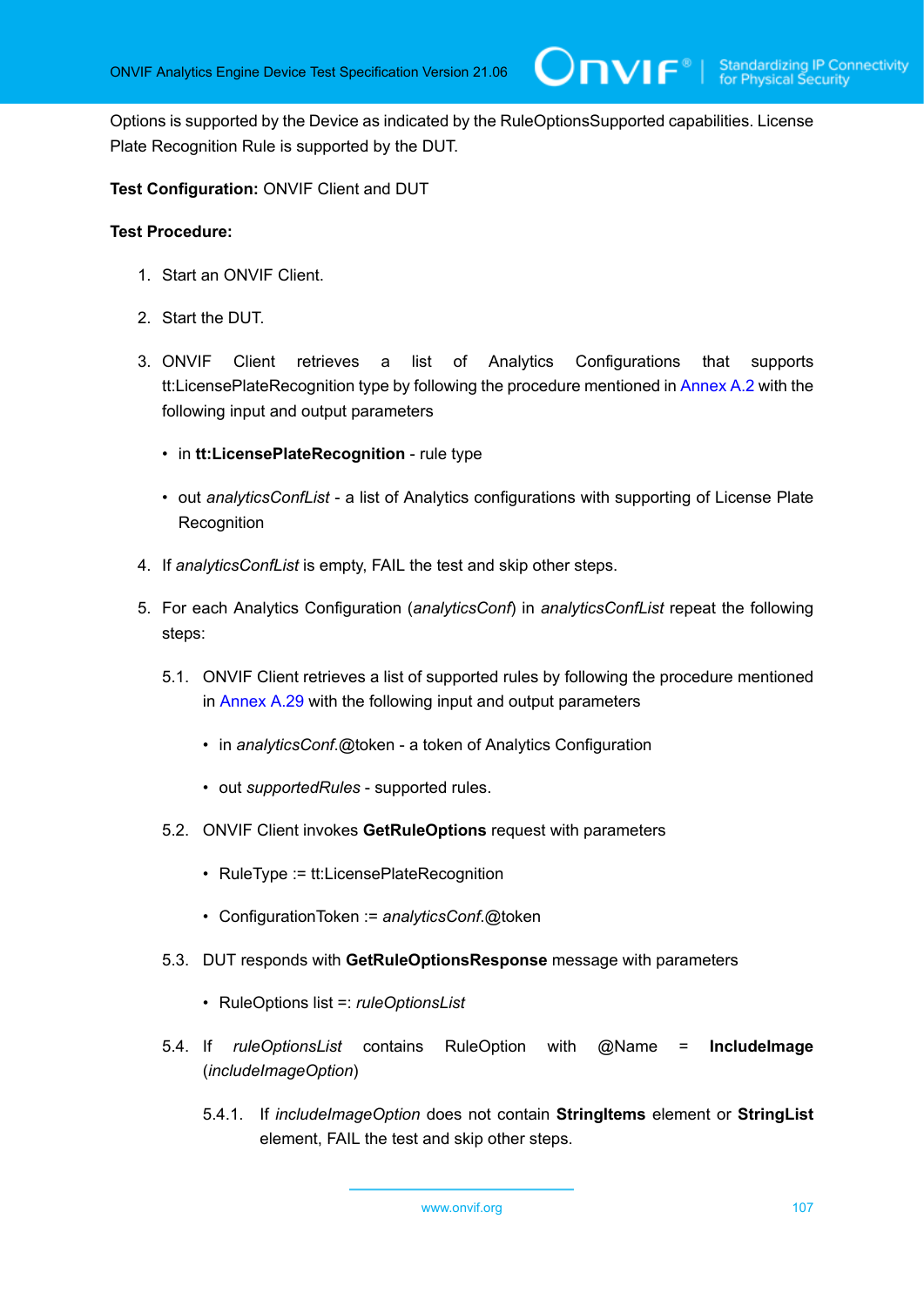Options is supported by the Device as indicated by the RuleOptionsSupported capabilities. License Plate Recognition Rule is supported by the DUT.

**Test Configuration:** ONVIF Client and DUT

**Test Procedure:**

1. Start an ONVIF Client.
2. Start the DUT.
3. ONVIF Client retrieves a list of Analytics Configurations that supports tt:LicensePlateRecognition type by following the procedure mentioned in Annex A.2 with the following input and output parameters
   - in **tt:LicensePlateRecognition** - rule type
   - out *analyticsConfList* - a list of Analytics configurations with supporting of License Plate Recognition
4. If *analyticsConfList* is empty, FAIL the test and skip other steps.
5. For each Analytics Configuration (*analyticsConf*) in *analyticsConfList* repeat the following steps:

   5.1. ONVIF Client retrieves a list of supported rules by following the procedure mentioned in Annex A.29 with the following input and output parameters

   - in *analyticsConf*.@token - a token of Analytics Configuration
   - out *supportedRules* - supported rules.

   5.2. ONVIF Client invokes **GetRuleOptions** request with parameters

   - RuleType := tt:LicensePlateRecognition
   - ConfigurationToken := *analyticsConf*.@token

   5.3. DUT responds with **GetRuleOptionsResponse** message with parameters

   - RuleOptions list =: *ruleOptionsList*

   5.4. If *ruleOptionsList* contains RuleOption with @Name = **IncludeImage** (*includeImageOption*)

   5.4.1. If *includeImageOption* does not contain **StringItems** element or **StringList** element, FAIL the test and skip other steps.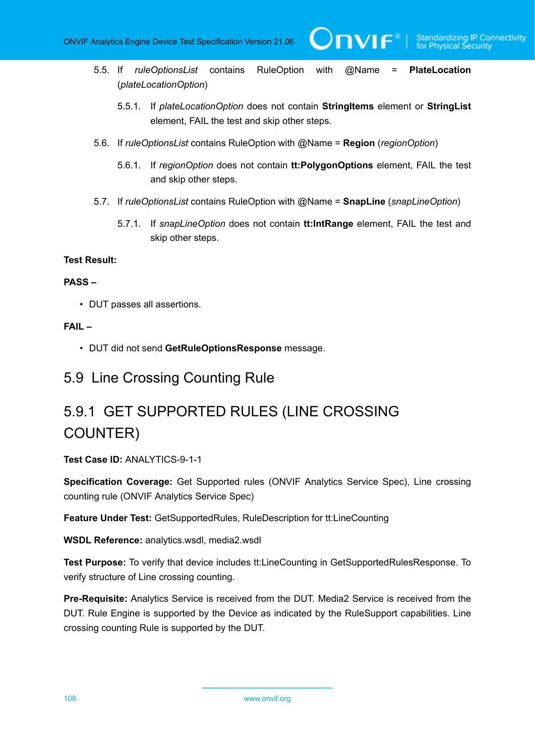5.5. If *ruleOptionsList* contains RuleOption with @Name = **PlateLocation** (*plateLocationOption*)

   5.5.1. If *plateLocationOption* does not contain **StringItems** element or **StringList** element, FAIL the test and skip other steps.

5.6. If *ruleOptionsList* contains RuleOption with @Name = **Region** (*regionOption*)

   5.6.1. If *regionOption* does not contain **tt:PolygonOptions** element, FAIL the test and skip other steps.

5.7. If *ruleOptionsList* contains RuleOption with @Name = **SnapLine** (*snapLineOption*)

   5.7.1. If *snapLineOption* does not contain **tt:IntRange** element, FAIL the test and skip other steps.

**Test Result:**

**PASS –**

- DUT passes all assertions.

**FAIL –**

- DUT did not send **GetRuleOptionsResponse** message.

## 5.9 Line Crossing Counting Rule

### 5.9.1 GET SUPPORTED RULES (LINE CROSSING COUNTER)

**Test Case ID:** ANALYTICS-9-1-1

**Specification Coverage:** Get Supported rules (ONVIF Analytics Service Spec), Line crossing counting rule (ONVIF Analytics Service Spec)

**Feature Under Test:** GetSupportedRules, RuleDescription for tt:LineCounting

**WSDL Reference:** analytics.wsdl, media2.wsdl

**Test Purpose:** To verify that device includes tt:LineCounting in GetSupportedRulesResponse. To verify structure of Line crossing counting.

**Pre-Requisite:** Analytics Service is received from the DUT. Media2 Service is received from the DUT. Rule Engine is supported by the Device as indicated by the RuleSupport capabilities. Line crossing counting Rule is supported by the DUT.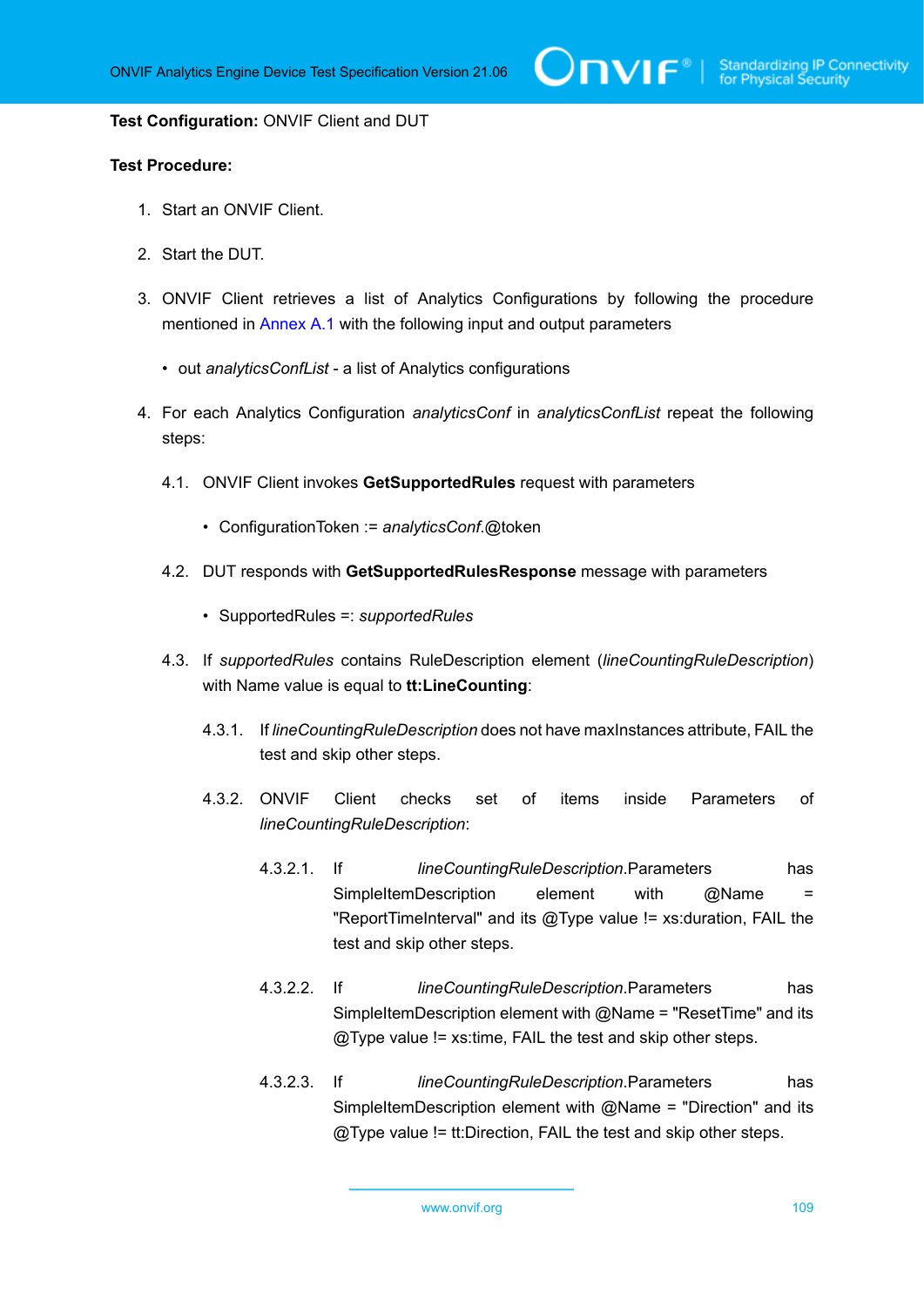**Test Configuration:** ONVIF Client and DUT

**Test Procedure:**

1. Start an ONVIF Client.
2. Start the DUT.
3. ONVIF Client retrieves a list of Analytics Configurations by following the procedure mentioned in Annex A.1 with the following input and output parameters
   - out *analyticsConfList* - a list of Analytics configurations
4. For each Analytics Configuration *analyticsConf* in *analyticsConfList* repeat the following steps:

   4.1. ONVIF Client invokes **GetSupportedRules** request with parameters

   - ConfigurationToken := *analyticsConf*.@token

   4.2. DUT responds with **GetSupportedRulesResponse** message with parameters

   - SupportedRules =: *supportedRules*

   4.3. If *supportedRules* contains RuleDescription element (*lineCountingRuleDescription*) with Name value is equal to **tt:LineCounting**:

   4.3.1. If *lineCountingRuleDescription* does not have maxInstances attribute, FAIL the test and skip other steps.

   4.3.2. ONVIF Client checks set of items inside Parameters of *lineCountingRuleDescription*:

   4.3.2.1. If *lineCountingRuleDescription*.Parameters has SimpleItemDescription element with @Name = "ReportTimeInterval" and its @Type value != xs:duration, FAIL the test and skip other steps.

   4.3.2.2. If *lineCountingRuleDescription*.Parameters has SimpleItemDescription element with @Name = "ResetTime" and its @Type value != xs:time, FAIL the test and skip other steps.

   4.3.2.3. If *lineCountingRuleDescription*.Parameters has SimpleItemDescription element with @Name = "Direction" and its @Type value != tt:Direction, FAIL the test and skip other steps.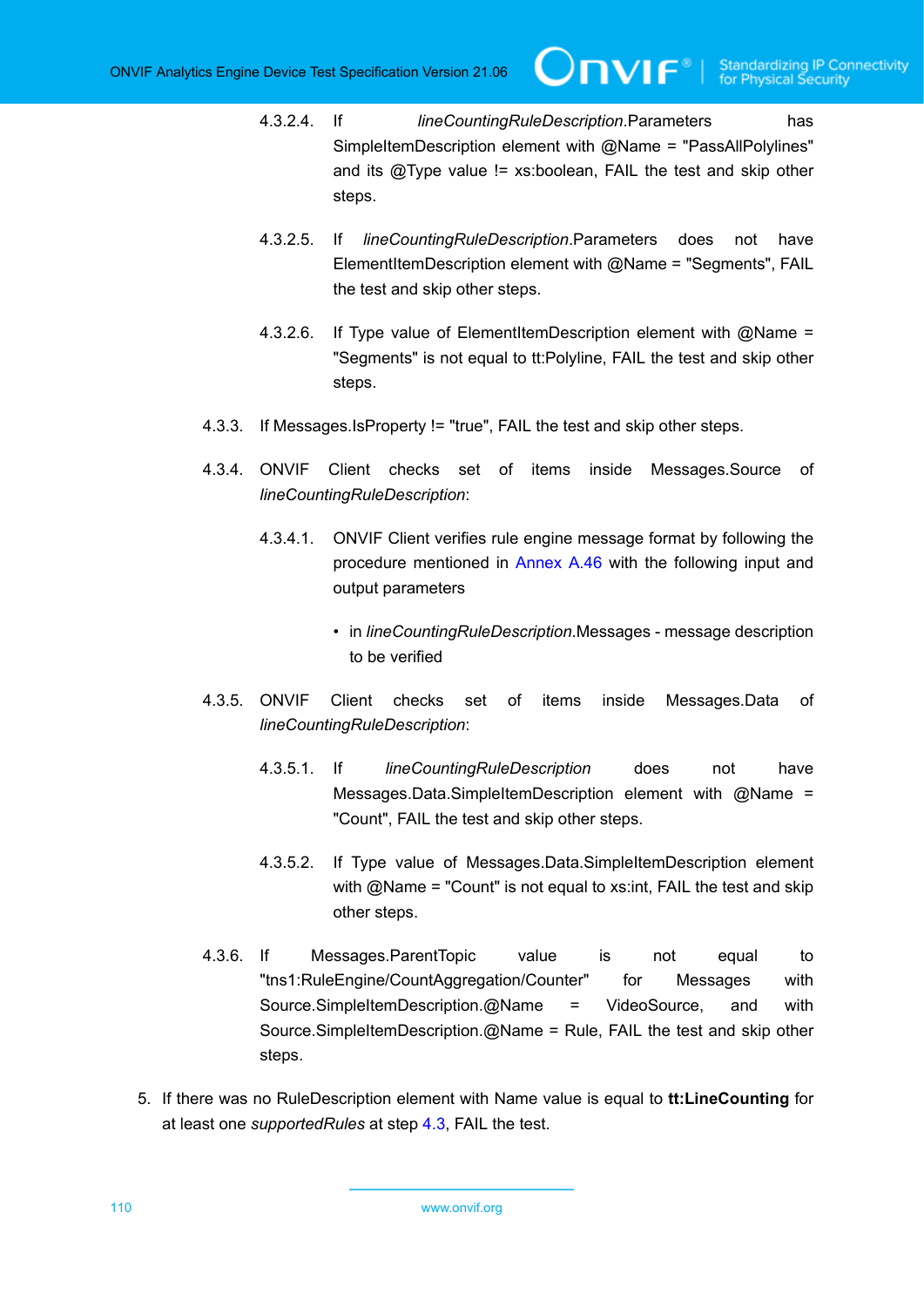4.3.2.4. If *lineCountingRuleDescription*.Parameters has SimpleItemDescription element with @Name = "PassAllPolylines" and its @Type value != xs:boolean, FAIL the test and skip other steps.

4.3.2.5. If *lineCountingRuleDescription*.Parameters does not have ElementItemDescription element with @Name = "Segments", FAIL the test and skip other steps.

4.3.2.6. If Type value of ElementItemDescription element with @Name = "Segments" is not equal to tt:Polyline, FAIL the test and skip other steps.

4.3.3. If Messages.IsProperty != "true", FAIL the test and skip other steps.

4.3.4. ONVIF Client checks set of items inside Messages.Source of *lineCountingRuleDescription*:

4.3.4.1. ONVIF Client verifies rule engine message format by following the procedure mentioned in Annex A.46 with the following input and output parameters

- in *lineCountingRuleDescription*.Messages - message description to be verified

4.3.5. ONVIF Client checks set of items inside Messages.Data of *lineCountingRuleDescription*:

4.3.5.1. If *lineCountingRuleDescription* does not have Messages.Data.SimpleItemDescription element with @Name = "Count", FAIL the test and skip other steps.

4.3.5.2. If Type value of Messages.Data.SimpleItemDescription element with @Name = "Count" is not equal to xs:int, FAIL the test and skip other steps.

4.3.6. If Messages.ParentTopic value is not equal to "tns1:RuleEngine/CountAggregation/Counter" for Messages with Source.SimpleItemDescription.@Name = VideoSource, and with Source.SimpleItemDescription.@Name = Rule, FAIL the test and skip other steps.

5. If there was no RuleDescription element with Name value is equal to **tt:LineCounting** for at least one *supportedRules* at step 4.3, FAIL the test.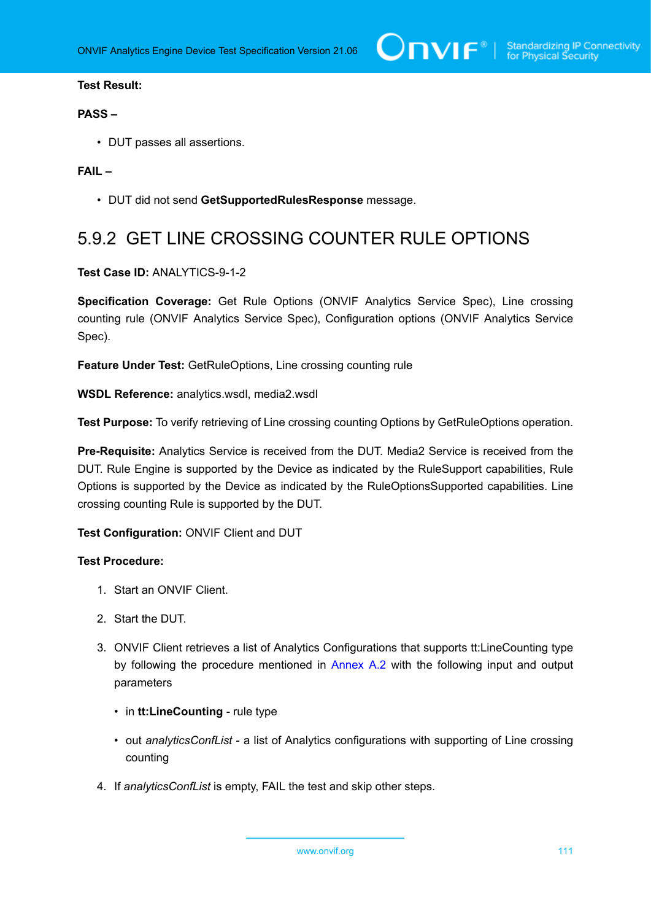**Test Result:**

**PASS –**

- DUT passes all assertions.

**FAIL –**

- DUT did not send **GetSupportedRulesResponse** message.

## 5.9.2 GET LINE CROSSING COUNTER RULE OPTIONS

**Test Case ID:** ANALYTICS-9-1-2

**Specification Coverage:** Get Rule Options (ONVIF Analytics Service Spec), Line crossing counting rule (ONVIF Analytics Service Spec), Configuration options (ONVIF Analytics Service Spec).

**Feature Under Test:** GetRuleOptions, Line crossing counting rule

**WSDL Reference:** analytics.wsdl, media2.wsdl

**Test Purpose:** To verify retrieving of Line crossing counting Options by GetRuleOptions operation.

**Pre-Requisite:** Analytics Service is received from the DUT. Media2 Service is received from the DUT. Rule Engine is supported by the Device as indicated by the RuleSupport capabilities, Rule Options is supported by the Device as indicated by the RuleOptionsSupported capabilities. Line crossing counting Rule is supported by the DUT.

**Test Configuration:** ONVIF Client and DUT

**Test Procedure:**

1. Start an ONVIF Client.
2. Start the DUT.
3. ONVIF Client retrieves a list of Analytics Configurations that supports tt:LineCounting type by following the procedure mentioned in Annex A.2 with the following input and output parameters
   - in **tt:LineCounting** - rule type
   - out *analyticsConfList* - a list of Analytics configurations with supporting of Line crossing counting
4. If *analyticsConfList* is empty, FAIL the test and skip other steps.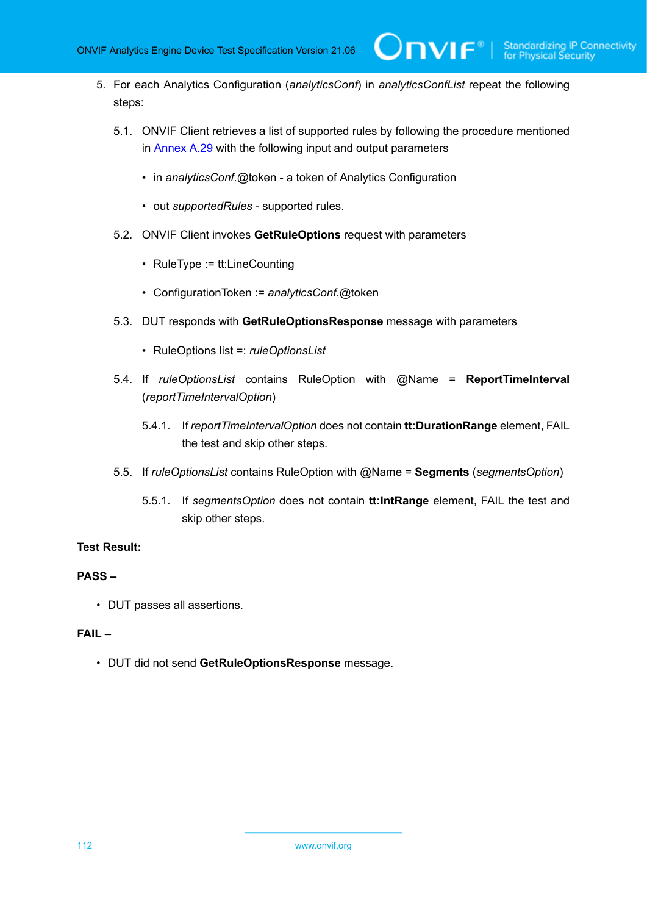5. For each Analytics Configuration (*analyticsConf*) in *analyticsConfList* repeat the following steps:

   5.1. ONVIF Client retrieves a list of supported rules by following the procedure mentioned in Annex A.29 with the following input and output parameters

   - in *analyticsConf*.@token - a token of Analytics Configuration
   - out *supportedRules* - supported rules.

   5.2. ONVIF Client invokes **GetRuleOptions** request with parameters

   - RuleType := tt:LineCounting
   - ConfigurationToken := *analyticsConf*.@token

   5.3. DUT responds with **GetRuleOptionsResponse** message with parameters

   - RuleOptions list =: *ruleOptionsList*

   5.4. If *ruleOptionsList* contains RuleOption with @Name = **ReportTimeInterval** (*reportTimeIntervalOption*)

      5.4.1. If *reportTimeIntervalOption* does not contain **tt:DurationRange** element, FAIL the test and skip other steps.

   5.5. If *ruleOptionsList* contains RuleOption with @Name = **Segments** (*segmentsOption*)

      5.5.1. If *segmentsOption* does not contain **tt:IntRange** element, FAIL the test and skip other steps.

**Test Result:**

**PASS –**

- DUT passes all assertions.

**FAIL –**

- DUT did not send **GetRuleOptionsResponse** message.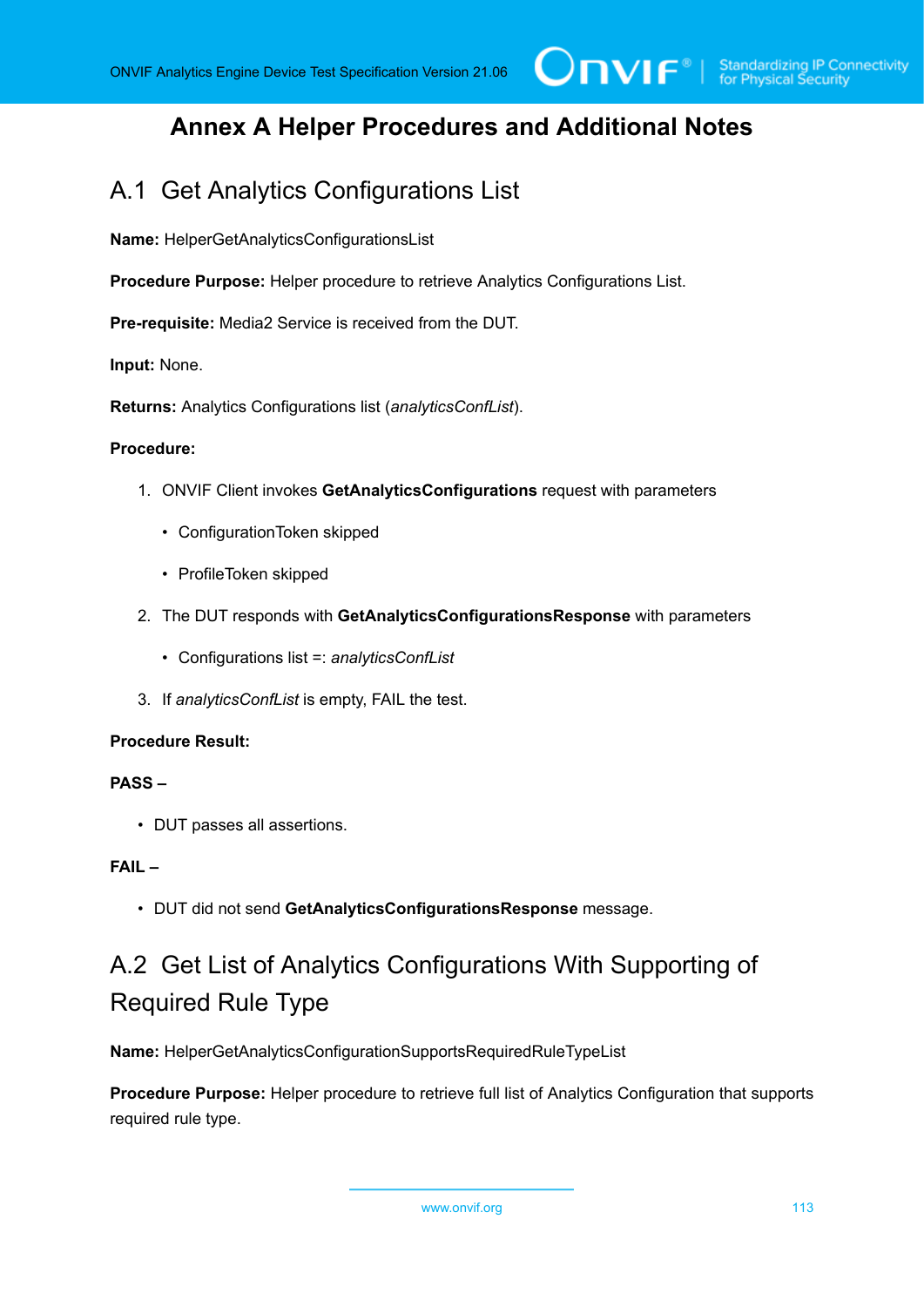# Annex A Helper Procedures and Additional Notes

## A.1 Get Analytics Configurations List

**Name:** HelperGetAnalyticsConfigurationsList

**Procedure Purpose:** Helper procedure to retrieve Analytics Configurations List.

**Pre-requisite:** Media2 Service is received from the DUT.

**Input:** None.

**Returns:** Analytics Configurations list (*analyticsConfList*).

**Procedure:**

1. ONVIF Client invokes **GetAnalyticsConfigurations** request with parameters
   - ConfigurationToken skipped
   - ProfileToken skipped
2. The DUT responds with **GetAnalyticsConfigurationsResponse** with parameters
   - Configurations list =: *analyticsConfList*
3. If *analyticsConfList* is empty, FAIL the test.

**Procedure Result:**

**PASS –**

- DUT passes all assertions.

**FAIL –**

- DUT did not send **GetAnalyticsConfigurationsResponse** message.

## A.2 Get List of Analytics Configurations With Supporting of Required Rule Type

**Name:** HelperGetAnalyticsConfigurationSupportsRequiredRuleTypeList

**Procedure Purpose:** Helper procedure to retrieve full list of Analytics Configuration that supports required rule type.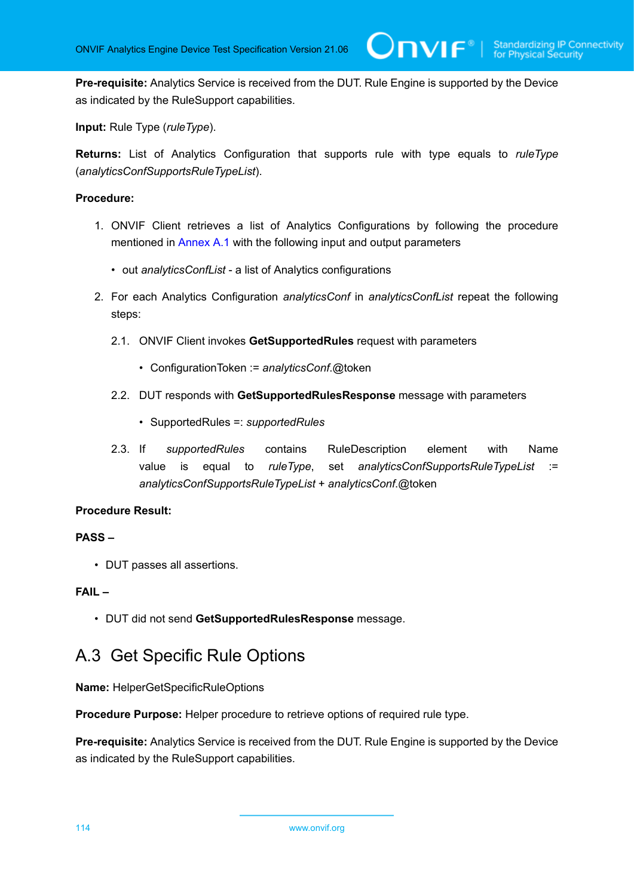**Pre-requisite:** Analytics Service is received from the DUT. Rule Engine is supported by the Device as indicated by the RuleSupport capabilities.

**Input:** Rule Type (*ruleType*).

**Returns:** List of Analytics Configuration that supports rule with type equals to *ruleType* (*analyticsConfSupportsRuleTypeList*).

**Procedure:**

1. ONVIF Client retrieves a list of Analytics Configurations by following the procedure mentioned in Annex A.1 with the following input and output parameters
   - out *analyticsConfList* - a list of Analytics configurations
2. For each Analytics Configuration *analyticsConf* in *analyticsConfList* repeat the following steps:
   2.1. ONVIF Client invokes **GetSupportedRules** request with parameters
      - ConfigurationToken := *analyticsConf*.@token

   2.2. DUT responds with **GetSupportedRulesResponse** message with parameters
      - SupportedRules =: *supportedRules*

   2.3. If *supportedRules* contains RuleDescription element with Name value is equal to *ruleType*, set *analyticsConfSupportsRuleTypeList* := *analyticsConfSupportsRuleTypeList* + *analyticsConf*.@token

**Procedure Result:**

**PASS –**

- DUT passes all assertions.

**FAIL –**

- DUT did not send **GetSupportedRulesResponse** message.

## A.3 Get Specific Rule Options

**Name:** HelperGetSpecificRuleOptions

**Procedure Purpose:** Helper procedure to retrieve options of required rule type.

**Pre-requisite:** Analytics Service is received from the DUT. Rule Engine is supported by the Device as indicated by the RuleSupport capabilities.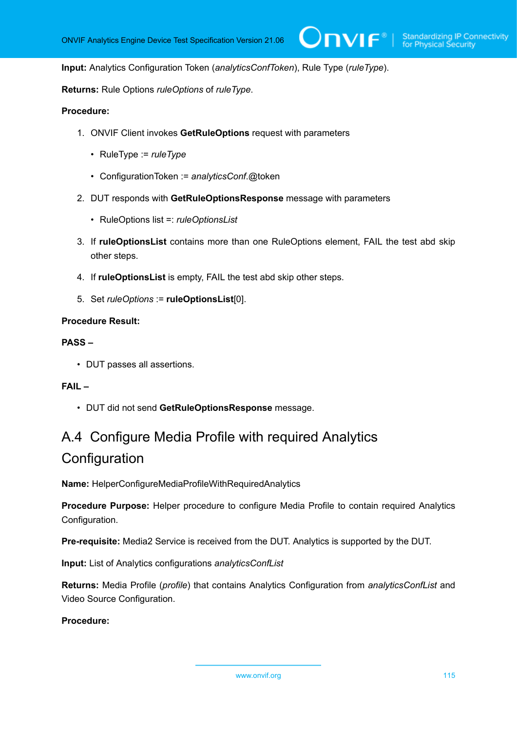**Input:** Analytics Configuration Token (*analyticsConfToken*), Rule Type (*ruleType*).

**Returns:** Rule Options *ruleOptions* of *ruleType*.

**Procedure:**

1. ONVIF Client invokes **GetRuleOptions** request with parameters
   - RuleType := *ruleType*
   - ConfigurationToken := *analyticsConf*.@token
2. DUT responds with **GetRuleOptionsResponse** message with parameters
   - RuleOptions list =: *ruleOptionsList*
3. If **ruleOptionsList** contains more than one RuleOptions element, FAIL the test abd skip other steps.
4. If **ruleOptionsList** is empty, FAIL the test abd skip other steps.
5. Set *ruleOptions* := **ruleOptionsList**[0].

**Procedure Result:**

**PASS –**

- DUT passes all assertions.

**FAIL –**

- DUT did not send **GetRuleOptionsResponse** message.

## A.4 Configure Media Profile with required Analytics Configuration

**Name:** HelperConfigureMediaProfileWithRequiredAnalytics

**Procedure Purpose:** Helper procedure to configure Media Profile to contain required Analytics Configuration.

**Pre-requisite:** Media2 Service is received from the DUT. Analytics is supported by the DUT.

**Input:** List of Analytics configurations *analyticsConfList*

**Returns:** Media Profile (*profile*) that contains Analytics Configuration from *analyticsConfList* and Video Source Configuration.

**Procedure:**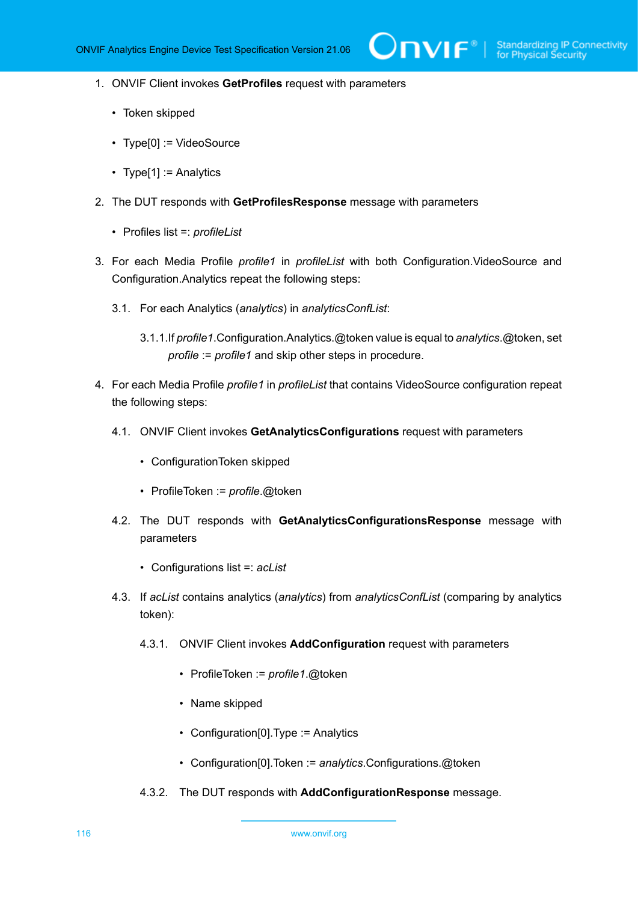1. ONVIF Client invokes **GetProfiles** request with parameters

   - Token skipped
   - Type[0] := VideoSource
   - Type[1] := Analytics

2. The DUT responds with **GetProfilesResponse** message with parameters

   - Profiles list =: *profileList*

3. For each Media Profile *profile1* in *profileList* with both Configuration.VideoSource and Configuration.Analytics repeat the following steps:

   3.1. For each Analytics (*analytics*) in *analyticsConfList*:

   3.1.1. If *profile1*.Configuration.Analytics.@token value is equal to *analytics*.@token, set *profile* := *profile1* and skip other steps in procedure.

4. For each Media Profile *profile1* in *profileList* that contains VideoSource configuration repeat the following steps:

   4.1. ONVIF Client invokes **GetAnalyticsConfigurations** request with parameters

   - ConfigurationToken skipped
   - ProfileToken := *profile*.@token

   4.2. The DUT responds with **GetAnalyticsConfigurationsResponse** message with parameters

   - Configurations list =: *acList*

   4.3. If *acList* contains analytics (*analytics*) from *analyticsConfList* (comparing by analytics token):

   4.3.1. ONVIF Client invokes **AddConfiguration** request with parameters

   - ProfileToken := *profile1*.@token
   - Name skipped
   - Configuration[0].Type := Analytics
   - Configuration[0].Token := *analytics*.Configurations.@token

   4.3.2. The DUT responds with **AddConfigurationResponse** message.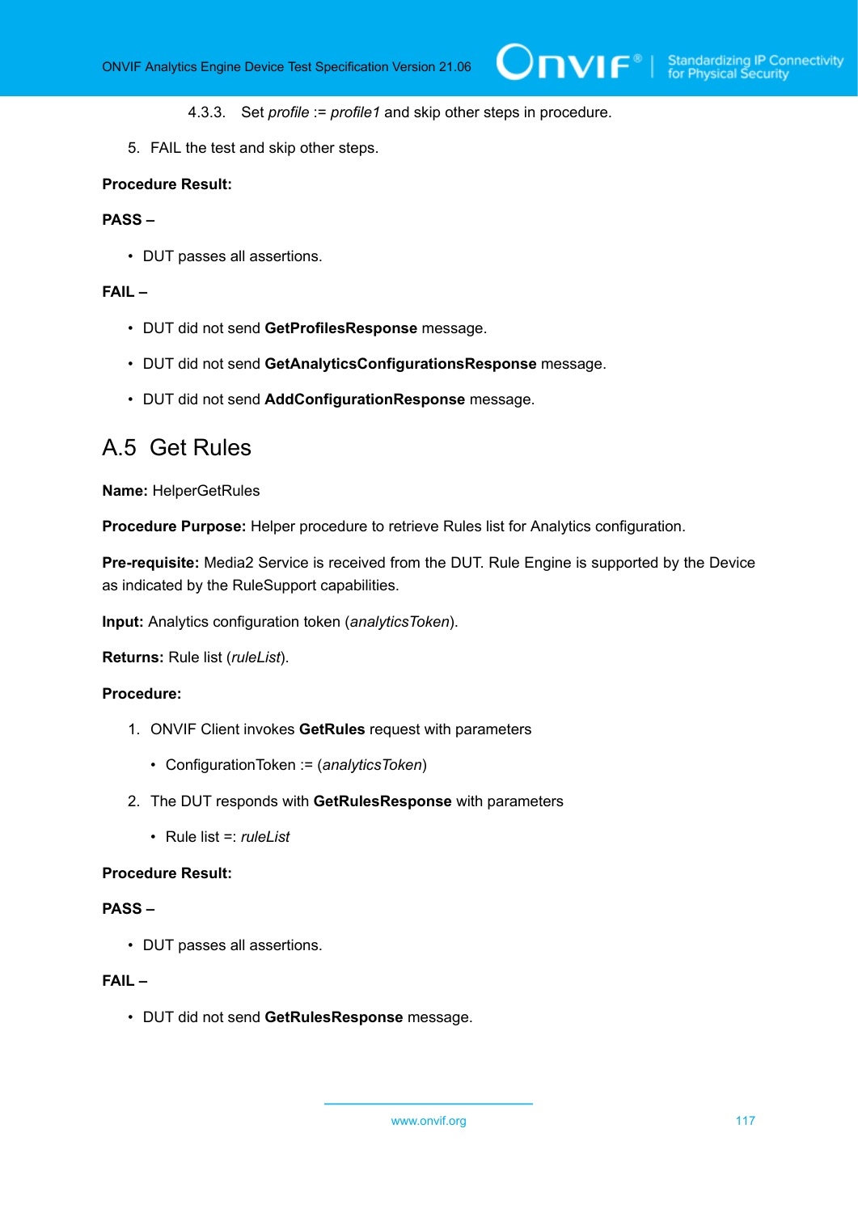4.3.3. Set *profile* := *profile1* and skip other steps in procedure.

5. FAIL the test and skip other steps.

**Procedure Result:**

**PASS –**

- DUT passes all assertions.

**FAIL –**

- DUT did not send **GetProfilesResponse** message.
- DUT did not send **GetAnalyticsConfigurationsResponse** message.
- DUT did not send **AddConfigurationResponse** message.

## A.5 Get Rules

**Name:** HelperGetRules

**Procedure Purpose:** Helper procedure to retrieve Rules list for Analytics configuration.

**Pre-requisite:** Media2 Service is received from the DUT. Rule Engine is supported by the Device as indicated by the RuleSupport capabilities.

**Input:** Analytics configuration token (*analyticsToken*).

**Returns:** Rule list (*ruleList*).

**Procedure:**

1. ONVIF Client invokes **GetRules** request with parameters
   - ConfigurationToken := (*analyticsToken*)
2. The DUT responds with **GetRulesResponse** with parameters
   - Rule list =: *ruleList*

**Procedure Result:**

**PASS –**

- DUT passes all assertions.

**FAIL –**

- DUT did not send **GetRulesResponse** message.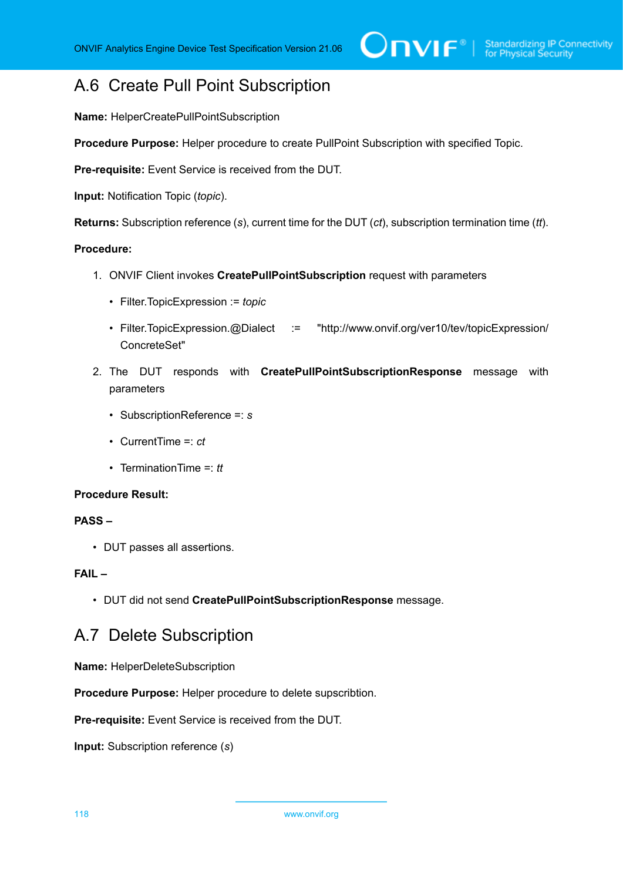## A.6 Create Pull Point Subscription

**Name:** HelperCreatePullPointSubscription

**Procedure Purpose:** Helper procedure to create PullPoint Subscription with specified Topic.

**Pre-requisite:** Event Service is received from the DUT.

**Input:** Notification Topic (*topic*).

**Returns:** Subscription reference (*s*), current time for the DUT (*ct*), subscription termination time (*tt*).

**Procedure:**

1. ONVIF Client invokes **CreatePullPointSubscription** request with parameters
   - Filter.TopicExpression := *topic*
   - Filter.TopicExpression.@Dialect := "http://www.onvif.org/ver10/tev/topicExpression/ConcreteSet"
2. The DUT responds with **CreatePullPointSubscriptionResponse** message with parameters
   - SubscriptionReference =: *s*
   - CurrentTime =: *ct*
   - TerminationTime =: *tt*

**Procedure Result:**

**PASS –**

- DUT passes all assertions.

**FAIL –**

- DUT did not send **CreatePullPointSubscriptionResponse** message.

## A.7 Delete Subscription

**Name:** HelperDeleteSubscription

**Procedure Purpose:** Helper procedure to delete supscribtion.

**Pre-requisite:** Event Service is received from the DUT.

**Input:** Subscription reference (*s*)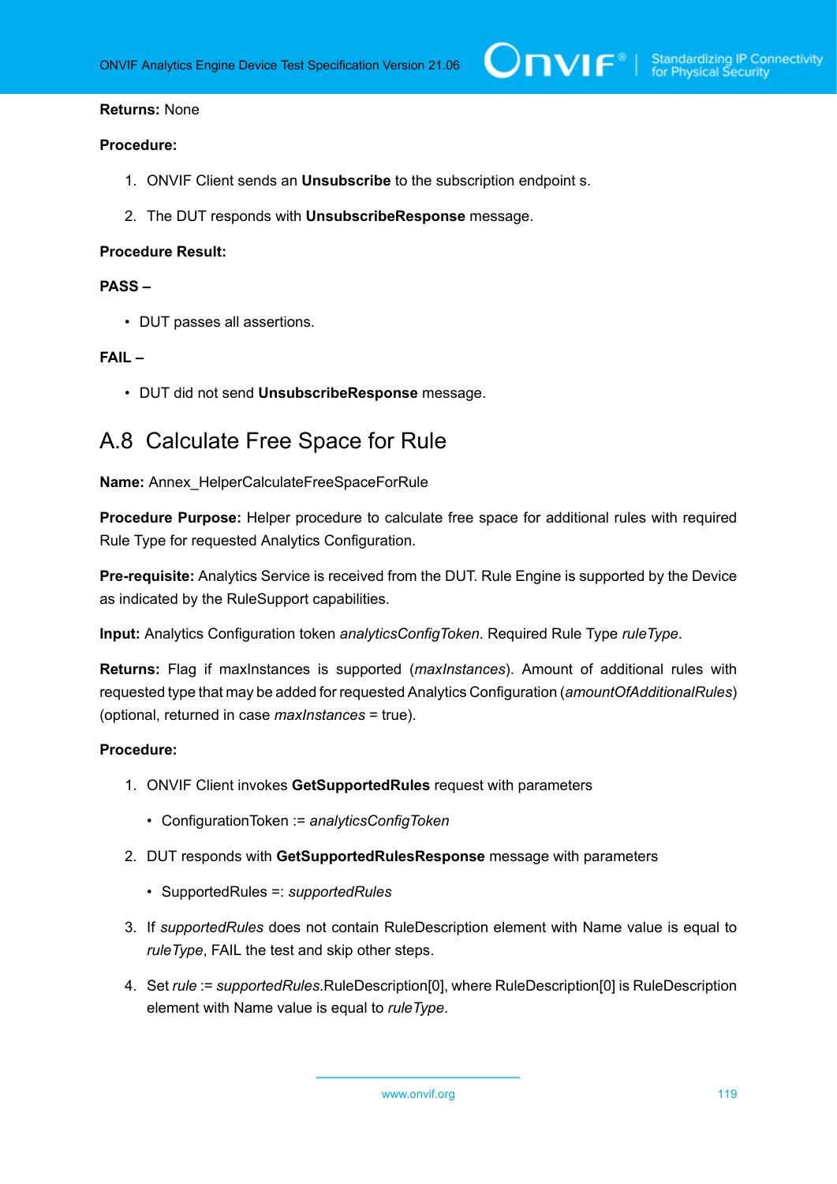**Returns:** None

**Procedure:**

1. ONVIF Client sends an **Unsubscribe** to the subscription endpoint s.
2. The DUT responds with **UnsubscribeResponse** message.

**Procedure Result:**

**PASS –**

- DUT passes all assertions.

**FAIL –**

- DUT did not send **UnsubscribeResponse** message.

## A.8 Calculate Free Space for Rule

**Name:** Annex_HelperCalculateFreeSpaceForRule

**Procedure Purpose:** Helper procedure to calculate free space for additional rules with required Rule Type for requested Analytics Configuration.

**Pre-requisite:** Analytics Service is received from the DUT. Rule Engine is supported by the Device as indicated by the RuleSupport capabilities.

**Input:** Analytics Configuration token *analyticsConfigToken*. Required Rule Type *ruleType*.

**Returns:** Flag if maxInstances is supported (*maxInstances*). Amount of additional rules with requested type that may be added for requested Analytics Configuration (*amountOfAdditionalRules*) (optional, returned in case *maxInstances* = true).

**Procedure:**

1. ONVIF Client invokes **GetSupportedRules** request with parameters
   - ConfigurationToken := *analyticsConfigToken*
2. DUT responds with **GetSupportedRulesResponse** message with parameters
   - SupportedRules =: *supportedRules*
3. If *supportedRules* does not contain RuleDescription element with Name value is equal to *ruleType*, FAIL the test and skip other steps.
4. Set *rule* := *supportedRules*.RuleDescription[0], where RuleDescription[0] is RuleDescription element with Name value is equal to *ruleType*.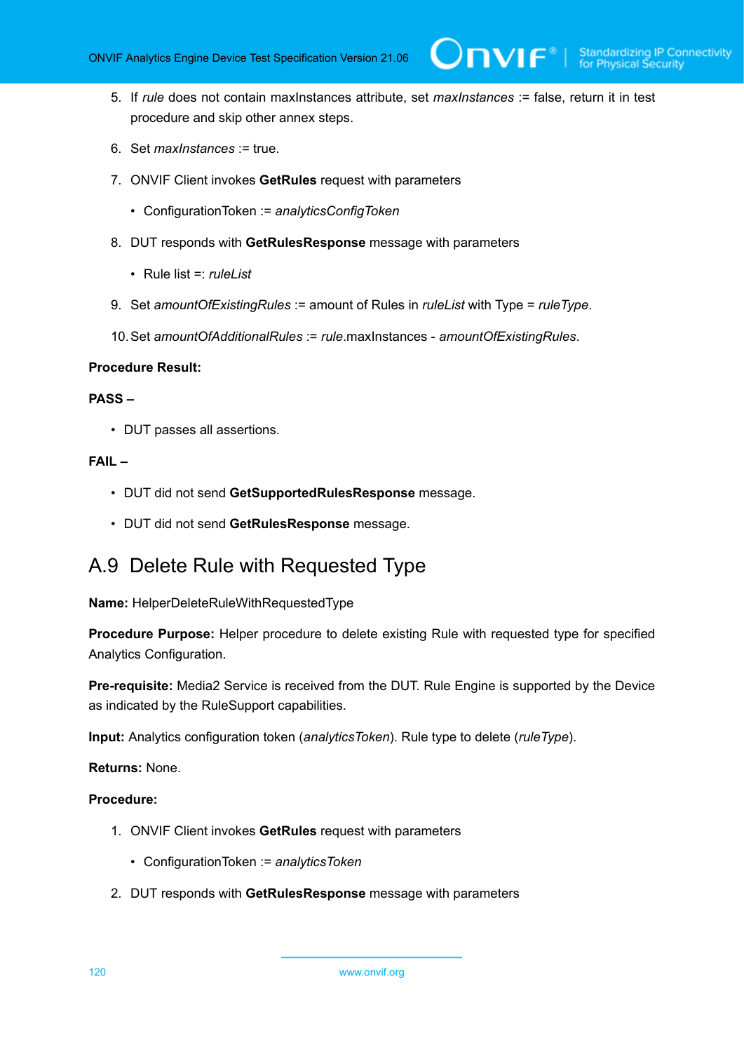5. If *rule* does not contain maxInstances attribute, set *maxInstances* := false, return it in test procedure and skip other annex steps.

6. Set *maxInstances* := true.

7. ONVIF Client invokes **GetRules** request with parameters

   - ConfigurationToken := *analyticsConfigToken*

8. DUT responds with **GetRulesResponse** message with parameters

   - Rule list =: *ruleList*

9. Set *amountOfExistingRules* := amount of Rules in *ruleList* with Type = *ruleType*.

10. Set *amountOfAdditionalRules* := *rule*.maxInstances - *amountOfExistingRules*.

**Procedure Result:**

**PASS –**

- DUT passes all assertions.

**FAIL –**

- DUT did not send **GetSupportedRulesResponse** message.
- DUT did not send **GetRulesResponse** message.

## A.9 Delete Rule with Requested Type

**Name:** HelperDeleteRuleWithRequestedType

**Procedure Purpose:** Helper procedure to delete existing Rule with requested type for specified Analytics Configuration.

**Pre-requisite:** Media2 Service is received from the DUT. Rule Engine is supported by the Device as indicated by the RuleSupport capabilities.

**Input:** Analytics configuration token (*analyticsToken*). Rule type to delete (*ruleType*).

**Returns:** None.

**Procedure:**

1. ONVIF Client invokes **GetRules** request with parameters

   - ConfigurationToken := *analyticsToken*

2. DUT responds with **GetRulesResponse** message with parameters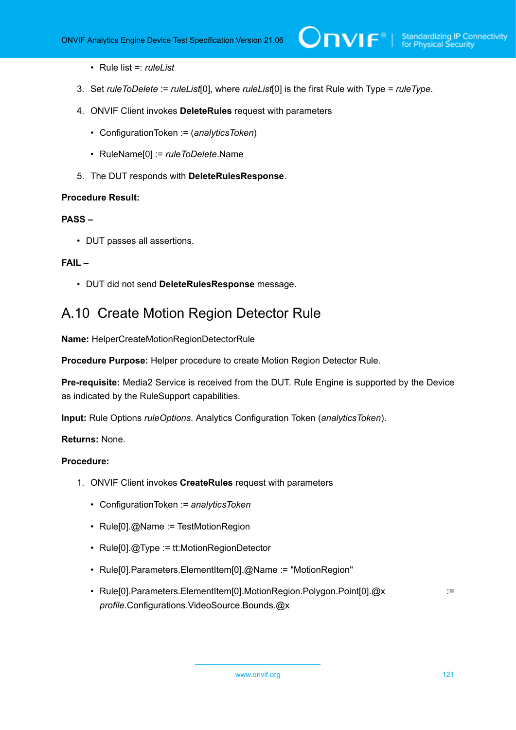- Rule list =: *ruleList*

3. Set *ruleToDelete* := *ruleList*[0], where *ruleList*[0] is the first Rule with Type = *ruleType*.

4. ONVIF Client invokes **DeleteRules** request with parameters

   - ConfigurationToken := (*analyticsToken*)
   - RuleName[0] := *ruleToDelete*.Name

5. The DUT responds with **DeleteRulesResponse**.

**Procedure Result:**

**PASS –**

- DUT passes all assertions.

**FAIL –**

- DUT did not send **DeleteRulesResponse** message.

## A.10 Create Motion Region Detector Rule

**Name:** HelperCreateMotionRegionDetectorRule

**Procedure Purpose:** Helper procedure to create Motion Region Detector Rule.

**Pre-requisite:** Media2 Service is received from the DUT. Rule Engine is supported by the Device as indicated by the RuleSupport capabilities.

**Input:** Rule Options *ruleOptions*. Analytics Configuration Token (*analyticsToken*).

**Returns:** None.

**Procedure:**

1. ONVIF Client invokes **CreateRules** request with parameters

   - ConfigurationToken := *analyticsToken*
   - Rule[0].@Name := TestMotionRegion
   - Rule[0].@Type := tt:MotionRegionDetector
   - Rule[0].Parameters.ElementItem[0].@Name := "MotionRegion"
   - Rule[0].Parameters.ElementItem[0].MotionRegion.Polygon.Point[0].@x := *profile*.Configurations.VideoSource.Bounds.@x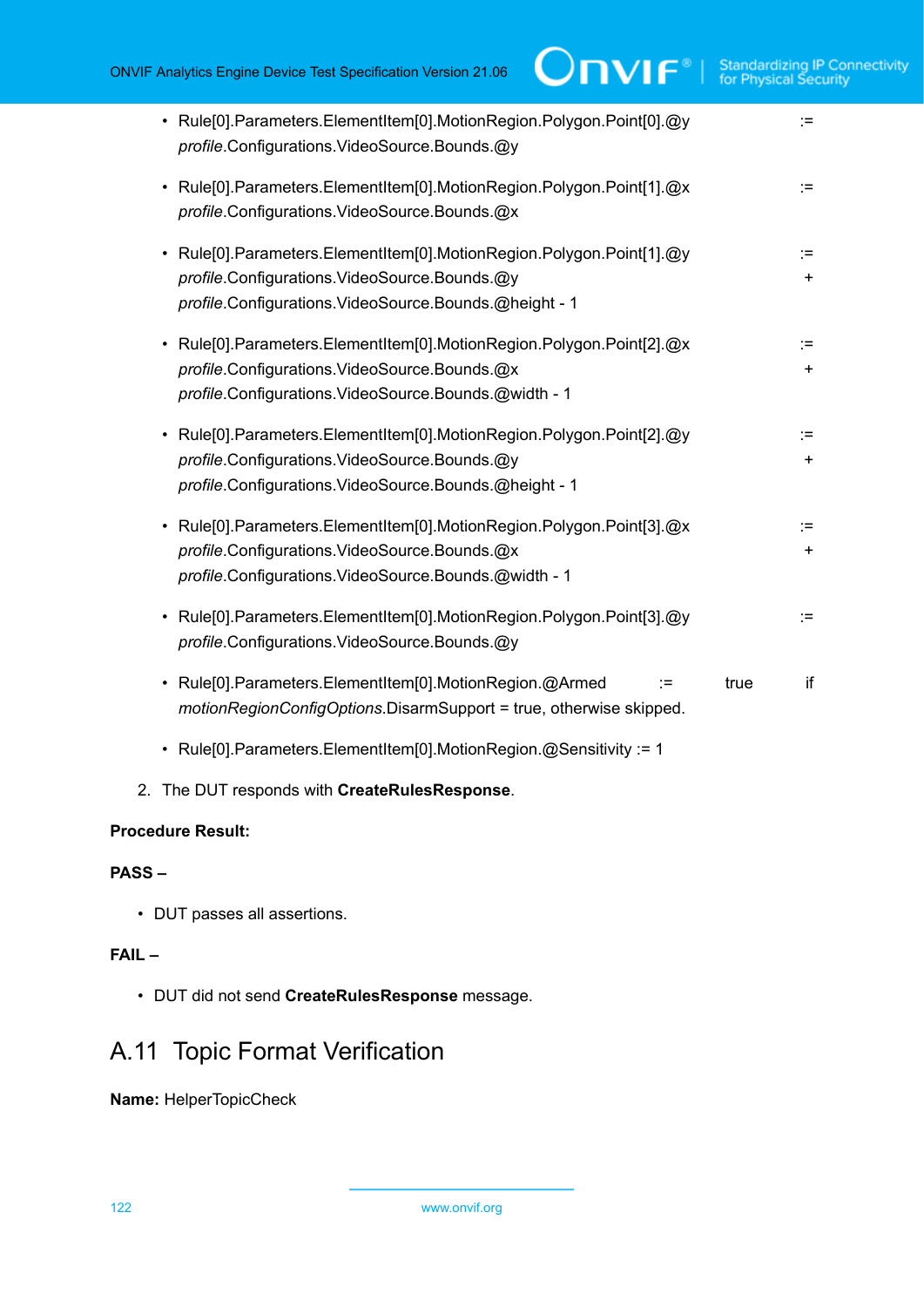- Rule[0].Parameters.ElementItem[0].MotionRegion.Polygon.Point[0].@y := *profile*.Configurations.VideoSource.Bounds.@y

- Rule[0].Parameters.ElementItem[0].MotionRegion.Polygon.Point[1].@x := *profile*.Configurations.VideoSource.Bounds.@x

- Rule[0].Parameters.ElementItem[0].MotionRegion.Polygon.Point[1].@y := *profile*.Configurations.VideoSource.Bounds.@y + *profile*.Configurations.VideoSource.Bounds.@height - 1

- Rule[0].Parameters.ElementItem[0].MotionRegion.Polygon.Point[2].@x := *profile*.Configurations.VideoSource.Bounds.@x + *profile*.Configurations.VideoSource.Bounds.@width - 1

- Rule[0].Parameters.ElementItem[0].MotionRegion.Polygon.Point[2].@y := *profile*.Configurations.VideoSource.Bounds.@y + *profile*.Configurations.VideoSource.Bounds.@height - 1

- Rule[0].Parameters.ElementItem[0].MotionRegion.Polygon.Point[3].@x := *profile*.Configurations.VideoSource.Bounds.@x + *profile*.Configurations.VideoSource.Bounds.@width - 1

- Rule[0].Parameters.ElementItem[0].MotionRegion.Polygon.Point[3].@y := *profile*.Configurations.VideoSource.Bounds.@y

- Rule[0].Parameters.ElementItem[0].MotionRegion.@Armed := true if *motionRegionConfigOptions*.DisarmSupport = true, otherwise skipped.

- Rule[0].Parameters.ElementItem[0].MotionRegion.@Sensitivity := 1

2. The DUT responds with **CreateRulesResponse**.

**Procedure Result:**

**PASS –**

- DUT passes all assertions.

**FAIL –**

- DUT did not send **CreateRulesResponse** message.

## A.11 Topic Format Verification

**Name:** HelperTopicCheck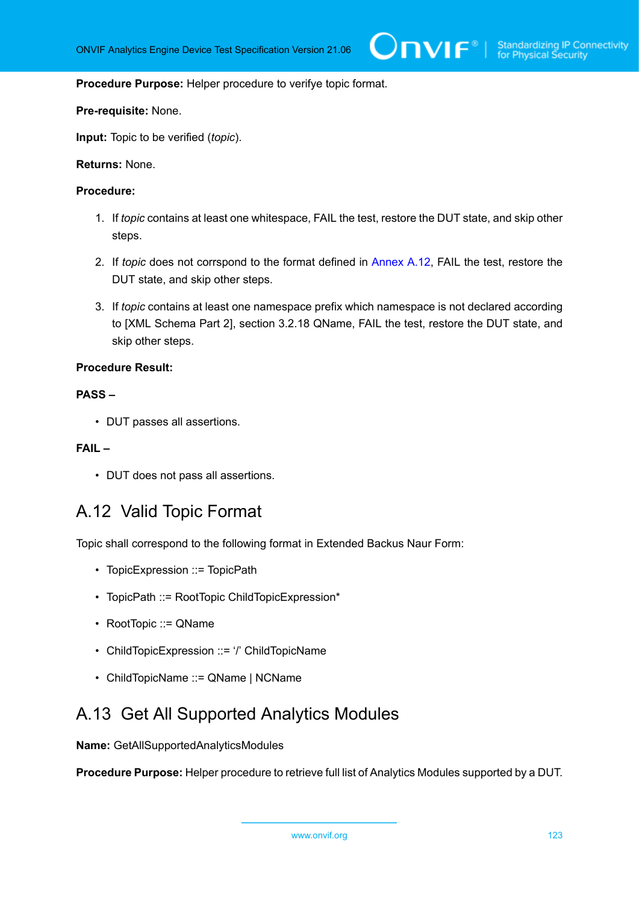**Procedure Purpose:** Helper procedure to verifye topic format.

**Pre-requisite:** None.

**Input:** Topic to be verified (*topic*).

**Returns:** None.

**Procedure:**

1. If *topic* contains at least one whitespace, FAIL the test, restore the DUT state, and skip other steps.
2. If *topic* does not corrspond to the format defined in Annex A.12, FAIL the test, restore the DUT state, and skip other steps.
3. If *topic* contains at least one namespace prefix which namespace is not declared according to [XML Schema Part 2], section 3.2.18 QName, FAIL the test, restore the DUT state, and skip other steps.

**Procedure Result:**

**PASS –**

- DUT passes all assertions.

**FAIL –**

- DUT does not pass all assertions.

## A.12 Valid Topic Format

Topic shall correspond to the following format in Extended Backus Naur Form:

- TopicExpression ::= TopicPath
- TopicPath ::= RootTopic ChildTopicExpression*
- RootTopic ::= QName
- ChildTopicExpression ::= '/' ChildTopicName
- ChildTopicName ::= QName | NCName

## A.13 Get All Supported Analytics Modules

**Name:** GetAllSupportedAnalyticsModules

**Procedure Purpose:** Helper procedure to retrieve full list of Analytics Modules supported by a DUT.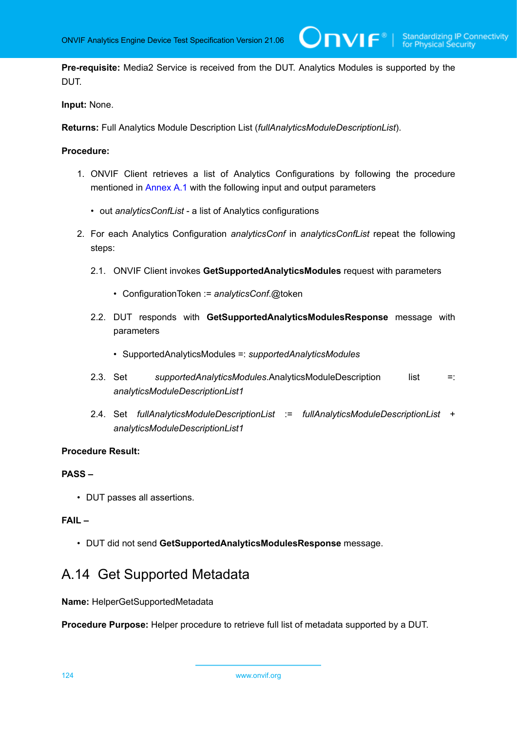**Pre-requisite:** Media2 Service is received from the DUT. Analytics Modules is supported by the DUT.

**Input:** None.

**Returns:** Full Analytics Module Description List (*fullAnalyticsModuleDescriptionList*).

**Procedure:**

1. ONVIF Client retrieves a list of Analytics Configurations by following the procedure mentioned in Annex A.1 with the following input and output parameters

   - out *analyticsConfList* - a list of Analytics configurations

2. For each Analytics Configuration *analyticsConf* in *analyticsConfList* repeat the following steps:

   2.1. ONVIF Client invokes **GetSupportedAnalyticsModules** request with parameters

   - ConfigurationToken := *analyticsConf*.@token

   2.2. DUT responds with **GetSupportedAnalyticsModulesResponse** message with parameters

   - SupportedAnalyticsModules =: *supportedAnalyticsModules*

   2.3. Set *supportedAnalyticsModules*.AnalyticsModuleDescription list =: *analyticsModuleDescriptionList1*

   2.4. Set *fullAnalyticsModuleDescriptionList* := *fullAnalyticsModuleDescriptionList* + *analyticsModuleDescriptionList1*

**Procedure Result:**

**PASS –**

- DUT passes all assertions.

**FAIL –**

- DUT did not send **GetSupportedAnalyticsModulesResponse** message.

## A.14 Get Supported Metadata

**Name:** HelperGetSupportedMetadata

**Procedure Purpose:** Helper procedure to retrieve full list of metadata supported by a DUT.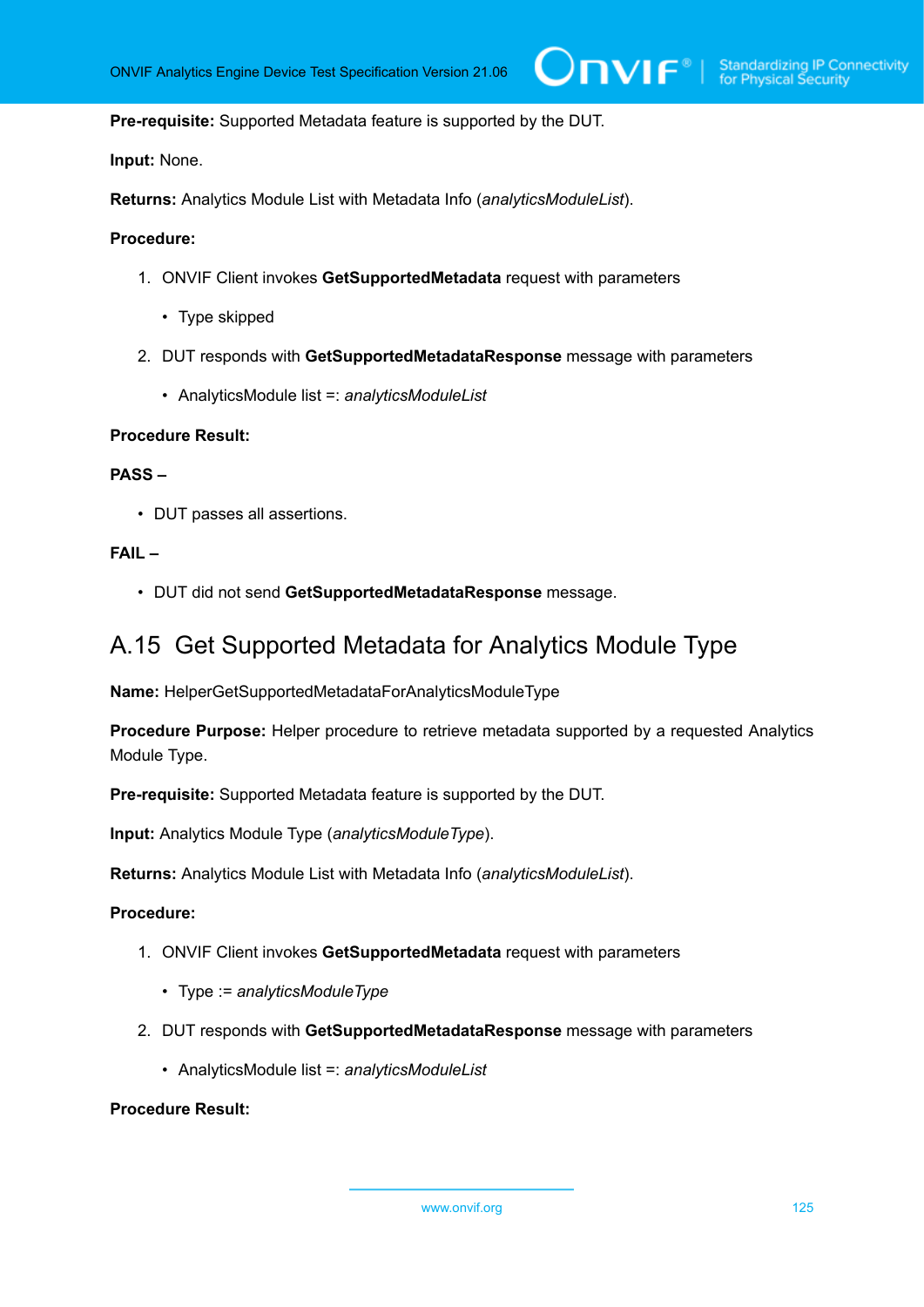**Pre-requisite:** Supported Metadata feature is supported by the DUT.

**Input:** None.

**Returns:** Analytics Module List with Metadata Info (*analyticsModuleList*).

**Procedure:**

1. ONVIF Client invokes **GetSupportedMetadata** request with parameters
   - Type skipped
2. DUT responds with **GetSupportedMetadataResponse** message with parameters
   - AnalyticsModule list =: *analyticsModuleList*

**Procedure Result:**

**PASS –**

- DUT passes all assertions.

**FAIL –**

- DUT did not send **GetSupportedMetadataResponse** message.

## A.15 Get Supported Metadata for Analytics Module Type

**Name:** HelperGetSupportedMetadataForAnalyticsModuleType

**Procedure Purpose:** Helper procedure to retrieve metadata supported by a requested Analytics Module Type.

**Pre-requisite:** Supported Metadata feature is supported by the DUT.

**Input:** Analytics Module Type (*analyticsModuleType*).

**Returns:** Analytics Module List with Metadata Info (*analyticsModuleList*).

**Procedure:**

1. ONVIF Client invokes **GetSupportedMetadata** request with parameters
   - Type := *analyticsModuleType*
2. DUT responds with **GetSupportedMetadataResponse** message with parameters
   - AnalyticsModule list =: *analyticsModuleList*

**Procedure Result:**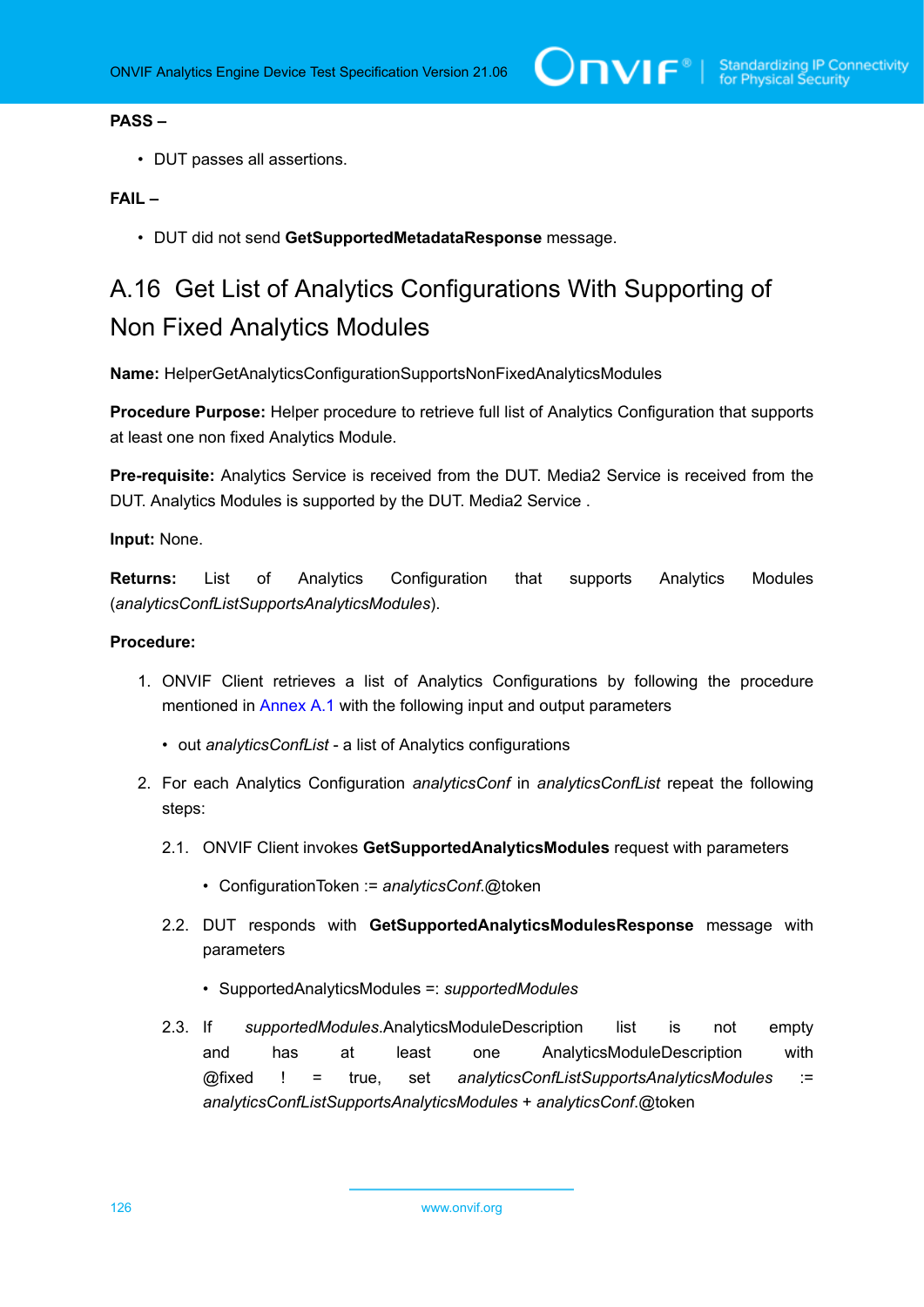**PASS –**

- DUT passes all assertions.

**FAIL –**

- DUT did not send **GetSupportedMetadataResponse** message.

## A.16 Get List of Analytics Configurations With Supporting of Non Fixed Analytics Modules

**Name:** HelperGetAnalyticsConfigurationSupportsNonFixedAnalyticsModules

**Procedure Purpose:** Helper procedure to retrieve full list of Analytics Configuration that supports at least one non fixed Analytics Module.

**Pre-requisite:** Analytics Service is received from the DUT. Media2 Service is received from the DUT. Analytics Modules is supported by the DUT. Media2 Service .

**Input:** None.

**Returns:** List of Analytics Configuration that supports Analytics Modules (*analyticsConfListSupportsAnalyticsModules*).

**Procedure:**

1. ONVIF Client retrieves a list of Analytics Configurations by following the procedure mentioned in Annex A.1 with the following input and output parameters
   - out *analyticsConfList* - a list of Analytics configurations
2. For each Analytics Configuration *analyticsConf* in *analyticsConfList* repeat the following steps:
   
   2.1. ONVIF Client invokes **GetSupportedAnalyticsModules** request with parameters
   - ConfigurationToken := *analyticsConf*.@token
   
   2.2. DUT responds with **GetSupportedAnalyticsModulesResponse** message with parameters
   - SupportedAnalyticsModules =: *supportedModules*
   
   2.3. If *supportedModules*.AnalyticsModuleDescription list is not empty and has at least one AnalyticsModuleDescription with @fixed != true, set *analyticsConfListSupportsAnalyticsModules* := *analyticsConfListSupportsAnalyticsModules* + *analyticsConf*.@token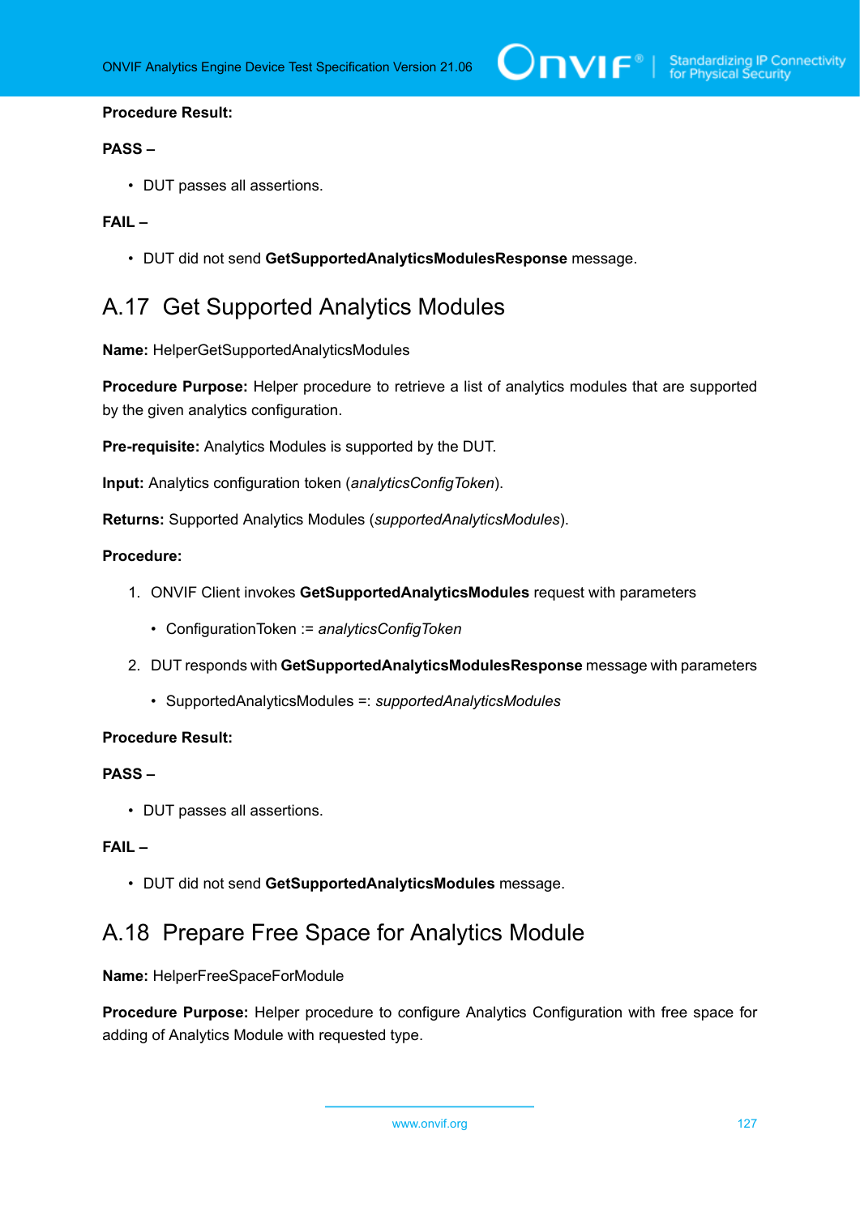**Procedure Result:**

**PASS –**

- DUT passes all assertions.

**FAIL –**

- DUT did not send **GetSupportedAnalyticsModulesResponse** message.

## A.17 Get Supported Analytics Modules

**Name:** HelperGetSupportedAnalyticsModules

**Procedure Purpose:** Helper procedure to retrieve a list of analytics modules that are supported by the given analytics configuration.

**Pre-requisite:** Analytics Modules is supported by the DUT.

**Input:** Analytics configuration token (*analyticsConfigToken*).

**Returns:** Supported Analytics Modules (*supportedAnalyticsModules*).

**Procedure:**

1. ONVIF Client invokes **GetSupportedAnalyticsModules** request with parameters
   - ConfigurationToken := *analyticsConfigToken*
2. DUT responds with **GetSupportedAnalyticsModulesResponse** message with parameters
   - SupportedAnalyticsModules =: *supportedAnalyticsModules*

**Procedure Result:**

**PASS –**

- DUT passes all assertions.

**FAIL –**

- DUT did not send **GetSupportedAnalyticsModules** message.

## A.18 Prepare Free Space for Analytics Module

**Name:** HelperFreeSpaceForModule

**Procedure Purpose:** Helper procedure to configure Analytics Configuration with free space for adding of Analytics Module with requested type.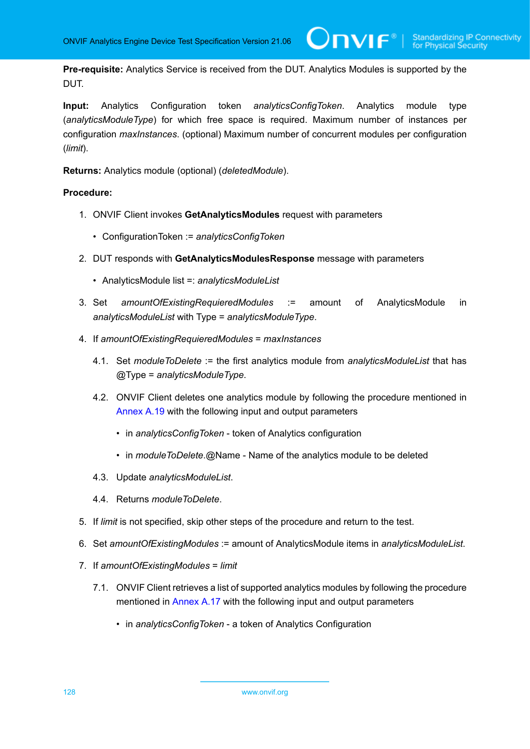**Pre-requisite:** Analytics Service is received from the DUT. Analytics Modules is supported by the DUT.

**Input:** Analytics Configuration token *analyticsConfigToken*. Analytics module type (*analyticsModuleType*) for which free space is required. Maximum number of instances per configuration *maxInstances*. (optional) Maximum number of concurrent modules per configuration (*limit*).

**Returns:** Analytics module (optional) (*deletedModule*).

**Procedure:**

1. ONVIF Client invokes **GetAnalyticsModules** request with parameters
   - ConfigurationToken := *analyticsConfigToken*
2. DUT responds with **GetAnalyticsModulesResponse** message with parameters
   - AnalyticsModule list =: *analyticsModuleList*
3. Set *amountOfExistingRequieredModules* := amount of AnalyticsModule in *analyticsModuleList* with Type = *analyticsModuleType*.
4. If *amountOfExistingRequieredModules* = *maxInstances*
   4.1. Set *moduleToDelete* := the first analytics module from *analyticsModuleList* that has @Type = *analyticsModuleType*.
   4.2. ONVIF Client deletes one analytics module by following the procedure mentioned in Annex A.19 with the following input and output parameters
   - in *analyticsConfigToken* - token of Analytics configuration
   - in *moduleToDelete*.@Name - Name of the analytics module to be deleted

   4.3. Update *analyticsModuleList*.
   4.4. Returns *moduleToDelete*.
5. If *limit* is not specified, skip other steps of the procedure and return to the test.
6. Set *amountOfExistingModules* := amount of AnalyticsModule items in *analyticsModuleList*.
7. If *amountOfExistingModules* = *limit*
   7.1. ONVIF Client retrieves a list of supported analytics modules by following the procedure mentioned in Annex A.17 with the following input and output parameters
   - in *analyticsConfigToken* - a token of Analytics Configuration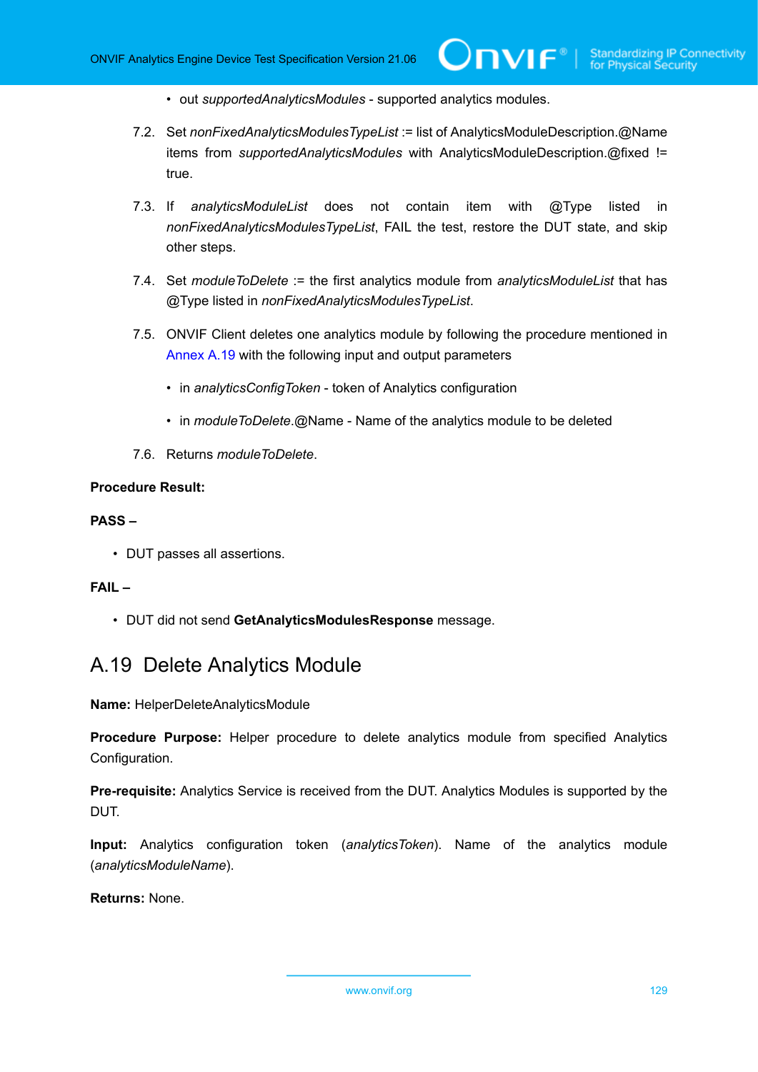- out *supportedAnalyticsModules* - supported analytics modules.

7.2. Set *nonFixedAnalyticsModulesTypeList* := list of AnalyticsModuleDescription.@Name items from *supportedAnalyticsModules* with AnalyticsModuleDescription.@fixed != true.

7.3. If *analyticsModuleList* does not contain item with @Type listed in *nonFixedAnalyticsModulesTypeList*, FAIL the test, restore the DUT state, and skip other steps.

7.4. Set *moduleToDelete* := the first analytics module from *analyticsModuleList* that has @Type listed in *nonFixedAnalyticsModulesTypeList*.

7.5. ONVIF Client deletes one analytics module by following the procedure mentioned in Annex A.19 with the following input and output parameters

- in *analyticsConfigToken* - token of Analytics configuration
- in *moduleToDelete*.@Name - Name of the analytics module to be deleted

7.6. Returns *moduleToDelete*.

**Procedure Result:**

**PASS –**

- DUT passes all assertions.

**FAIL –**

- DUT did not send **GetAnalyticsModulesResponse** message.

## A.19 Delete Analytics Module

**Name:** HelperDeleteAnalyticsModule

**Procedure Purpose:** Helper procedure to delete analytics module from specified Analytics Configuration.

**Pre-requisite:** Analytics Service is received from the DUT. Analytics Modules is supported by the DUT.

**Input:** Analytics configuration token (*analyticsToken*). Name of the analytics module (*analyticsModuleName*).

**Returns:** None.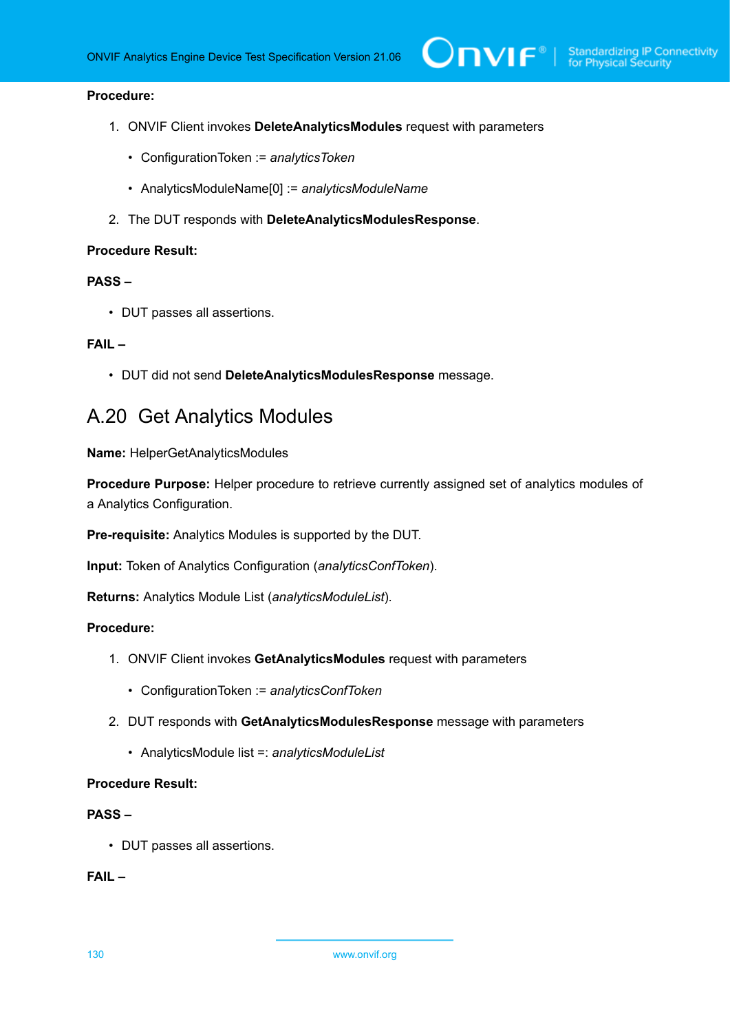**Procedure:**

1. ONVIF Client invokes **DeleteAnalyticsModules** request with parameters

   - ConfigurationToken := *analyticsToken*
   - AnalyticsModuleName[0] := *analyticsModuleName*

2. The DUT responds with **DeleteAnalyticsModulesResponse**.

**Procedure Result:**

**PASS –**

- DUT passes all assertions.

**FAIL –**

- DUT did not send **DeleteAnalyticsModulesResponse** message.

## A.20 Get Analytics Modules

**Name:** HelperGetAnalyticsModules

**Procedure Purpose:** Helper procedure to retrieve currently assigned set of analytics modules of a Analytics Configuration.

**Pre-requisite:** Analytics Modules is supported by the DUT.

**Input:** Token of Analytics Configuration (*analyticsConfToken*).

**Returns:** Analytics Module List (*analyticsModuleList*).

**Procedure:**

1. ONVIF Client invokes **GetAnalyticsModules** request with parameters

   - ConfigurationToken := *analyticsConfToken*

2. DUT responds with **GetAnalyticsModulesResponse** message with parameters

   - AnalyticsModule list =: *analyticsModuleList*

**Procedure Result:**

**PASS –**

- DUT passes all assertions.

**FAIL –**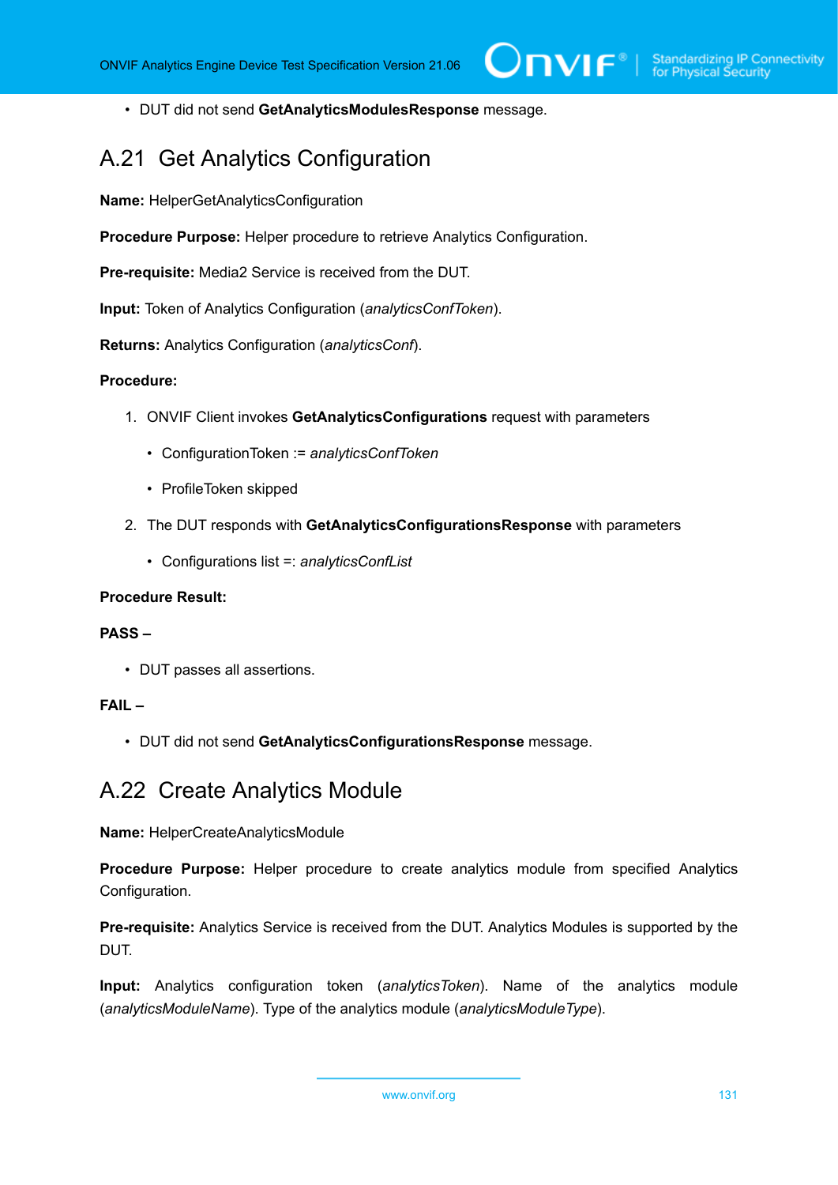- DUT did not send **GetAnalyticsModulesResponse** message.

## A.21 Get Analytics Configuration

**Name:** HelperGetAnalyticsConfiguration

**Procedure Purpose:** Helper procedure to retrieve Analytics Configuration.

**Pre-requisite:** Media2 Service is received from the DUT.

**Input:** Token of Analytics Configuration (*analyticsConfToken*).

**Returns:** Analytics Configuration (*analyticsConf*).

**Procedure:**

1. ONVIF Client invokes **GetAnalyticsConfigurations** request with parameters
   - ConfigurationToken := *analyticsConfToken*
   - ProfileToken skipped
2. The DUT responds with **GetAnalyticsConfigurationsResponse** with parameters
   - Configurations list =: *analyticsConfList*

**Procedure Result:**

**PASS –**

- DUT passes all assertions.

**FAIL –**

- DUT did not send **GetAnalyticsConfigurationsResponse** message.

## A.22 Create Analytics Module

**Name:** HelperCreateAnalyticsModule

**Procedure Purpose:** Helper procedure to create analytics module from specified Analytics Configuration.

**Pre-requisite:** Analytics Service is received from the DUT. Analytics Modules is supported by the DUT.

**Input:** Analytics configuration token (*analyticsToken*). Name of the analytics module (*analyticsModuleName*). Type of the analytics module (*analyticsModuleType*).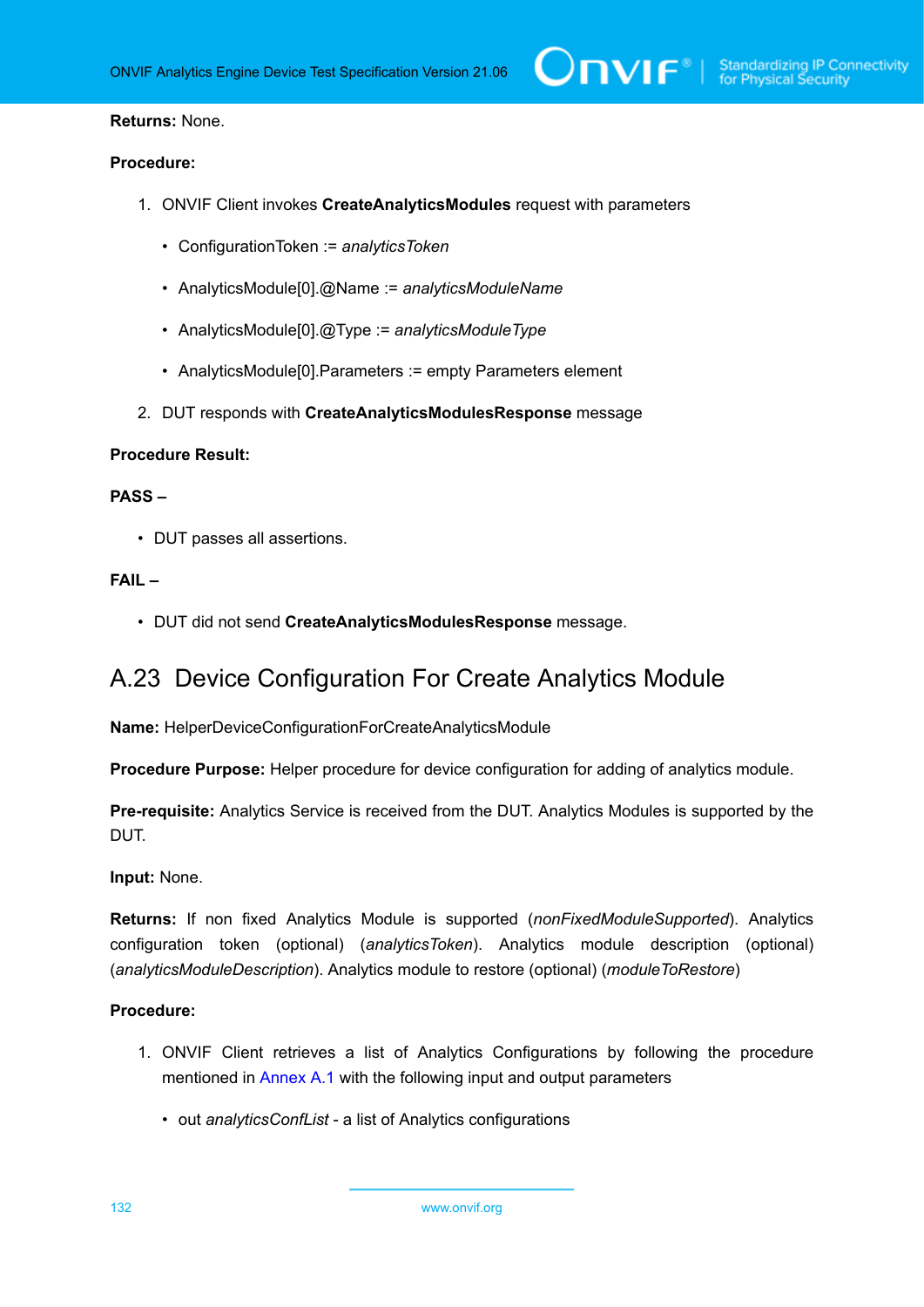**Returns:** None.

**Procedure:**

1. ONVIF Client invokes **CreateAnalyticsModules** request with parameters
   - ConfigurationToken := *analyticsToken*
   - AnalyticsModule[0].@Name := *analyticsModuleName*
   - AnalyticsModule[0].@Type := *analyticsModuleType*
   - AnalyticsModule[0].Parameters := empty Parameters element
2. DUT responds with **CreateAnalyticsModulesResponse** message

**Procedure Result:**

**PASS –**

- DUT passes all assertions.

**FAIL –**

- DUT did not send **CreateAnalyticsModulesResponse** message.

## A.23 Device Configuration For Create Analytics Module

**Name:** HelperDeviceConfigurationForCreateAnalyticsModule

**Procedure Purpose:** Helper procedure for device configuration for adding of analytics module.

**Pre-requisite:** Analytics Service is received from the DUT. Analytics Modules is supported by the DUT.

**Input:** None.

**Returns:** If non fixed Analytics Module is supported (*nonFixedModuleSupported*). Analytics configuration token (optional) (*analyticsToken*). Analytics module description (optional) (*analyticsModuleDescription*). Analytics module to restore (optional) (*moduleToRestore*)

**Procedure:**

1. ONVIF Client retrieves a list of Analytics Configurations by following the procedure mentioned in Annex A.1 with the following input and output parameters
   - out *analyticsConfList* - a list of Analytics configurations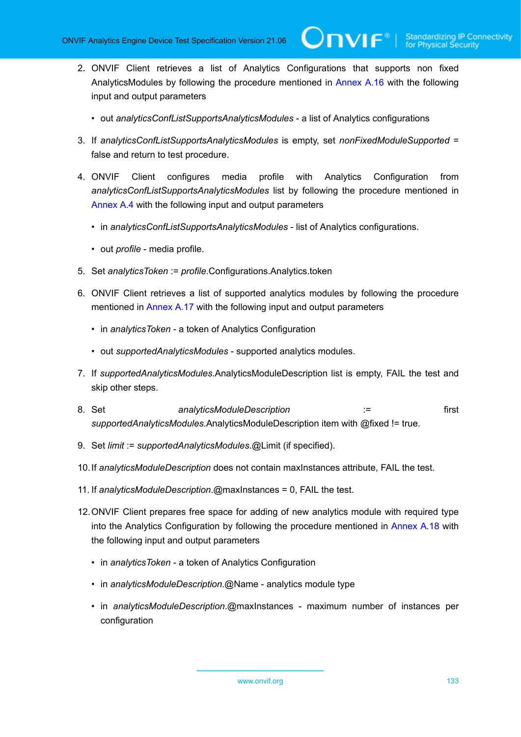2. ONVIF Client retrieves a list of Analytics Configurations that supports non fixed AnalyticsModules by following the procedure mentioned in Annex A.16 with the following input and output parameters

   - out *analyticsConfListSupportsAnalyticsModules* - a list of Analytics configurations

3. If *analyticsConfListSupportsAnalyticsModules* is empty, set *nonFixedModuleSupported* = false and return to test procedure.

4. ONVIF Client configures media profile with Analytics Configuration from *analyticsConfListSupportsAnalyticsModules* list by following the procedure mentioned in Annex A.4 with the following input and output parameters

   - in *analyticsConfListSupportsAnalyticsModules* - list of Analytics configurations.
   - out *profile* - media profile.

5. Set *analyticsToken* := *profile*.Configurations.Analytics.token

6. ONVIF Client retrieves a list of supported analytics modules by following the procedure mentioned in Annex A.17 with the following input and output parameters

   - in *analyticsToken* - a token of Analytics Configuration
   - out *supportedAnalyticsModules* - supported analytics modules.

7. If *supportedAnalyticsModules*.AnalyticsModuleDescription list is empty, FAIL the test and skip other steps.

8. Set *analyticsModuleDescription* := first *supportedAnalyticsModules*.AnalyticsModuleDescription item with @fixed != true.

9. Set *limit* := *supportedAnalyticsModules*.@Limit (if specified).

10. If *analyticsModuleDescription* does not contain maxInstances attribute, FAIL the test.

11. If *analyticsModuleDescription*.@maxInstances = 0, FAIL the test.

12. ONVIF Client prepares free space for adding of new analytics module with required type into the Analytics Configuration by following the procedure mentioned in Annex A.18 with the following input and output parameters

   - in *analyticsToken* - a token of Analytics Configuration
   - in *analyticsModuleDescription*.@Name - analytics module type
   - in *analyticsModuleDescription*.@maxInstances - maximum number of instances per configuration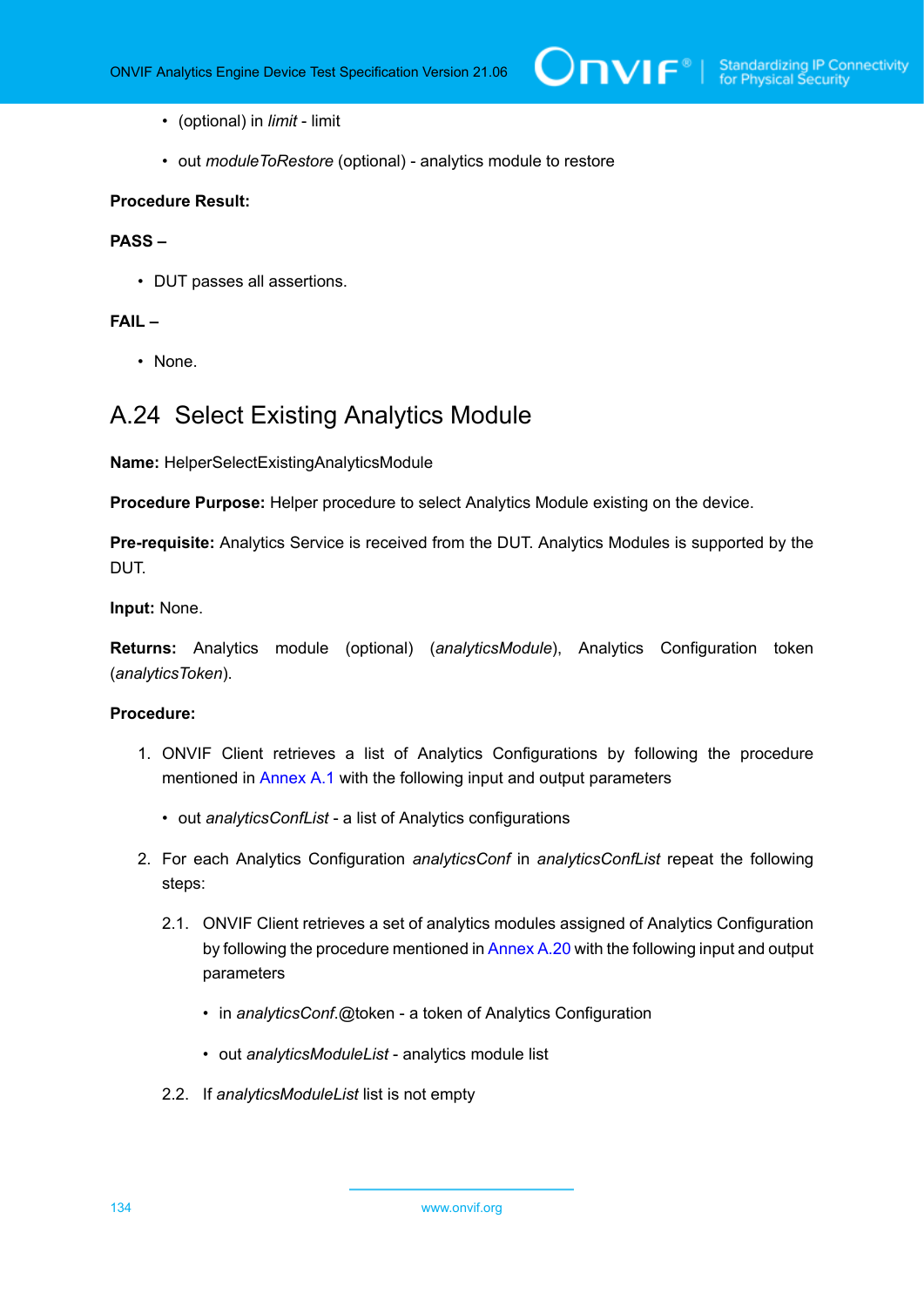- (optional) in *limit* - limit

- out *moduleToRestore* (optional) - analytics module to restore

**Procedure Result:**

**PASS –**

- DUT passes all assertions.

**FAIL –**

- None.

## A.24 Select Existing Analytics Module

**Name:** HelperSelectExistingAnalyticsModule

**Procedure Purpose:** Helper procedure to select Analytics Module existing on the device.

**Pre-requisite:** Analytics Service is received from the DUT. Analytics Modules is supported by the DUT.

**Input:** None.

**Returns:** Analytics module (optional) (*analyticsModule*), Analytics Configuration token (*analyticsToken*).

**Procedure:**

1. ONVIF Client retrieves a list of Analytics Configurations by following the procedure mentioned in Annex A.1 with the following input and output parameters

   - out *analyticsConfList* - a list of Analytics configurations

2. For each Analytics Configuration *analyticsConf* in *analyticsConfList* repeat the following steps:

   2.1. ONVIF Client retrieves a set of analytics modules assigned of Analytics Configuration by following the procedure mentioned in Annex A.20 with the following input and output parameters

   - in *analyticsConf*.@token - a token of Analytics Configuration

   - out *analyticsModuleList* - analytics module list

   2.2. If *analyticsModuleList* list is not empty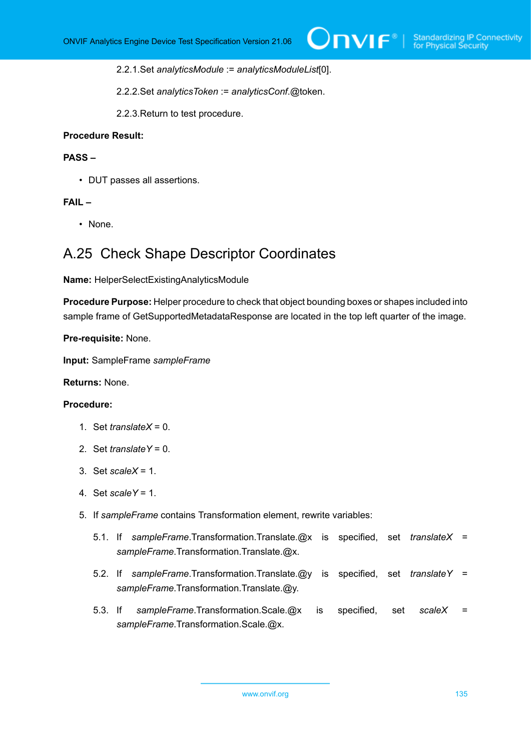2.2.1. Set *analyticsModule* := *analyticsModuleList*[0].

2.2.2. Set *analyticsToken* := *analyticsConf*.@token.

2.2.3. Return to test procedure.

**Procedure Result:**

**PASS –**

- DUT passes all assertions.

**FAIL –**

- None.

## A.25 Check Shape Descriptor Coordinates

**Name:** HelperSelectExistingAnalyticsModule

**Procedure Purpose:** Helper procedure to check that object bounding boxes or shapes included into sample frame of GetSupportedMetadataResponse are located in the top left quarter of the image.

**Pre-requisite:** None.

**Input:** SampleFrame *sampleFrame*

**Returns:** None.

**Procedure:**

1. Set *translateX* = 0.
2. Set *translateY* = 0.
3. Set *scaleX* = 1.
4. Set *scaleY* = 1.
5. If *sampleFrame* contains Transformation element, rewrite variables:

   5.1. If *sampleFrame*.Transformation.Translate.@x is specified, set *translateX* = *sampleFrame*.Transformation.Translate.@x.

   5.2. If *sampleFrame*.Transformation.Translate.@y is specified, set *translateY* = *sampleFrame*.Transformation.Translate.@y.

   5.3. If *sampleFrame*.Transformation.Scale.@x is specified, set *scaleX* = *sampleFrame*.Transformation.Scale.@x.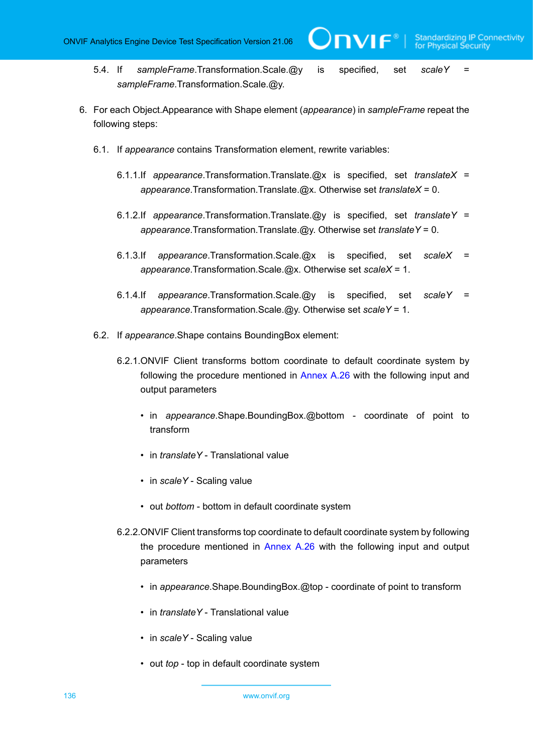5.4. If *sampleFrame*.Transformation.Scale.@y is specified, set *scaleY* = *sampleFrame*.Transformation.Scale.@y.

6. For each Object.Appearance with Shape element (*appearance*) in *sampleFrame* repeat the following steps:

   6.1. If *appearance* contains Transformation element, rewrite variables:

      6.1.1. If *appearance*.Transformation.Translate.@x is specified, set *translateX* = *appearance*.Transformation.Translate.@x. Otherwise set *translateX* = 0.

      6.1.2. If *appearance*.Transformation.Translate.@y is specified, set *translateY* = *appearance*.Transformation.Translate.@y. Otherwise set *translateY* = 0.

      6.1.3. If *appearance*.Transformation.Scale.@x is specified, set *scaleX* = *appearance*.Transformation.Scale.@x. Otherwise set *scaleX* = 1.

      6.1.4. If *appearance*.Transformation.Scale.@y is specified, set *scaleY* = *appearance*.Transformation.Scale.@y. Otherwise set *scaleY* = 1.

   6.2. If *appearance*.Shape contains BoundingBox element:

      6.2.1. ONVIF Client transforms bottom coordinate to default coordinate system by following the procedure mentioned in Annex A.26 with the following input and output parameters

      - in *appearance*.Shape.BoundingBox.@bottom - coordinate of point to transform
      - in *translateY* - Translational value
      - in *scaleY* - Scaling value
      - out *bottom* - bottom in default coordinate system

      6.2.2. ONVIF Client transforms top coordinate to default coordinate system by following the procedure mentioned in Annex A.26 with the following input and output parameters

      - in *appearance*.Shape.BoundingBox.@top - coordinate of point to transform
      - in *translateY* - Translational value
      - in *scaleY* - Scaling value
      - out *top* - top in default coordinate system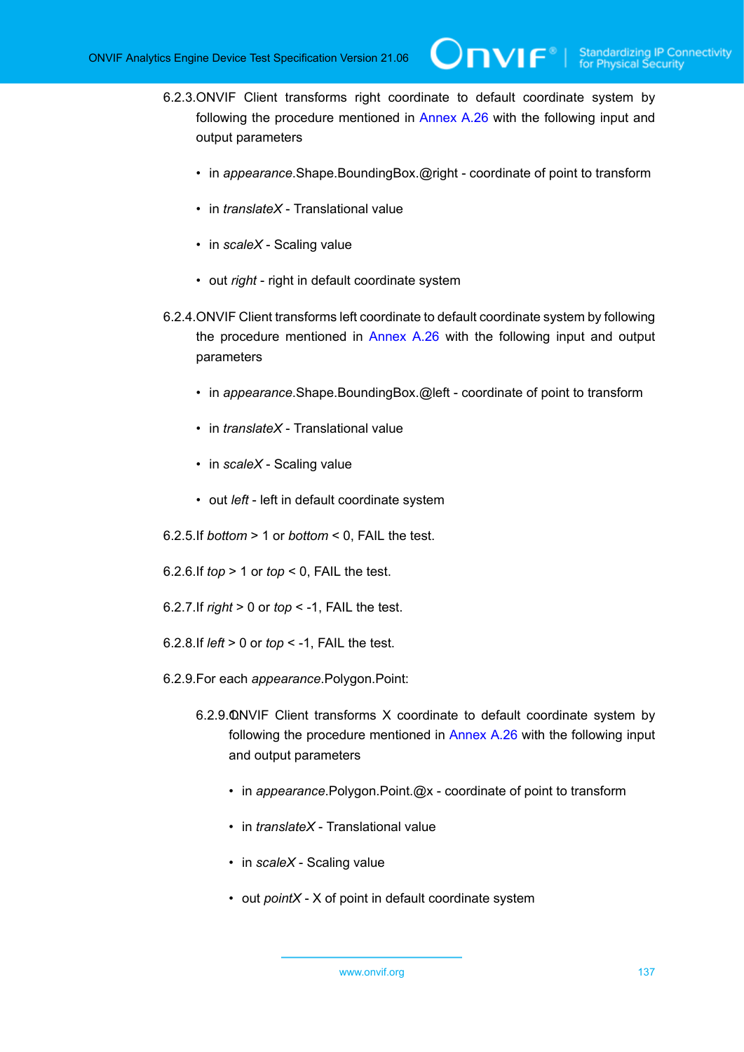6.2.3.ONVIF Client transforms right coordinate to default coordinate system by following the procedure mentioned in Annex A.26 with the following input and output parameters

- in *appearance*.Shape.BoundingBox.@right - coordinate of point to transform
- in *translateX* - Translational value
- in *scaleX* - Scaling value
- out *right* - right in default coordinate system

6.2.4.ONVIF Client transforms left coordinate to default coordinate system by following the procedure mentioned in Annex A.26 with the following input and output parameters

- in *appearance*.Shape.BoundingBox.@left - coordinate of point to transform
- in *translateX* - Translational value
- in *scaleX* - Scaling value
- out *left* - left in default coordinate system

6.2.5.If *bottom* > 1 or *bottom* < 0, FAIL the test.

6.2.6.If *top* > 1 or *top* < 0, FAIL the test.

6.2.7.If *right* > 0 or *top* < -1, FAIL the test.

6.2.8.If *left* > 0 or *top* < -1, FAIL the test.

6.2.9.For each *appearance*.Polygon.Point:

6.2.9.1.ONVIF Client transforms X coordinate to default coordinate system by following the procedure mentioned in Annex A.26 with the following input and output parameters

- in *appearance*.Polygon.Point.@x - coordinate of point to transform
- in *translateX* - Translational value
- in *scaleX* - Scaling value
- out *pointX* - X of point in default coordinate system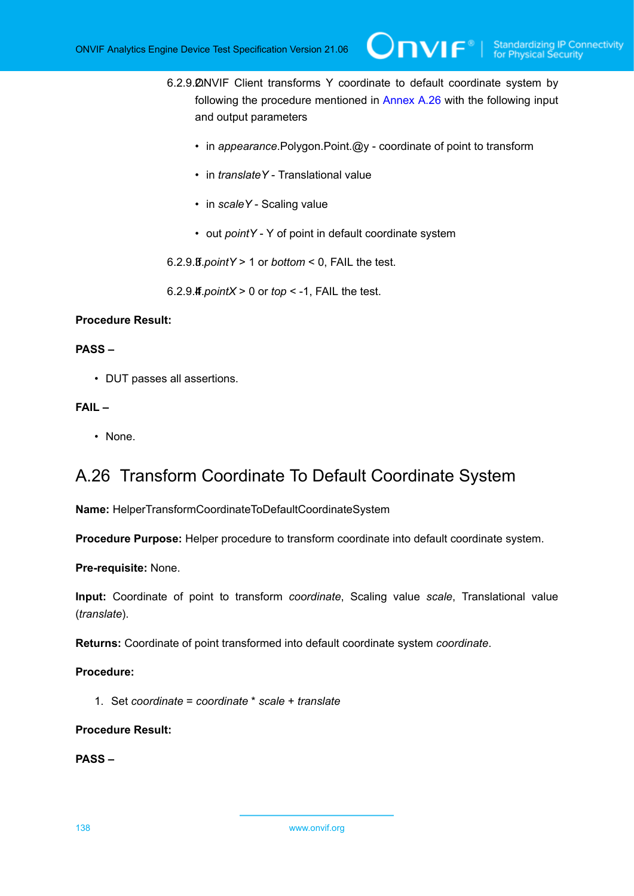6.2.9.2. ONVIF Client transforms Y coordinate to default coordinate system by following the procedure mentioned in Annex A.26 with the following input and output parameters

- in *appearance*.Polygon.Point.@y - coordinate of point to transform
- in *translateY* - Translational value
- in *scaleY* - Scaling value
- out *pointY* - Y of point in default coordinate system

6.2.9.3. If *pointY* > 1 or *bottom* < 0, FAIL the test.

6.2.9.4. If *pointX* > 0 or *top* < -1, FAIL the test.

**Procedure Result:**

**PASS –**

- DUT passes all assertions.

**FAIL –**

- None.

## A.26 Transform Coordinate To Default Coordinate System

**Name:** HelperTransformCoordinateToDefaultCoordinateSystem

**Procedure Purpose:** Helper procedure to transform coordinate into default coordinate system.

**Pre-requisite:** None.

**Input:** Coordinate of point to transform *coordinate*, Scaling value *scale*, Translational value (*translate*).

**Returns:** Coordinate of point transformed into default coordinate system *coordinate*.

**Procedure:**

1. Set *coordinate* = *coordinate* * *scale* + *translate*

**Procedure Result:**

**PASS –**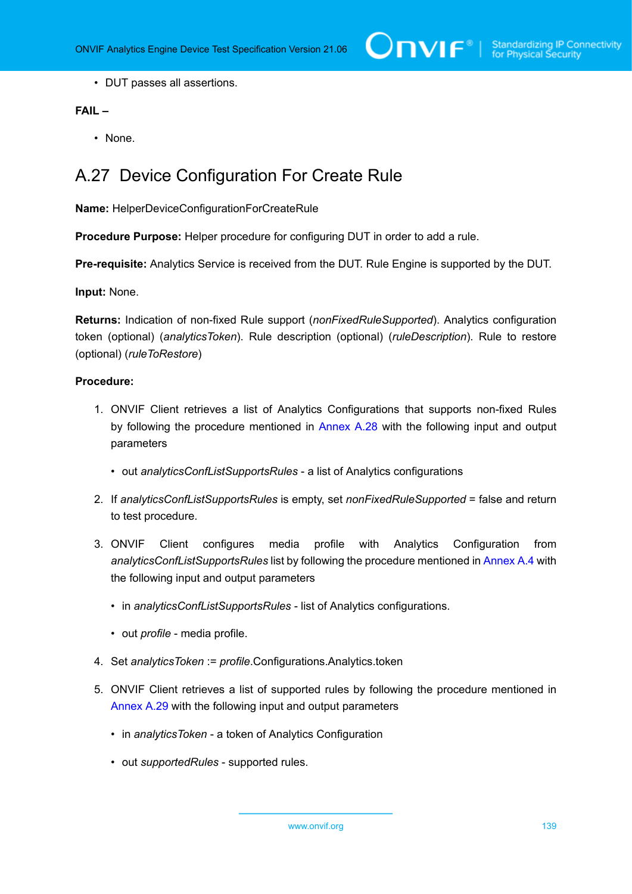- DUT passes all assertions.

**FAIL –**

- None.

## A.27 Device Configuration For Create Rule

**Name:** HelperDeviceConfigurationForCreateRule

**Procedure Purpose:** Helper procedure for configuring DUT in order to add a rule.

**Pre-requisite:** Analytics Service is received from the DUT. Rule Engine is supported by the DUT.

**Input:** None.

**Returns:** Indication of non-fixed Rule support (*nonFixedRuleSupported*). Analytics configuration token (optional) (*analyticsToken*). Rule description (optional) (*ruleDescription*). Rule to restore (optional) (*ruleToRestore*)

**Procedure:**

1. ONVIF Client retrieves a list of Analytics Configurations that supports non-fixed Rules by following the procedure mentioned in Annex A.28 with the following input and output parameters
   - out *analyticsConfListSupportsRules* - a list of Analytics configurations
2. If *analyticsConfListSupportsRules* is empty, set *nonFixedRuleSupported* = false and return to test procedure.
3. ONVIF Client configures media profile with Analytics Configuration from *analyticsConfListSupportsRules* list by following the procedure mentioned in Annex A.4 with the following input and output parameters
   - in *analyticsConfListSupportsRules* - list of Analytics configurations.
   - out *profile* - media profile.
4. Set *analyticsToken* := *profile*.Configurations.Analytics.token
5. ONVIF Client retrieves a list of supported rules by following the procedure mentioned in Annex A.29 with the following input and output parameters
   - in *analyticsToken* - a token of Analytics Configuration
   - out *supportedRules* - supported rules.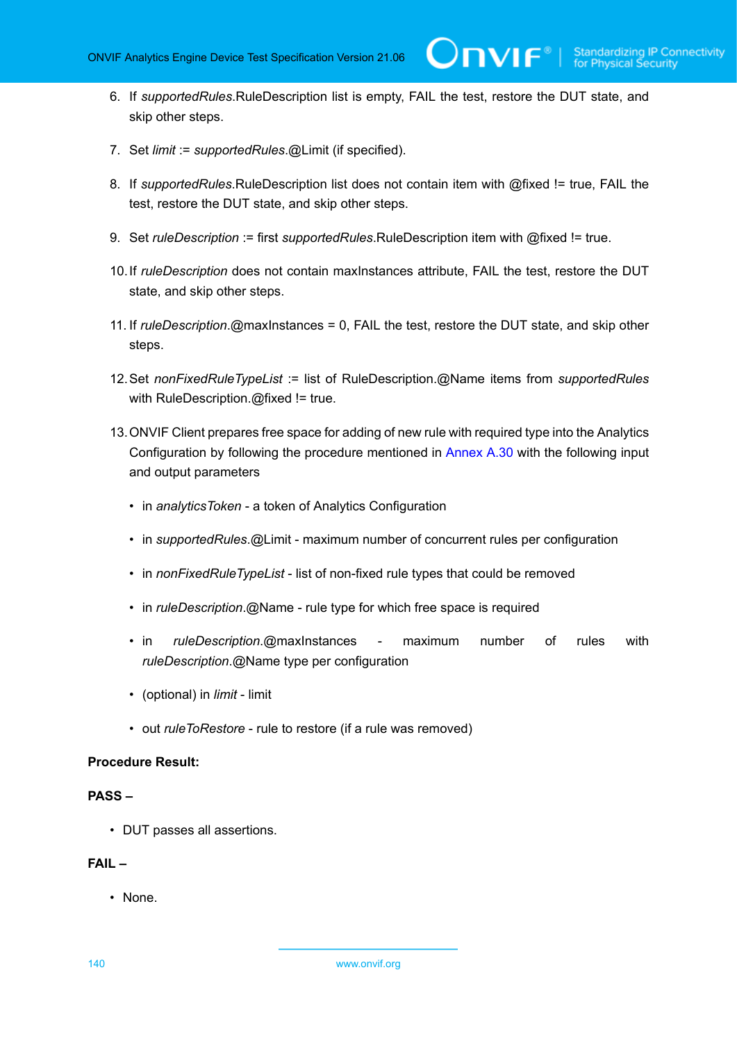6. If *supportedRules*.RuleDescription list is empty, FAIL the test, restore the DUT state, and skip other steps.

7. Set *limit* := *supportedRules*.@Limit (if specified).

8. If *supportedRules*.RuleDescription list does not contain item with @fixed != true, FAIL the test, restore the DUT state, and skip other steps.

9. Set *ruleDescription* := first *supportedRules*.RuleDescription item with @fixed != true.

10. If *ruleDescription* does not contain maxInstances attribute, FAIL the test, restore the DUT state, and skip other steps.

11. If *ruleDescription*.@maxInstances = 0, FAIL the test, restore the DUT state, and skip other steps.

12. Set *nonFixedRuleTypeList* := list of RuleDescription.@Name items from *supportedRules* with RuleDescription.@fixed != true.

13. ONVIF Client prepares free space for adding of new rule with required type into the Analytics Configuration by following the procedure mentioned in Annex A.30 with the following input and output parameters

    - in *analyticsToken* - a token of Analytics Configuration
    - in *supportedRules*.@Limit - maximum number of concurrent rules per configuration
    - in *nonFixedRuleTypeList* - list of non-fixed rule types that could be removed
    - in *ruleDescription*.@Name - rule type for which free space is required
    - in *ruleDescription*.@maxInstances - maximum number of rules with *ruleDescription*.@Name type per configuration
    - (optional) in *limit* - limit
    - out *ruleToRestore* - rule to restore (if a rule was removed)

**Procedure Result:**

**PASS –**

- DUT passes all assertions.

**FAIL –**

- None.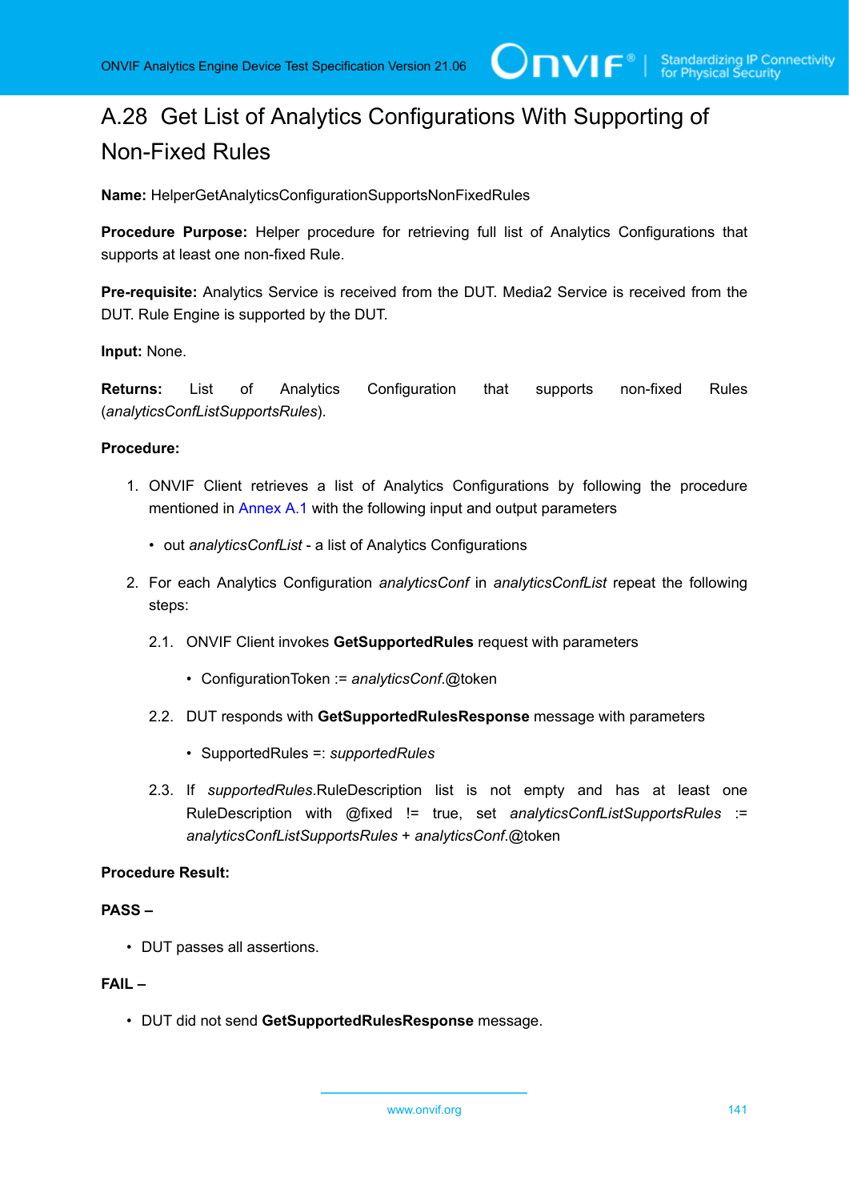## A.28 Get List of Analytics Configurations With Supporting of Non-Fixed Rules

**Name:** HelperGetAnalyticsConfigurationSupportsNonFixedRules

**Procedure Purpose:** Helper procedure for retrieving full list of Analytics Configurations that supports at least one non-fixed Rule.

**Pre-requisite:** Analytics Service is received from the DUT. Media2 Service is received from the DUT. Rule Engine is supported by the DUT.

**Input:** None.

**Returns:** List of Analytics Configuration that supports non-fixed Rules (*analyticsConfListSupportsRules*).

**Procedure:**

1. ONVIF Client retrieves a list of Analytics Configurations by following the procedure mentioned in Annex A.1 with the following input and output parameters
   - out *analyticsConfList* - a list of Analytics Configurations
2. For each Analytics Configuration *analyticsConf* in *analyticsConfList* repeat the following steps:

   2.1. ONVIF Client invokes **GetSupportedRules** request with parameters
   - ConfigurationToken := *analyticsConf*.@token

   2.2. DUT responds with **GetSupportedRulesResponse** message with parameters
   - SupportedRules =: *supportedRules*

   2.3. If *supportedRules*.RuleDescription list is not empty and has at least one RuleDescription with @fixed != true, set *analyticsConfListSupportsRules* := *analyticsConfListSupportsRules* + *analyticsConf*.@token

**Procedure Result:**

**PASS –**

- DUT passes all assertions.

**FAIL –**

- DUT did not send **GetSupportedRulesResponse** message.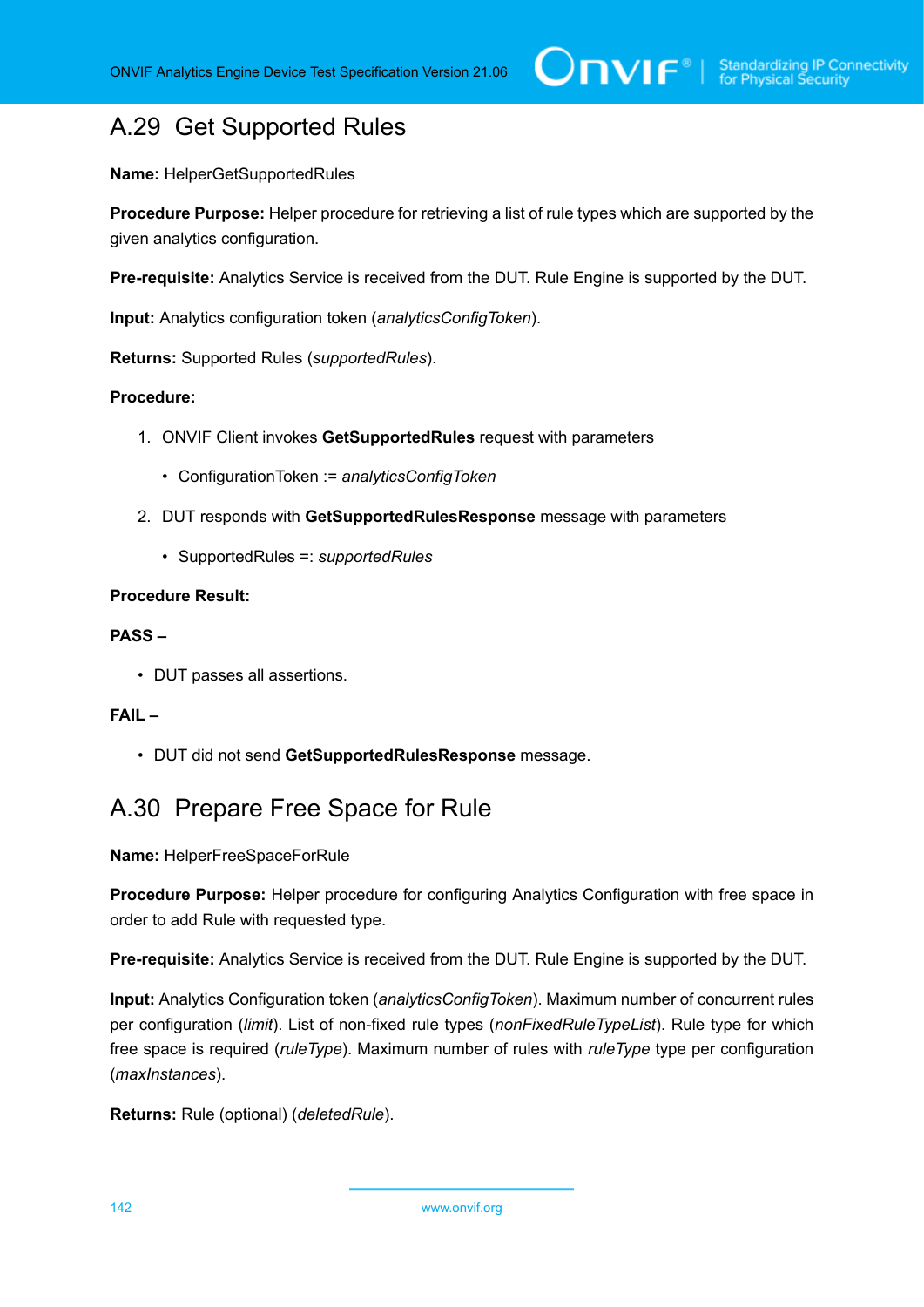## A.29 Get Supported Rules

**Name:** HelperGetSupportedRules

**Procedure Purpose:** Helper procedure for retrieving a list of rule types which are supported by the given analytics configuration.

**Pre-requisite:** Analytics Service is received from the DUT. Rule Engine is supported by the DUT.

**Input:** Analytics configuration token (*analyticsConfigToken*).

**Returns:** Supported Rules (*supportedRules*).

**Procedure:**

1. ONVIF Client invokes **GetSupportedRules** request with parameters
   - ConfigurationToken := *analyticsConfigToken*
2. DUT responds with **GetSupportedRulesResponse** message with parameters
   - SupportedRules =: *supportedRules*

**Procedure Result:**

**PASS –**

- DUT passes all assertions.

**FAIL –**

- DUT did not send **GetSupportedRulesResponse** message.

## A.30 Prepare Free Space for Rule

**Name:** HelperFreeSpaceForRule

**Procedure Purpose:** Helper procedure for configuring Analytics Configuration with free space in order to add Rule with requested type.

**Pre-requisite:** Analytics Service is received from the DUT. Rule Engine is supported by the DUT.

**Input:** Analytics Configuration token (*analyticsConfigToken*). Maximum number of concurrent rules per configuration (*limit*). List of non-fixed rule types (*nonFixedRuleTypeList*). Rule type for which free space is required (*ruleType*). Maximum number of rules with *ruleType* type per configuration (*maxInstances*).

**Returns:** Rule (optional) (*deletedRule*).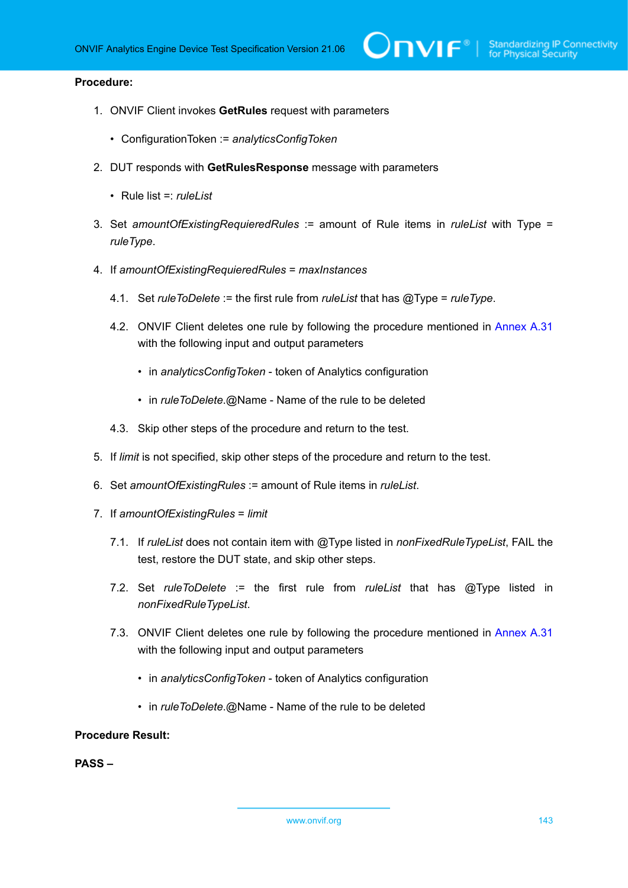**Procedure:**

1. ONVIF Client invokes **GetRules** request with parameters

   • ConfigurationToken := *analyticsConfigToken*

2. DUT responds with **GetRulesResponse** message with parameters

   • Rule list =: *ruleList*

3. Set *amountOfExistingRequieredRules* := amount of Rule items in *ruleList* with Type = *ruleType*.

4. If *amountOfExistingRequieredRules* = *maxInstances*

   4.1. Set *ruleToDelete* := the first rule from *ruleList* that has @Type = *ruleType*.

   4.2. ONVIF Client deletes one rule by following the procedure mentioned in Annex A.31 with the following input and output parameters

   • in *analyticsConfigToken* - token of Analytics configuration

   • in *ruleToDelete*.@Name - Name of the rule to be deleted

   4.3. Skip other steps of the procedure and return to the test.

5. If *limit* is not specified, skip other steps of the procedure and return to the test.

6. Set *amountOfExistingRules* := amount of Rule items in *ruleList*.

7. If *amountOfExistingRules* = *limit*

   7.1. If *ruleList* does not contain item with @Type listed in *nonFixedRuleTypeList*, FAIL the test, restore the DUT state, and skip other steps.

   7.2. Set *ruleToDelete* := the first rule from *ruleList* that has @Type listed in *nonFixedRuleTypeList*.

   7.3. ONVIF Client deletes one rule by following the procedure mentioned in Annex A.31 with the following input and output parameters

   • in *analyticsConfigToken* - token of Analytics configuration

   • in *ruleToDelete*.@Name - Name of the rule to be deleted

**Procedure Result:**

**PASS –**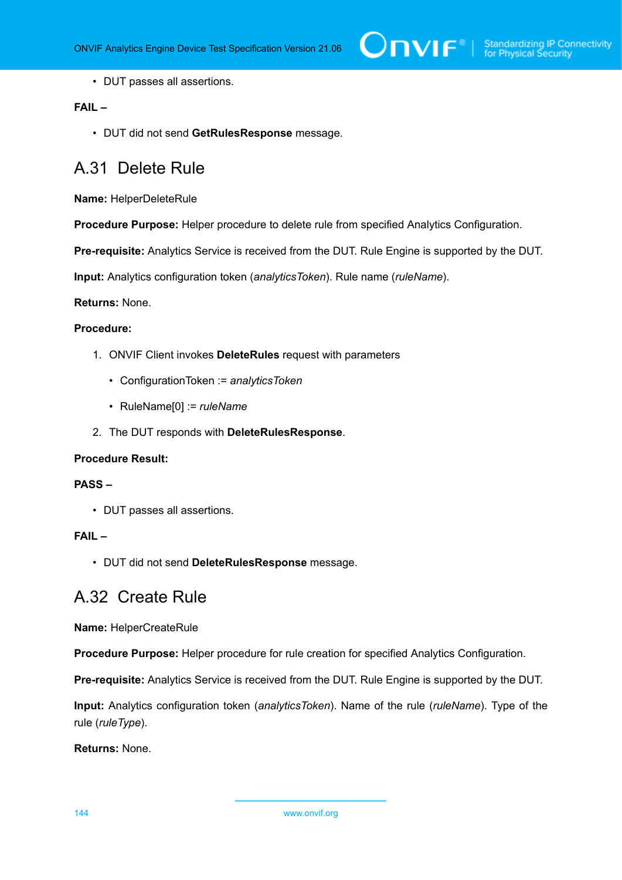- DUT passes all assertions.

**FAIL –**

- DUT did not send **GetRulesResponse** message.

## A.31 Delete Rule

**Name:** HelperDeleteRule

**Procedure Purpose:** Helper procedure to delete rule from specified Analytics Configuration.

**Pre-requisite:** Analytics Service is received from the DUT. Rule Engine is supported by the DUT.

**Input:** Analytics configuration token (*analyticsToken*). Rule name (*ruleName*).

**Returns:** None.

**Procedure:**

1. ONVIF Client invokes **DeleteRules** request with parameters
   - ConfigurationToken := *analyticsToken*
   - RuleName[0] := *ruleName*
2. The DUT responds with **DeleteRulesResponse**.

**Procedure Result:**

**PASS –**

- DUT passes all assertions.

**FAIL –**

- DUT did not send **DeleteRulesResponse** message.

## A.32 Create Rule

**Name:** HelperCreateRule

**Procedure Purpose:** Helper procedure for rule creation for specified Analytics Configuration.

**Pre-requisite:** Analytics Service is received from the DUT. Rule Engine is supported by the DUT.

**Input:** Analytics configuration token (*analyticsToken*). Name of the rule (*ruleName*). Type of the rule (*ruleType*).

**Returns:** None.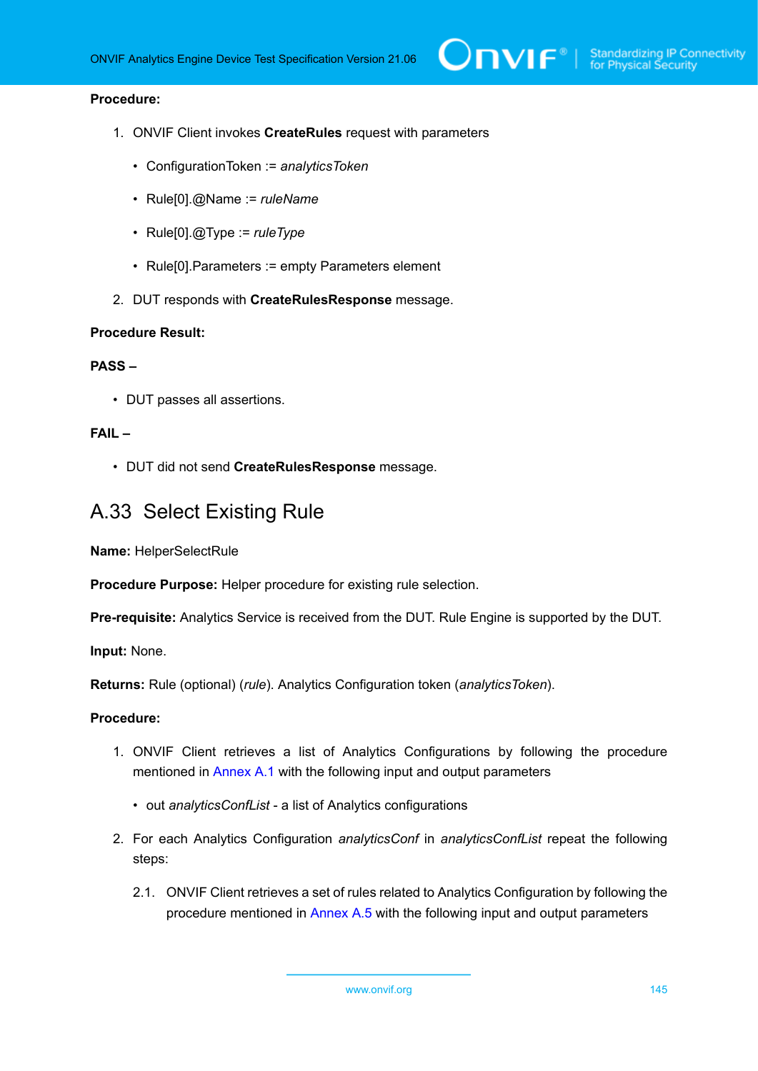**Procedure:**

1. ONVIF Client invokes **CreateRules** request with parameters
   - ConfigurationToken := *analyticsToken*
   - Rule[0].@Name := *ruleName*
   - Rule[0].@Type := *ruleType*
   - Rule[0].Parameters := empty Parameters element
2. DUT responds with **CreateRulesResponse** message.

**Procedure Result:**

**PASS –**

- DUT passes all assertions.

**FAIL –**

- DUT did not send **CreateRulesResponse** message.

## A.33 Select Existing Rule

**Name:** HelperSelectRule

**Procedure Purpose:** Helper procedure for existing rule selection.

**Pre-requisite:** Analytics Service is received from the DUT. Rule Engine is supported by the DUT.

**Input:** None.

**Returns:** Rule (optional) (*rule*). Analytics Configuration token (*analyticsToken*).

**Procedure:**

1. ONVIF Client retrieves a list of Analytics Configurations by following the procedure mentioned in Annex A.1 with the following input and output parameters
   - out *analyticsConfList* - a list of Analytics configurations
2. For each Analytics Configuration *analyticsConf* in *analyticsConfList* repeat the following steps:

   2.1. ONVIF Client retrieves a set of rules related to Analytics Configuration by following the procedure mentioned in Annex A.5 with the following input and output parameters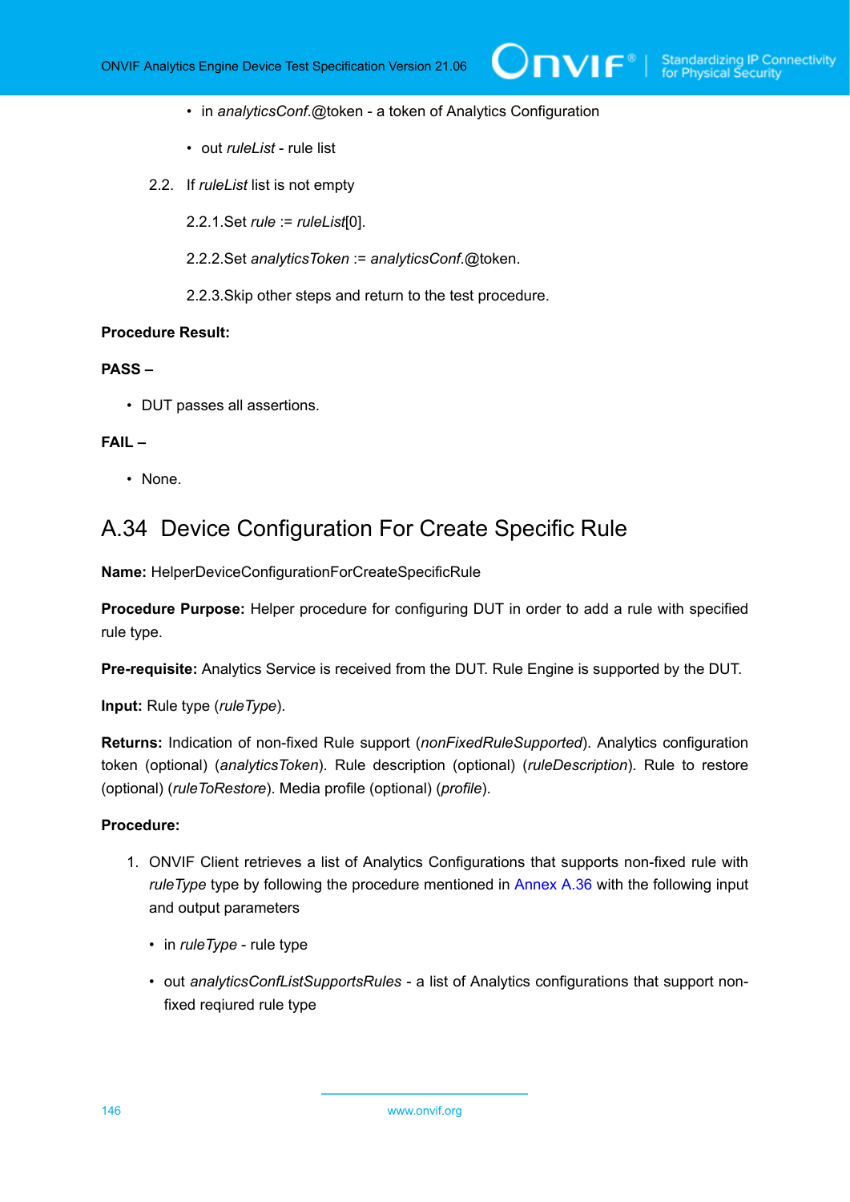- in *analyticsConf*.@token - a token of Analytics Configuration
- out *ruleList* - rule list

2.2. If *ruleList* list is not empty

2.2.1. Set *rule* := *ruleList*[0].

2.2.2. Set *analyticsToken* := *analyticsConf*.@token.

2.2.3. Skip other steps and return to the test procedure.

**Procedure Result:**

**PASS –**

- DUT passes all assertions.

**FAIL –**

- None.

## A.34 Device Configuration For Create Specific Rule

**Name:** HelperDeviceConfigurationForCreateSpecificRule

**Procedure Purpose:** Helper procedure for configuring DUT in order to add a rule with specified rule type.

**Pre-requisite:** Analytics Service is received from the DUT. Rule Engine is supported by the DUT.

**Input:** Rule type (*ruleType*).

**Returns:** Indication of non-fixed Rule support (*nonFixedRuleSupported*). Analytics configuration token (optional) (*analyticsToken*). Rule description (optional) (*ruleDescription*). Rule to restore (optional) (*ruleToRestore*). Media profile (optional) (*profile*).

**Procedure:**

1. ONVIF Client retrieves a list of Analytics Configurations that supports non-fixed rule with *ruleType* type by following the procedure mentioned in Annex A.36 with the following input and output parameters
   - in *ruleType* - rule type
   - out *analyticsConfListSupportsRules* - a list of Analytics configurations that support non-fixed reqiured rule type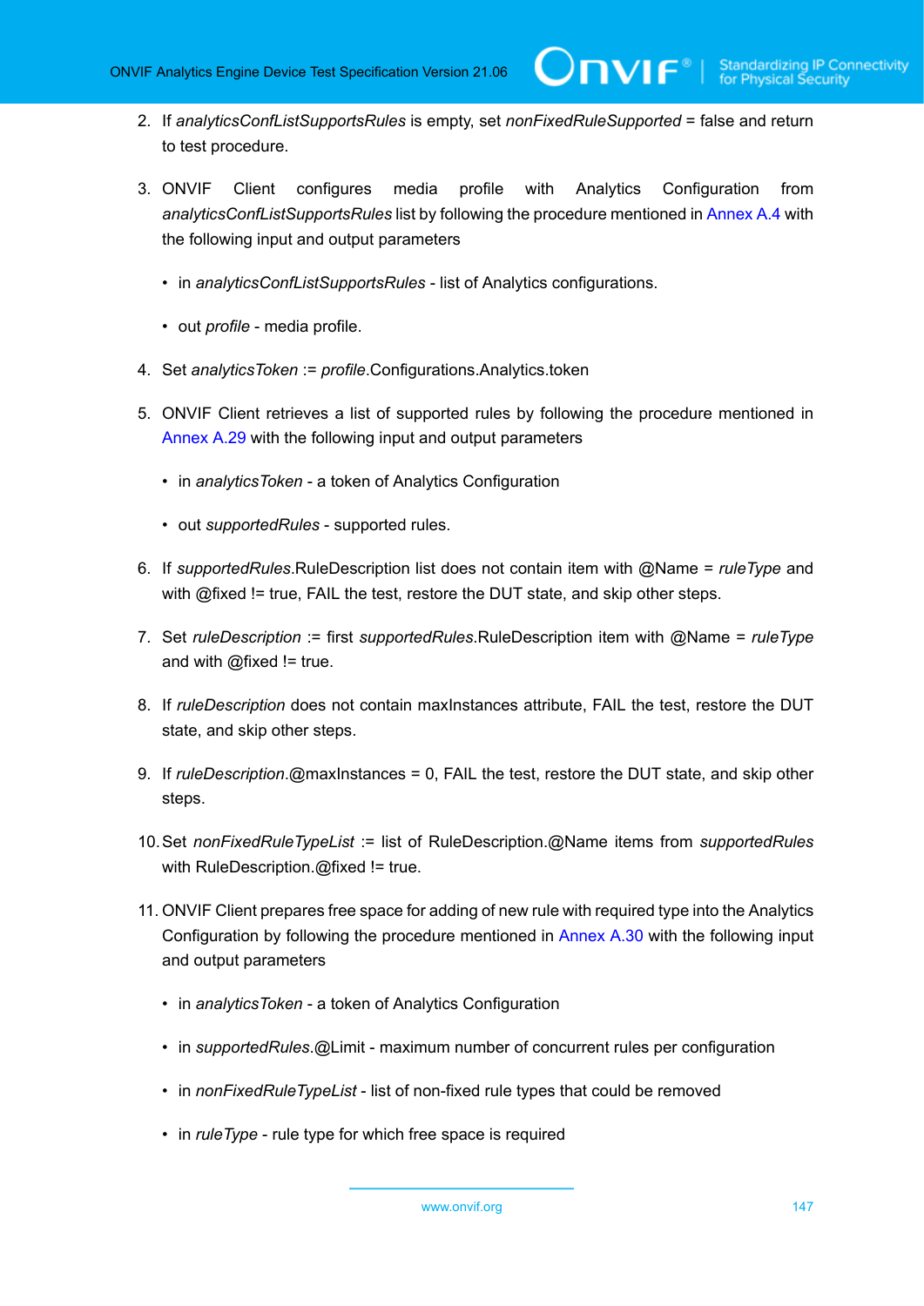2. If *analyticsConfListSupportsRules* is empty, set *nonFixedRuleSupported* = false and return to test procedure.

3. ONVIF Client configures media profile with Analytics Configuration from *analyticsConfListSupportsRules* list by following the procedure mentioned in Annex A.4 with the following input and output parameters

   - in *analyticsConfListSupportsRules* - list of Analytics configurations.

   - out *profile* - media profile.

4. Set *analyticsToken* := *profile*.Configurations.Analytics.token

5. ONVIF Client retrieves a list of supported rules by following the procedure mentioned in Annex A.29 with the following input and output parameters

   - in *analyticsToken* - a token of Analytics Configuration

   - out *supportedRules* - supported rules.

6. If *supportedRules*.RuleDescription list does not contain item with @Name = *ruleType* and with @fixed != true, FAIL the test, restore the DUT state, and skip other steps.

7. Set *ruleDescription* := first *supportedRules*.RuleDescription item with @Name = *ruleType* and with @fixed != true.

8. If *ruleDescription* does not contain maxInstances attribute, FAIL the test, restore the DUT state, and skip other steps.

9. If *ruleDescription*.@maxInstances = 0, FAIL the test, restore the DUT state, and skip other steps.

10. Set *nonFixedRuleTypeList* := list of RuleDescription.@Name items from *supportedRules* with RuleDescription.@fixed != true.

11. ONVIF Client prepares free space for adding of new rule with required type into the Analytics Configuration by following the procedure mentioned in Annex A.30 with the following input and output parameters

    - in *analyticsToken* - a token of Analytics Configuration

    - in *supportedRules*.@Limit - maximum number of concurrent rules per configuration

    - in *nonFixedRuleTypeList* - list of non-fixed rule types that could be removed

    - in *ruleType* - rule type for which free space is required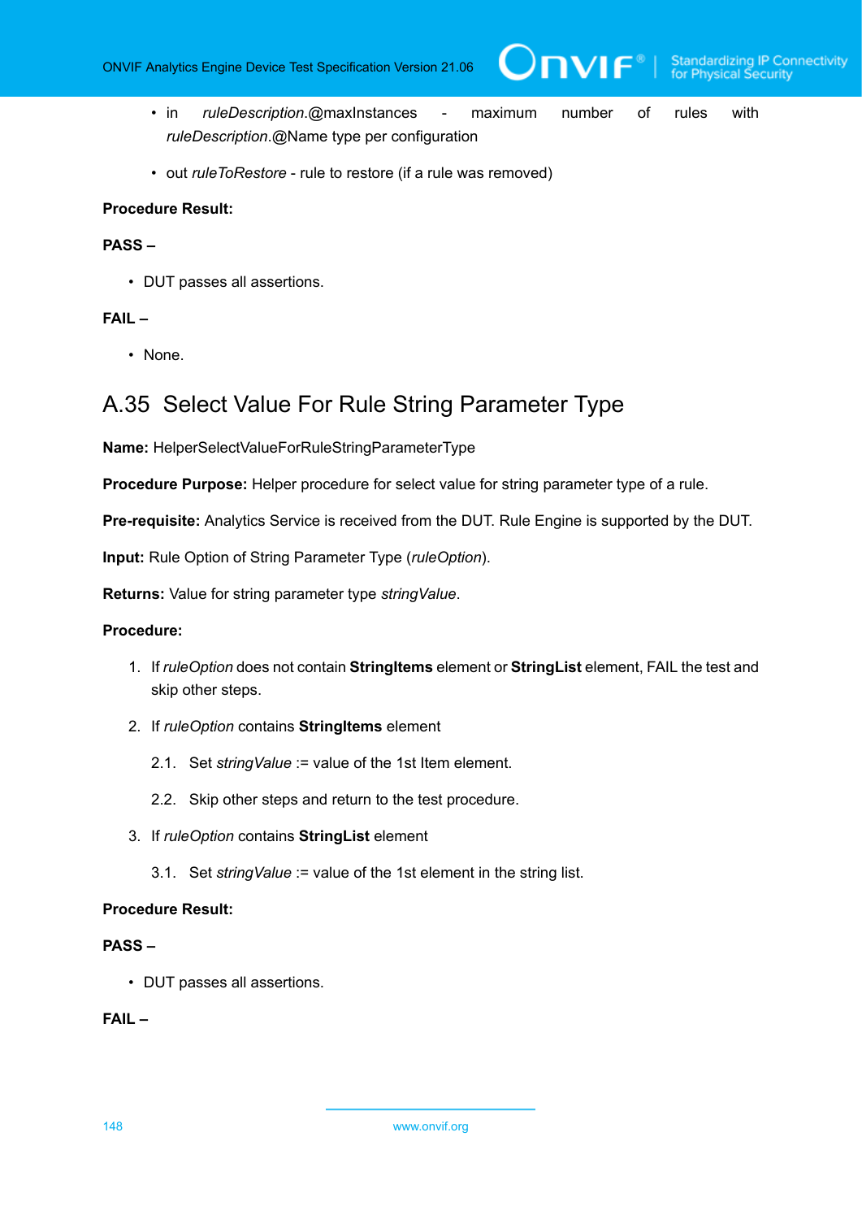- in *ruleDescription*.@maxInstances - maximum number of rules with *ruleDescription*.@Name type per configuration

- out *ruleToRestore* - rule to restore (if a rule was removed)

**Procedure Result:**

**PASS –**

- DUT passes all assertions.

**FAIL –**

- None.

## A.35 Select Value For Rule String Parameter Type

**Name:** HelperSelectValueForRuleStringParameterType

**Procedure Purpose:** Helper procedure for select value for string parameter type of a rule.

**Pre-requisite:** Analytics Service is received from the DUT. Rule Engine is supported by the DUT.

**Input:** Rule Option of String Parameter Type (*ruleOption*).

**Returns:** Value for string parameter type *stringValue*.

**Procedure:**

1. If *ruleOption* does not contain **StringItems** element or **StringList** element, FAIL the test and skip other steps.

2. If *ruleOption* contains **StringItems** element

   2.1. Set *stringValue* := value of the 1st Item element.

   2.2. Skip other steps and return to the test procedure.

3. If *ruleOption* contains **StringList** element

   3.1. Set *stringValue* := value of the 1st element in the string list.

**Procedure Result:**

**PASS –**

- DUT passes all assertions.

**FAIL –**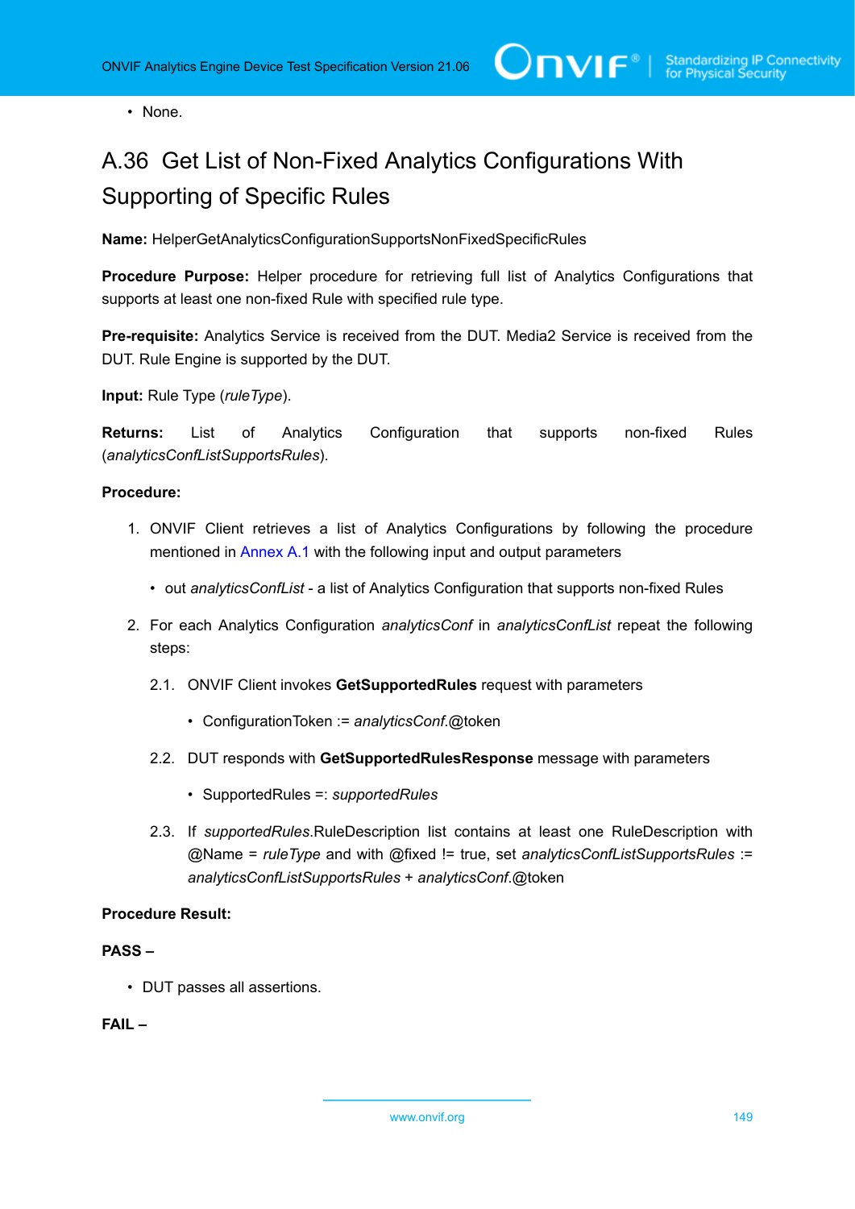- None.

## A.36 Get List of Non-Fixed Analytics Configurations With Supporting of Specific Rules

**Name:** HelperGetAnalyticsConfigurationSupportsNonFixedSpecificRules

**Procedure Purpose:** Helper procedure for retrieving full list of Analytics Configurations that supports at least one non-fixed Rule with specified rule type.

**Pre-requisite:** Analytics Service is received from the DUT. Media2 Service is received from the DUT. Rule Engine is supported by the DUT.

**Input:** Rule Type (*ruleType*).

**Returns:** List of Analytics Configuration that supports non-fixed Rules (*analyticsConfListSupportsRules*).

**Procedure:**

1. ONVIF Client retrieves a list of Analytics Configurations by following the procedure mentioned in Annex A.1 with the following input and output parameters
   - out *analyticsConfList* - a list of Analytics Configuration that supports non-fixed Rules
2. For each Analytics Configuration *analyticsConf* in *analyticsConfList* repeat the following steps:
   - 2.1. ONVIF Client invokes **GetSupportedRules** request with parameters
     - ConfigurationToken := *analyticsConf*.@token
   - 2.2. DUT responds with **GetSupportedRulesResponse** message with parameters
     - SupportedRules =: *supportedRules*
   - 2.3. If *supportedRules*.RuleDescription list contains at least one RuleDescription with @Name = *ruleType* and with @fixed != true, set *analyticsConfListSupportsRules* := *analyticsConfListSupportsRules* + *analyticsConf*.@token

**Procedure Result:**

**PASS –**

- DUT passes all assertions.

**FAIL –**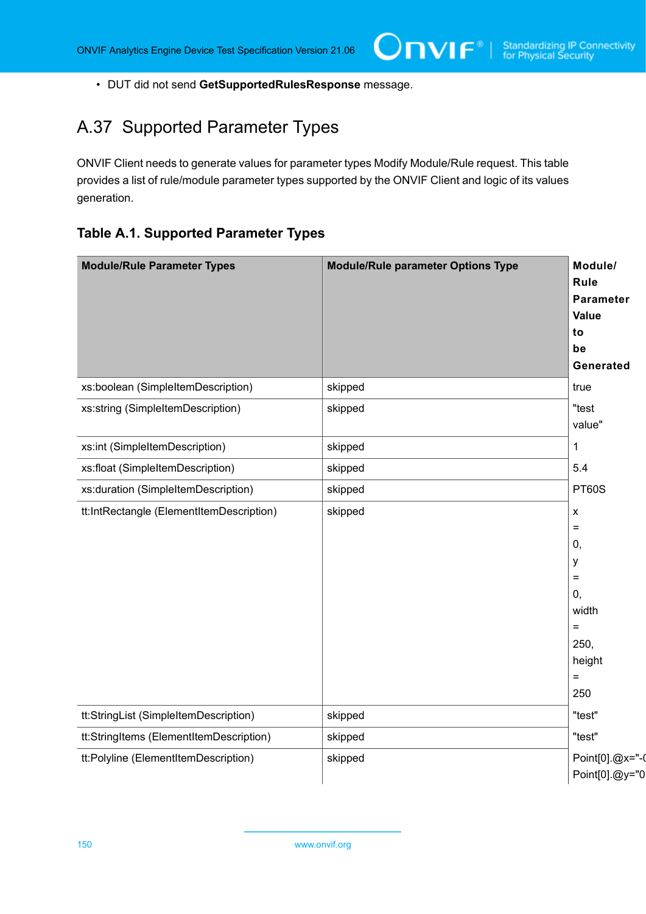- DUT did not send **GetSupportedRulesResponse** message.

## A.37 Supported Parameter Types

ONVIF Client needs to generate values for parameter types Modify Module/Rule request. This table provides a list of rule/module parameter types supported by the ONVIF Client and logic of its values generation.

### Table A.1. Supported Parameter Types

| Module/Rule Parameter Types | Module/Rule parameter Options Type | Module/Rule Parameter Value to be Generated |
|---|---|---|
| xs:boolean (SimpleItemDescription) | skipped | true |
| xs:string (SimpleItemDescription) | skipped | "test value" |
| xs:int (SimpleItemDescription) | skipped | 1 |
| xs:float (SimpleItemDescription) | skipped | 5.4 |
| xs:duration (SimpleItemDescription) | skipped | PT60S |
| tt:IntRectangle (ElementItemDescription) | skipped | x = 0, y = 0, width = 250, height = 250 |
| tt:StringList (SimpleItemDescription) | skipped | "test" |
| tt:StringItems (ElementItemDescription) | skipped | "test" |
| tt:Polyline (ElementItemDescription) | skipped | Point[0].@x="-( Point[0].@y="0 |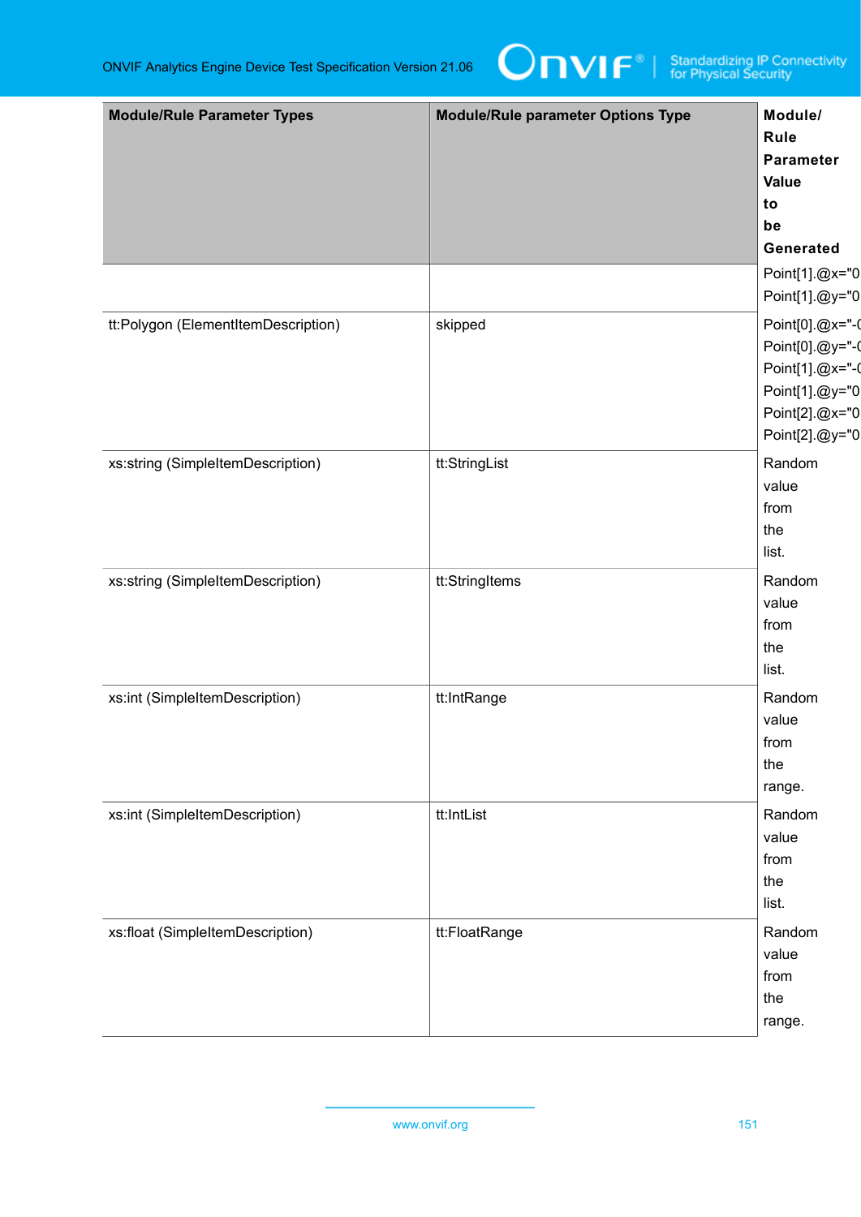| Module/Rule Parameter Types | Module/Rule parameter Options Type | Module/ Rule Parameter Value to be Generated |
| --- | --- | --- |
| | | Point[1].@x="0 Point[1].@y="0 |
| tt:Polygon (ElementItemDescription) | skipped | Point[0].@x="-( Point[0].@y="-( Point[1].@x="-( Point[1].@y="0 Point[2].@x="0 Point[2].@y="0 |
| xs:string (SimpleItemDescription) | tt:StringList | Random value from the list. |
| xs:string (SimpleItemDescription) | tt:StringItems | Random value from the list. |
| xs:int (SimpleItemDescription) | tt:IntRange | Random value from the range. |
| xs:int (SimpleItemDescription) | tt:IntList | Random value from the list. |
| xs:float (SimpleItemDescription) | tt:FloatRange | Random value from the range. |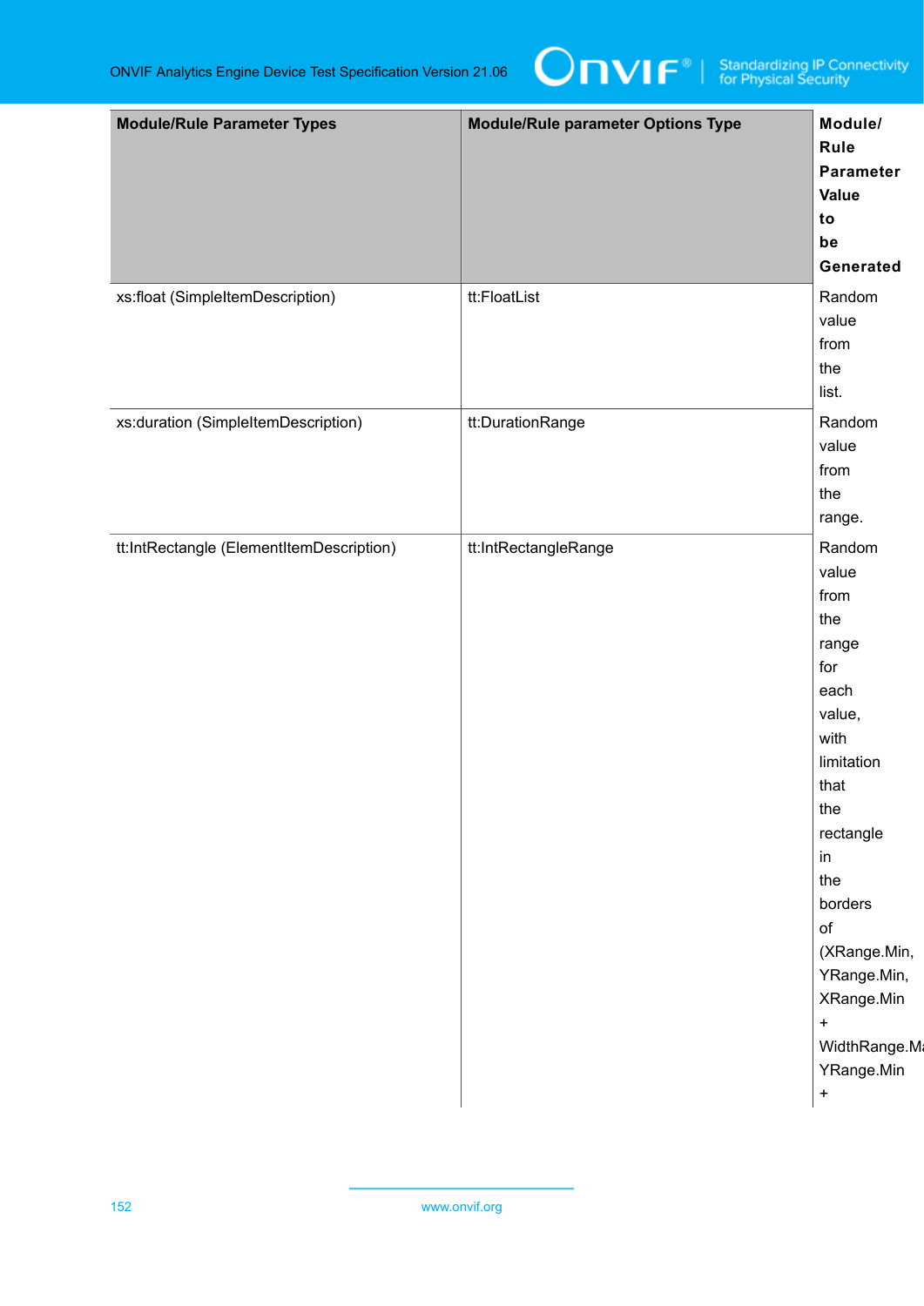| Module/Rule Parameter Types | Module/Rule parameter Options Type | Module/ Rule Parameter Value to be Generated |
|---|---|---|
| xs:float (SimpleItemDescription) | tt:FloatList | Random value from the list. |
| xs:duration (SimpleItemDescription) | tt:DurationRange | Random value from the range. |
| tt:IntRectangle (ElementItemDescription) | tt:IntRectangleRange | Random value from the range for each value, with limitation that the rectangle in the borders of (XRange.Min, YRange.Min, XRange.Min + WidthRange.Ma YRange.Min + |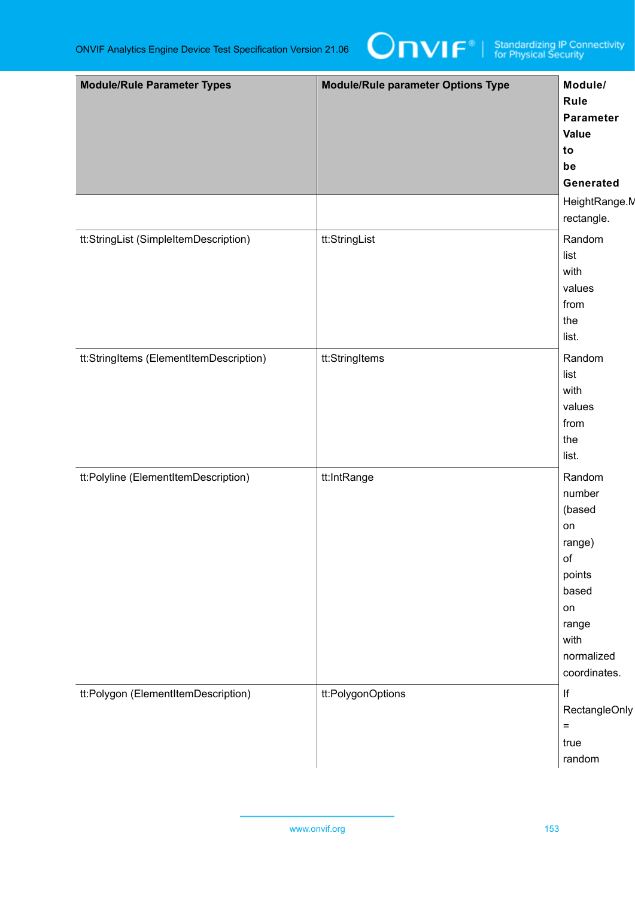| Module/Rule Parameter Types | Module/Rule parameter Options Type | Module/ Rule Parameter Value to be Generated |
| --- | --- | --- |
| | | HeightRange.M rectangle. |
| tt:StringList (SimpleItemDescription) | tt:StringList | Random list with values from the list. |
| tt:StringItems (ElementItemDescription) | tt:StringItems | Random list with values from the list. |
| tt:Polyline (ElementItemDescription) | tt:IntRange | Random number (based on range) of points based on range with normalized coordinates. |
| tt:Polygon (ElementItemDescription) | tt:PolygonOptions | If RectangleOnly = true random |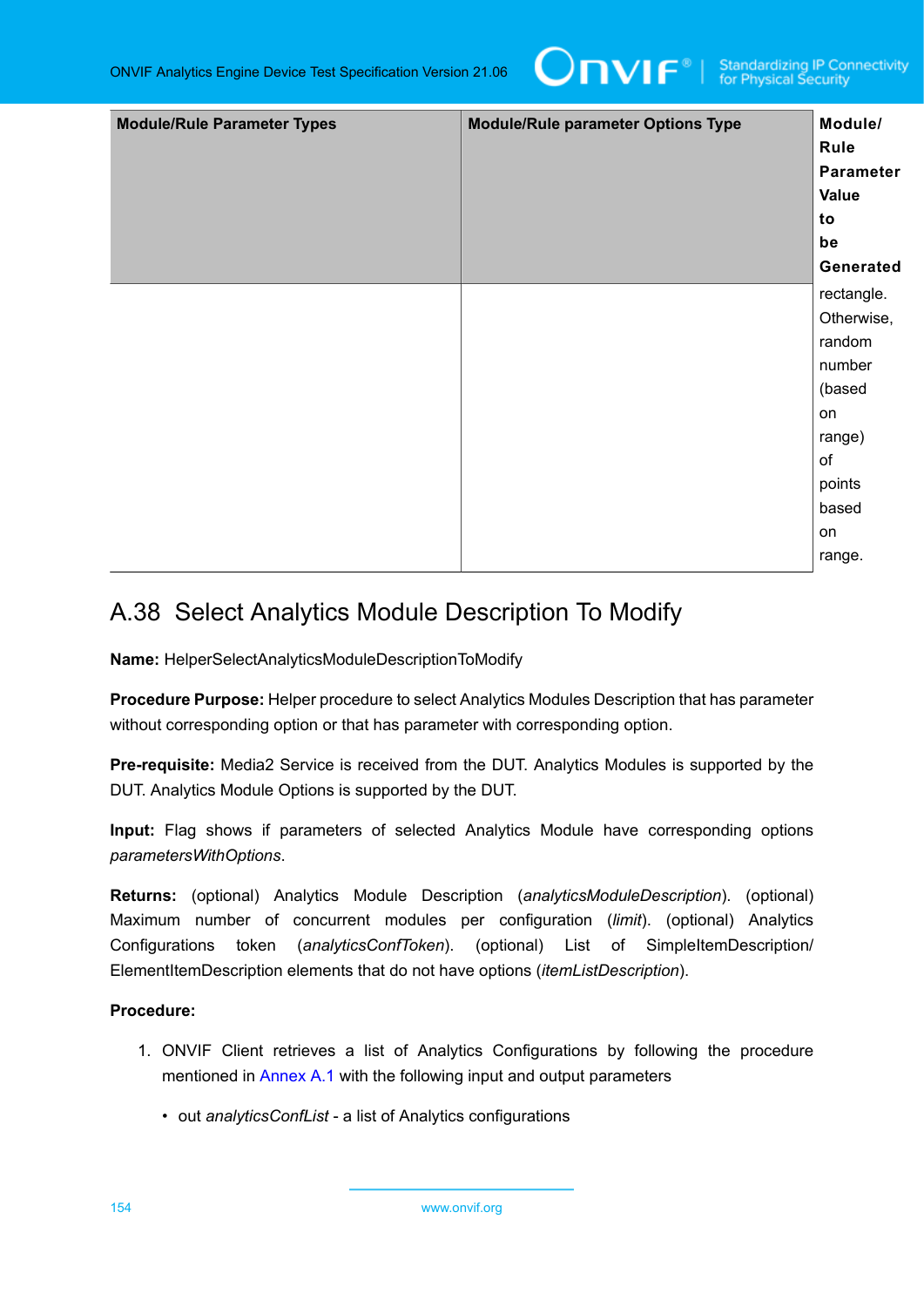| Module/Rule Parameter Types | Module/Rule parameter Options Type | Module/Rule Parameter Value to be Generated |
|---|---|---|
| | | rectangle. Otherwise, random number (based on range) of points based on range. |

## A.38 Select Analytics Module Description To Modify

**Name:** HelperSelectAnalyticsModuleDescriptionToModify

**Procedure Purpose:** Helper procedure to select Analytics Modules Description that has parameter without corresponding option or that has parameter with corresponding option.

**Pre-requisite:** Media2 Service is received from the DUT. Analytics Modules is supported by the DUT. Analytics Module Options is supported by the DUT.

**Input:** Flag shows if parameters of selected Analytics Module have corresponding options *parametersWithOptions*.

**Returns:** (optional) Analytics Module Description (*analyticsModuleDescription*). (optional) Maximum number of concurrent modules per configuration (*limit*). (optional) Analytics Configurations token (*analyticsConfToken*). (optional) List of SimpleItemDescription/ElementItemDescription elements that do not have options (*itemListDescription*).

**Procedure:**

1. ONVIF Client retrieves a list of Analytics Configurations by following the procedure mentioned in Annex A.1 with the following input and output parameters
   - out *analyticsConfList* - a list of Analytics configurations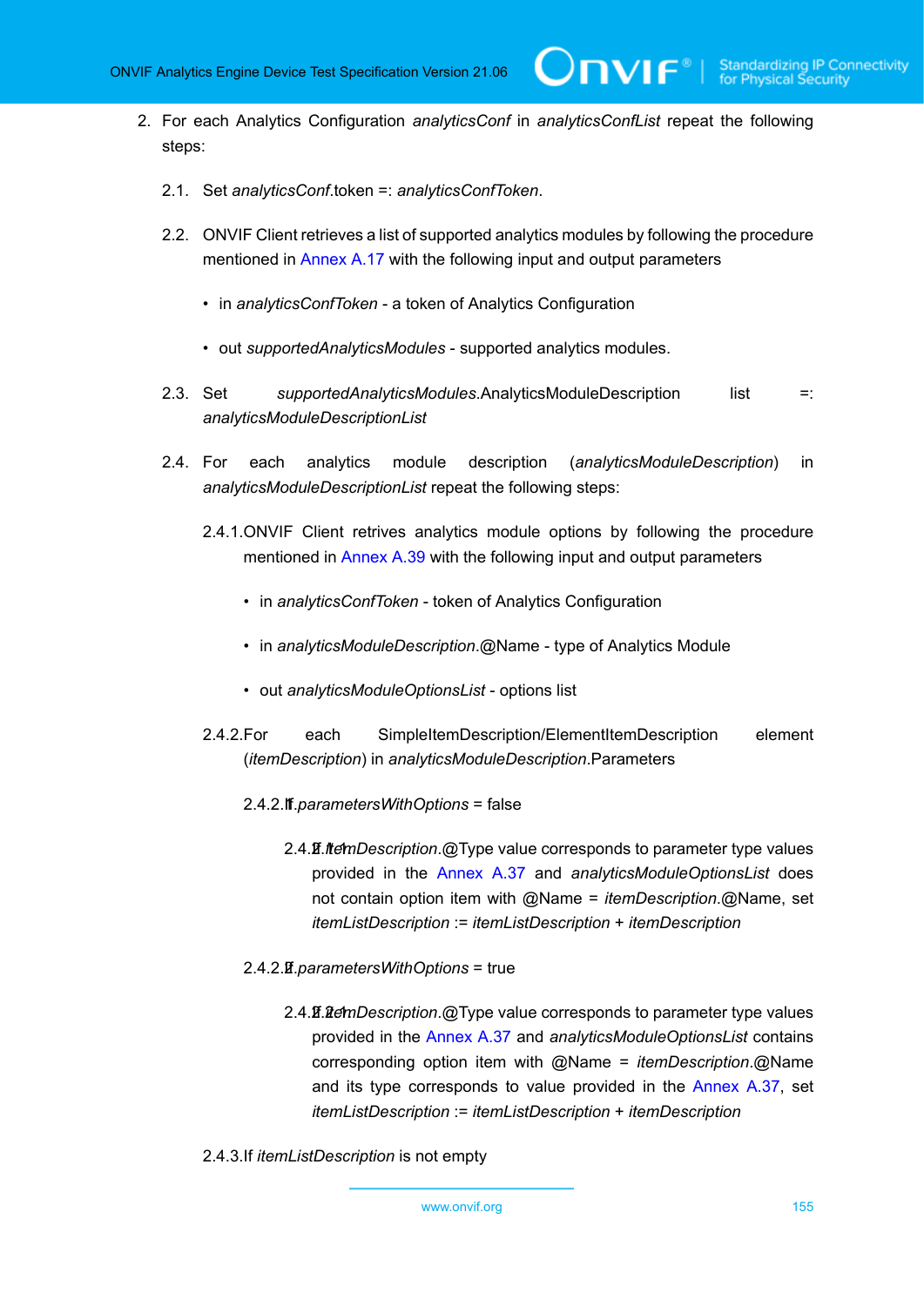2. For each Analytics Configuration *analyticsConf* in *analyticsConfList* repeat the following steps:

   2.1. Set *analyticsConf*.token =: *analyticsConfToken*.

   2.2. ONVIF Client retrieves a list of supported analytics modules by following the procedure mentioned in Annex A.17 with the following input and output parameters

   - in *analyticsConfToken* - a token of Analytics Configuration
   - out *supportedAnalyticsModules* - supported analytics modules.

   2.3. Set *supportedAnalyticsModules*.AnalyticsModuleDescription list =: *analyticsModuleDescriptionList*

   2.4. For each analytics module description (*analyticsModuleDescription*) in *analyticsModuleDescriptionList* repeat the following steps:

   2.4.1. ONVIF Client retrives analytics module options by following the procedure mentioned in Annex A.39 with the following input and output parameters

   - in *analyticsConfToken* - token of Analytics Configuration
   - in *analyticsModuleDescription*.@Name - type of Analytics Module
   - out *analyticsModuleOptionsList* - options list

   2.4.2. For each SimpleItemDescription/ElementItemDescription element (*itemDescription*) in *analyticsModuleDescription*.Parameters

   2.4.2.1. If *parametersWithOptions* = false

   2.4.2.1.1. If *itemDescription*.@Type value corresponds to parameter type values provided in the Annex A.37 and *analyticsModuleOptionsList* does not contain option item with @Name = *itemDescription*.@Name, set *itemListDescription* := *itemListDescription* + *itemDescription*

   2.4.2.2. If *parametersWithOptions* = true

   2.4.2.2.1. If *itemDescription*.@Type value corresponds to parameter type values provided in the Annex A.37 and *analyticsModuleOptionsList* contains corresponding option item with @Name = *itemDescription*.@Name and its type corresponds to value provided in the Annex A.37, set *itemListDescription* := *itemListDescription* + *itemDescription*

   2.4.3. If *itemListDescription* is not empty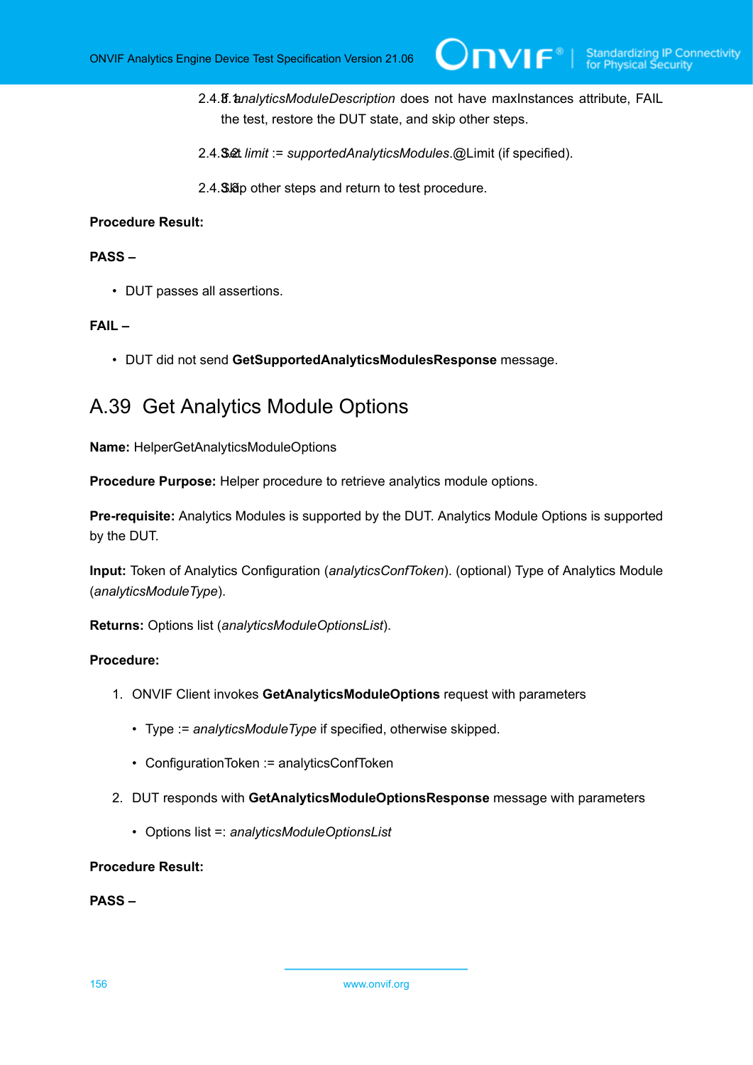2.4.3.1. If *analyticsModuleDescription* does not have maxInstances attribute, FAIL the test, restore the DUT state, and skip other steps.

2.4.3.2. Set *limit* := *supportedAnalyticsModules*.@Limit (if specified).

2.4.3.3. Skip other steps and return to test procedure.

**Procedure Result:**

**PASS –**

- DUT passes all assertions.

**FAIL –**

- DUT did not send **GetSupportedAnalyticsModulesResponse** message.

## A.39 Get Analytics Module Options

**Name:** HelperGetAnalyticsModuleOptions

**Procedure Purpose:** Helper procedure to retrieve analytics module options.

**Pre-requisite:** Analytics Modules is supported by the DUT. Analytics Module Options is supported by the DUT.

**Input:** Token of Analytics Configuration (*analyticsConfToken*). (optional) Type of Analytics Module (*analyticsModuleType*).

**Returns:** Options list (*analyticsModuleOptionsList*).

**Procedure:**

1. ONVIF Client invokes **GetAnalyticsModuleOptions** request with parameters
   - Type := *analyticsModuleType* if specified, otherwise skipped.
   - ConfigurationToken := analyticsConfToken
2. DUT responds with **GetAnalyticsModuleOptionsResponse** message with parameters
   - Options list =: *analyticsModuleOptionsList*

**Procedure Result:**

**PASS –**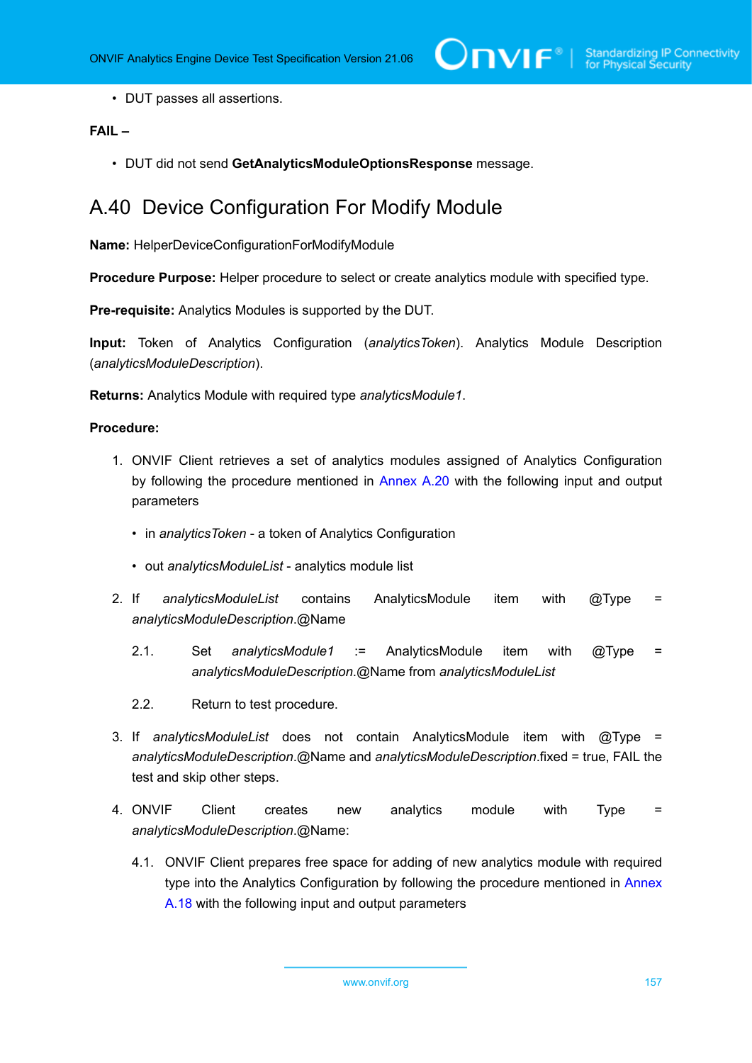- DUT passes all assertions.

**FAIL –**

- DUT did not send **GetAnalyticsModuleOptionsResponse** message.

## A.40 Device Configuration For Modify Module

**Name:** HelperDeviceConfigurationForModifyModule

**Procedure Purpose:** Helper procedure to select or create analytics module with specified type.

**Pre-requisite:** Analytics Modules is supported by the DUT.

**Input:** Token of Analytics Configuration (*analyticsToken*). Analytics Module Description (*analyticsModuleDescription*).

**Returns:** Analytics Module with required type *analyticsModule1*.

**Procedure:**

1. ONVIF Client retrieves a set of analytics modules assigned of Analytics Configuration by following the procedure mentioned in Annex A.20 with the following input and output parameters
   - in *analyticsToken* - a token of Analytics Configuration
   - out *analyticsModuleList* - analytics module list
2. If *analyticsModuleList* contains AnalyticsModule item with @Type = *analyticsModuleDescription*.@Name

   2.1. Set *analyticsModule1* := AnalyticsModule item with @Type = *analyticsModuleDescription*.@Name from *analyticsModuleList*

   2.2. Return to test procedure.
3. If *analyticsModuleList* does not contain AnalyticsModule item with @Type = *analyticsModuleDescription*.@Name and *analyticsModuleDescription*.fixed = true, FAIL the test and skip other steps.
4. ONVIF Client creates new analytics module with Type = *analyticsModuleDescription*.@Name:

   4.1. ONVIF Client prepares free space for adding of new analytics module with required type into the Analytics Configuration by following the procedure mentioned in Annex A.18 with the following input and output parameters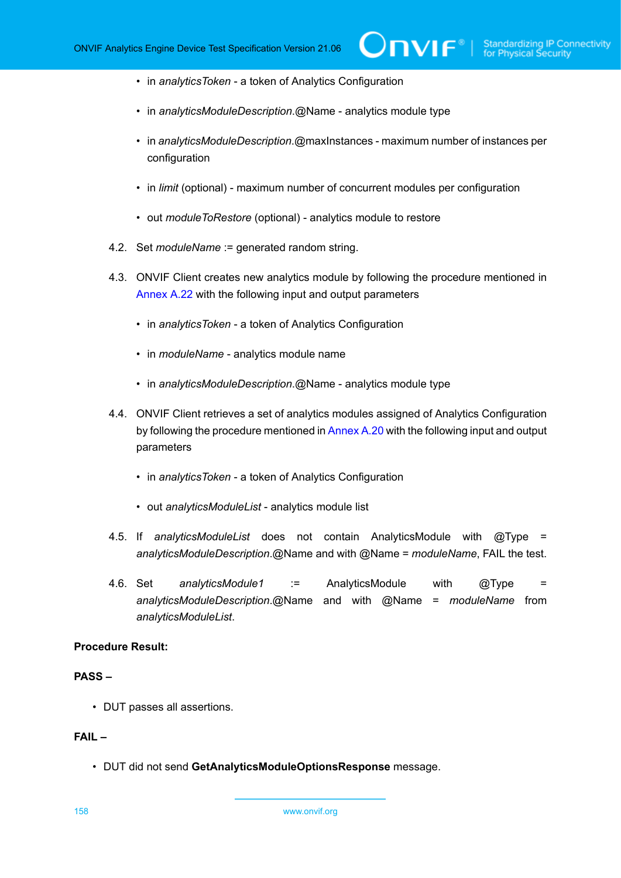- in *analyticsToken* - a token of Analytics Configuration
- in *analyticsModuleDescription*.@Name - analytics module type
- in *analyticsModuleDescription*.@maxInstances - maximum number of instances per configuration
- in *limit* (optional) - maximum number of concurrent modules per configuration
- out *moduleToRestore* (optional) - analytics module to restore

4.2. Set *moduleName* := generated random string.

4.3. ONVIF Client creates new analytics module by following the procedure mentioned in Annex A.22 with the following input and output parameters

- in *analyticsToken* - a token of Analytics Configuration
- in *moduleName* - analytics module name
- in *analyticsModuleDescription*.@Name - analytics module type

4.4. ONVIF Client retrieves a set of analytics modules assigned of Analytics Configuration by following the procedure mentioned in Annex A.20 with the following input and output parameters

- in *analyticsToken* - a token of Analytics Configuration
- out *analyticsModuleList* - analytics module list

4.5. If *analyticsModuleList* does not contain AnalyticsModule with @Type = *analyticsModuleDescription*.@Name and with @Name = *moduleName*, FAIL the test.

4.6. Set *analyticsModule1* := AnalyticsModule with @Type = *analyticsModuleDescription*.@Name and with @Name = *moduleName* from *analyticsModuleList*.

**Procedure Result:**

**PASS –**

- DUT passes all assertions.

**FAIL –**

- DUT did not send **GetAnalyticsModuleOptionsResponse** message.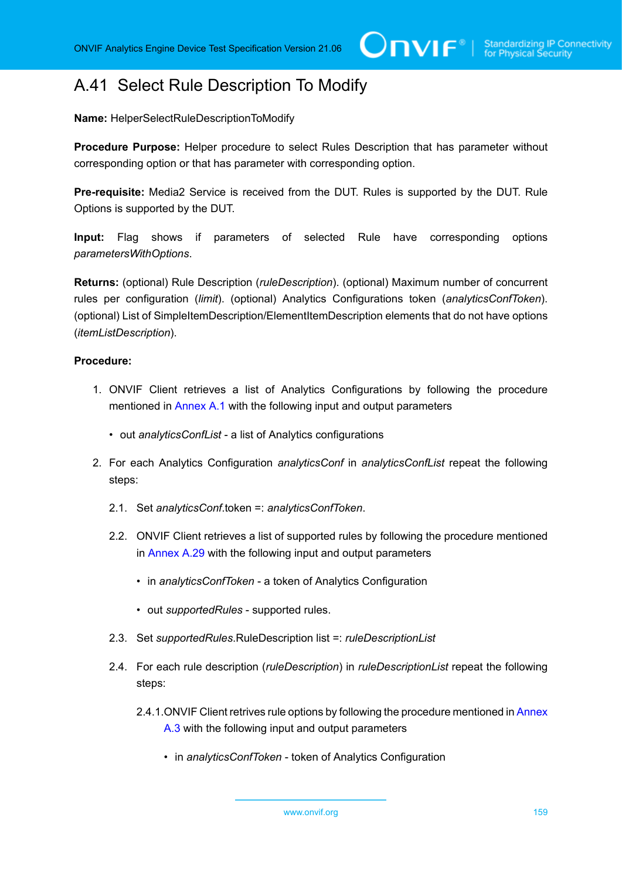## A.41 Select Rule Description To Modify

**Name:** HelperSelectRuleDescriptionToModify

**Procedure Purpose:** Helper procedure to select Rules Description that has parameter without corresponding option or that has parameter with corresponding option.

**Pre-requisite:** Media2 Service is received from the DUT. Rules is supported by the DUT. Rule Options is supported by the DUT.

**Input:** Flag shows if parameters of selected Rule have corresponding options *parametersWithOptions*.

**Returns:** (optional) Rule Description (*ruleDescription*). (optional) Maximum number of concurrent rules per configuration (*limit*). (optional) Analytics Configurations token (*analyticsConfToken*). (optional) List of SimpleItemDescription/ElementItemDescription elements that do not have options (*itemListDescription*).

**Procedure:**

1. ONVIF Client retrieves a list of Analytics Configurations by following the procedure mentioned in Annex A.1 with the following input and output parameters
   - out *analyticsConfList* - a list of Analytics configurations
2. For each Analytics Configuration *analyticsConf* in *analyticsConfList* repeat the following steps:

   2.1. Set *analyticsConf*.token =: *analyticsConfToken*.

   2.2. ONVIF Client retrieves a list of supported rules by following the procedure mentioned in Annex A.29 with the following input and output parameters
   - in *analyticsConfToken* - a token of Analytics Configuration
   - out *supportedRules* - supported rules.

   2.3. Set *supportedRules*.RuleDescription list =: *ruleDescriptionList*

   2.4. For each rule description (*ruleDescription*) in *ruleDescriptionList* repeat the following steps:

   2.4.1. ONVIF Client retrives rule options by following the procedure mentioned in Annex A.3 with the following input and output parameters
   - in *analyticsConfToken* - token of Analytics Configuration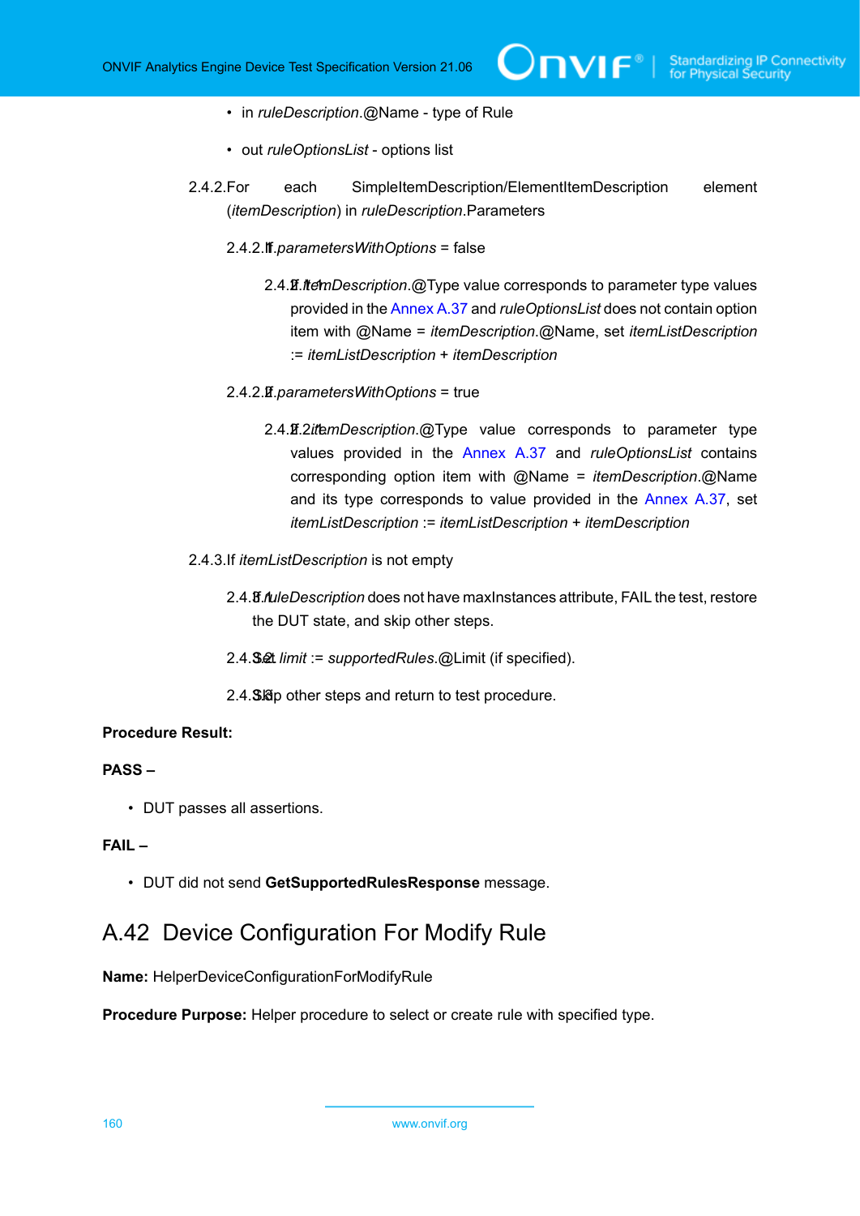- in *ruleDescription*.@Name - type of Rule
- out *ruleOptionsList* - options list

2.4.2. For each SimpleItemDescription/ElementItemDescription element (*itemDescription*) in *ruleDescription*.Parameters

2.4.2.1. If *parametersWithOptions* = false

2.4.2.1.1. If *itemDescription*.@Type value corresponds to parameter type values provided in the Annex A.37 and *ruleOptionsList* does not contain option item with @Name = *itemDescription*.@Name, set *itemListDescription* := *itemListDescription* + *itemDescription*

2.4.2.2. If *parametersWithOptions* = true

2.4.2.2.1. If *itemDescription*.@Type value corresponds to parameter type values provided in the Annex A.37 and *ruleOptionsList* contains corresponding option item with @Name = *itemDescription*.@Name and its type corresponds to value provided in the Annex A.37, set *itemListDescription* := *itemListDescription* + *itemDescription*

2.4.3. If *itemListDescription* is not empty

2.4.3.1. If *ruleDescription* does not have maxInstances attribute, FAIL the test, restore the DUT state, and skip other steps.

2.4.3.2. Set *limit* := *supportedRules*.@Limit (if specified).

2.4.3.3. Skip other steps and return to test procedure.

**Procedure Result:**

**PASS –**

- DUT passes all assertions.

**FAIL –**

- DUT did not send **GetSupportedRulesResponse** message.

## A.42 Device Configuration For Modify Rule

**Name:** HelperDeviceConfigurationForModifyRule

**Procedure Purpose:** Helper procedure to select or create rule with specified type.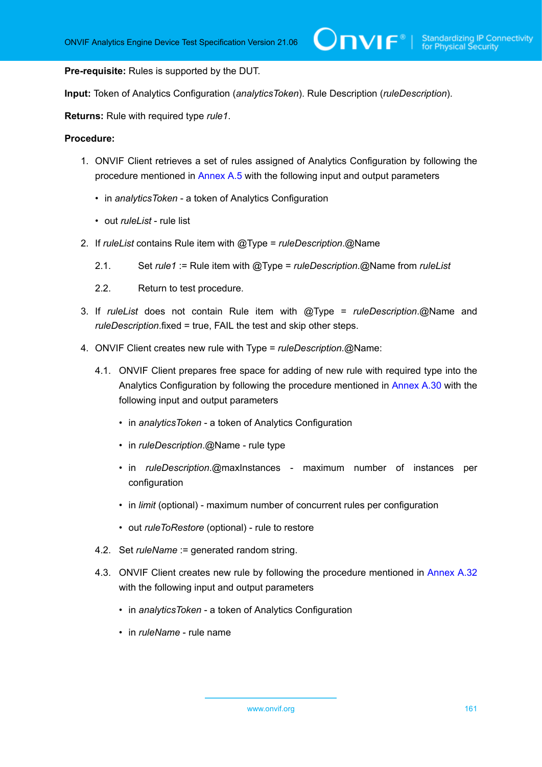**Pre-requisite:** Rules is supported by the DUT.

**Input:** Token of Analytics Configuration (*analyticsToken*). Rule Description (*ruleDescription*).

**Returns:** Rule with required type *rule1*.

**Procedure:**

1. ONVIF Client retrieves a set of rules assigned of Analytics Configuration by following the procedure mentioned in Annex A.5 with the following input and output parameters
   - in *analyticsToken* - a token of Analytics Configuration
   - out *ruleList* - rule list
2. If *ruleList* contains Rule item with @Type = *ruleDescription*.@Name
   
   2.1. Set *rule1* := Rule item with @Type = *ruleDescription*.@Name from *ruleList*
   
   2.2. Return to test procedure.
3. If *ruleList* does not contain Rule item with @Type = *ruleDescription*.@Name and *ruleDescription*.fixed = true, FAIL the test and skip other steps.
4. ONVIF Client creates new rule with Type = *ruleDescription*.@Name:
   
   4.1. ONVIF Client prepares free space for adding of new rule with required type into the Analytics Configuration by following the procedure mentioned in Annex A.30 with the following input and output parameters
   - in *analyticsToken* - a token of Analytics Configuration
   - in *ruleDescription*.@Name - rule type
   - in *ruleDescription*.@maxInstances - maximum number of instances per configuration
   - in *limit* (optional) - maximum number of concurrent rules per configuration
   - out *ruleToRestore* (optional) - rule to restore
   
   4.2. Set *ruleName* := generated random string.
   
   4.3. ONVIF Client creates new rule by following the procedure mentioned in Annex A.32 with the following input and output parameters
   - in *analyticsToken* - a token of Analytics Configuration
   - in *ruleName* - rule name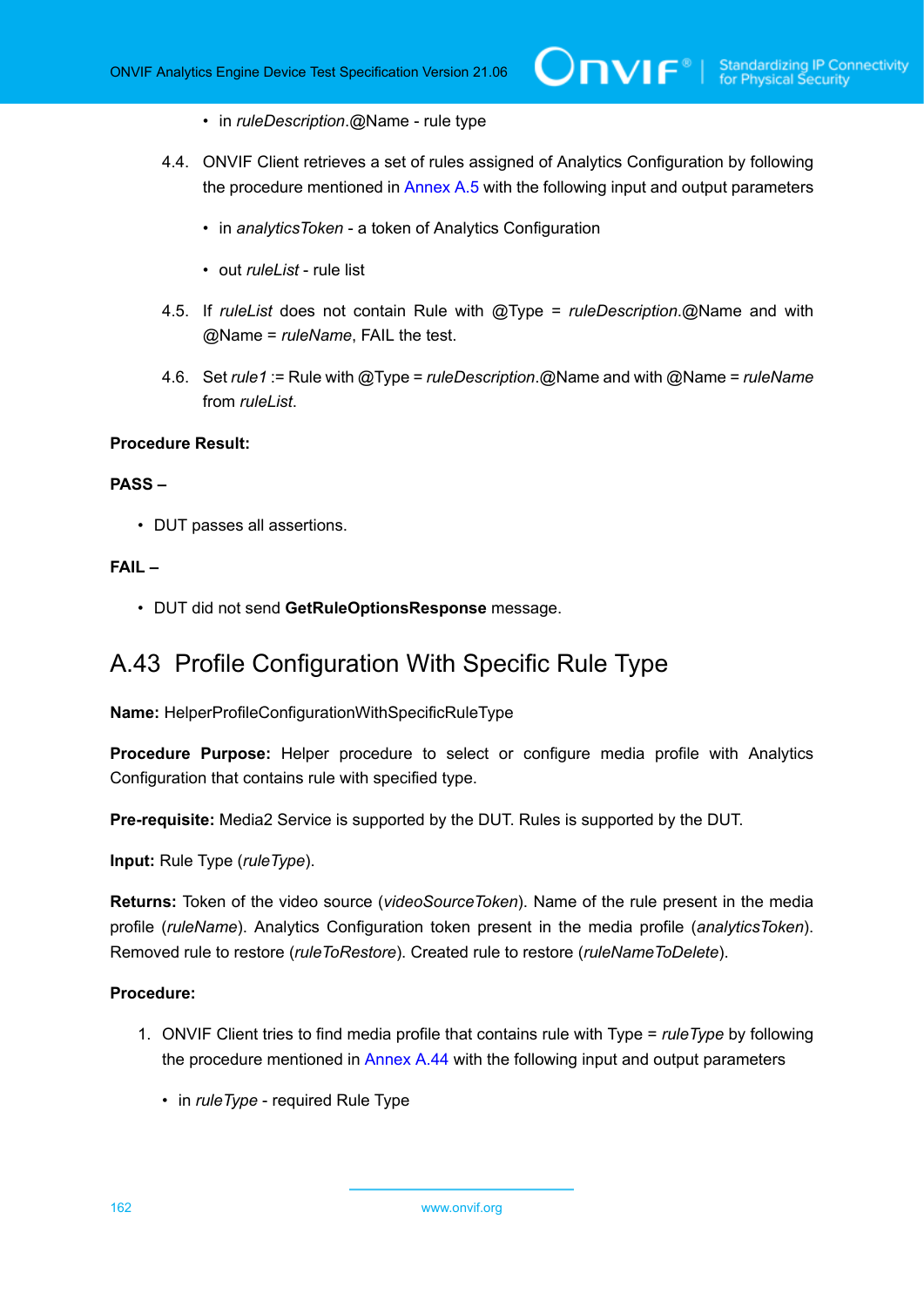- in *ruleDescription*.@Name - rule type

4.4. ONVIF Client retrieves a set of rules assigned of Analytics Configuration by following the procedure mentioned in Annex A.5 with the following input and output parameters

- in *analyticsToken* - a token of Analytics Configuration
- out *ruleList* - rule list

4.5. If *ruleList* does not contain Rule with @Type = *ruleDescription*.@Name and with @Name = *ruleName*, FAIL the test.

4.6. Set *rule1* := Rule with @Type = *ruleDescription*.@Name and with @Name = *ruleName* from *ruleList*.

**Procedure Result:**

**PASS –**

- DUT passes all assertions.

**FAIL –**

- DUT did not send **GetRuleOptionsResponse** message.

## A.43 Profile Configuration With Specific Rule Type

**Name:** HelperProfileConfigurationWithSpecificRuleType

**Procedure Purpose:** Helper procedure to select or configure media profile with Analytics Configuration that contains rule with specified type.

**Pre-requisite:** Media2 Service is supported by the DUT. Rules is supported by the DUT.

**Input:** Rule Type (*ruleType*).

**Returns:** Token of the video source (*videoSourceToken*). Name of the rule present in the media profile (*ruleName*). Analytics Configuration token present in the media profile (*analyticsToken*). Removed rule to restore (*ruleToRestore*). Created rule to restore (*ruleNameToDelete*).

**Procedure:**

1. ONVIF Client tries to find media profile that contains rule with Type = *ruleType* by following the procedure mentioned in Annex A.44 with the following input and output parameters

   - in *ruleType* - required Rule Type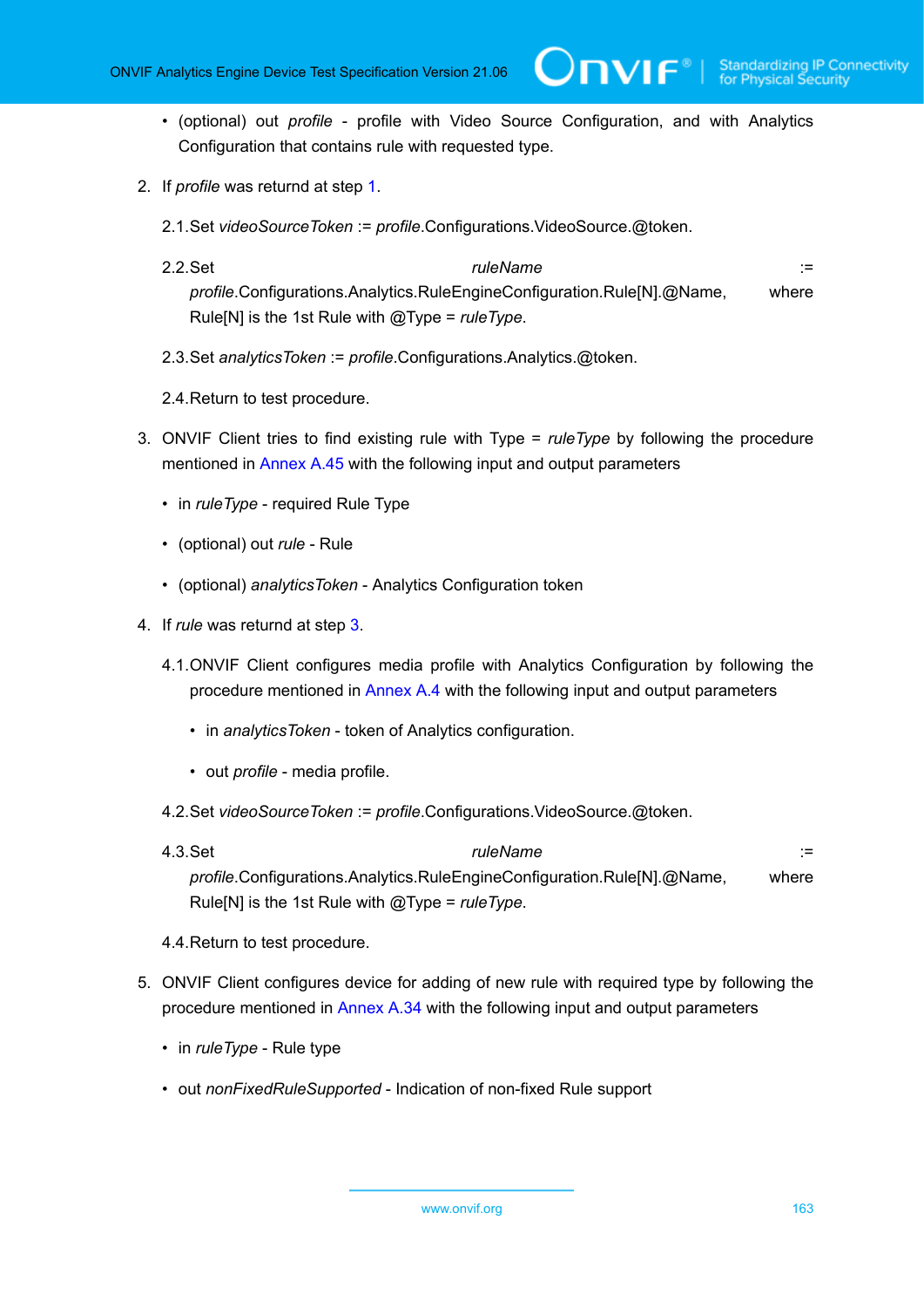- (optional) out *profile* - profile with Video Source Configuration, and with Analytics Configuration that contains rule with requested type.

2. If *profile* was returnd at step 1.

   2.1. Set *videoSourceToken* := *profile*.Configurations.VideoSource.@token.

   2.2. Set *ruleName* := *profile*.Configurations.Analytics.RuleEngineConfiguration.Rule[N].@Name, where Rule[N] is the 1st Rule with @Type = *ruleType*.

   2.3. Set *analyticsToken* := *profile*.Configurations.Analytics.@token.

   2.4. Return to test procedure.

3. ONVIF Client tries to find existing rule with Type = *ruleType* by following the procedure mentioned in Annex A.45 with the following input and output parameters

   - in *ruleType* - required Rule Type
   - (optional) out *rule* - Rule
   - (optional) *analyticsToken* - Analytics Configuration token

4. If *rule* was returnd at step 3.

   4.1. ONVIF Client configures media profile with Analytics Configuration by following the procedure mentioned in Annex A.4 with the following input and output parameters

      - in *analyticsToken* - token of Analytics configuration.
      - out *profile* - media profile.

   4.2. Set *videoSourceToken* := *profile*.Configurations.VideoSource.@token.

   4.3. Set *ruleName* := *profile*.Configurations.Analytics.RuleEngineConfiguration.Rule[N].@Name, where Rule[N] is the 1st Rule with @Type = *ruleType*.

   4.4. Return to test procedure.

5. ONVIF Client configures device for adding of new rule with required type by following the procedure mentioned in Annex A.34 with the following input and output parameters

   - in *ruleType* - Rule type
   - out *nonFixedRuleSupported* - Indication of non-fixed Rule support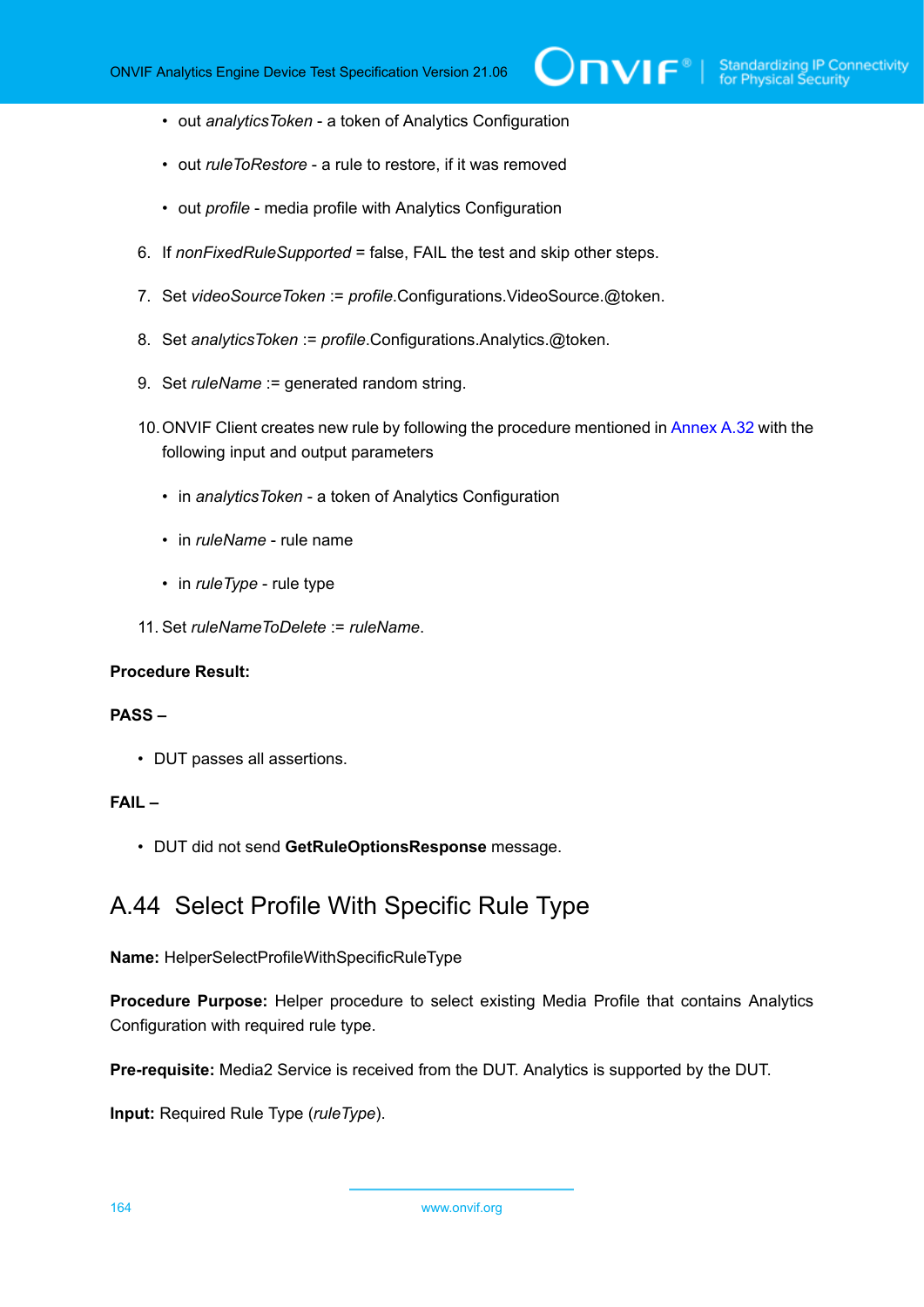- out *analyticsToken* - a token of Analytics Configuration

- out *ruleToRestore* - a rule to restore, if it was removed

- out *profile* - media profile with Analytics Configuration

6. If *nonFixedRuleSupported* = false, FAIL the test and skip other steps.

7. Set *videoSourceToken* := *profile*.Configurations.VideoSource.@token.

8. Set *analyticsToken* := *profile*.Configurations.Analytics.@token.

9. Set *ruleName* := generated random string.

10. ONVIF Client creates new rule by following the procedure mentioned in Annex A.32 with the following input and output parameters

    - in *analyticsToken* - a token of Analytics Configuration

    - in *ruleName* - rule name

    - in *ruleType* - rule type

11. Set *ruleNameToDelete* := *ruleName*.

**Procedure Result:**

**PASS –**

- DUT passes all assertions.

**FAIL –**

- DUT did not send **GetRuleOptionsResponse** message.

## A.44 Select Profile With Specific Rule Type

**Name:** HelperSelectProfileWithSpecificRuleType

**Procedure Purpose:** Helper procedure to select existing Media Profile that contains Analytics Configuration with required rule type.

**Pre-requisite:** Media2 Service is received from the DUT. Analytics is supported by the DUT.

**Input:** Required Rule Type (*ruleType*).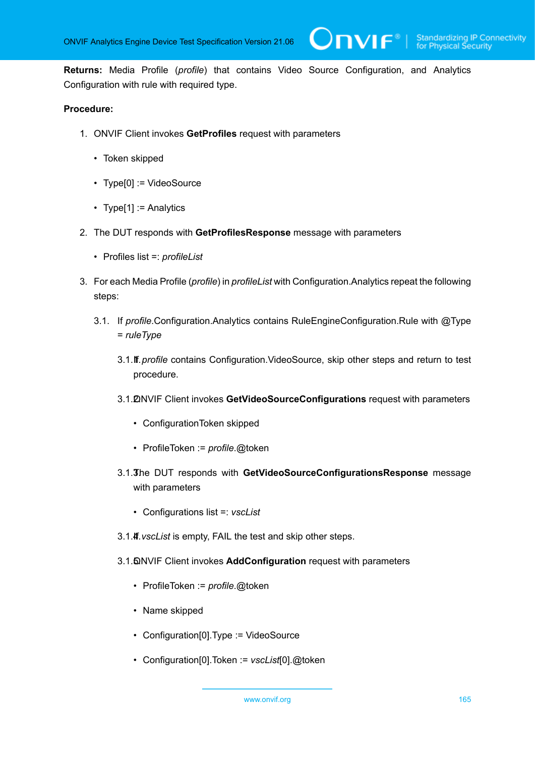**Returns:** Media Profile (*profile*) that contains Video Source Configuration, and Analytics Configuration with rule with required type.

**Procedure:**

1. ONVIF Client invokes **GetProfiles** request with parameters
   - Token skipped
   - Type[0] := VideoSource
   - Type[1] := Analytics
2. The DUT responds with **GetProfilesResponse** message with parameters
   - Profiles list =: *profileList*
3. For each Media Profile (*profile*) in *profileList* with Configuration.Analytics repeat the following steps:

   3.1. If *profile*.Configuration.Analytics contains RuleEngineConfiguration.Rule with @Type = *ruleType*

   3.1.1. If *profile* contains Configuration.VideoSource, skip other steps and return to test procedure.

   3.1.2. ONVIF Client invokes **GetVideoSourceConfigurations** request with parameters
   - ConfigurationToken skipped
   - ProfileToken := *profile*.@token

   3.1.3. The DUT responds with **GetVideoSourceConfigurationsResponse** message with parameters
   - Configurations list =: *vscList*

   3.1.4. If *vscList* is empty, FAIL the test and skip other steps.

   3.1.5. ONVIF Client invokes **AddConfiguration** request with parameters
   - ProfileToken := *profile*.@token
   - Name skipped
   - Configuration[0].Type := VideoSource
   - Configuration[0].Token := *vscList*[0].@token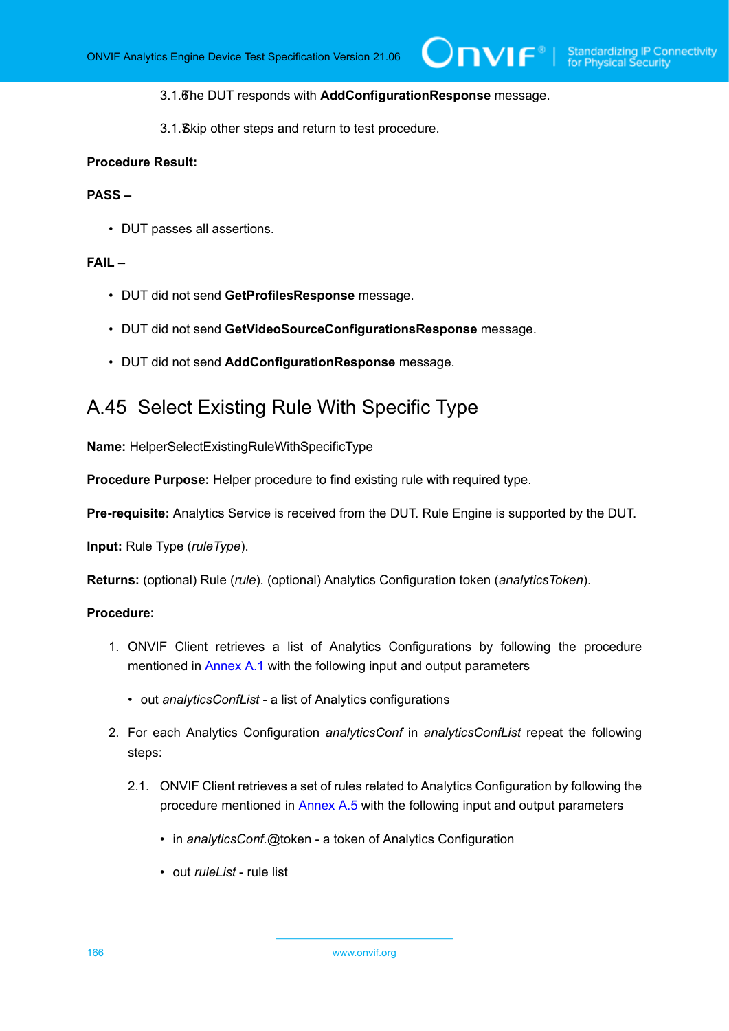3.1.6. The DUT responds with **AddConfigurationResponse** message.

3.1.7. Skip other steps and return to test procedure.

**Procedure Result:**

**PASS –**

- DUT passes all assertions.

**FAIL –**

- DUT did not send **GetProfilesResponse** message.
- DUT did not send **GetVideoSourceConfigurationsResponse** message.
- DUT did not send **AddConfigurationResponse** message.

## A.45 Select Existing Rule With Specific Type

**Name:** HelperSelectExistingRuleWithSpecificType

**Procedure Purpose:** Helper procedure to find existing rule with required type.

**Pre-requisite:** Analytics Service is received from the DUT. Rule Engine is supported by the DUT.

**Input:** Rule Type (*ruleType*).

**Returns:** (optional) Rule (*rule*). (optional) Analytics Configuration token (*analyticsToken*).

**Procedure:**

1. ONVIF Client retrieves a list of Analytics Configurations by following the procedure mentioned in Annex A.1 with the following input and output parameters
   - out *analyticsConfList* - a list of Analytics configurations
2. For each Analytics Configuration *analyticsConf* in *analyticsConfList* repeat the following steps:

   2.1. ONVIF Client retrieves a set of rules related to Analytics Configuration by following the procedure mentioned in Annex A.5 with the following input and output parameters
   - in *analyticsConf*.@token - a token of Analytics Configuration
   - out *ruleList* - rule list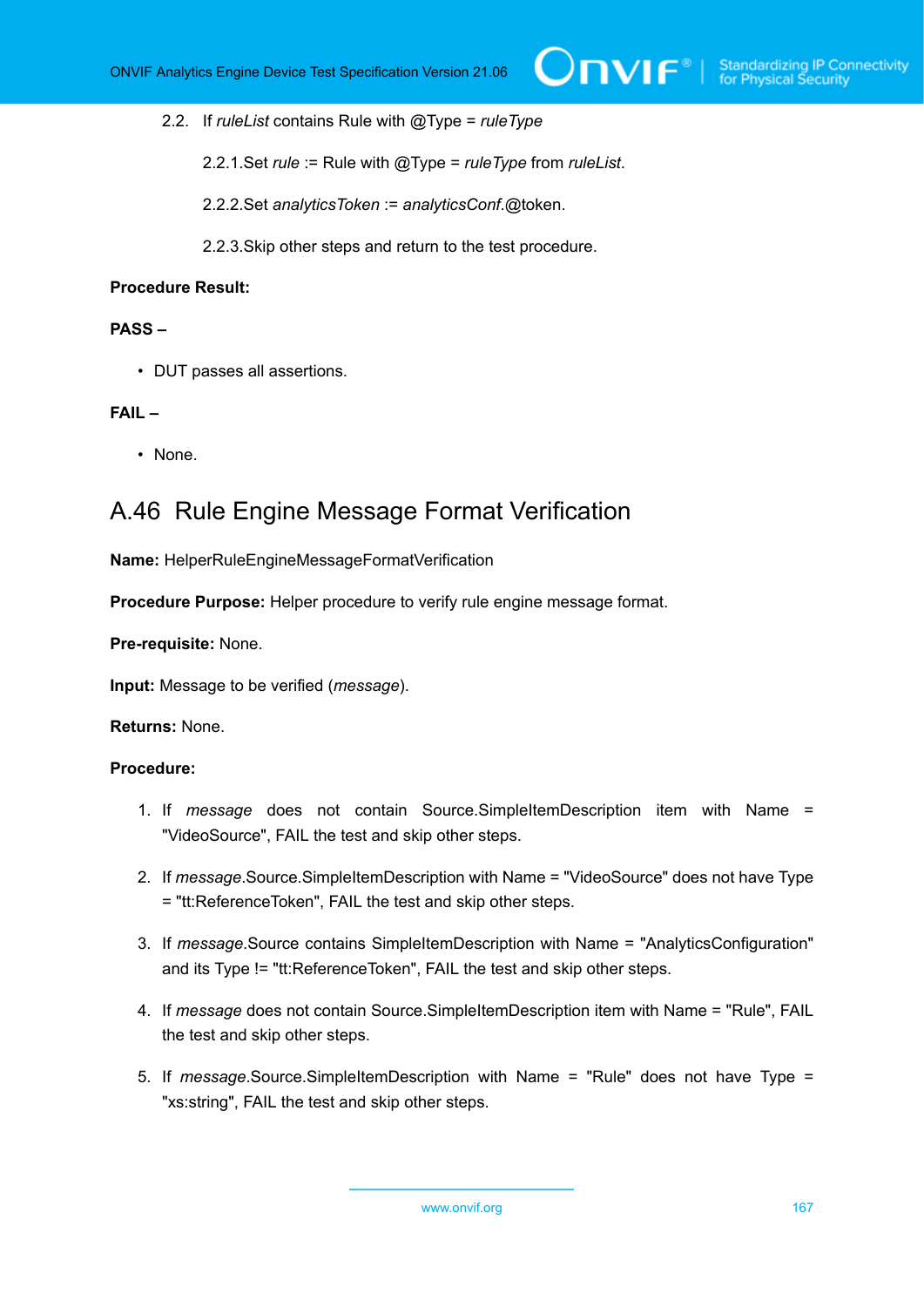2.2. If *ruleList* contains Rule with @Type = *ruleType*

2.2.1. Set *rule* := Rule with @Type = *ruleType* from *ruleList*.

2.2.2. Set *analyticsToken* := *analyticsConf*.@token.

2.2.3. Skip other steps and return to the test procedure.

**Procedure Result:**

**PASS –**

- DUT passes all assertions.

**FAIL –**

- None.

## A.46 Rule Engine Message Format Verification

**Name:** HelperRuleEngineMessageFormatVerification

**Procedure Purpose:** Helper procedure to verify rule engine message format.

**Pre-requisite:** None.

**Input:** Message to be verified (*message*).

**Returns:** None.

**Procedure:**

1. If *message* does not contain Source.SimpleItemDescription item with Name = "VideoSource", FAIL the test and skip other steps.
2. If *message*.Source.SimpleItemDescription with Name = "VideoSource" does not have Type = "tt:ReferenceToken", FAIL the test and skip other steps.
3. If *message*.Source contains SimpleItemDescription with Name = "AnalyticsConfiguration" and its Type != "tt:ReferenceToken", FAIL the test and skip other steps.
4. If *message* does not contain Source.SimpleItemDescription item with Name = "Rule", FAIL the test and skip other steps.
5. If *message*.Source.SimpleItemDescription with Name = "Rule" does not have Type = "xs:string", FAIL the test and skip other steps.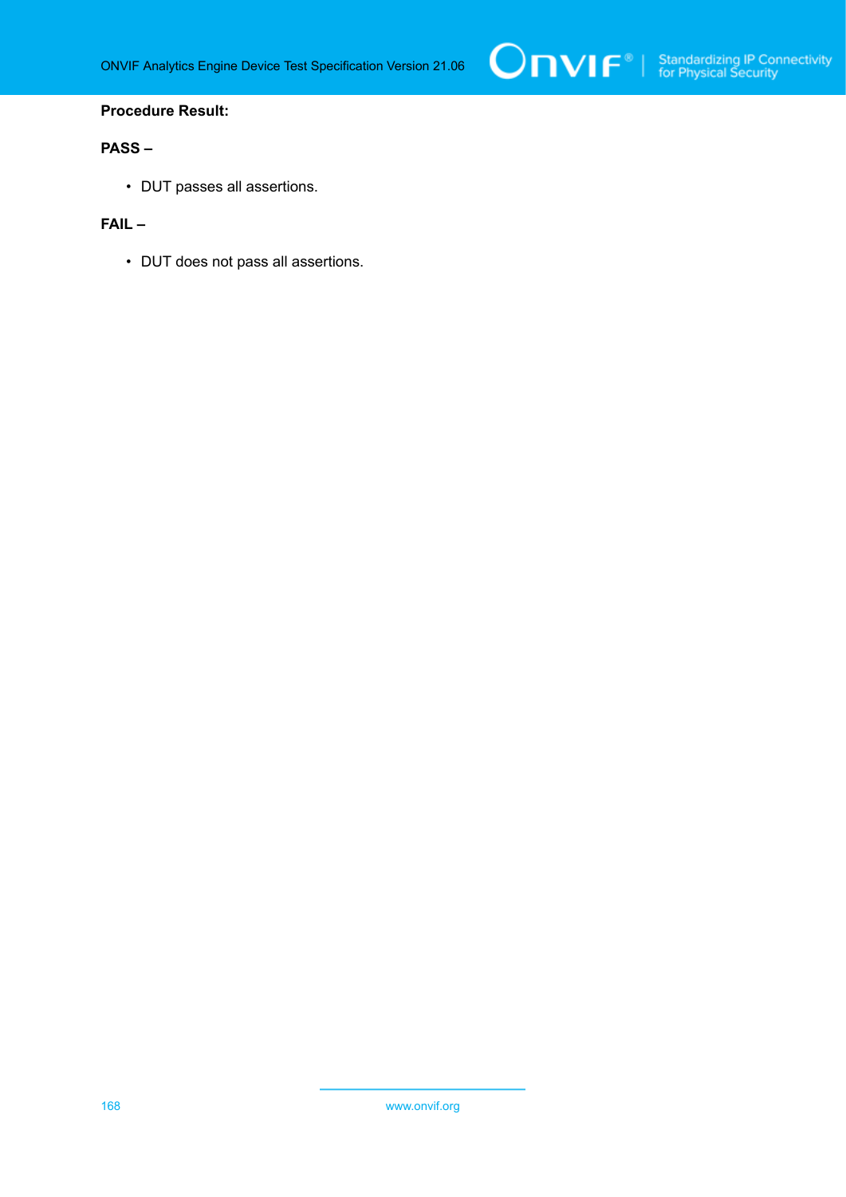**Procedure Result:**

**PASS –**

- DUT passes all assertions.

**FAIL –**

- DUT does not pass all assertions.